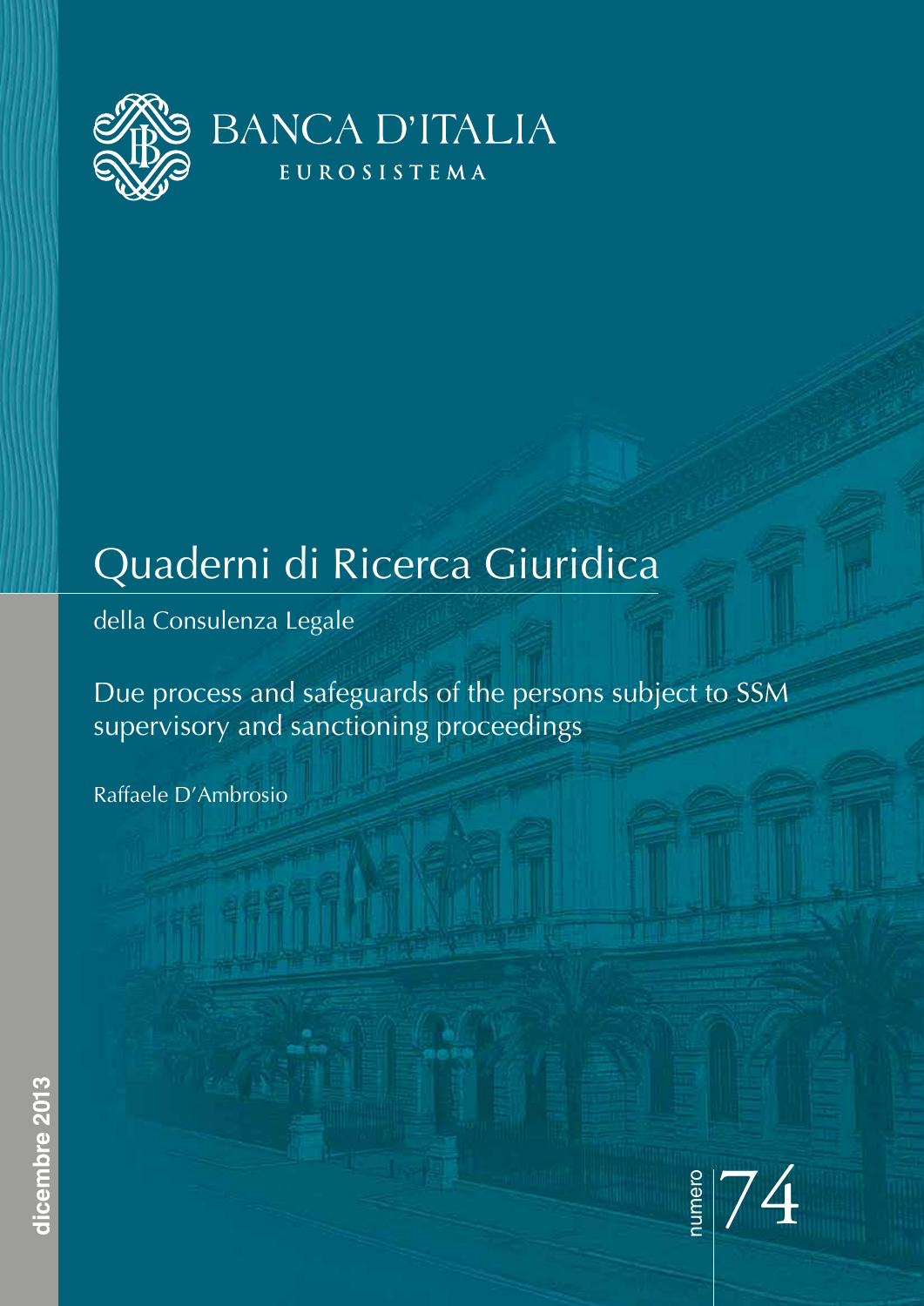BANCA D'ITALIA

EUROSISTEMA

# Quaderni di Ricerca Giuridica

della Consulenza Legale

## Due process and safeguards of the persons subject to SSM supervisory and sanctioning proceedings

Raffaele D'Ambrosio

dicembre 2013

numero 74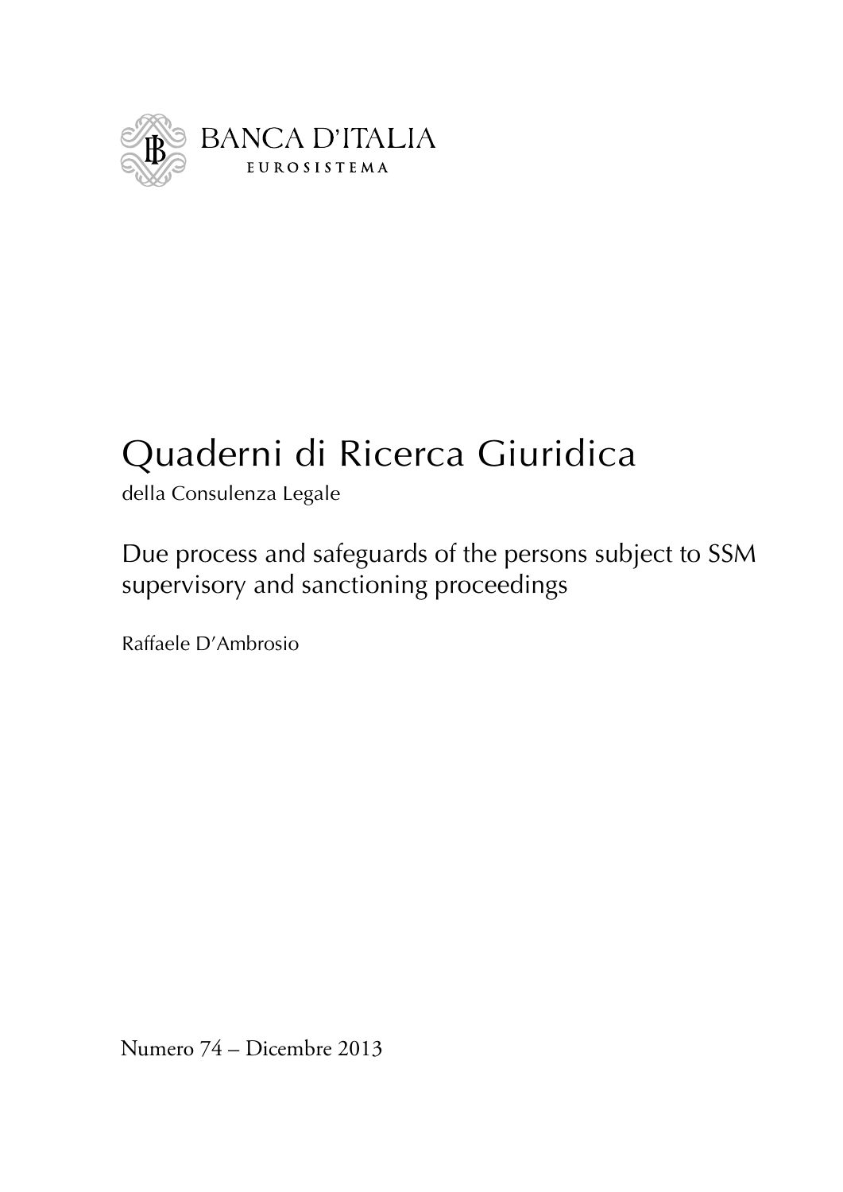BANCA D'ITALIA

EUROSISTEMA

# Quaderni di Ricerca Giuridica

della Consulenza Legale

## Due process and safeguards of the persons subject to SSM supervisory and sanctioning proceedings

Raffaele D'Ambrosio

Numero 74 – Dicembre 2013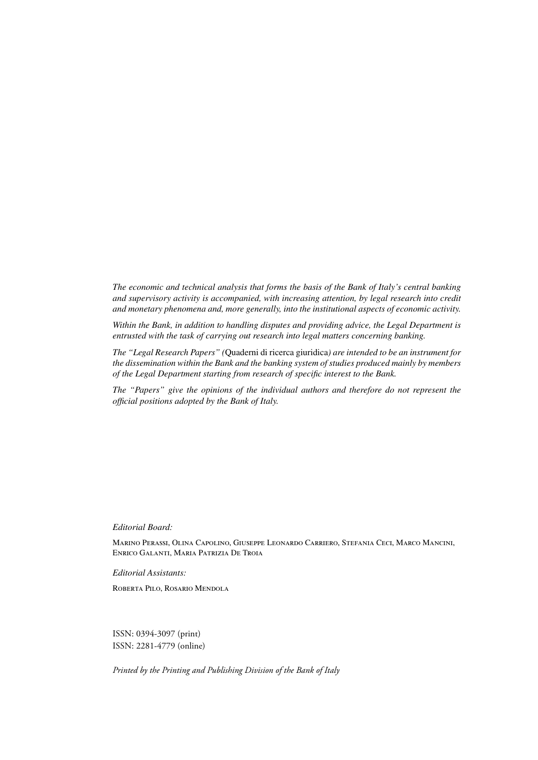*The economic and technical analysis that forms the basis of the Bank of Italy's central banking and supervisory activity is accompanied, with increasing attention, by legal research into credit and monetary phenomena and, more generally, into the institutional aspects of economic activity.*

*Within the Bank, in addition to handling disputes and providing advice, the Legal Department is entrusted with the task of carrying out research into legal matters concerning banking.*

*The "Legal Research Papers" (*Quaderni di ricerca giuridica*) are intended to be an instrument for the dissemination within the Bank and the banking system of studies produced mainly by members of the Legal Department starting from research of specific interest to the Bank.*

*The "Papers" give the opinions of the individual authors and therefore do not represent the official positions adopted by the Bank of Italy.*

*Editorial Board:*

Marino Perassi, Olina Capolino, Giuseppe Leonardo Carriero, Stefania Ceci, Marco Mancini, Enrico Galanti, Maria Patrizia De Troia

*Editorial Assistants:*

Roberta Pilo, Rosario Mendola

ISSN: 0394-3097 (print)
ISSN: 2281-4779 (online)

*Printed by the Printing and Publishing Division of the Bank of Italy*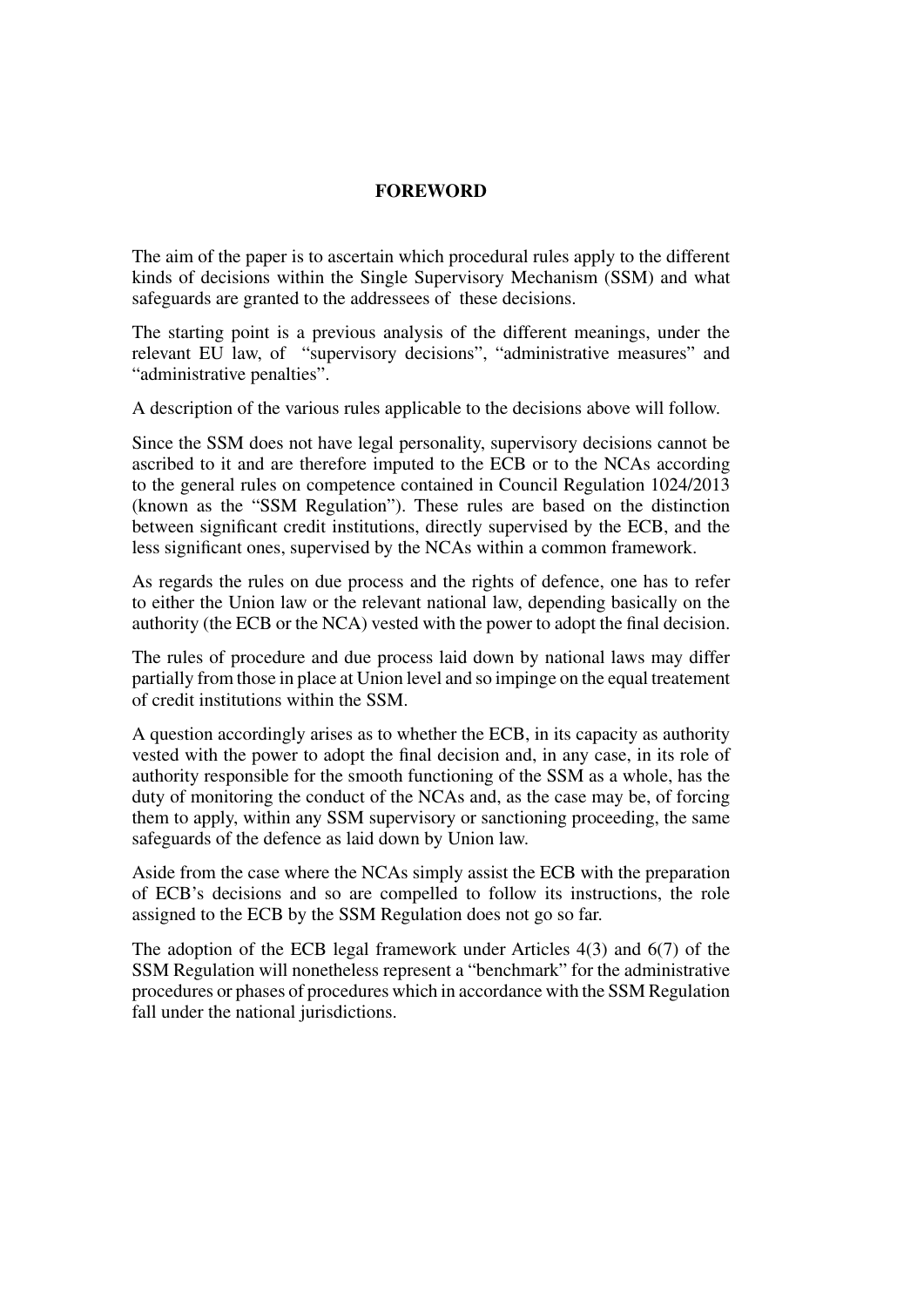# FOREWORD

The aim of the paper is to ascertain which procedural rules apply to the different kinds of decisions within the Single Supervisory Mechanism (SSM) and what safeguards are granted to the addressees of these decisions.

The starting point is a previous analysis of the different meanings, under the relevant EU law, of "supervisory decisions", "administrative measures" and "administrative penalties".

A description of the various rules applicable to the decisions above will follow.

Since the SSM does not have legal personality, supervisory decisions cannot be ascribed to it and are therefore imputed to the ECB or to the NCAs according to the general rules on competence contained in Council Regulation 1024/2013 (known as the "SSM Regulation"). These rules are based on the distinction between significant credit institutions, directly supervised by the ECB, and the less significant ones, supervised by the NCAs within a common framework.

As regards the rules on due process and the rights of defence, one has to refer to either the Union law or the relevant national law, depending basically on the authority (the ECB or the NCA) vested with the power to adopt the final decision.

The rules of procedure and due process laid down by national laws may differ partially from those in place at Union level and so impinge on the equal treatement of credit institutions within the SSM.

A question accordingly arises as to whether the ECB, in its capacity as authority vested with the power to adopt the final decision and, in any case, in its role of authority responsible for the smooth functioning of the SSM as a whole, has the duty of monitoring the conduct of the NCAs and, as the case may be, of forcing them to apply, within any SSM supervisory or sanctioning proceeding, the same safeguards of the defence as laid down by Union law.

Aside from the case where the NCAs simply assist the ECB with the preparation of ECB's decisions and so are compelled to follow its instructions, the role assigned to the ECB by the SSM Regulation does not go so far.

The adoption of the ECB legal framework under Articles 4(3) and 6(7) of the SSM Regulation will nonetheless represent a "benchmark" for the administrative procedures or phases of procedures which in accordance with the SSM Regulation fall under the national jurisdictions.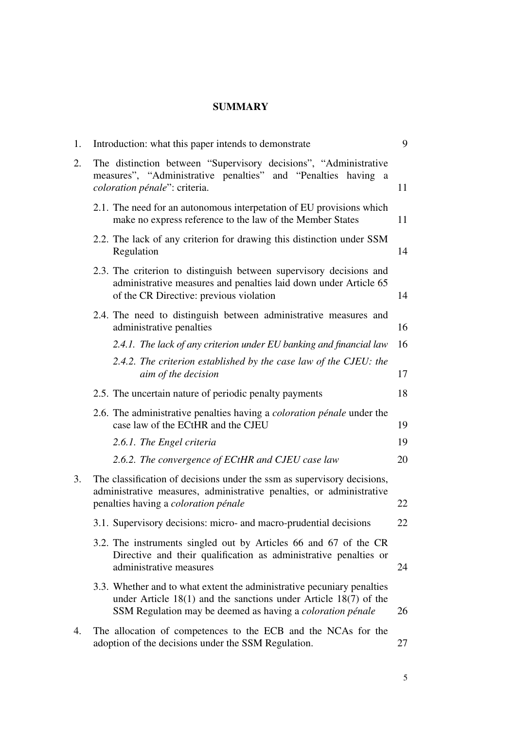## SUMMARY

| | | |
|---|---|---|
| 1. | Introduction: what this paper intends to demonstrate | 9 |
| 2. | The distinction between “Supervisory decisions”, “Administrative measures”, “Administrative penalties” and “Penalties having a *coloration pénale*”: criteria. | 11 |
| | 2.1. The need for an autonomous interpetation of EU provisions which make no express reference to the law of the Member States | 11 |
| | 2.2. The lack of any criterion for drawing this distinction under SSM Regulation | 14 |
| | 2.3. The criterion to distinguish between supervisory decisions and administrative measures and penalties laid down under Article 65 of the CR Directive: previous violation | 14 |
| | 2.4. The need to distinguish between administrative measures and administrative penalties | 16 |
| | *2.4.1. The lack of any criterion under EU banking and financial law* | 16 |
| | *2.4.2. The criterion established by the case law of the CJEU: the aim of the decision* | 17 |
| | 2.5. The uncertain nature of periodic penalty payments | 18 |
| | 2.6. The administrative penalties having a *coloration pénale* under the case law of the ECtHR and the CJEU | 19 |
| | *2.6.1. The Engel criteria* | 19 |
| | *2.6.2. The convergence of ECtHR and CJEU case law* | 20 |
| 3. | The classification of decisions under the ssm as supervisory decisions, administrative measures, administrative penalties, or administrative penalties having a *coloration pénale* | 22 |
| | 3.1. Supervisory decisions: micro- and macro-prudential decisions | 22 |
| | 3.2. The instruments singled out by Articles 66 and 67 of the CR Directive and their qualification as administrative penalties or administrative measures | 24 |
| | 3.3. Whether and to what extent the administrative pecuniary penalties under Article 18(1) and the sanctions under Article 18(7) of the SSM Regulation may be deemed as having a *coloration pénale* | 26 |
| 4. | The allocation of competences to the ECB and the NCAs for the adoption of the decisions under the SSM Regulation. | 27 |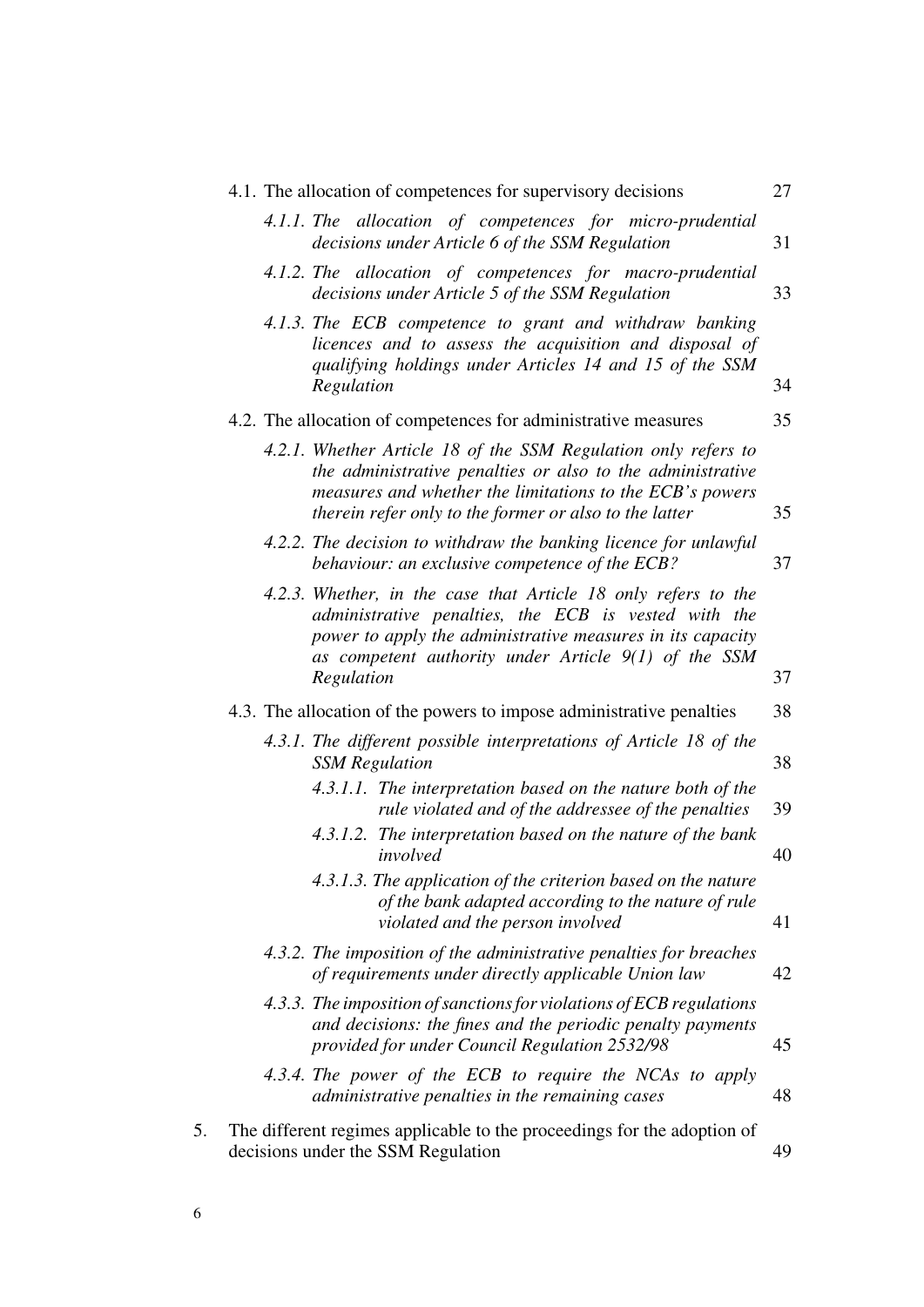4.1. The allocation of competences for supervisory decisions 27

*4.1.1. The allocation of competences for micro-prudential decisions under Article 6 of the SSM Regulation* 31

*4.1.2. The allocation of competences for macro-prudential decisions under Article 5 of the SSM Regulation* 33

*4.1.3. The ECB competence to grant and withdraw banking licences and to assess the acquisition and disposal of qualifying holdings under Articles 14 and 15 of the SSM Regulation* 34

4.2. The allocation of competences for administrative measures 35

*4.2.1. Whether Article 18 of the SSM Regulation only refers to the administrative penalties or also to the administrative measures and whether the limitations to the ECB's powers therein refer only to the former or also to the latter* 35

*4.2.2. The decision to withdraw the banking licence for unlawful behaviour: an exclusive competence of the ECB?* 37

*4.2.3. Whether, in the case that Article 18 only refers to the administrative penalties, the ECB is vested with the power to apply the administrative measures in its capacity as competent authority under Article 9(1) of the SSM Regulation* 37

4.3. The allocation of the powers to impose administrative penalties 38

*4.3.1. The different possible interpretations of Article 18 of the SSM Regulation* 38

*4.3.1.1. The interpretation based on the nature both of the rule violated and of the addressee of the penalties* 39

*4.3.1.2. The interpretation based on the nature of the bank involved* 40

*4.3.1.3. The application of the criterion based on the nature of the bank adapted according to the nature of rule violated and the person involved* 41

*4.3.2. The imposition of the administrative penalties for breaches of requirements under directly applicable Union law* 42

*4.3.3. The imposition of sanctions for violations of ECB regulations and decisions: the fines and the periodic penalty payments provided for under Council Regulation 2532/98* 45

*4.3.4. The power of the ECB to require the NCAs to apply administrative penalties in the remaining cases* 48

5. The different regimes applicable to the proceedings for the adoption of decisions under the SSM Regulation 49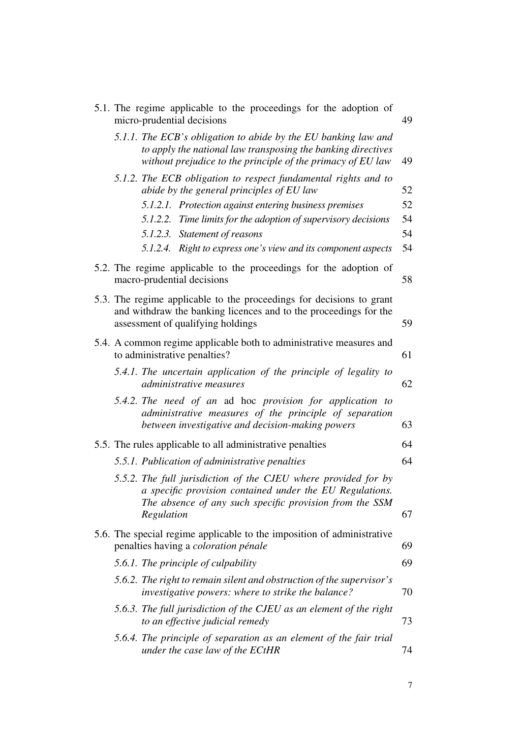5.1. The regime applicable to the proceedings for the adoption of micro-prudential decisions 49

- *5.1.1. The ECB's obligation to abide by the EU banking law and to apply the national law transposing the banking directives without prejudice to the principle of the primacy of EU law* 49
- *5.1.2. The ECB obligation to respect fundamental rights and to abide by the general principles of EU law* 52
  - *5.1.2.1. Protection against entering business premises* 52
  - *5.1.2.2. Time limits for the adoption of supervisory decisions* 54
  - *5.1.2.3. Statement of reasons* 54
  - *5.1.2.4. Right to express one's view and its component aspects* 54

5.2. The regime applicable to the proceedings for the adoption of macro-prudential decisions 58

5.3. The regime applicable to the proceedings for decisions to grant and withdraw the banking licences and to the proceedings for the assessment of qualifying holdings 59

5.4. A common regime applicable both to administrative measures and to administrative penalties? 61

- *5.4.1. The uncertain application of the principle of legality to administrative measures* 62
- *5.4.2. The need of an* ad hoc *provision for application to administrative measures of the principle of separation between investigative and decision-making powers* 63

5.5. The rules applicable to all administrative penalties 64

- *5.5.1. Publication of administrative penalties* 64
- *5.5.2. The full jurisdiction of the CJEU where provided for by a specific provision contained under the EU Regulations. The absence of any such specific provision from the SSM Regulation* 67

5.6. The special regime applicable to the imposition of administrative penalties having a *coloration pénale* 69

- *5.6.1. The principle of culpability* 69
- *5.6.2. The right to remain silent and obstruction of the supervisor's investigative powers: where to strike the balance?* 70
- *5.6.3. The full jurisdiction of the CJEU as an element of the right to an effective judicial remedy* 73
- *5.6.4. The principle of separation as an element of the fair trial under the case law of the ECtHR* 74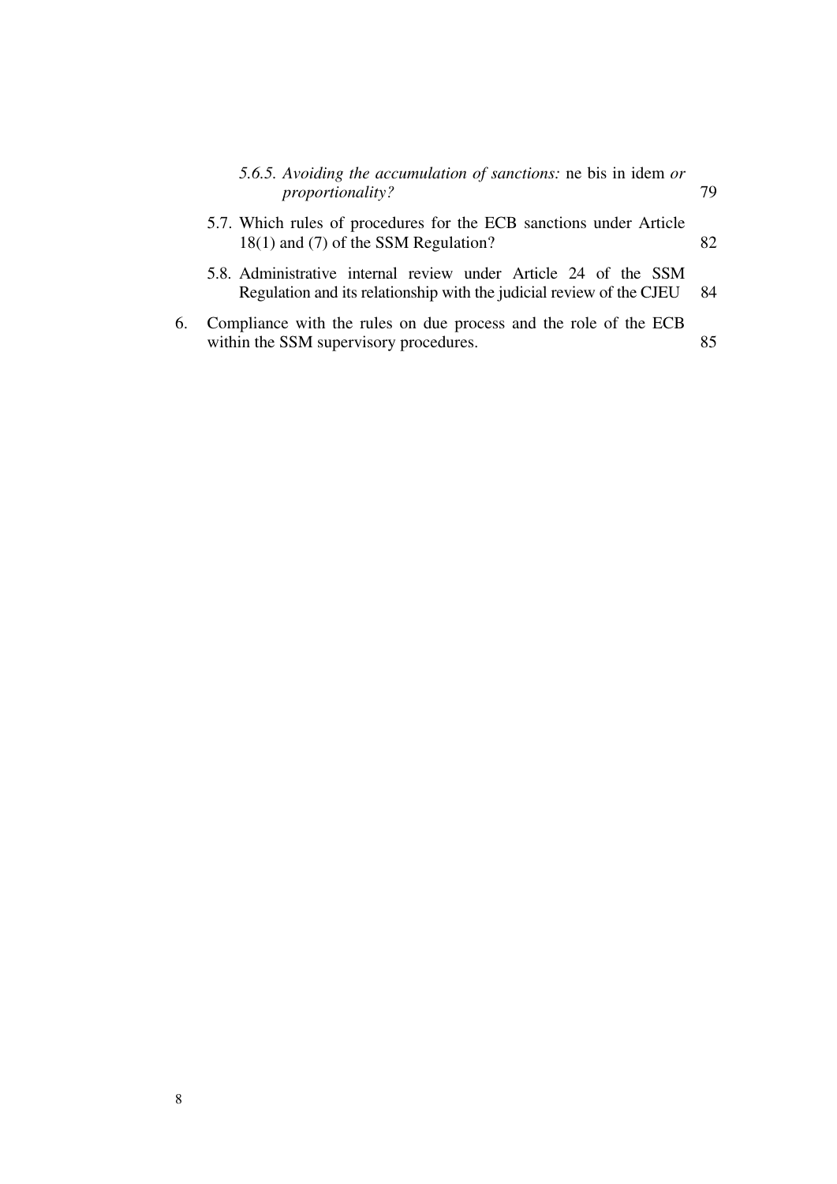*5.6.5. Avoiding the accumulation of sanctions:* ne bis in idem *or proportionality?* 79

5.7. Which rules of procedures for the ECB sanctions under Article 18(1) and (7) of the SSM Regulation? 82

5.8. Administrative internal review under Article 24 of the SSM Regulation and its relationship with the judicial review of the CJEU 84

6. Compliance with the rules on due process and the role of the ECB within the SSM supervisory procedures. 85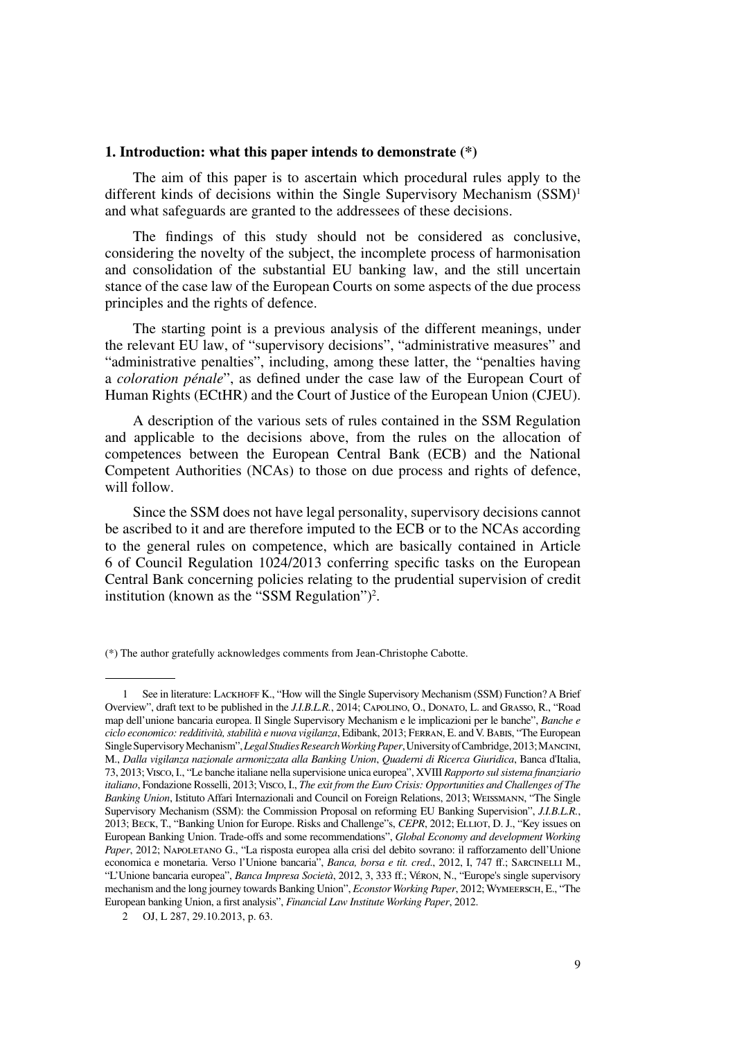## 1. Introduction: what this paper intends to demonstrate (*)

The aim of this paper is to ascertain which procedural rules apply to the different kinds of decisions within the Single Supervisory Mechanism (SSM)[1] and what safeguards are granted to the addressees of these decisions.

The findings of this study should not be considered as conclusive, considering the novelty of the subject, the incomplete process of harmonisation and consolidation of the substantial EU banking law, and the still uncertain stance of the case law of the European Courts on some aspects of the due process principles and the rights of defence.

The starting point is a previous analysis of the different meanings, under the relevant EU law, of "supervisory decisions", "administrative measures" and "administrative penalties", including, among these latter, the "penalties having a *coloration pénale*", as defined under the case law of the European Court of Human Rights (ECtHR) and the Court of Justice of the European Union (CJEU).

A description of the various sets of rules contained in the SSM Regulation and applicable to the decisions above, from the rules on the allocation of competences between the European Central Bank (ECB) and the National Competent Authorities (NCAs) to those on due process and rights of defence, will follow.

Since the SSM does not have legal personality, supervisory decisions cannot be ascribed to it and are therefore imputed to the ECB or to the NCAs according to the general rules on competence, which are basically contained in Article 6 of Council Regulation 1024/2013 conferring specific tasks on the European Central Bank concerning policies relating to the prudential supervision of credit institution (known as the "SSM Regulation")[2].

(*) The author gratefully acknowledges comments from Jean-Christophe Cabotte.

---

1 See in literature: Lackhoff K., "How will the Single Supervisory Mechanism (SSM) Function? A Brief Overview", draft text to be published in the *J.I.B.L.R.*, 2014; Capolino, O., Donato, L. and Grasso, R., "Road map dell'unione bancaria europea. Il Single Supervisory Mechanism e le implicazioni per le banche", *Banche e ciclo economico: redditività, stabilità e nuova vigilanza*, Edibank, 2013; Ferran, E. and V. Babis, "The European Single Supervisory Mechanism", *Legal Studies Research Working Paper*, University of Cambridge, 2013; Mancini, M., *Dalla vigilanza nazionale armonizzata alla Banking Union*, *Quaderni di Ricerca Giuridica*, Banca d'Italia, 73, 2013; Visco, I., "Le banche italiane nella supervisione unica europea", XVIII *Rapporto sul sistema finanziario italiano*, Fondazione Rosselli, 2013; Visco, I., *The exit from the Euro Crisis: Opportunities and Challenges of The Banking Union*, Istituto Affari Internazionali and Council on Foreign Relations, 2013; Weissmann, "The Single Supervisory Mechanism (SSM): the Commission Proposal on reforming EU Banking Supervision", *J.I.B.L.R.*, 2013; Beck, T., "Banking Union for Europe. Risks and Challenge"s, *CEPR*, 2012; Elliot, D. J., "Key issues on European Banking Union. Trade-offs and some recommendations", *Global Economy and development Working Paper*, 2012; Napoletano G., "La risposta europea alla crisi del debito sovrano: il rafforzamento dell'Unione economica e monetaria. Verso l'Unione bancaria", *Banca, borsa e tit. cred.*, 2012, I, 747 ff.; Sarcinelli M., "L'Unione bancaria europea", *Banca Impresa Società*, 2012, 3, 333 ff.; Véron, N., "Europe's single supervisory mechanism and the long journey towards Banking Union", *Econstor Working Paper*, 2012; Wymeersch, E., "The European banking Union, a first analysis", *Financial Law Institute Working Paper*, 2012.

2 OJ, L 287, 29.10.2013, p. 63.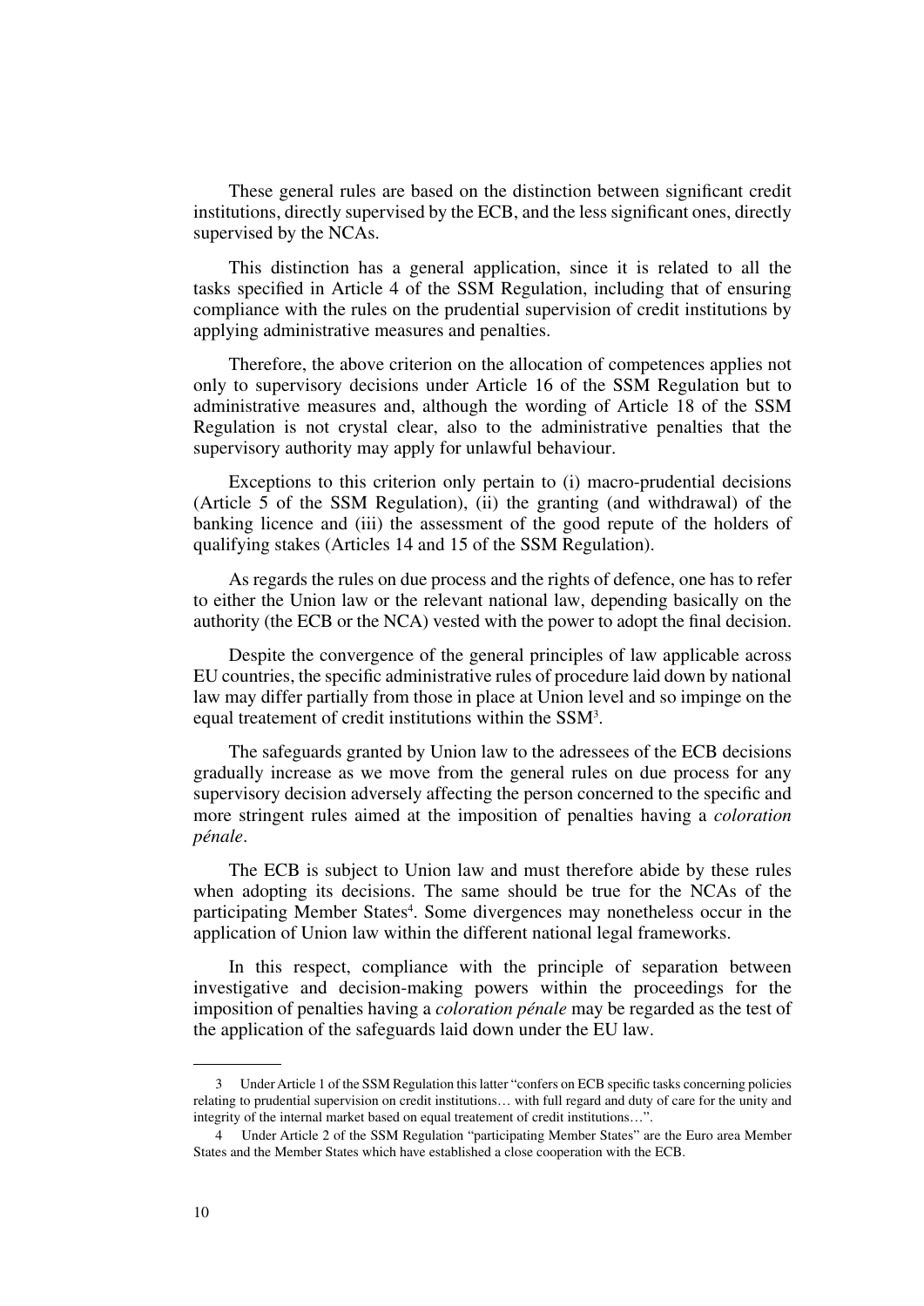These general rules are based on the distinction between significant credit institutions, directly supervised by the ECB, and the less significant ones, directly supervised by the NCAs.

This distinction has a general application, since it is related to all the tasks specified in Article 4 of the SSM Regulation, including that of ensuring compliance with the rules on the prudential supervision of credit institutions by applying administrative measures and penalties.

Therefore, the above criterion on the allocation of competences applies not only to supervisory decisions under Article 16 of the SSM Regulation but to administrative measures and, although the wording of Article 18 of the SSM Regulation is not crystal clear, also to the administrative penalties that the supervisory authority may apply for unlawful behaviour.

Exceptions to this criterion only pertain to (i) macro-prudential decisions (Article 5 of the SSM Regulation), (ii) the granting (and withdrawal) of the banking licence and (iii) the assessment of the good repute of the holders of qualifying stakes (Articles 14 and 15 of the SSM Regulation).

As regards the rules on due process and the rights of defence, one has to refer to either the Union law or the relevant national law, depending basically on the authority (the ECB or the NCA) vested with the power to adopt the final decision.

Despite the convergence of the general principles of law applicable across EU countries, the specific administrative rules of procedure laid down by national law may differ partially from those in place at Union level and so impinge on the equal treatement of credit institutions within the SSM[3].

The safeguards granted by Union law to the adressees of the ECB decisions gradually increase as we move from the general rules on due process for any supervisory decision adversely affecting the person concerned to the specific and more stringent rules aimed at the imposition of penalties having a *coloration pénale*.

The ECB is subject to Union law and must therefore abide by these rules when adopting its decisions. The same should be true for the NCAs of the participating Member States[4]. Some divergences may nonetheless occur in the application of Union law within the different national legal frameworks.

In this respect, compliance with the principle of separation between investigative and decision-making powers within the proceedings for the imposition of penalties having a *coloration pénale* may be regarded as the test of the application of the safeguards laid down under the EU law.

---

3 Under Article 1 of the SSM Regulation this latter "confers on ECB specific tasks concerning policies relating to prudential supervision on credit institutions… with full regard and duty of care for the unity and integrity of the internal market based on equal treatement of credit institutions…".

4 Under Article 2 of the SSM Regulation "participating Member States" are the Euro area Member States and the Member States which have established a close cooperation with the ECB.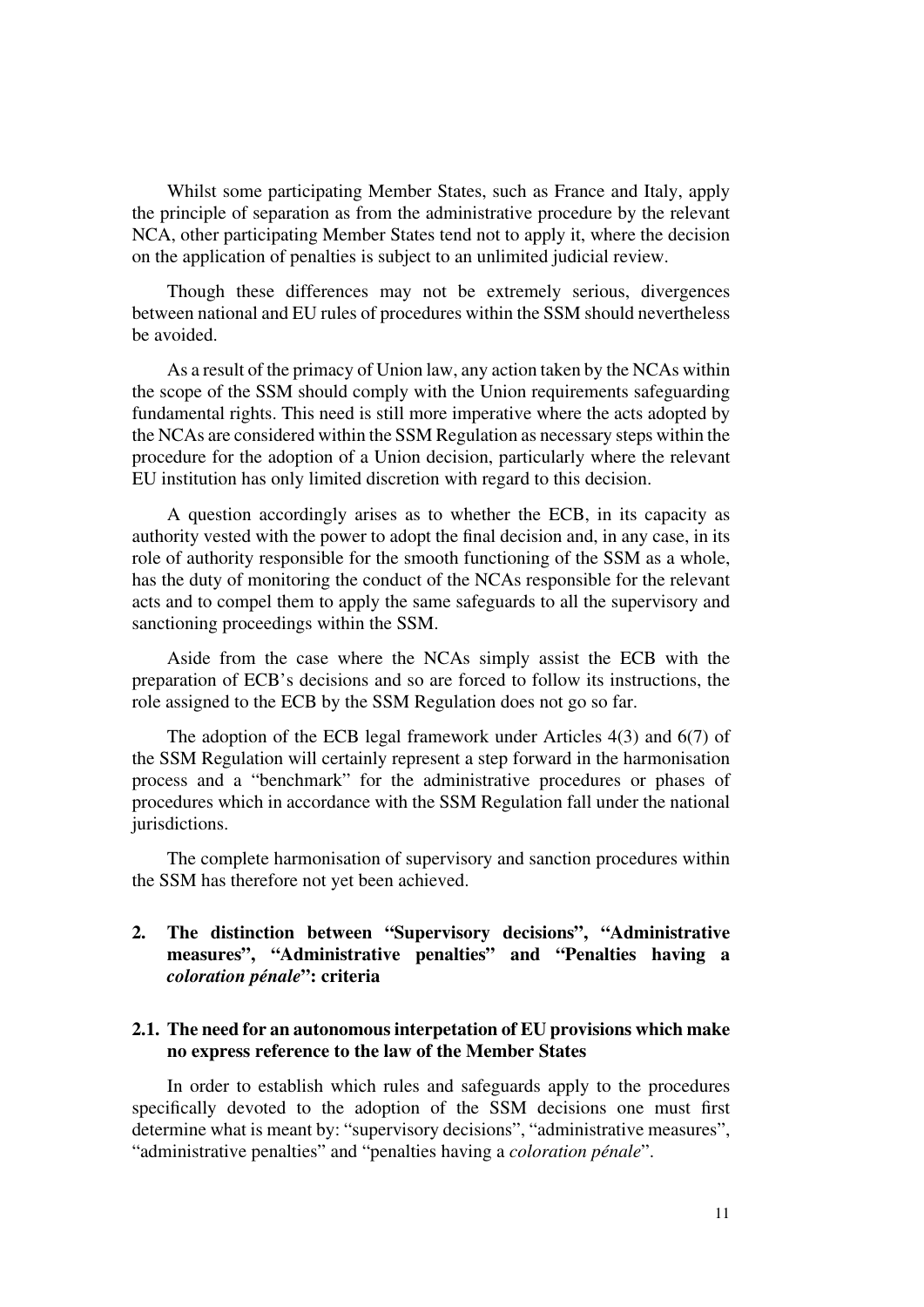Whilst some participating Member States, such as France and Italy, apply the principle of separation as from the administrative procedure by the relevant NCA, other participating Member States tend not to apply it, where the decision on the application of penalties is subject to an unlimited judicial review.

Though these differences may not be extremely serious, divergences between national and EU rules of procedures within the SSM should nevertheless be avoided.

As a result of the primacy of Union law, any action taken by the NCAs within the scope of the SSM should comply with the Union requirements safeguarding fundamental rights. This need is still more imperative where the acts adopted by the NCAs are considered within the SSM Regulation as necessary steps within the procedure for the adoption of a Union decision, particularly where the relevant EU institution has only limited discretion with regard to this decision.

A question accordingly arises as to whether the ECB, in its capacity as authority vested with the power to adopt the final decision and, in any case, in its role of authority responsible for the smooth functioning of the SSM as a whole, has the duty of monitoring the conduct of the NCAs responsible for the relevant acts and to compel them to apply the same safeguards to all the supervisory and sanctioning proceedings within the SSM.

Aside from the case where the NCAs simply assist the ECB with the preparation of ECB's decisions and so are forced to follow its instructions, the role assigned to the ECB by the SSM Regulation does not go so far.

The adoption of the ECB legal framework under Articles 4(3) and 6(7) of the SSM Regulation will certainly represent a step forward in the harmonisation process and a "benchmark" for the administrative procedures or phases of procedures which in accordance with the SSM Regulation fall under the national jurisdictions.

The complete harmonisation of supervisory and sanction procedures within the SSM has therefore not yet been achieved.

## 2. The distinction between "Supervisory decisions", "Administrative measures", "Administrative penalties" and "Penalties having a *coloration pénale*": criteria

### 2.1. The need for an autonomous interpetation of EU provisions which make no express reference to the law of the Member States

In order to establish which rules and safeguards apply to the procedures specifically devoted to the adoption of the SSM decisions one must first determine what is meant by: "supervisory decisions", "administrative measures", "administrative penalties" and "penalties having a *coloration pénale*".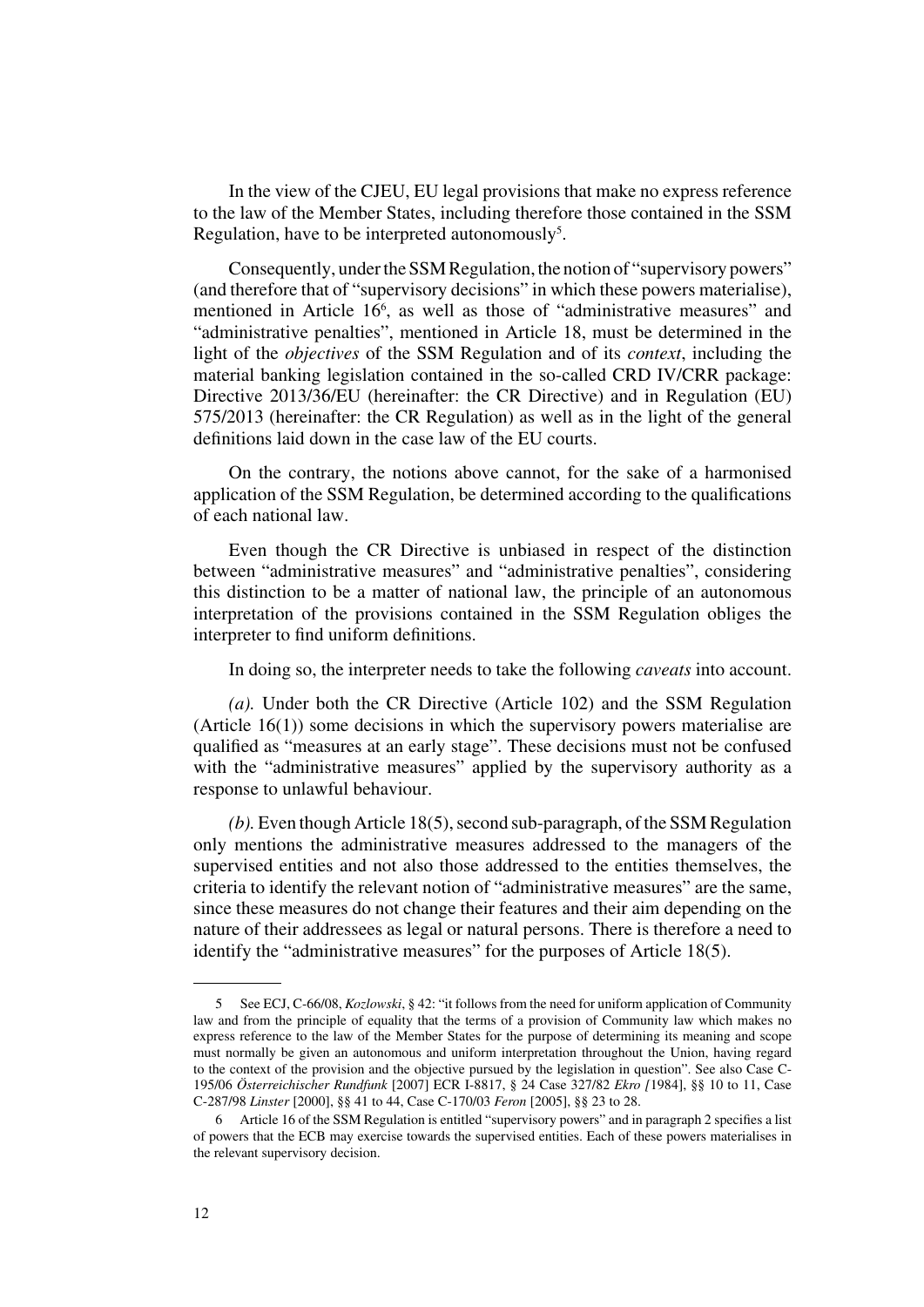In the view of the CJEU, EU legal provisions that make no express reference to the law of the Member States, including therefore those contained in the SSM Regulation, have to be interpreted autonomously[5].

Consequently, under the SSM Regulation, the notion of "supervisory powers" (and therefore that of "supervisory decisions" in which these powers materialise), mentioned in Article 16[6], as well as those of "administrative measures" and "administrative penalties", mentioned in Article 18, must be determined in the light of the *objectives* of the SSM Regulation and of its *context*, including the material banking legislation contained in the so-called CRD IV/CRR package: Directive 2013/36/EU (hereinafter: the CR Directive) and in Regulation (EU) 575/2013 (hereinafter: the CR Regulation) as well as in the light of the general definitions laid down in the case law of the EU courts.

On the contrary, the notions above cannot, for the sake of a harmonised application of the SSM Regulation, be determined according to the qualifications of each national law.

Even though the CR Directive is unbiased in respect of the distinction between "administrative measures" and "administrative penalties", considering this distinction to be a matter of national law, the principle of an autonomous interpretation of the provisions contained in the SSM Regulation obliges the interpreter to find uniform definitions.

In doing so, the interpreter needs to take the following *caveats* into account.

*(a).* Under both the CR Directive (Article 102) and the SSM Regulation (Article 16(1)) some decisions in which the supervisory powers materialise are qualified as "measures at an early stage". These decisions must not be confused with the "administrative measures" applied by the supervisory authority as a response to unlawful behaviour.

*(b).* Even though Article 18(5), second sub-paragraph, of the SSM Regulation only mentions the administrative measures addressed to the managers of the supervised entities and not also those addressed to the entities themselves, the criteria to identify the relevant notion of "administrative measures" are the same, since these measures do not change their features and their aim depending on the nature of their addressees as legal or natural persons. There is therefore a need to identify the "administrative measures" for the purposes of Article 18(5).

---

5 See ECJ, C-66/08, *Kozlowski*, § 42: "it follows from the need for uniform application of Community law and from the principle of equality that the terms of a provision of Community law which makes no express reference to the law of the Member States for the purpose of determining its meaning and scope must normally be given an autonomous and uniform interpretation throughout the Union, having regard to the context of the provision and the objective pursued by the legislation in question". See also Case C-195/06 *Österreichischer Rundfunk* [2007] ECR I-8817, § 24 Case 327/82 *Ekro [*1984], §§ 10 to 11, Case C-287/98 *Linster* [2000], §§ 41 to 44, Case C-170/03 *Feron* [2005], §§ 23 to 28.

6 Article 16 of the SSM Regulation is entitled "supervisory powers" and in paragraph 2 specifies a list of powers that the ECB may exercise towards the supervised entities. Each of these powers materialises in the relevant supervisory decision.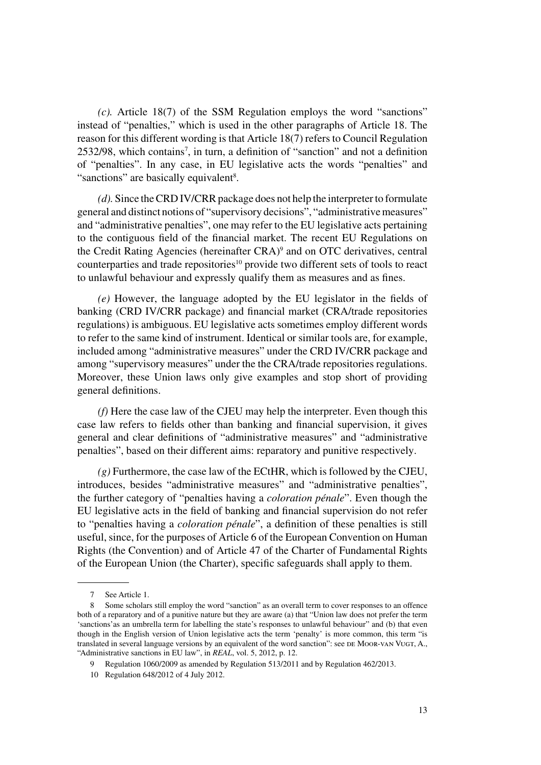*(c).* Article 18(7) of the SSM Regulation employs the word "sanctions" instead of "penalties," which is used in the other paragraphs of Article 18. The reason for this different wording is that Article 18(7) refers to Council Regulation 2532/98, which contains[7], in turn, a definition of "sanction" and not a definition of "penalties". In any case, in EU legislative acts the words "penalties" and "sanctions" are basically equivalent[8].

*(d).* Since the CRD IV/CRR package does not help the interpreter to formulate general and distinct notions of "supervisory decisions", "administrative measures" and "administrative penalties", one may refer to the EU legislative acts pertaining to the contiguous field of the financial market. The recent EU Regulations on the Credit Rating Agencies (hereinafter CRA)[9] and on OTC derivatives, central counterparties and trade repositories[10] provide two different sets of tools to react to unlawful behaviour and expressly qualify them as measures and as fines.

*(e)* However, the language adopted by the EU legislator in the fields of banking (CRD IV/CRR package) and financial market (CRA/trade repositories regulations) is ambiguous. EU legislative acts sometimes employ different words to refer to the same kind of instrument. Identical or similar tools are, for example, included among "administrative measures" under the CRD IV/CRR package and among "supervisory measures" under the the CRA/trade repositories regulations. Moreover, these Union laws only give examples and stop short of providing general definitions.

*(f)* Here the case law of the CJEU may help the interpreter. Even though this case law refers to fields other than banking and financial supervision, it gives general and clear definitions of "administrative measures" and "administrative penalties", based on their different aims: reparatory and punitive respectively.

*(g)* Furthermore, the case law of the ECtHR, which is followed by the CJEU, introduces, besides "administrative measures" and "administrative penalties", the further category of "penalties having a *coloration pénale*". Even though the EU legislative acts in the field of banking and financial supervision do not refer to "penalties having a *coloration pénale*", a definition of these penalties is still useful, since, for the purposes of Article 6 of the European Convention on Human Rights (the Convention) and of Article 47 of the Charter of Fundamental Rights of the European Union (the Charter), specific safeguards shall apply to them.

---

7 See Article 1.

8 Some scholars still employ the word "sanction" as an overall term to cover responses to an offence both of a reparatory and of a punitive nature but they are aware (a) that "Union law does not prefer the term 'sanctions'as an umbrella term for labelling the state's responses to unlawful behaviour" and (b) that even though in the English version of Union legislative acts the term 'penalty' is more common, this term "is translated in several language versions by an equivalent of the word sanction": see de Moor-van Vugt, A., "Administrative sanctions in EU law", in *REAL*, vol. 5, 2012, p. 12.

9 Regulation 1060/2009 as amended by Regulation 513/2011 and by Regulation 462/2013.

10 Regulation 648/2012 of 4 July 2012.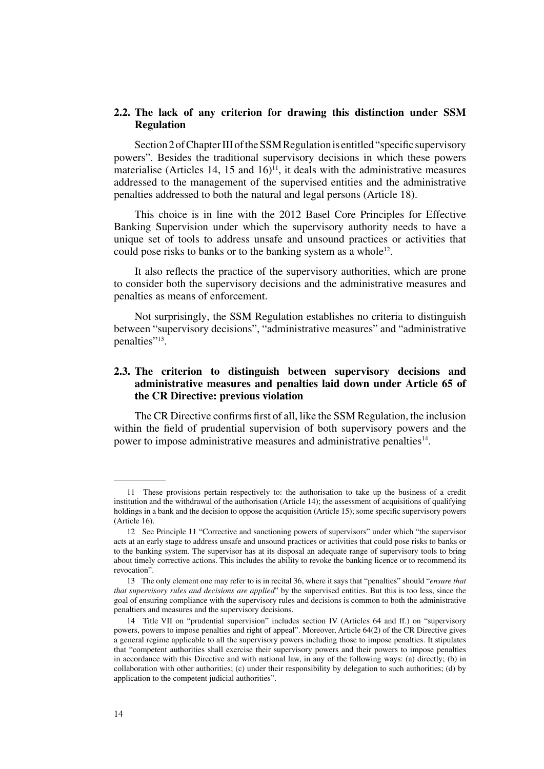### 2.2. The lack of any criterion for drawing this distinction under SSM Regulation

Section 2 of Chapter III of the SSM Regulation is entitled "specific supervisory powers". Besides the traditional supervisory decisions in which these powers materialise (Articles 14, 15 and 16)[11], it deals with the administrative measures addressed to the management of the supervised entities and the administrative penalties addressed to both the natural and legal persons (Article 18).

This choice is in line with the 2012 Basel Core Principles for Effective Banking Supervision under which the supervisory authority needs to have a unique set of tools to address unsafe and unsound practices or activities that could pose risks to banks or to the banking system as a whole[12].

It also reflects the practice of the supervisory authorities, which are prone to consider both the supervisory decisions and the administrative measures and penalties as means of enforcement.

Not surprisingly, the SSM Regulation establishes no criteria to distinguish between "supervisory decisions", "administrative measures" and "administrative penalties"[13].

### 2.3. The criterion to distinguish between supervisory decisions and administrative measures and penalties laid down under Article 65 of the CR Directive: previous violation

The CR Directive confirms first of all, like the SSM Regulation, the inclusion within the field of prudential supervision of both supervisory powers and the power to impose administrative measures and administrative penalties[14].

---

11 These provisions pertain respectively to: the authorisation to take up the business of a credit institution and the withdrawal of the authorisation (Article 14); the assessment of acquisitions of qualifying holdings in a bank and the decision to oppose the acquisition (Article 15); some specific supervisory powers (Article 16).

12 See Principle 11 "Corrective and sanctioning powers of supervisors" under which "the supervisor acts at an early stage to address unsafe and unsound practices or activities that could pose risks to banks or to the banking system. The supervisor has at its disposal an adequate range of supervisory tools to bring about timely corrective actions. This includes the ability to revoke the banking licence or to recommend its revocation".

13 The only element one may refer to is in recital 36, where it says that "penalties" should "*ensure that that supervisory rules and decisions are applied*" by the supervised entities. But this is too less, since the goal of ensuring compliance with the supervisory rules and decisions is common to both the administrative penaltiers and measures and the supervisory decisions.

14 Title VII on "prudential supervision" includes section IV (Articles 64 and ff.) on "supervisory powers, powers to impose penalties and right of appeal". Moreover, Article 64(2) of the CR Directive gives a general regime applicable to all the supervisory powers including those to impose penalties. It stipulates that "competent authorities shall exercise their supervisory powers and their powers to impose penalties in accordance with this Directive and with national law, in any of the following ways: (a) directly; (b) in collaboration with other authorities; (c) under their responsibility by delegation to such authorities; (d) by application to the competent judicial authorities".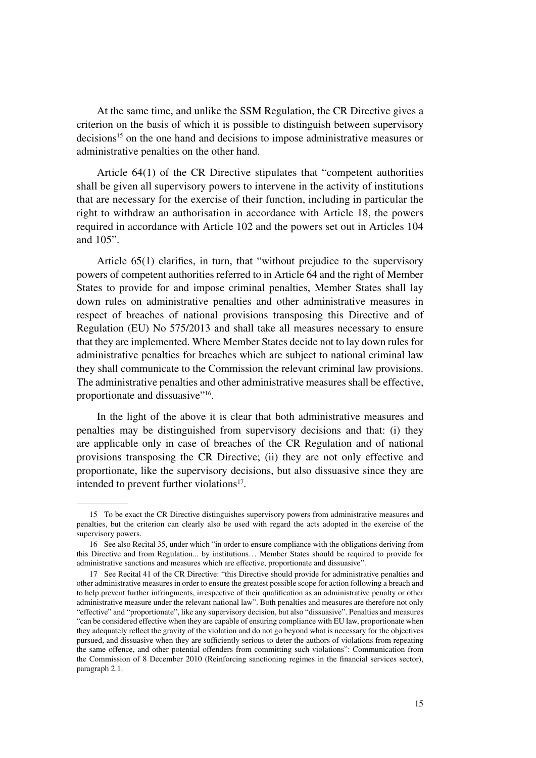At the same time, and unlike the SSM Regulation, the CR Directive gives a criterion on the basis of which it is possible to distinguish between supervisory decisions[15] on the one hand and decisions to impose administrative measures or administrative penalties on the other hand.

Article 64(1) of the CR Directive stipulates that "competent authorities shall be given all supervisory powers to intervene in the activity of institutions that are necessary for the exercise of their function, including in particular the right to withdraw an authorisation in accordance with Article 18, the powers required in accordance with Article 102 and the powers set out in Articles 104 and 105".

Article 65(1) clarifies, in turn, that "without prejudice to the supervisory powers of competent authorities referred to in Article 64 and the right of Member States to provide for and impose criminal penalties, Member States shall lay down rules on administrative penalties and other administrative measures in respect of breaches of national provisions transposing this Directive and of Regulation (EU) No 575/2013 and shall take all measures necessary to ensure that they are implemented. Where Member States decide not to lay down rules for administrative penalties for breaches which are subject to national criminal law they shall communicate to the Commission the relevant criminal law provisions. The administrative penalties and other administrative measures shall be effective, proportionate and dissuasive"[16].

In the light of the above it is clear that both administrative measures and penalties may be distinguished from supervisory decisions and that: (i) they are applicable only in case of breaches of the CR Regulation and of national provisions transposing the CR Directive; (ii) they are not only effective and proportionate, like the supervisory decisions, but also dissuasive since they are intended to prevent further violations[17].

---

15 To be exact the CR Directive distinguishes supervisory powers from administrative measures and penalties, but the criterion can clearly also be used with regard the acts adopted in the exercise of the supervisory powers.

16 See also Recital 35, under which "in order to ensure compliance with the obligations deriving from this Directive and from Regulation... by institutions… Member States should be required to provide for administrative sanctions and measures which are effective, proportionate and dissuasive".

17 See Recital 41 of the CR Directive: "this Directive should provide for administrative penalties and other administrative measures in order to ensure the greatest possible scope for action following a breach and to help prevent further infringments, irrespective of their qualification as an administrative penalty or other administrative measure under the relevant national law". Both penalties and measures are therefore not only "effective" and "proportionate", like any supervisory decision, but also "dissuasive". Penalties and measures "can be considered effective when they are capable of ensuring compliance with EU law, proportionate when they adequately reflect the gravity of the violation and do not go beyond what is necessary for the objectives pursued, and dissuasive when they are sufficiently serious to deter the authors of violations from repeating the same offence, and other potential offenders from committing such violations": Communication from the Commission of 8 December 2010 (Reinforcing sanctioning regimes in the financial services sector), paragraph 2.1.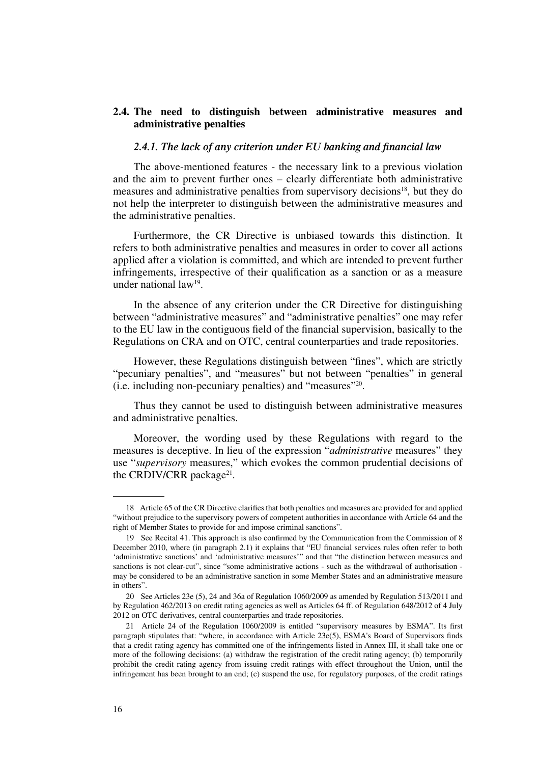## 2.4. The need to distinguish between administrative measures and administrative penalties

### *2.4.1. The lack of any criterion under EU banking and financial law*

The above-mentioned features - the necessary link to a previous violation and the aim to prevent further ones – clearly differentiate both administrative measures and administrative penalties from supervisory decisions[18], but they do not help the interpreter to distinguish between the administrative measures and the administrative penalties.

Furthermore, the CR Directive is unbiased towards this distinction. It refers to both administrative penalties and measures in order to cover all actions applied after a violation is committed, and which are intended to prevent further infringements, irrespective of their qualification as a sanction or as a measure under national law[19].

In the absence of any criterion under the CR Directive for distinguishing between "administrative measures" and "administrative penalties" one may refer to the EU law in the contiguous field of the financial supervision, basically to the Regulations on CRA and on OTC, central counterparties and trade repositories.

However, these Regulations distinguish between "fines", which are strictly "pecuniary penalties", and "measures" but not between "penalties" in general (i.e. including non-pecuniary penalties) and "measures"[20].

Thus they cannot be used to distinguish between administrative measures and administrative penalties.

Moreover, the wording used by these Regulations with regard to the measures is deceptive. In lieu of the expression "*administrative* measures" they use "*supervisory* measures," which evokes the common prudential decisions of the CRDIV/CRR package[21].

---

18 Article 65 of the CR Directive clarifies that both penalties and measures are provided for and applied "without prejudice to the supervisory powers of competent authorities in accordance with Article 64 and the right of Member States to provide for and impose criminal sanctions".

19 See Recital 41. This approach is also confirmed by the Communication from the Commission of 8 December 2010, where (in paragraph 2.1) it explains that "EU financial services rules often refer to both 'administrative sanctions' and 'administrative measures'" and that "the distinction between measures and sanctions is not clear-cut", since "some administrative actions - such as the withdrawal of authorisation - may be considered to be an administrative sanction in some Member States and an administrative measure in others".

20 See Articles 23e (5), 24 and 36a of Regulation 1060/2009 as amended by Regulation 513/2011 and by Regulation 462/2013 on credit rating agencies as well as Articles 64 ff. of Regulation 648/2012 of 4 July 2012 on OTC derivatives, central counterparties and trade repositories.

21 Article 24 of the Regulation 1060/2009 is entitled "supervisory measures by ESMA". Its first paragraph stipulates that: "where, in accordance with Article 23e(5), ESMA's Board of Supervisors finds that a credit rating agency has committed one of the infringements listed in Annex III, it shall take one or more of the following decisions: (a) withdraw the registration of the credit rating agency; (b) temporarily prohibit the credit rating agency from issuing credit ratings with effect throughout the Union, until the infringement has been brought to an end; (c) suspend the use, for regulatory purposes, of the credit ratings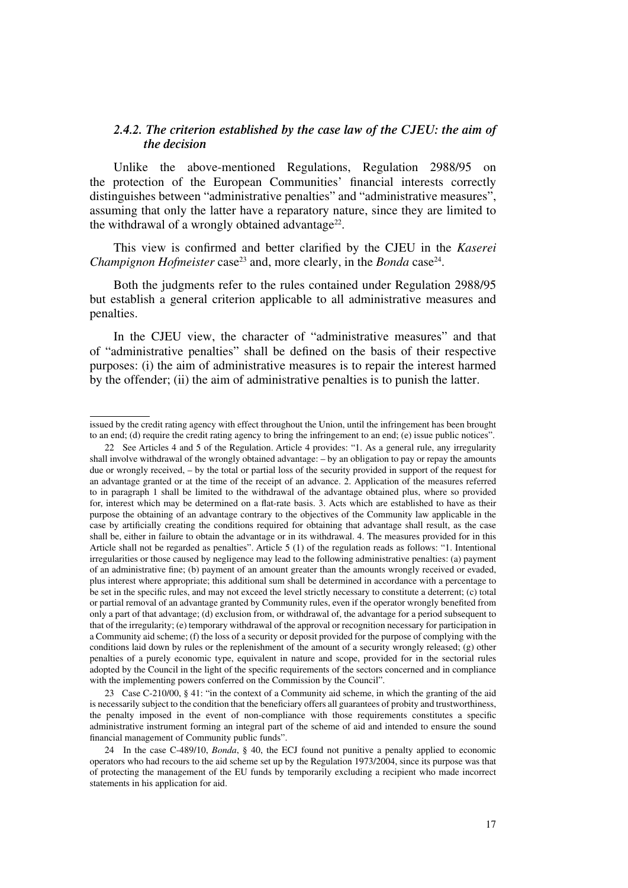### *2.4.2. The criterion established by the case law of the CJEU: the aim of the decision*

Unlike the above-mentioned Regulations, Regulation 2988/95 on the protection of the European Communities' financial interests correctly distinguishes between "administrative penalties" and "administrative measures", assuming that only the latter have a reparatory nature, since they are limited to the withdrawal of a wrongly obtained advantage[22].

This view is confirmed and better clarified by the CJEU in the *Kaserei Champignon Hofmeister* case[23] and, more clearly, in the *Bonda* case[24].

Both the judgments refer to the rules contained under Regulation 2988/95 but establish a general criterion applicable to all administrative measures and penalties.

In the CJEU view, the character of "administrative measures" and that of "administrative penalties" shall be defined on the basis of their respective purposes: (i) the aim of administrative measures is to repair the interest harmed by the offender; (ii) the aim of administrative penalties is to punish the latter.

---

issued by the credit rating agency with effect throughout the Union, until the infringement has been brought to an end; (d) require the credit rating agency to bring the infringement to an end; (e) issue public notices".

22 See Articles 4 and 5 of the Regulation. Article 4 provides: "1. As a general rule, any irregularity shall involve withdrawal of the wrongly obtained advantage: – by an obligation to pay or repay the amounts due or wrongly received, – by the total or partial loss of the security provided in support of the request for an advantage granted or at the time of the receipt of an advance. 2. Application of the measures referred to in paragraph 1 shall be limited to the withdrawal of the advantage obtained plus, where so provided for, interest which may be determined on a flat-rate basis. 3. Acts which are established to have as their purpose the obtaining of an advantage contrary to the objectives of the Community law applicable in the case by artificially creating the conditions required for obtaining that advantage shall result, as the case shall be, either in failure to obtain the advantage or in its withdrawal. 4. The measures provided for in this Article shall not be regarded as penalties". Article 5 (1) of the regulation reads as follows: "1. Intentional irregularities or those caused by negligence may lead to the following administrative penalties: (a) payment of an administrative fine; (b) payment of an amount greater than the amounts wrongly received or evaded, plus interest where appropriate; this additional sum shall be determined in accordance with a percentage to be set in the specific rules, and may not exceed the level strictly necessary to constitute a deterrent; (c) total or partial removal of an advantage granted by Community rules, even if the operator wrongly benefited from only a part of that advantage; (d) exclusion from, or withdrawal of, the advantage for a period subsequent to that of the irregularity; (e) temporary withdrawal of the approval or recognition necessary for participation in a Community aid scheme; (f) the loss of a security or deposit provided for the purpose of complying with the conditions laid down by rules or the replenishment of the amount of a security wrongly released; (g) other penalties of a purely economic type, equivalent in nature and scope, provided for in the sectorial rules adopted by the Council in the light of the specific requirements of the sectors concerned and in compliance with the implementing powers conferred on the Commission by the Council".

23 Case C-210/00, § 41: "in the context of a Community aid scheme, in which the granting of the aid is necessarily subject to the condition that the beneficiary offers all guarantees of probity and trustworthiness, the penalty imposed in the event of non-compliance with those requirements constitutes a specific administrative instrument forming an integral part of the scheme of aid and intended to ensure the sound financial management of Community public funds".

24 In the case C-489/10, *Bonda*, § 40, the ECJ found not punitive a penalty applied to economic operators who had recours to the aid scheme set up by the Regulation 1973/2004, since its purpose was that of protecting the management of the EU funds by temporarily excluding a recipient who made incorrect statements in his application for aid.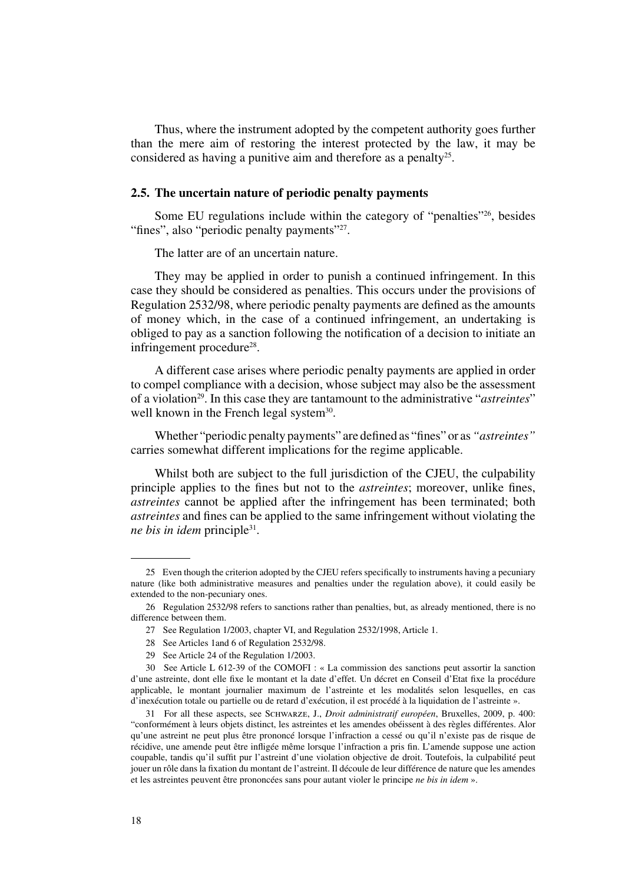Thus, where the instrument adopted by the competent authority goes further than the mere aim of restoring the interest protected by the law, it may be considered as having a punitive aim and therefore as a penalty[25].

### 2.5. The uncertain nature of periodic penalty payments

Some EU regulations include within the category of "penalties"[26], besides "fines", also "periodic penalty payments"[27].

The latter are of an uncertain nature.

They may be applied in order to punish a continued infringement. In this case they should be considered as penalties. This occurs under the provisions of Regulation 2532/98, where periodic penalty payments are defined as the amounts of money which, in the case of a continued infringement, an undertaking is obliged to pay as a sanction following the notification of a decision to initiate an infringement procedure[28].

A different case arises where periodic penalty payments are applied in order to compel compliance with a decision, whose subject may also be the assessment of a violation[29]. In this case they are tantamount to the administrative "*astreintes*" well known in the French legal system[30].

Whether "periodic penalty payments" are defined as "fines" or as *"astreintes"* carries somewhat different implications for the regime applicable.

Whilst both are subject to the full jurisdiction of the CJEU, the culpability principle applies to the fines but not to the *astreintes*; moreover, unlike fines, *astreintes* cannot be applied after the infringement has been terminated; both *astreintes* and fines can be applied to the same infringement without violating the *ne bis in idem* principle[31].

---

25 Even though the criterion adopted by the CJEU refers specifically to instruments having a pecuniary nature (like both administrative measures and penalties under the regulation above), it could easily be extended to the non-pecuniary ones.

26 Regulation 2532/98 refers to sanctions rather than penalties, but, as already mentioned, there is no difference between them.

27 See Regulation 1/2003, chapter VI, and Regulation 2532/1998, Article 1.

28 See Articles 1and 6 of Regulation 2532/98.

29 See Article 24 of the Regulation 1/2003.

30 See Article L 612-39 of the COMOFI : « La commission des sanctions peut assortir la sanction d'une astreinte, dont elle fixe le montant et la date d'effet. Un décret en Conseil d'Etat fixe la procédure applicable, le montant journalier maximum de l'astreinte et les modalités selon lesquelles, en cas d'inexécution totale ou partielle ou de retard d'exécution, il est procédé à la liquidation de l'astreinte ».

31 For all these aspects, see Schwarze, J., *Droit administratif européen*, Bruxelles, 2009, p. 400: "conformément à leurs objets distinct, les astreintes et les amendes obéissent à des règles différentes. Alor qu'une astreint ne peut plus être prononcé lorsque l'infraction a cessé ou qu'il n'existe pas de risque de récidive, une amende peut être infligée même lorsque l'infraction a pris fin. L'amende suppose une action coupable, tandis qu'il suffit pur l'astreint d'une violation objective de droit. Toutefois, la culpabilité peut jouer un rôle dans la fixation du montant de l'astreint. Il découle de leur différence de nature que les amendes et les astreintes peuvent être prononcées sans pour autant violer le principe *ne bis in idem* ».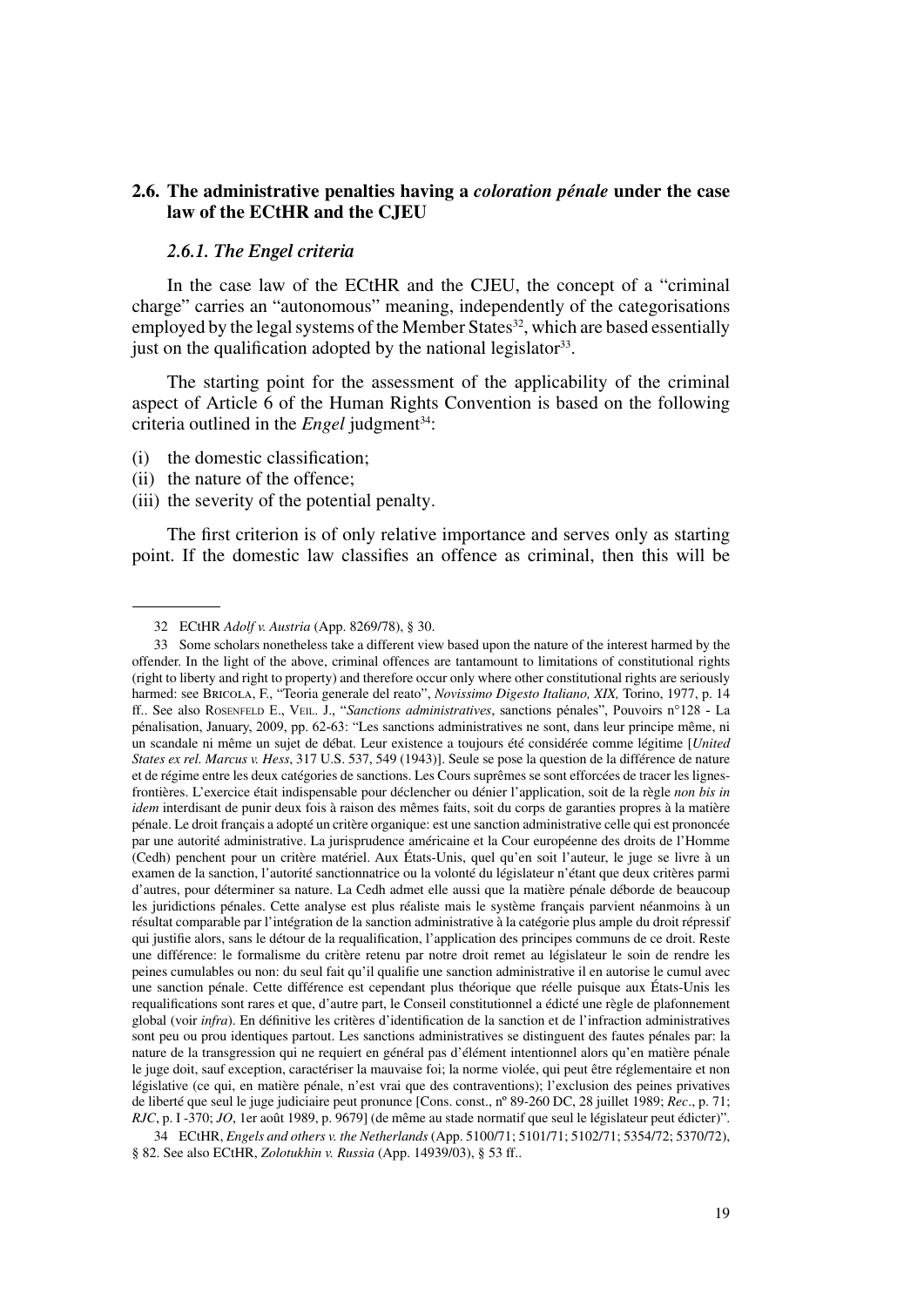## 2.6. The administrative penalties having a *coloration pénale* under the case law of the ECtHR and the CJEU

### *2.6.1. The Engel criteria*

In the case law of the ECtHR and the CJEU, the concept of a "criminal charge" carries an "autonomous" meaning, independently of the categorisations employed by the legal systems of the Member States[32], which are based essentially just on the qualification adopted by the national legislator[33].

The starting point for the assessment of the applicability of the criminal aspect of Article 6 of the Human Rights Convention is based on the following criteria outlined in the *Engel* judgment[34]:

(i) the domestic classification;
(ii) the nature of the offence;
(iii) the severity of the potential penalty.

The first criterion is of only relative importance and serves only as starting point. If the domestic law classifies an offence as criminal, then this will be

---

32 ECtHR *Adolf v. Austria* (App. 8269/78), § 30.

33 Some scholars nonetheless take a different view based upon the nature of the interest harmed by the offender. In the light of the above, criminal offences are tantamount to limitations of constitutional rights (right to liberty and right to property) and therefore occur only where other constitutional rights are seriously harmed: see Bricola, F., "Teoria generale del reato", *Novissimo Digesto Italiano, XIX,* Torino, 1977, p. 14 ff.. See also Rosenfeld E., Veil. J., "*Sanctions administratives*, sanctions pénales", Pouvoirs n°128 - La pénalisation, January, 2009, pp. 62-63: "Les sanctions administratives ne sont, dans leur principe même, ni un scandale ni même un sujet de débat. Leur existence a toujours été considérée comme légitime [*United States ex rel. Marcus v. Hess*, 317 U.S. 537, 549 (1943)]. Seule se pose la question de la différence de nature et de régime entre les deux catégories de sanctions. Les Cours suprêmes se sont efforcées de tracer les lignes-frontières. L'exercice était indispensable pour déclencher ou dénier l'application, soit de la règle *non bis in idem* interdisant de punir deux fois à raison des mêmes faits, soit du corps de garanties propres à la matière pénale. Le droit français a adopté un critère organique: est une sanction administrative celle qui est prononcée par une autorité administrative. La jurisprudence américaine et la Cour européenne des droits de l'Homme (Cedh) penchent pour un critère matériel. Aux États-Unis, quel qu'en soit l'auteur, le juge se livre à un examen de la sanction, l'autorité sanctionnatrice ou la volonté du législateur n'étant que deux critères parmi d'autres, pour déterminer sa nature. La Cedh admet elle aussi que la matière pénale déborde de beaucoup les juridictions pénales. Cette analyse est plus réaliste mais le système français parvient néanmoins à un résultat comparable par l'intégration de la sanction administrative à la catégorie plus ample du droit répressif qui justifie alors, sans le détour de la requalification, l'application des principes communs de ce droit. Reste une différence: le formalisme du critère retenu par notre droit remet au législateur le soin de rendre les peines cumulables ou non: du seul fait qu'il qualifie une sanction administrative il en autorise le cumul avec une sanction pénale. Cette différence est cependant plus théorique que réelle puisque aux États-Unis les requalifications sont rares et que, d'autre part, le Conseil constitutionnel a édicté une règle de plafonnement global (voir *infra*). En définitive les critères d'identification de la sanction et de l'infraction administratives sont peu ou prou identiques partout. Les sanctions administratives se distinguent des fautes pénales par: la nature de la transgression qui ne requiert en général pas d'élément intentionnel alors qu'en matière pénale le juge doit, sauf exception, caractériser la mauvaise foi; la norme violée, qui peut être réglementaire et non législative (ce qui, en matière pénale, n'est vrai que des contraventions); l'exclusion des peines privatives de liberté que seul le juge judiciaire peut prononcer [Cons. const., nº 89-260 DC, 28 juillet 1989; *Rec*., p. 71; *RJC*, p. I -370; *JO*, 1er août 1989, p. 9679] (de même au stade normatif que seul le législateur peut édicter)".

34 ECtHR, *Engels and others v. the Netherlands* (App. 5100/71; 5101/71; 5102/71; 5354/72; 5370/72), § 82. See also ECtHR, *Zolotukhin v. Russia* (App. 14939/03), § 53 ff..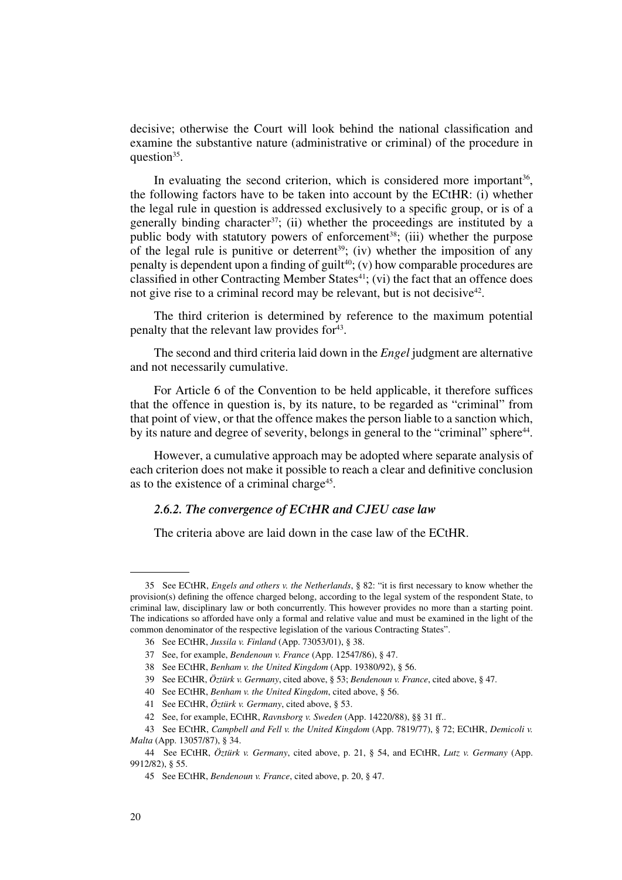decisive; otherwise the Court will look behind the national classification and examine the substantive nature (administrative or criminal) of the procedure in question[35].

In evaluating the second criterion, which is considered more important[36], the following factors have to be taken into account by the ECtHR: (i) whether the legal rule in question is addressed exclusively to a specific group, or is of a generally binding character[37]; (ii) whether the proceedings are instituted by a public body with statutory powers of enforcement[38]; (iii) whether the purpose of the legal rule is punitive or deterrent[39]; (iv) whether the imposition of any penalty is dependent upon a finding of guilt[40]; (v) how comparable procedures are classified in other Contracting Member States[41]; (vi) the fact that an offence does not give rise to a criminal record may be relevant, but is not decisive[42].

The third criterion is determined by reference to the maximum potential penalty that the relevant law provides for[43].

The second and third criteria laid down in the *Engel* judgment are alternative and not necessarily cumulative.

For Article 6 of the Convention to be held applicable, it therefore suffices that the offence in question is, by its nature, to be regarded as "criminal" from that point of view, or that the offence makes the person liable to a sanction which, by its nature and degree of severity, belongs in general to the "criminal" sphere[44].

However, a cumulative approach may be adopted where separate analysis of each criterion does not make it possible to reach a clear and definitive conclusion as to the existence of a criminal charge[45].

### *2.6.2. The convergence of ECtHR and CJEU case law*

The criteria above are laid down in the case law of the ECtHR.

---

35 See ECtHR, *Engels and others v. the Netherlands*, § 82: "it is first necessary to know whether the provision(s) defining the offence charged belong, according to the legal system of the respondent State, to criminal law, disciplinary law or both concurrently. This however provides no more than a starting point. The indications so afforded have only a formal and relative value and must be examined in the light of the common denominator of the respective legislation of the various Contracting States".

36 See ECtHR, *Jussila v. Finland* (App. 73053/01), § 38.

37 See, for example, *Bendenoun v. France* (App. 12547/86), § 47.

38 See ECtHR, *Benham v. the United Kingdom* (App. 19380/92), § 56.

39 See ECtHR, *Öztürk v. Germany*, cited above, § 53; *Bendenoun v. France*, cited above, § 47.

40 See ECtHR, *Benham v. the United Kingdom*, cited above, § 56.

41 See ECtHR, *Öztürk v. Germany*, cited above, § 53.

42 See, for example, ECtHR, *Ravnsborg v. Sweden* (App. 14220/88), §§ 31 ff..

43 See ECtHR, *Campbell and Fell v. the United Kingdom* (App. 7819/77), § 72; ECtHR, *Demicoli v. Malta* (App. 13057/87), § 34.

44 See ECtHR, *Öztürk v. Germany*, cited above, p. 21, § 54, and ECtHR, *Lutz v. Germany* (App. 9912/82), § 55.

45 See ECtHR, *Bendenoun v. France*, cited above, p. 20, § 47.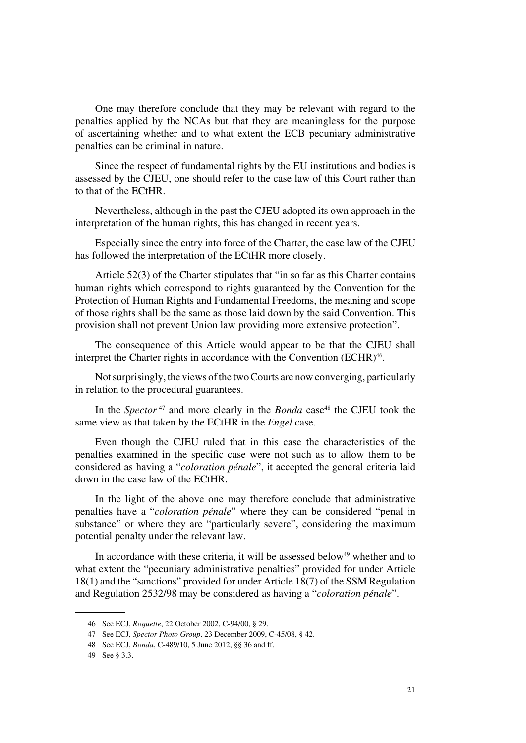One may therefore conclude that they may be relevant with regard to the penalties applied by the NCAs but that they are meaningless for the purpose of ascertaining whether and to what extent the ECB pecuniary administrative penalties can be criminal in nature.

Since the respect of fundamental rights by the EU institutions and bodies is assessed by the CJEU, one should refer to the case law of this Court rather than to that of the ECtHR.

Nevertheless, although in the past the CJEU adopted its own approach in the interpretation of the human rights, this has changed in recent years.

Especially since the entry into force of the Charter, the case law of the CJEU has followed the interpretation of the ECtHR more closely.

Article 52(3) of the Charter stipulates that "in so far as this Charter contains human rights which correspond to rights guaranteed by the Convention for the Protection of Human Rights and Fundamental Freedoms, the meaning and scope of those rights shall be the same as those laid down by the said Convention. This provision shall not prevent Union law providing more extensive protection".

The consequence of this Article would appear to be that the CJEU shall interpret the Charter rights in accordance with the Convention (ECHR)[46].

Not surprisingly, the views of the two Courts are now converging, particularly in relation to the procedural guarantees.

In the *Spector*[47] and more clearly in the *Bonda* case[48] the CJEU took the same view as that taken by the ECtHR in the *Engel* case.

Even though the CJEU ruled that in this case the characteristics of the penalties examined in the specific case were not such as to allow them to be considered as having a "*coloration pénale*", it accepted the general criteria laid down in the case law of the ECtHR.

In the light of the above one may therefore conclude that administrative penalties have a "*coloration pénale*" where they can be considered "penal in substance" or where they are "particularly severe", considering the maximum potential penalty under the relevant law.

In accordance with these criteria, it will be assessed below[49] whether and to what extent the "pecuniary administrative penalties" provided for under Article 18(1) and the "sanctions" provided for under Article 18(7) of the SSM Regulation and Regulation 2532/98 may be considered as having a "*coloration pénale*".

---

46 See ECJ, *Roquette*, 22 October 2002, C-94/00, § 29.

47 See ECJ, *Spector Photo Group*, 23 December 2009, C-45/08, § 42.

48 See ECJ, *Bonda*, C-489/10, 5 June 2012, §§ 36 and ff.

49 See § 3.3.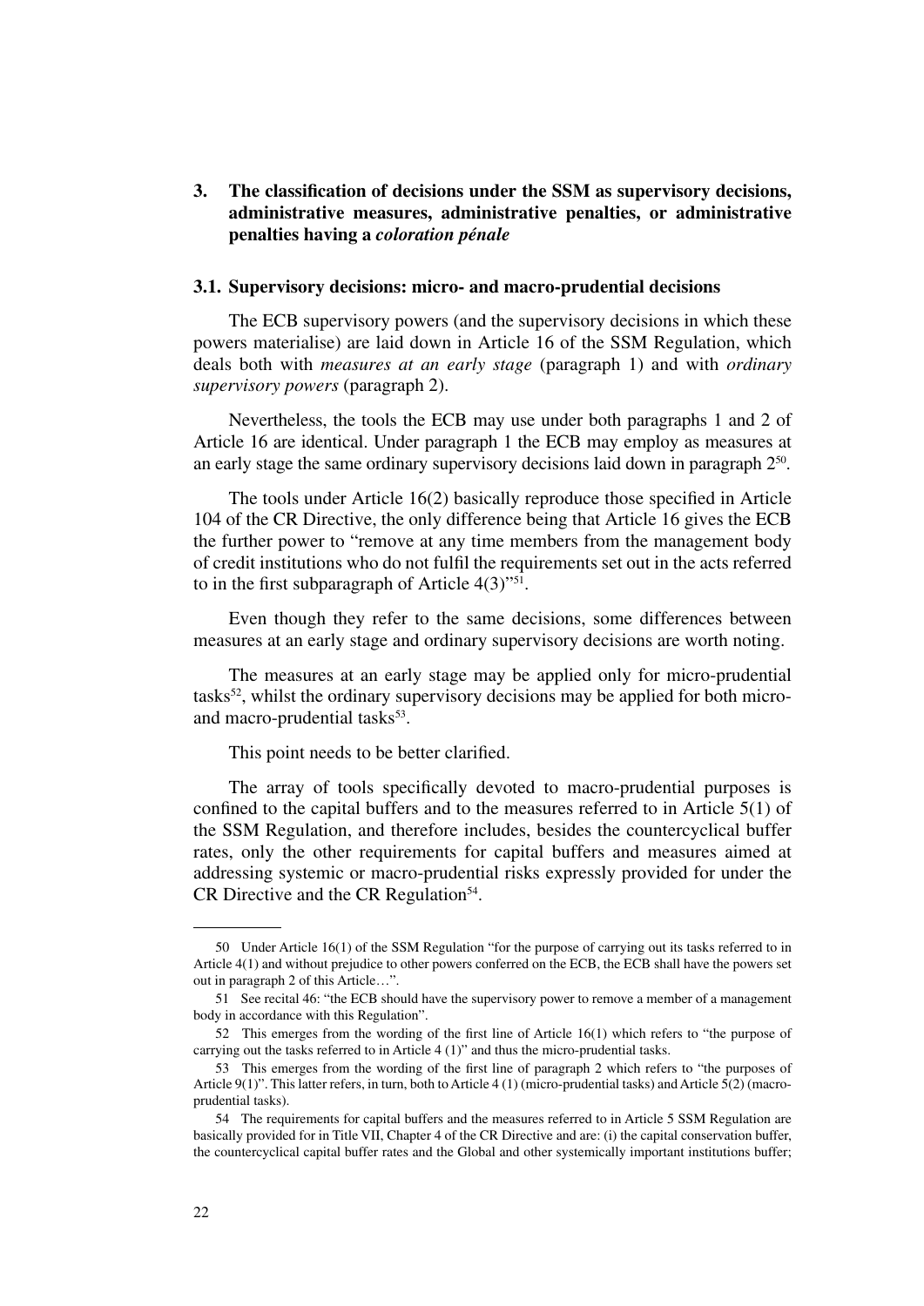## 3. The classification of decisions under the SSM as supervisory decisions, administrative measures, administrative penalties, or administrative penalties having a *coloration pénale*

### 3.1. Supervisory decisions: micro- and macro-prudential decisions

The ECB supervisory powers (and the supervisory decisions in which these powers materialise) are laid down in Article 16 of the SSM Regulation, which deals both with *measures at an early stage* (paragraph 1) and with *ordinary supervisory powers* (paragraph 2).

Nevertheless, the tools the ECB may use under both paragraphs 1 and 2 of Article 16 are identical. Under paragraph 1 the ECB may employ as measures at an early stage the same ordinary supervisory decisions laid down in paragraph 2[50].

The tools under Article 16(2) basically reproduce those specified in Article 104 of the CR Directive, the only difference being that Article 16 gives the ECB the further power to "remove at any time members from the management body of credit institutions who do not fulfil the requirements set out in the acts referred to in the first subparagraph of Article 4(3)"[51].

Even though they refer to the same decisions, some differences between measures at an early stage and ordinary supervisory decisions are worth noting.

The measures at an early stage may be applied only for micro-prudential tasks[52], whilst the ordinary supervisory decisions may be applied for both micro- and macro-prudential tasks[53].

This point needs to be better clarified.

The array of tools specifically devoted to macro-prudential purposes is confined to the capital buffers and to the measures referred to in Article 5(1) of the SSM Regulation, and therefore includes, besides the countercyclical buffer rates, only the other requirements for capital buffers and measures aimed at addressing systemic or macro-prudential risks expressly provided for under the CR Directive and the CR Regulation[54].

---

50 Under Article 16(1) of the SSM Regulation "for the purpose of carrying out its tasks referred to in Article 4(1) and without prejudice to other powers conferred on the ECB, the ECB shall have the powers set out in paragraph 2 of this Article…".

51 See recital 46: "the ECB should have the supervisory power to remove a member of a management body in accordance with this Regulation".

52 This emerges from the wording of the first line of Article 16(1) which refers to "the purpose of carrying out the tasks referred to in Article 4 (1)" and thus the micro-prudential tasks.

53 This emerges from the wording of the first line of paragraph 2 which refers to "the purposes of Article 9(1)". This latter refers, in turn, both to Article 4 (1) (micro-prudential tasks) and Article 5(2) (macro-prudential tasks).

54 The requirements for capital buffers and the measures referred to in Article 5 SSM Regulation are basically provided for in Title VII, Chapter 4 of the CR Directive and are: (i) the capital conservation buffer, the countercyclical capital buffer rates and the Global and other systemically important institutions buffer;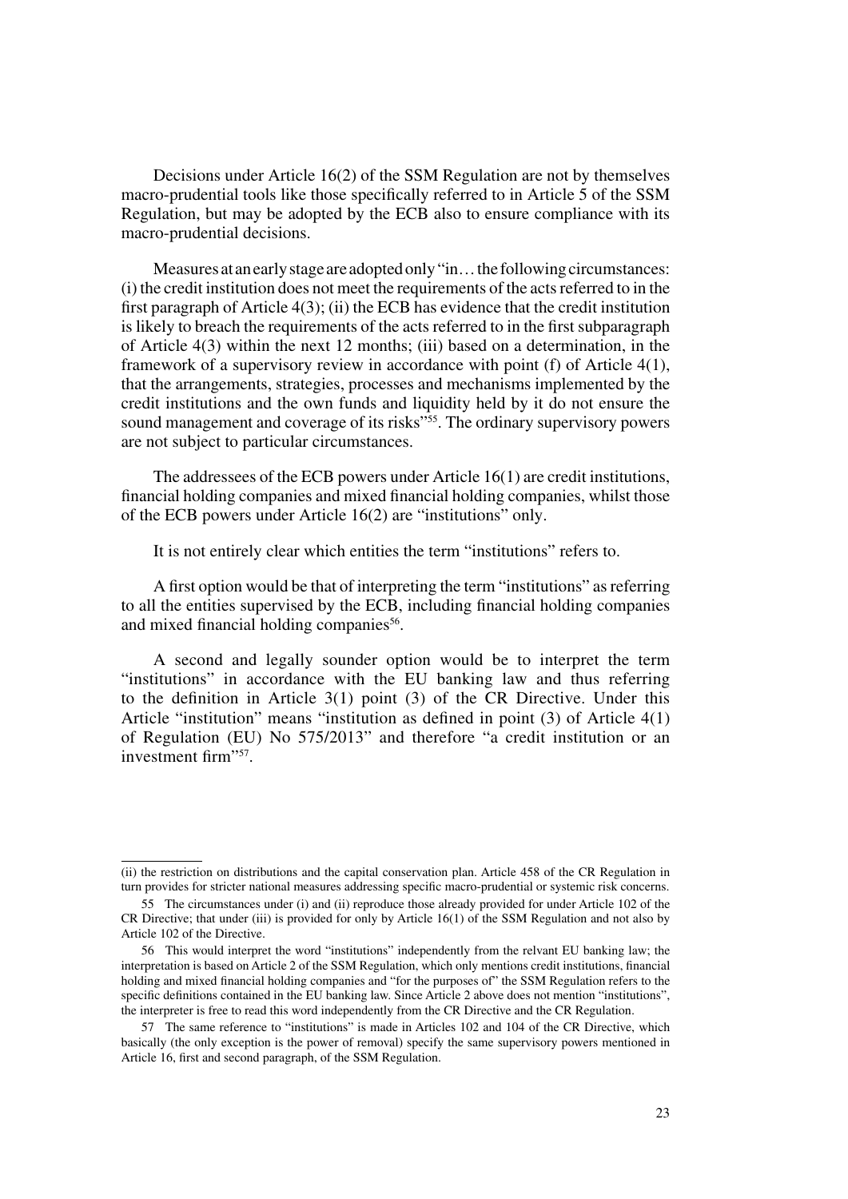Decisions under Article 16(2) of the SSM Regulation are not by themselves macro-prudential tools like those specifically referred to in Article 5 of the SSM Regulation, but may be adopted by the ECB also to ensure compliance with its macro-prudential decisions.

Measures at an early stage are adopted only "in… the following circumstances: (i) the credit institution does not meet the requirements of the acts referred to in the first paragraph of Article 4(3); (ii) the ECB has evidence that the credit institution is likely to breach the requirements of the acts referred to in the first subparagraph of Article 4(3) within the next 12 months; (iii) based on a determination, in the framework of a supervisory review in accordance with point (f) of Article 4(1), that the arrangements, strategies, processes and mechanisms implemented by the credit institutions and the own funds and liquidity held by it do not ensure the sound management and coverage of its risks"[55]. The ordinary supervisory powers are not subject to particular circumstances.

The addressees of the ECB powers under Article 16(1) are credit institutions, financial holding companies and mixed financial holding companies, whilst those of the ECB powers under Article 16(2) are "institutions" only.

It is not entirely clear which entities the term "institutions" refers to.

A first option would be that of interpreting the term "institutions" as referring to all the entities supervised by the ECB, including financial holding companies and mixed financial holding companies[56].

A second and legally sounder option would be to interpret the term "institutions" in accordance with the EU banking law and thus referring to the definition in Article 3(1) point (3) of the CR Directive. Under this Article "institution" means "institution as defined in point (3) of Article 4(1) of Regulation (EU) No 575/2013" and therefore "a credit institution or an investment firm"[57].

---

(ii) the restriction on distributions and the capital conservation plan. Article 458 of the CR Regulation in turn provides for stricter national measures addressing specific macro-prudential or systemic risk concerns.

55 The circumstances under (i) and (ii) reproduce those already provided for under Article 102 of the CR Directive; that under (iii) is provided for only by Article 16(1) of the SSM Regulation and not also by Article 102 of the Directive.

56 This would interpret the word "institutions" independently from the relvant EU banking law; the interpretation is based on Article 2 of the SSM Regulation, which only mentions credit institutions, financial holding and mixed financial holding companies and "for the purposes of" the SSM Regulation refers to the specific definitions contained in the EU banking law. Since Article 2 above does not mention "institutions", the interpreter is free to read this word independently from the CR Directive and the CR Regulation.

57 The same reference to "institutions" is made in Articles 102 and 104 of the CR Directive, which basically (the only exception is the power of removal) specify the same supervisory powers mentioned in Article 16, first and second paragraph, of the SSM Regulation.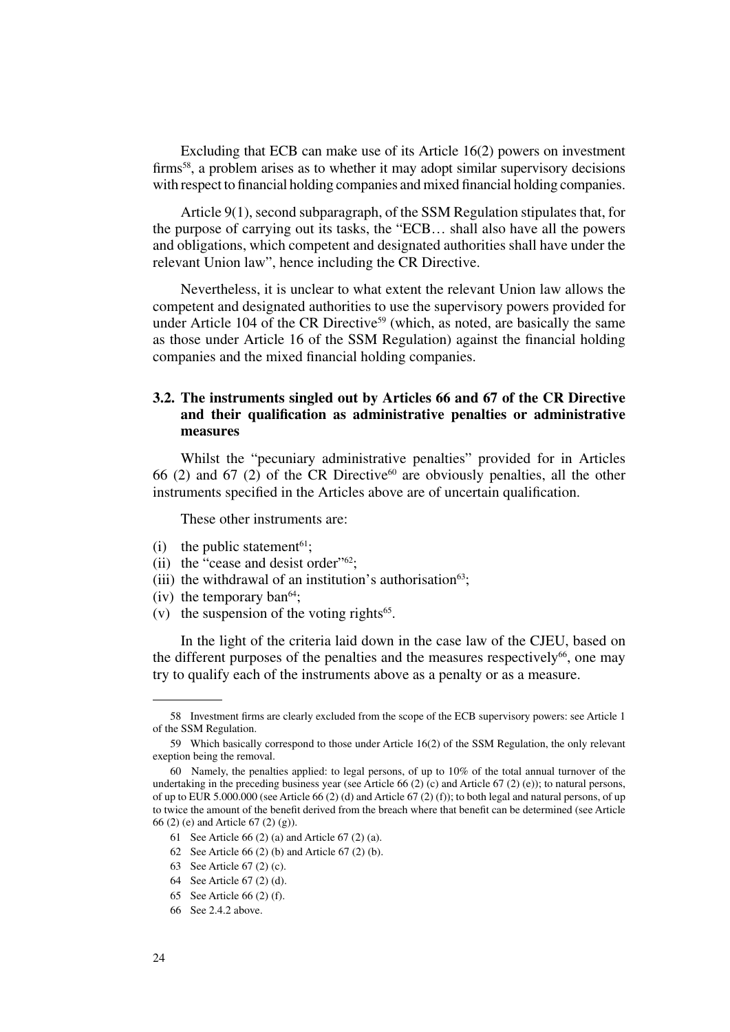Excluding that ECB can make use of its Article 16(2) powers on investment firms[58], a problem arises as to whether it may adopt similar supervisory decisions with respect to financial holding companies and mixed financial holding companies.

Article 9(1), second subparagraph, of the SSM Regulation stipulates that, for the purpose of carrying out its tasks, the "ECB… shall also have all the powers and obligations, which competent and designated authorities shall have under the relevant Union law", hence including the CR Directive.

Nevertheless, it is unclear to what extent the relevant Union law allows the competent and designated authorities to use the supervisory powers provided for under Article 104 of the CR Directive[59] (which, as noted, are basically the same as those under Article 16 of the SSM Regulation) against the financial holding companies and the mixed financial holding companies.

### 3.2. The instruments singled out by Articles 66 and 67 of the CR Directive and their qualification as administrative penalties or administrative measures

Whilst the "pecuniary administrative penalties" provided for in Articles 66 (2) and 67 (2) of the CR Directive[60] are obviously penalties, all the other instruments specified in the Articles above are of uncertain qualification.

These other instruments are:

(i) the public statement[61];
(ii) the "cease and desist order"[62];
(iii) the withdrawal of an institution's authorisation[63];
(iv) the temporary ban[64];
(v) the suspension of the voting rights[65].

In the light of the criteria laid down in the case law of the CJEU, based on the different purposes of the penalties and the measures respectively[66], one may try to qualify each of the instruments above as a penalty or as a measure.

---

58 Investment firms are clearly excluded from the scope of the ECB supervisory powers: see Article 1 of the SSM Regulation.

59 Which basically correspond to those under Article 16(2) of the SSM Regulation, the only relevant exeption being the removal.

60 Namely, the penalties applied: to legal persons, of up to 10% of the total annual turnover of the undertaking in the preceding business year (see Article 66 (2) (c) and Article 67 (2) (e)); to natural persons, of up to EUR 5.000.000 (see Article 66 (2) (d) and Article 67 (2) (f)); to both legal and natural persons, of up to twice the amount of the benefit derived from the breach where that benefit can be determined (see Article 66 (2) (e) and Article 67 (2) (g)).

61 See Article 66 (2) (a) and Article 67 (2) (a).

62 See Article 66 (2) (b) and Article 67 (2) (b).

63 See Article 67 (2) (c).

64 See Article 67 (2) (d).

65 See Article 66 (2) (f).

66 See 2.4.2 above.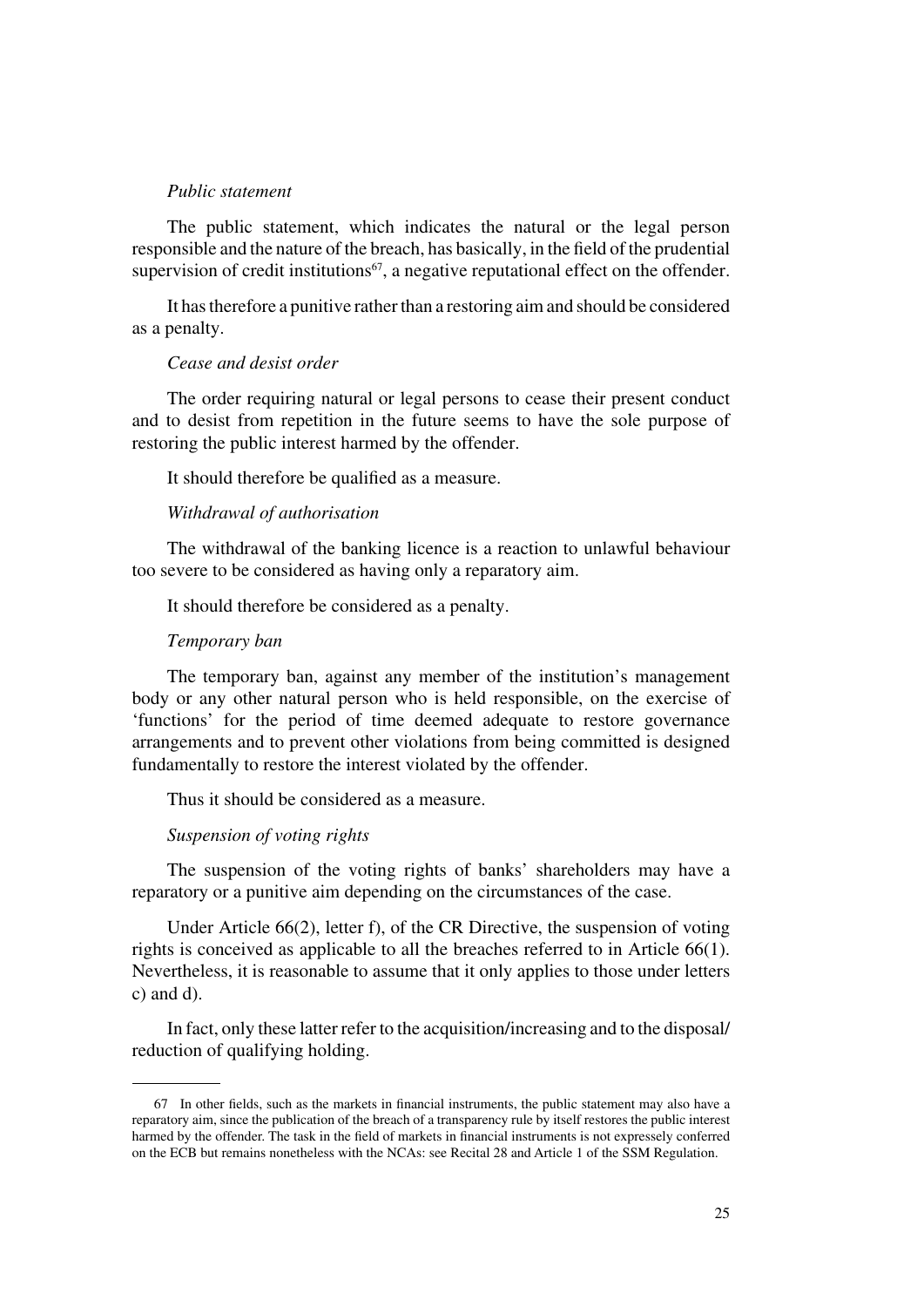*Public statement*

The public statement, which indicates the natural or the legal person responsible and the nature of the breach, has basically, in the field of the prudential supervision of credit institutions[67], a negative reputational effect on the offender.

It has therefore a punitive rather than a restoring aim and should be considered as a penalty.

*Cease and desist order*

The order requiring natural or legal persons to cease their present conduct and to desist from repetition in the future seems to have the sole purpose of restoring the public interest harmed by the offender.

It should therefore be qualified as a measure.

*Withdrawal of authorisation*

The withdrawal of the banking licence is a reaction to unlawful behaviour too severe to be considered as having only a reparatory aim.

It should therefore be considered as a penalty.

*Temporary ban*

The temporary ban, against any member of the institution's management body or any other natural person who is held responsible, on the exercise of 'functions' for the period of time deemed adequate to restore governance arrangements and to prevent other violations from being committed is designed fundamentally to restore the interest violated by the offender.

Thus it should be considered as a measure.

*Suspension of voting rights*

The suspension of the voting rights of banks' shareholders may have a reparatory or a punitive aim depending on the circumstances of the case.

Under Article 66(2), letter f), of the CR Directive, the suspension of voting rights is conceived as applicable to all the breaches referred to in Article 66(1). Nevertheless, it is reasonable to assume that it only applies to those under letters c) and d).

In fact, only these latter refer to the acquisition/increasing and to the disposal/reduction of qualifying holding.

---

67 In other fields, such as the markets in financial instruments, the public statement may also have a reparatory aim, since the publication of the breach of a transparency rule by itself restores the public interest harmed by the offender. The task in the field of markets in financial instruments is not expressely conferred on the ECB but remains nonetheless with the NCAs: see Recital 28 and Article 1 of the SSM Regulation.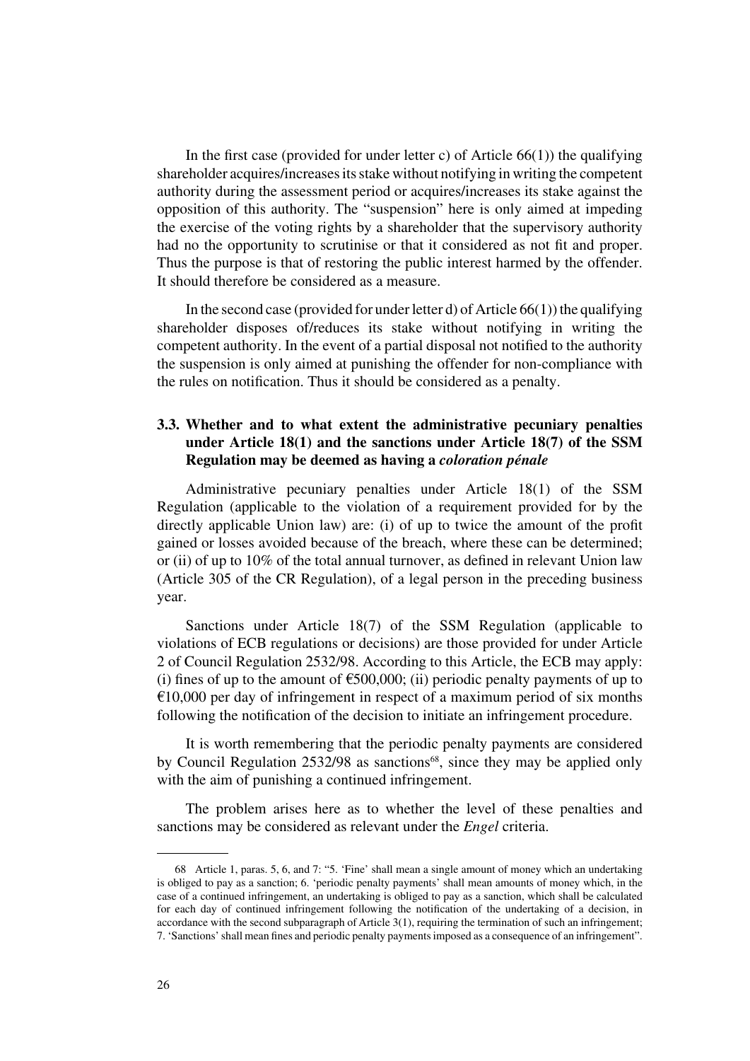In the first case (provided for under letter c) of Article 66(1)) the qualifying shareholder acquires/increases its stake without notifying in writing the competent authority during the assessment period or acquires/increases its stake against the opposition of this authority. The "suspension" here is only aimed at impeding the exercise of the voting rights by a shareholder that the supervisory authority had no the opportunity to scrutinise or that it considered as not fit and proper. Thus the purpose is that of restoring the public interest harmed by the offender. It should therefore be considered as a measure.

In the second case (provided for under letter d) of Article 66(1)) the qualifying shareholder disposes of/reduces its stake without notifying in writing the competent authority. In the event of a partial disposal not notified to the authority the suspension is only aimed at punishing the offender for non-compliance with the rules on notification. Thus it should be considered as a penalty.

### 3.3. Whether and to what extent the administrative pecuniary penalties under Article 18(1) and the sanctions under Article 18(7) of the SSM Regulation may be deemed as having a *coloration pénale*

Administrative pecuniary penalties under Article 18(1) of the SSM Regulation (applicable to the violation of a requirement provided for by the directly applicable Union law) are: (i) of up to twice the amount of the profit gained or losses avoided because of the breach, where these can be determined; or (ii) of up to 10% of the total annual turnover, as defined in relevant Union law (Article 305 of the CR Regulation), of a legal person in the preceding business year.

Sanctions under Article 18(7) of the SSM Regulation (applicable to violations of ECB regulations or decisions) are those provided for under Article 2 of Council Regulation 2532/98. According to this Article, the ECB may apply: (i) fines of up to the amount of €500,000; (ii) periodic penalty payments of up to €10,000 per day of infringement in respect of a maximum period of six months following the notification of the decision to initiate an infringement procedure.

It is worth remembering that the periodic penalty payments are considered by Council Regulation 2532/98 as sanctions[68], since they may be applied only with the aim of punishing a continued infringement.

The problem arises here as to whether the level of these penalties and sanctions may be considered as relevant under the *Engel* criteria.

---

68 Article 1, paras. 5, 6, and 7: "5. 'Fine' shall mean a single amount of money which an undertaking is obliged to pay as a sanction; 6. 'periodic penalty payments' shall mean amounts of money which, in the case of a continued infringement, an undertaking is obliged to pay as a sanction, which shall be calculated for each day of continued infringement following the notification of the undertaking of a decision, in accordance with the second subparagraph of Article 3(1), requiring the termination of such an infringement; 7. 'Sanctions' shall mean fines and periodic penalty payments imposed as a consequence of an infringement".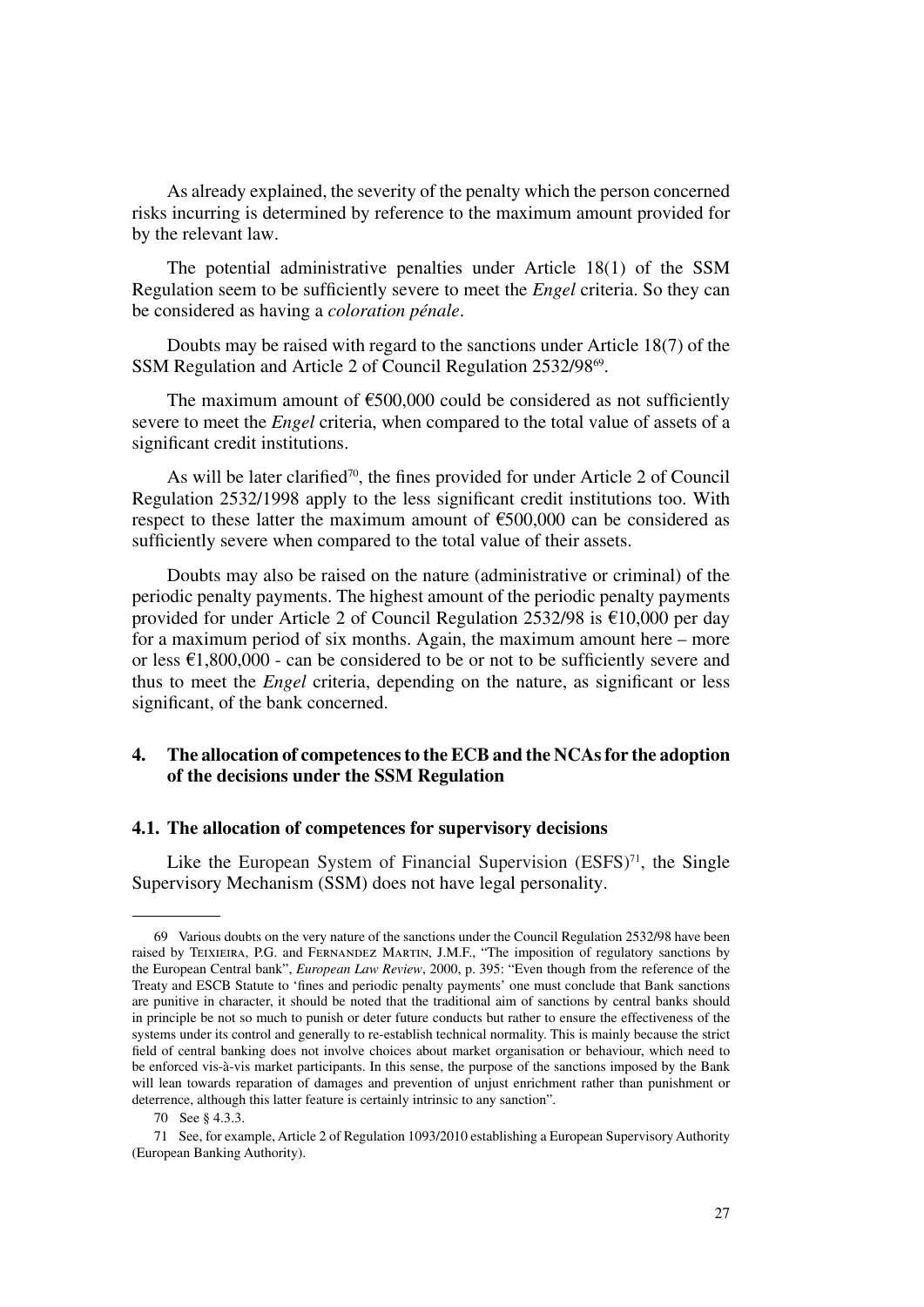As already explained, the severity of the penalty which the person concerned risks incurring is determined by reference to the maximum amount provided for by the relevant law.

The potential administrative penalties under Article 18(1) of the SSM Regulation seem to be sufficiently severe to meet the *Engel* criteria. So they can be considered as having a *coloration pénale*.

Doubts may be raised with regard to the sanctions under Article 18(7) of the SSM Regulation and Article 2 of Council Regulation 2532/98[69].

The maximum amount of €500,000 could be considered as not sufficiently severe to meet the *Engel* criteria, when compared to the total value of assets of a significant credit institutions.

As will be later clarified[70], the fines provided for under Article 2 of Council Regulation 2532/1998 apply to the less significant credit institutions too. With respect to these latter the maximum amount of €500,000 can be considered as sufficiently severe when compared to the total value of their assets.

Doubts may also be raised on the nature (administrative or criminal) of the periodic penalty payments. The highest amount of the periodic penalty payments provided for under Article 2 of Council Regulation 2532/98 is €10,000 per day for a maximum period of six months. Again, the maximum amount here – more or less €1,800,000 - can be considered to be or not to be sufficiently severe and thus to meet the *Engel* criteria, depending on the nature, as significant or less significant, of the bank concerned.

## 4. The allocation of competences to the ECB and the NCAs for the adoption of the decisions under the SSM Regulation

### 4.1. The allocation of competences for supervisory decisions

Like the European System of Financial Supervision (ESFS)[71], the Single Supervisory Mechanism (SSM) does not have legal personality.

---

69 Various doubts on the very nature of the sanctions under the Council Regulation 2532/98 have been raised by Teixieira, P.G. and Fernandez Martin, J.M.F., "The imposition of regulatory sanctions by the European Central bank", *European Law Review*, 2000, p. 395: "Even though from the reference of the Treaty and ESCB Statute to 'fines and periodic penalty payments' one must conclude that Bank sanctions are punitive in character, it should be noted that the traditional aim of sanctions by central banks should in principle be not so much to punish or deter future conducts but rather to ensure the effectiveness of the systems under its control and generally to re-establish technical normality. This is mainly because the strict field of central banking does not involve choices about market organisation or behaviour, which need to be enforced vis-à-vis market participants. In this sense, the purpose of the sanctions imposed by the Bank will lean towards reparation of damages and prevention of unjust enrichment rather than punishment or deterrence, although this latter feature is certainly intrinsic to any sanction".

70 See § 4.3.3.

71 See, for example, Article 2 of Regulation 1093/2010 establishing a European Supervisory Authority (European Banking Authority).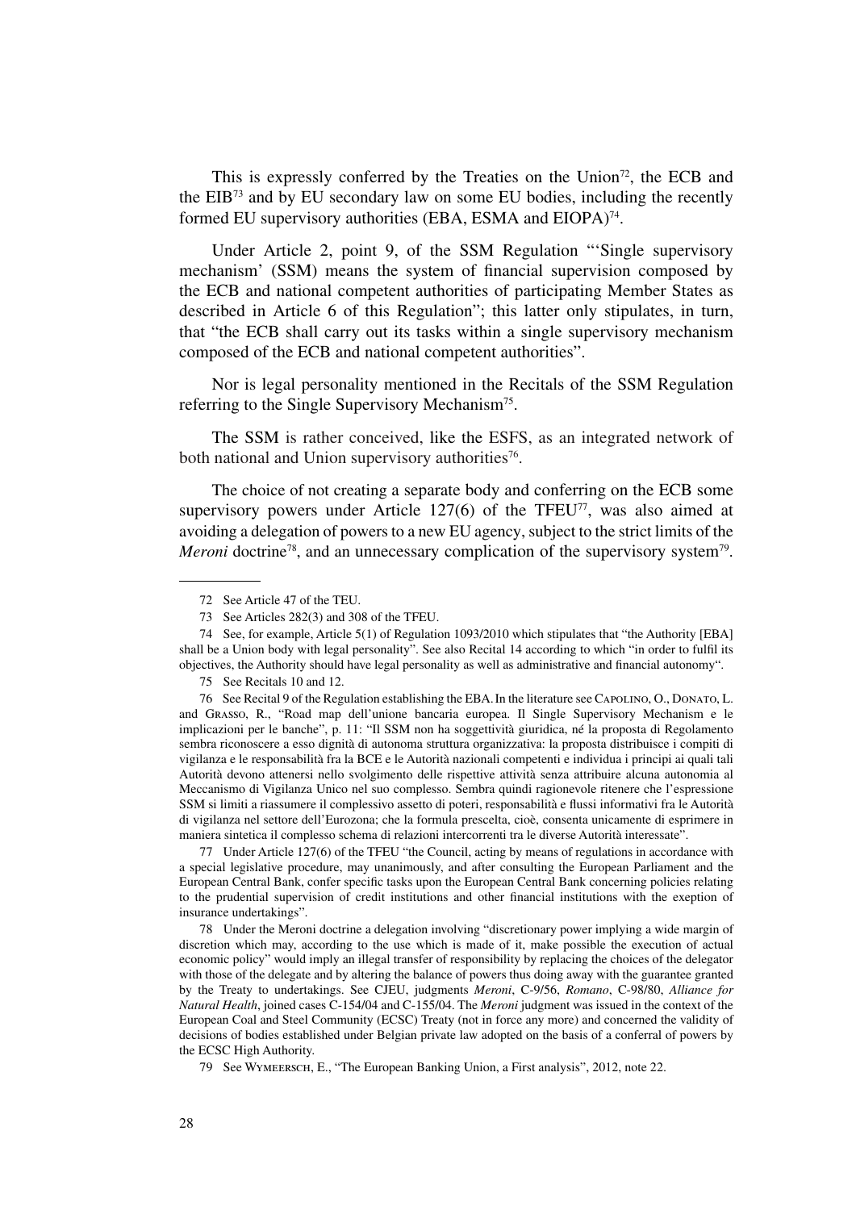This is expressly conferred by the Treaties on the Union[72], the ECB and the EIB[73] and by EU secondary law on some EU bodies, including the recently formed EU supervisory authorities (EBA, ESMA and EIOPA)[74].

Under Article 2, point 9, of the SSM Regulation "'Single supervisory mechanism' (SSM) means the system of financial supervision composed by the ECB and national competent authorities of participating Member States as described in Article 6 of this Regulation"; this latter only stipulates, in turn, that "the ECB shall carry out its tasks within a single supervisory mechanism composed of the ECB and national competent authorities".

Nor is legal personality mentioned in the Recitals of the SSM Regulation referring to the Single Supervisory Mechanism[75].

The SSM is rather conceived, like the ESFS, as an integrated network of both national and Union supervisory authorities[76].

The choice of not creating a separate body and conferring on the ECB some supervisory powers under Article 127(6) of the TFEU[77], was also aimed at avoiding a delegation of powers to a new EU agency, subject to the strict limits of the *Meroni* doctrine[78], and an unnecessary complication of the supervisory system[79].

---

72 See Article 47 of the TEU.

73 See Articles 282(3) and 308 of the TFEU.

74 See, for example, Article 5(1) of Regulation 1093/2010 which stipulates that "the Authority [EBA] shall be a Union body with legal personality". See also Recital 14 according to which "in order to fulfil its objectives, the Authority should have legal personality as well as administrative and financial autonomy".

75 See Recitals 10 and 12.

76 See Recital 9 of the Regulation establishing the EBA. In the literature see Capolino, O., Donato, L. and Grasso, R., "Road map dell'unione bancaria europea. Il Single Supervisory Mechanism e le implicazioni per le banche", p. 11: "Il SSM non ha soggettività giuridica, né la proposta di Regolamento sembra riconoscere a esso dignità di autonoma struttura organizzativa: la proposta distribuisce i compiti di vigilanza e le responsabilità fra la BCE e le Autorità nazionali competenti e individua i principi ai quali tali Autorità devono attenersi nello svolgimento delle rispettive attività senza attribuire alcuna autonomia al Meccanismo di Vigilanza Unico nel suo complesso. Sembra quindi ragionevole ritenere che l'espressione SSM si limiti a riassumere il complessivo assetto di poteri, responsabilità e flussi informativi fra le Autorità di vigilanza nel settore dell'Eurozona; che la formula prescelta, cioè, consenta unicamente di esprimere in maniera sintetica il complesso schema di relazioni intercorrenti tra le diverse Autorità interessate".

77 Under Article 127(6) of the TFEU "the Council, acting by means of regulations in accordance with a special legislative procedure, may unanimously, and after consulting the European Parliament and the European Central Bank, confer specific tasks upon the European Central Bank concerning policies relating to the prudential supervision of credit institutions and other financial institutions with the exeption of insurance undertakings".

78 Under the Meroni doctrine a delegation involving "discretionary power implying a wide margin of discretion which may, according to the use which is made of it, make possible the execution of actual economic policy" would imply an illegal transfer of responsibility by replacing the choices of the delegator with those of the delegate and by altering the balance of powers thus doing away with the guarantee granted by the Treaty to undertakings. See CJEU, judgments *Meroni*, C-9/56, *Romano*, C-98/80, *Alliance for Natural Health*, joined cases C-154/04 and C-155/04. The *Meroni* judgment was issued in the context of the European Coal and Steel Community (ECSC) Treaty (not in force any more) and concerned the validity of decisions of bodies established under Belgian private law adopted on the basis of a conferral of powers by the ECSC High Authority.

79 See Wymeersch, E., "The European Banking Union, a First analysis", 2012, note 22.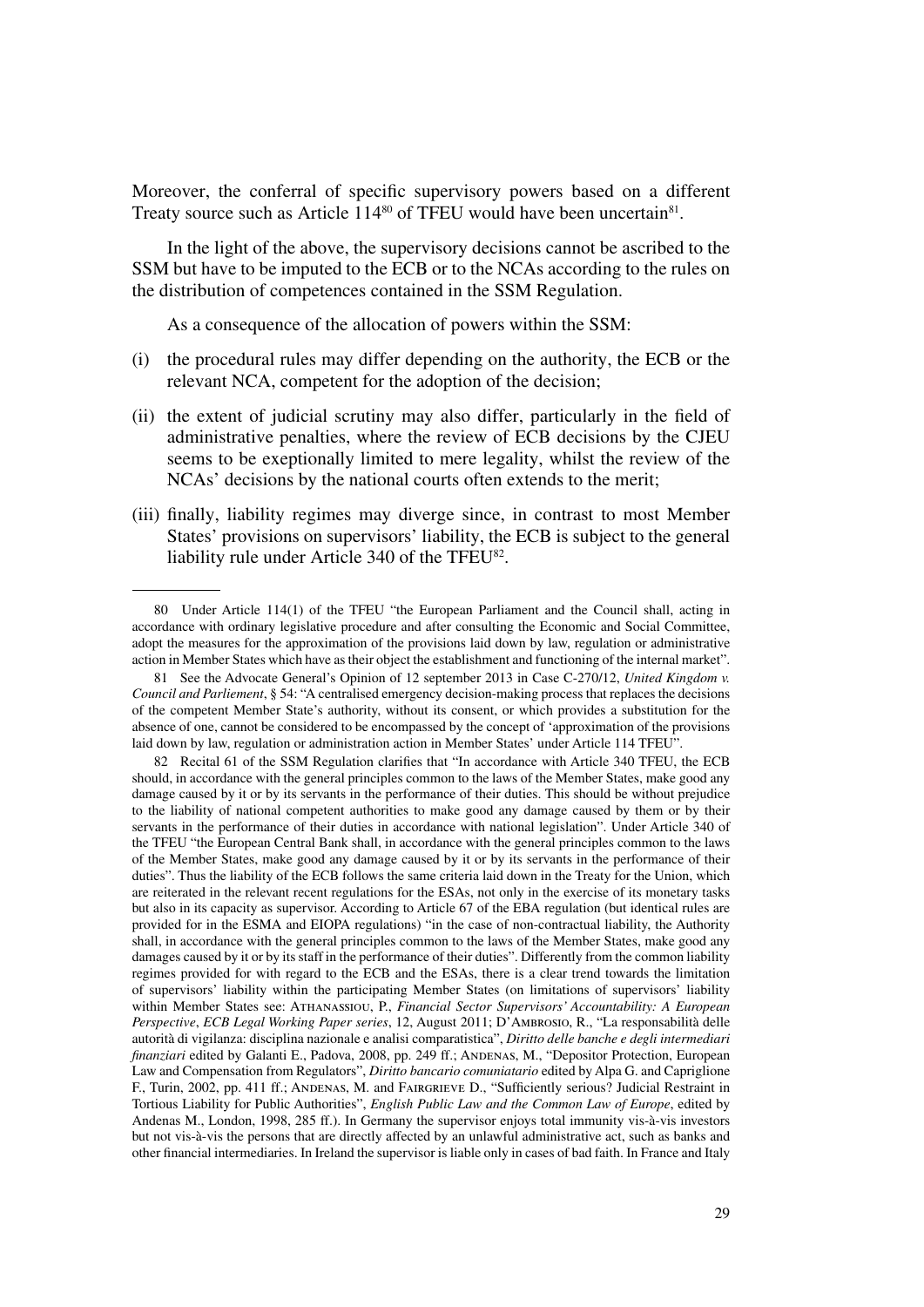Moreover, the conferral of specific supervisory powers based on a different Treaty source such as Article 114[80] of TFEU would have been uncertain[81].

In the light of the above, the supervisory decisions cannot be ascribed to the SSM but have to be imputed to the ECB or to the NCAs according to the rules on the distribution of competences contained in the SSM Regulation.

As a consequence of the allocation of powers within the SSM:

(i) the procedural rules may differ depending on the authority, the ECB or the relevant NCA, competent for the adoption of the decision;

(ii) the extent of judicial scrutiny may also differ, particularly in the field of administrative penalties, where the review of ECB decisions by the CJEU seems to be exeptionally limited to mere legality, whilst the review of the NCAs' decisions by the national courts often extends to the merit;

(iii) finally, liability regimes may diverge since, in contrast to most Member States' provisions on supervisors' liability, the ECB is subject to the general liability rule under Article 340 of the TFEU[82].

---

80 Under Article 114(1) of the TFEU "the European Parliament and the Council shall, acting in accordance with ordinary legislative procedure and after consulting the Economic and Social Committee, adopt the measures for the approximation of the provisions laid down by law, regulation or administrative action in Member States which have as their object the establishment and functioning of the internal market".

81 See the Advocate General's Opinion of 12 september 2013 in Case C-270/12, *United Kingdom v. Council and Parliement*, § 54: "A centralised emergency decision-making process that replaces the decisions of the competent Member State's authority, without its consent, or which provides a substitution for the absence of one, cannot be considered to be encompassed by the concept of 'approximation of the provisions laid down by law, regulation or administration action in Member States' under Article 114 TFEU".

82 Recital 61 of the SSM Regulation clarifies that "In accordance with Article 340 TFEU, the ECB should, in accordance with the general principles common to the laws of the Member States, make good any damage caused by it or by its servants in the performance of their duties. This should be without prejudice to the liability of national competent authorities to make good any damage caused by them or by their servants in the performance of their duties in accordance with national legislation". Under Article 340 of the TFEU "the European Central Bank shall, in accordance with the general principles common to the laws of the Member States, make good any damage caused by it or by its servants in the performance of their duties". Thus the liability of the ECB follows the same criteria laid down in the Treaty for the Union, which are reiterated in the relevant recent regulations for the ESAs, not only in the exercise of its monetary tasks but also in its capacity as supervisor. According to Article 67 of the EBA regulation (but identical rules are provided for in the ESMA and EIOPA regulations) "in the case of non-contractual liability, the Authority shall, in accordance with the general principles common to the laws of the Member States, make good any damages caused by it or by its staff in the performance of their duties". Differently from the common liability regimes provided for with regard to the ECB and the ESAs, there is a clear trend towards the limitation of supervisors' liability within the participating Member States (on limitations of supervisors' liability within Member States see: Athanassiou, P., *Financial Sector Supervisors' Accountability: A European Perspective*, *ECB Legal Working Paper series*, 12, August 2011; D'Ambrosio, R., "La responsabilità delle autorità di vigilanza: disciplina nazionale e analisi comparatistica", *Diritto delle banche e degli intermediari finanziari* edited by Galanti E., Padova, 2008, pp. 249 ff.; Andenas, M., "Depositor Protection, European Law and Compensation from Regulators", *Diritto bancario comuniatario* edited by Alpa G. and Capriglione F., Turin, 2002, pp. 411 ff.; Andenas, M. and Fairgrieve D., "Sufficiently serious? Judicial Restraint in Tortious Liability for Public Authorities", *English Public Law and the Common Law of Europe*, edited by Andenas M., London, 1998, 285 ff.). In Germany the supervisor enjoys total immunity vis-à-vis investors but not vis-à-vis the persons that are directly affected by an unlawful administrative act, such as banks and other financial intermediaries. In Ireland the supervisor is liable only in cases of bad faith. In France and Italy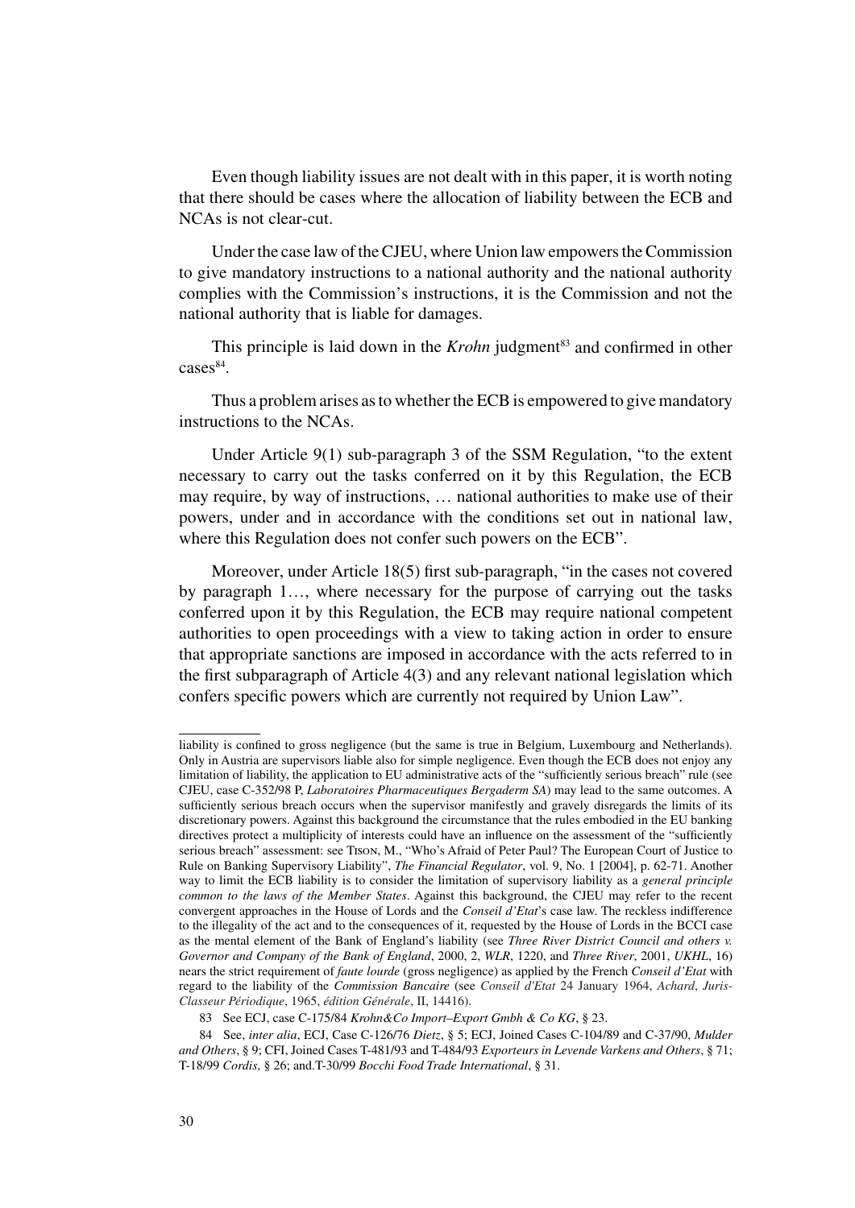Even though liability issues are not dealt with in this paper, it is worth noting that there should be cases where the allocation of liability between the ECB and NCAs is not clear-cut.

Under the case law of the CJEU, where Union law empowers the Commission to give mandatory instructions to a national authority and the national authority complies with the Commission's instructions, it is the Commission and not the national authority that is liable for damages.

This principle is laid down in the *Krohn* judgment[83] and confirmed in other cases[84].

Thus a problem arises as to whether the ECB is empowered to give mandatory instructions to the NCAs.

Under Article 9(1) sub-paragraph 3 of the SSM Regulation, "to the extent necessary to carry out the tasks conferred on it by this Regulation, the ECB may require, by way of instructions, … national authorities to make use of their powers, under and in accordance with the conditions set out in national law, where this Regulation does not confer such powers on the ECB".

Moreover, under Article 18(5) first sub-paragraph, "in the cases not covered by paragraph 1…, where necessary for the purpose of carrying out the tasks conferred upon it by this Regulation, the ECB may require national competent authorities to open proceedings with a view to taking action in order to ensure that appropriate sanctions are imposed in accordance with the acts referred to in the first subparagraph of Article 4(3) and any relevant national legislation which confers specific powers which are currently not required by Union Law".

---

liability is confined to gross negligence (but the same is true in Belgium, Luxembourg and Netherlands). Only in Austria are supervisors liable also for simple negligence. Even though the ECB does not enjoy any limitation of liability, the application to EU administrative acts of the "sufficiently serious breach" rule (see CJEU, case C-352/98 P, *Laboratoires Pharmaceutiques Bergaderm SA*) may lead to the same outcomes. A sufficiently serious breach occurs when the supervisor manifestly and gravely disregards the limits of its discretionary powers. Against this background the circumstance that the rules embodied in the EU banking directives protect a multiplicity of interests could have an influence on the assessment of the "sufficiently serious breach" assessment: see Tison, M., "Who's Afraid of Peter Paul? The European Court of Justice to Rule on Banking Supervisory Liability", *The Financial Regulator*, vol. 9, No. 1 [2004], p. 62-71. Another way to limit the ECB liability is to consider the limitation of supervisory liability as a *general principle common to the laws of the Member States*. Against this background, the CJEU may refer to the recent convergent approaches in the House of Lords and the *Conseil d'Etat*'s case law. The reckless indifference to the illegality of the act and to the consequences of it, requested by the House of Lords in the BCCI case as the mental element of the Bank of England's liability (see *Three River District Council and others v. Governor and Company of the Bank of England*, 2000, 2, *WLR*, 1220, and *Three River*, 2001, *UKHL*, 16) nears the strict requirement of *faute lourde* (gross negligence) as applied by the French *Conseil d'Etat* with regard to the liability of the *Commission Bancaire* (see *Conseil d'Etat* 24 January 1964, *Achard*, *Juris-Classeur Périodique*, 1965, *édition Générale*, II, 14416).

83 See ECJ, case C-175/84 *Krohn&Co Import–Export Gmbh & Co KG*, § 23.

84 See, *inter alia*, ECJ, Case C-126/76 *Dietz*, § 5; ECJ, Joined Cases C-104/89 and C-37/90, *Mulder and Others*, § 9; CFI, Joined Cases T-481/93 and T-484/93 *Exporteurs in Levende Varkens and Others*, § 71; T-18/99 *Cordis*, § 26; and.T-30/99 *Bocchi Food Trade International*, § 31.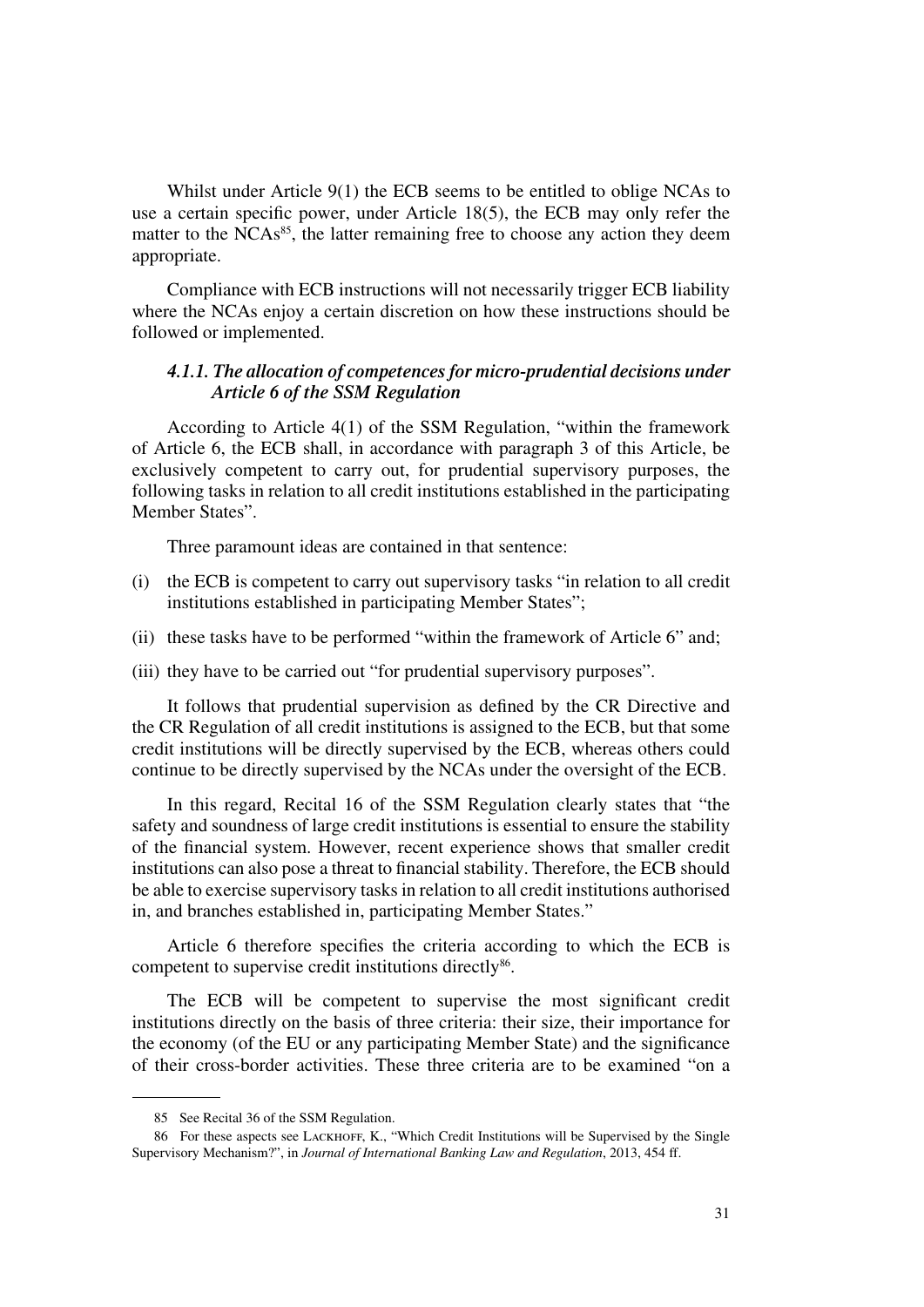Whilst under Article 9(1) the ECB seems to be entitled to oblige NCAs to use a certain specific power, under Article 18(5), the ECB may only refer the matter to the NCAs[85], the latter remaining free to choose any action they deem appropriate.

Compliance with ECB instructions will not necessarily trigger ECB liability where the NCAs enjoy a certain discretion on how these instructions should be followed or implemented.

#### *4.1.1. The allocation of competences for micro-prudential decisions under Article 6 of the SSM Regulation*

According to Article 4(1) of the SSM Regulation, "within the framework of Article 6, the ECB shall, in accordance with paragraph 3 of this Article, be exclusively competent to carry out, for prudential supervisory purposes, the following tasks in relation to all credit institutions established in the participating Member States".

Three paramount ideas are contained in that sentence:

(i) the ECB is competent to carry out supervisory tasks "in relation to all credit institutions established in participating Member States";

(ii) these tasks have to be performed "within the framework of Article 6" and;

(iii) they have to be carried out "for prudential supervisory purposes".

It follows that prudential supervision as defined by the CR Directive and the CR Regulation of all credit institutions is assigned to the ECB, but that some credit institutions will be directly supervised by the ECB, whereas others could continue to be directly supervised by the NCAs under the oversight of the ECB.

In this regard, Recital 16 of the SSM Regulation clearly states that "the safety and soundness of large credit institutions is essential to ensure the stability of the financial system. However, recent experience shows that smaller credit institutions can also pose a threat to financial stability. Therefore, the ECB should be able to exercise supervisory tasks in relation to all credit institutions authorised in, and branches established in, participating Member States."

Article 6 therefore specifies the criteria according to which the ECB is competent to supervise credit institutions directly[86].

The ECB will be competent to supervise the most significant credit institutions directly on the basis of three criteria: their size, their importance for the economy (of the EU or any participating Member State) and the significance of their cross-border activities. These three criteria are to be examined "on a

85 See Recital 36 of the SSM Regulation.

86 For these aspects see Lackhoff, K., "Which Credit Institutions will be Supervised by the Single Supervisory Mechanism?", in *Journal of International Banking Law and Regulation*, 2013, 454 ff.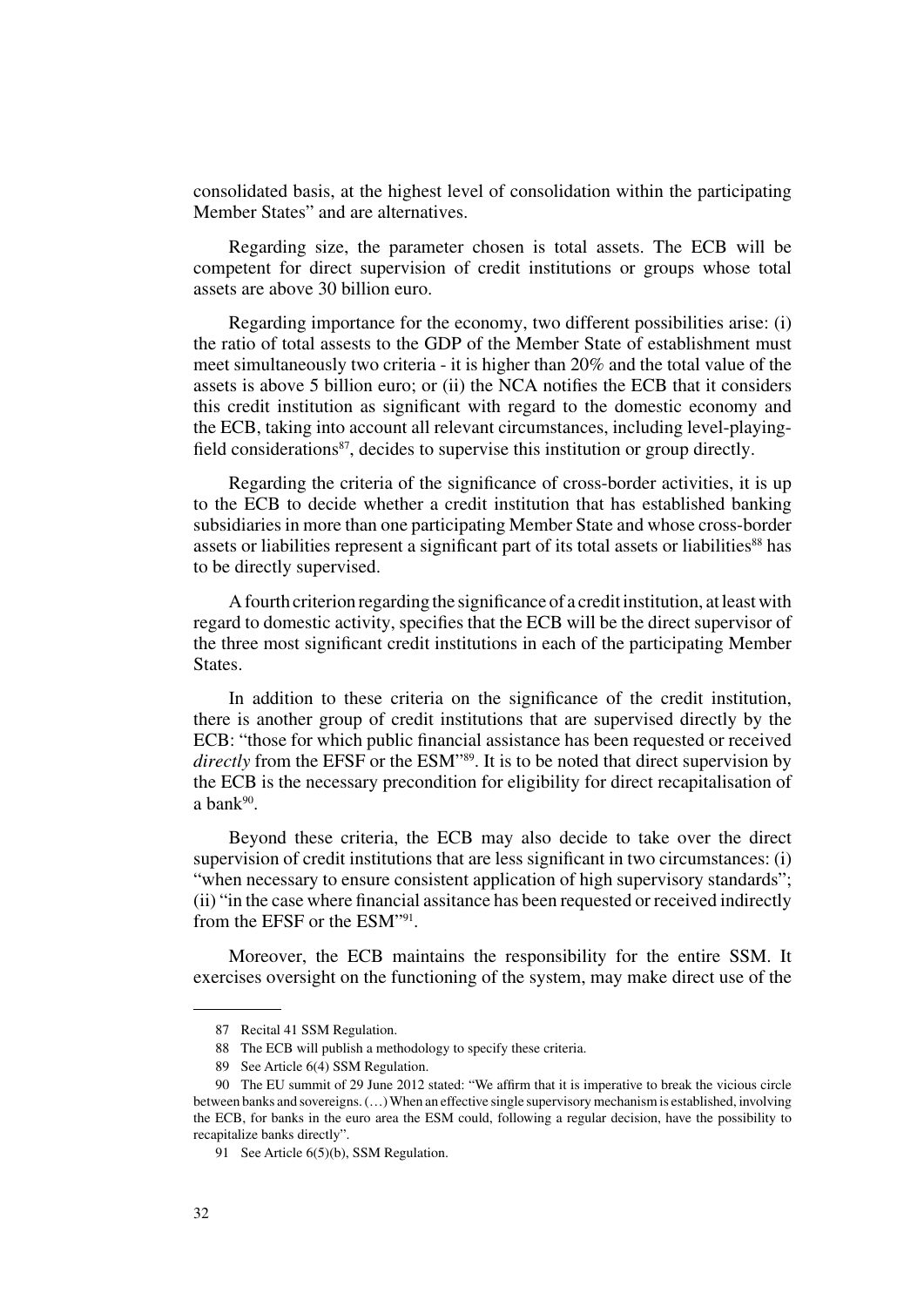consolidated basis, at the highest level of consolidation within the participating Member States" and are alternatives.

Regarding size, the parameter chosen is total assets. The ECB will be competent for direct supervision of credit institutions or groups whose total assets are above 30 billion euro.

Regarding importance for the economy, two different possibilities arise: (i) the ratio of total assests to the GDP of the Member State of establishment must meet simultaneously two criteria - it is higher than 20% and the total value of the assets is above 5 billion euro; or (ii) the NCA notifies the ECB that it considers this credit institution as significant with regard to the domestic economy and the ECB, taking into account all relevant circumstances, including level-playing-field considerations[87], decides to supervise this institution or group directly.

Regarding the criteria of the significance of cross-border activities, it is up to the ECB to decide whether a credit institution that has established banking subsidiaries in more than one participating Member State and whose cross-border assets or liabilities represent a significant part of its total assets or liabilities[88] has to be directly supervised.

A fourth criterion regarding the significance of a credit institution, at least with regard to domestic activity, specifies that the ECB will be the direct supervisor of the three most significant credit institutions in each of the participating Member States.

In addition to these criteria on the significance of the credit institution, there is another group of credit institutions that are supervised directly by the ECB: "those for which public financial assistance has been requested or received *directly* from the EFSF or the ESM"[89]. It is to be noted that direct supervision by the ECB is the necessary precondition for eligibility for direct recapitalisation of a bank[90].

Beyond these criteria, the ECB may also decide to take over the direct supervision of credit institutions that are less significant in two circumstances: (i) "when necessary to ensure consistent application of high supervisory standards"; (ii) "in the case where financial assitance has been requested or received indirectly from the EFSF or the ESM"[91].

Moreover, the ECB maintains the responsibility for the entire SSM. It exercises oversight on the functioning of the system, may make direct use of the

---

87 Recital 41 SSM Regulation.

88 The ECB will publish a methodology to specify these criteria.

89 See Article 6(4) SSM Regulation.

90 The EU summit of 29 June 2012 stated: "We affirm that it is imperative to break the vicious circle between banks and sovereigns. (…) When an effective single supervisory mechanism is established, involving the ECB, for banks in the euro area the ESM could, following a regular decision, have the possibility to recapitalize banks directly".

91 See Article 6(5)(b), SSM Regulation.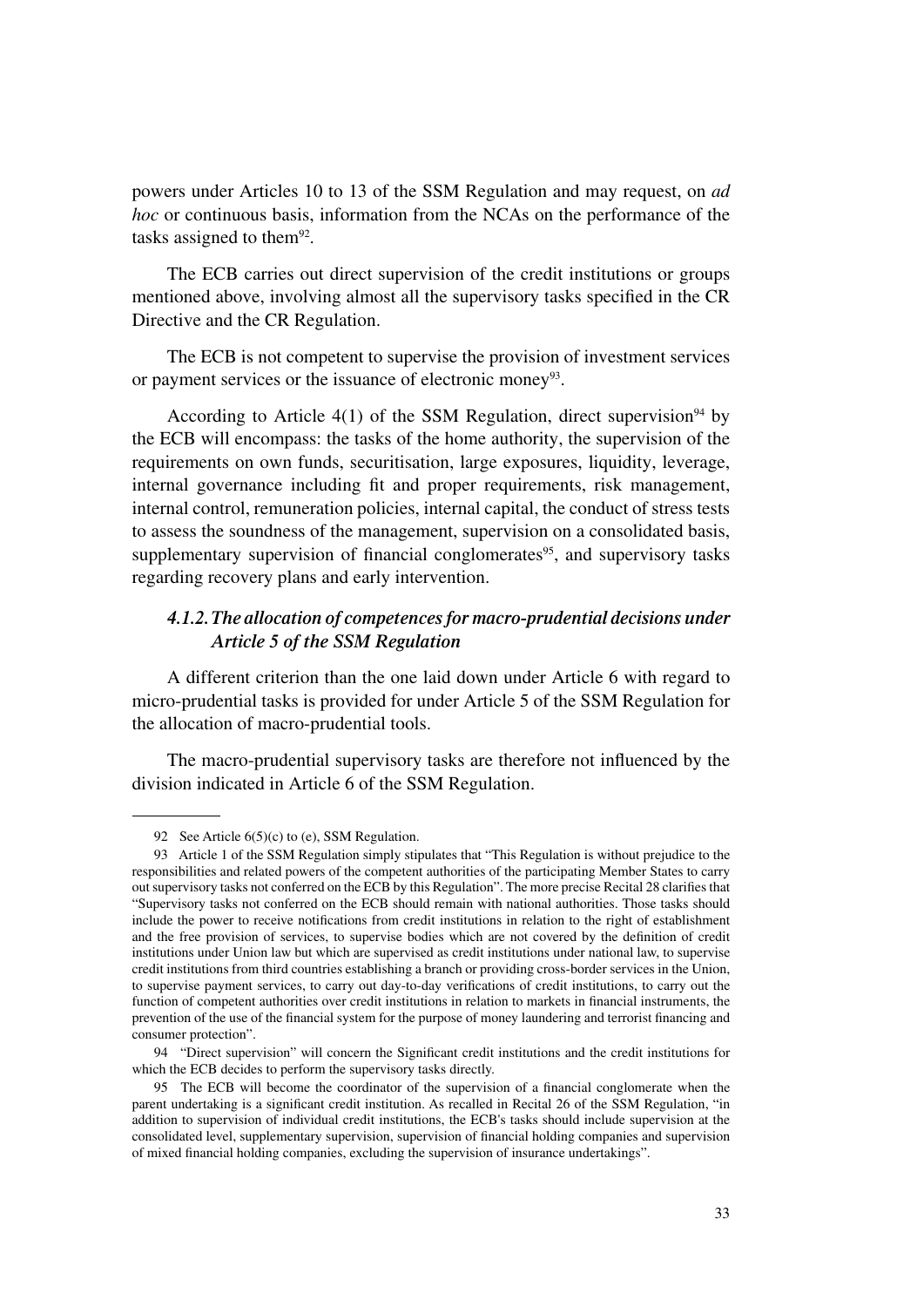powers under Articles 10 to 13 of the SSM Regulation and may request, on *ad hoc* or continuous basis, information from the NCAs on the performance of the tasks assigned to them[92].

The ECB carries out direct supervision of the credit institutions or groups mentioned above, involving almost all the supervisory tasks specified in the CR Directive and the CR Regulation.

The ECB is not competent to supervise the provision of investment services or payment services or the issuance of electronic money[93].

According to Article 4(1) of the SSM Regulation, direct supervision[94] by the ECB will encompass: the tasks of the home authority, the supervision of the requirements on own funds, securitisation, large exposures, liquidity, leverage, internal governance including fit and proper requirements, risk management, internal control, remuneration policies, internal capital, the conduct of stress tests to assess the soundness of the management, supervision on a consolidated basis, supplementary supervision of financial conglomerates[95], and supervisory tasks regarding recovery plans and early intervention.

#### *4.1.2. The allocation of competences for macro-prudential decisions under Article 5 of the SSM Regulation*

A different criterion than the one laid down under Article 6 with regard to micro-prudential tasks is provided for under Article 5 of the SSM Regulation for the allocation of macro-prudential tools.

The macro-prudential supervisory tasks are therefore not influenced by the division indicated in Article 6 of the SSM Regulation.

---

92 See Article 6(5)(c) to (e), SSM Regulation.

93 Article 1 of the SSM Regulation simply stipulates that "This Regulation is without prejudice to the responsibilities and related powers of the competent authorities of the participating Member States to carry out supervisory tasks not conferred on the ECB by this Regulation". The more precise Recital 28 clarifies that "Supervisory tasks not conferred on the ECB should remain with national authorities. Those tasks should include the power to receive notifications from credit institutions in relation to the right of establishment and the free provision of services, to supervise bodies which are not covered by the definition of credit institutions under Union law but which are supervised as credit institutions under national law, to supervise credit institutions from third countries establishing a branch or providing cross-border services in the Union, to supervise payment services, to carry out day-to-day verifications of credit institutions, to carry out the function of competent authorities over credit institutions in relation to markets in financial instruments, the prevention of the use of the financial system for the purpose of money laundering and terrorist financing and consumer protection".

94 "Direct supervision" will concern the Significant credit institutions and the credit institutions for which the ECB decides to perform the supervisory tasks directly.

95 The ECB will become the coordinator of the supervision of a financial conglomerate when the parent undertaking is a significant credit institution. As recalled in Recital 26 of the SSM Regulation, "in addition to supervision of individual credit institutions, the ECB's tasks should include supervision at the consolidated level, supplementary supervision, supervision of financial holding companies and supervision of mixed financial holding companies, excluding the supervision of insurance undertakings".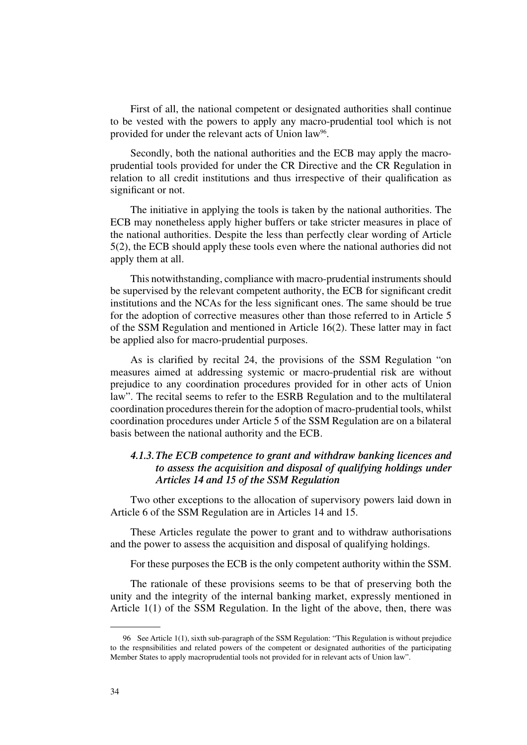First of all, the national competent or designated authorities shall continue to be vested with the powers to apply any macro-prudential tool which is not provided for under the relevant acts of Union law[96].

Secondly, both the national authorities and the ECB may apply the macro-prudential tools provided for under the CR Directive and the CR Regulation in relation to all credit institutions and thus irrespective of their qualification as significant or not.

The initiative in applying the tools is taken by the national authorities. The ECB may nonetheless apply higher buffers or take stricter measures in place of the national authorities. Despite the less than perfectly clear wording of Article 5(2), the ECB should apply these tools even where the national authories did not apply them at all.

This notwithstanding, compliance with macro-prudential instruments should be supervised by the relevant competent authority, the ECB for significant credit institutions and the NCAs for the less significant ones. The same should be true for the adoption of corrective measures other than those referred to in Article 5 of the SSM Regulation and mentioned in Article 16(2). These latter may in fact be applied also for macro-prudential purposes.

As is clarified by recital 24, the provisions of the SSM Regulation "on measures aimed at addressing systemic or macro-prudential risk are without prejudice to any coordination procedures provided for in other acts of Union law". The recital seems to refer to the ESRB Regulation and to the multilateral coordination procedures therein for the adoption of macro-prudential tools, whilst coordination procedures under Article 5 of the SSM Regulation are on a bilateral basis between the national authority and the ECB.

#### *4.1.3. The ECB competence to grant and withdraw banking licences and to assess the acquisition and disposal of qualifying holdings under Articles 14 and 15 of the SSM Regulation*

Two other exceptions to the allocation of supervisory powers laid down in Article 6 of the SSM Regulation are in Articles 14 and 15.

These Articles regulate the power to grant and to withdraw authorisations and the power to assess the acquisition and disposal of qualifying holdings.

For these purposes the ECB is the only competent authority within the SSM.

The rationale of these provisions seems to be that of preserving both the unity and the integrity of the internal banking market, expressly mentioned in Article 1(1) of the SSM Regulation. In the light of the above, then, there was

---

[96] See Article 1(1), sixth sub-paragraph of the SSM Regulation: "This Regulation is without prejudice to the respnsibilities and related powers of the competent or designated authorities of the participating Member States to apply macroprudential tools not provided for in relevant acts of Union law".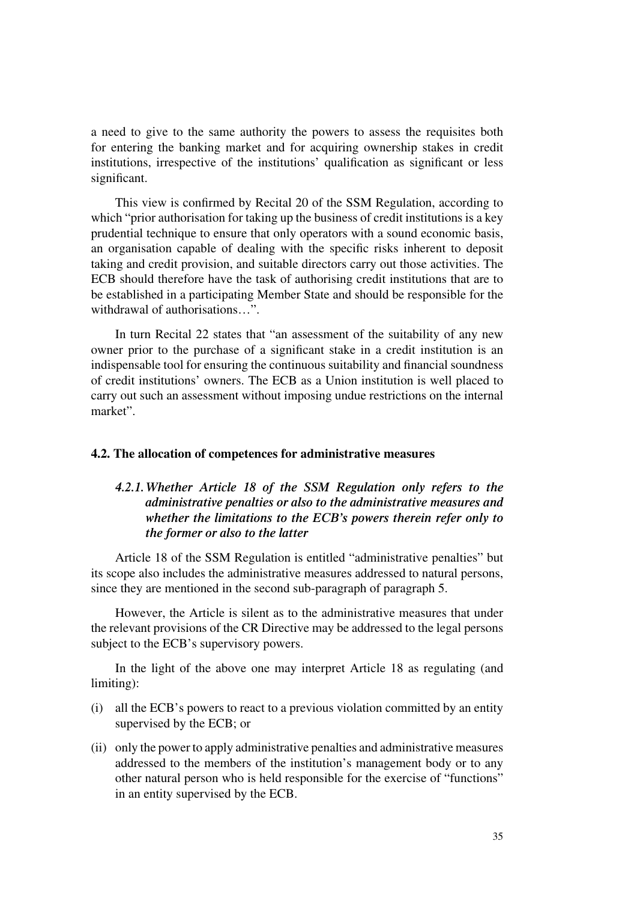a need to give to the same authority the powers to assess the requisites both for entering the banking market and for acquiring ownership stakes in credit institutions, irrespective of the institutions' qualification as significant or less significant.

This view is confirmed by Recital 20 of the SSM Regulation, according to which "prior authorisation for taking up the business of credit institutions is a key prudential technique to ensure that only operators with a sound economic basis, an organisation capable of dealing with the specific risks inherent to deposit taking and credit provision, and suitable directors carry out those activities. The ECB should therefore have the task of authorising credit institutions that are to be established in a participating Member State and should be responsible for the withdrawal of authorisations…".

In turn Recital 22 states that "an assessment of the suitability of any new owner prior to the purchase of a significant stake in a credit institution is an indispensable tool for ensuring the continuous suitability and financial soundness of credit institutions' owners. The ECB as a Union institution is well placed to carry out such an assessment without imposing undue restrictions on the internal market".

### 4.2. The allocation of competences for administrative measures

#### *4.2.1. Whether Article 18 of the SSM Regulation only refers to the administrative penalties or also to the administrative measures and whether the limitations to the ECB's powers therein refer only to the former or also to the latter*

Article 18 of the SSM Regulation is entitled "administrative penalties" but its scope also includes the administrative measures addressed to natural persons, since they are mentioned in the second sub-paragraph of paragraph 5.

However, the Article is silent as to the administrative measures that under the relevant provisions of the CR Directive may be addressed to the legal persons subject to the ECB's supervisory powers.

In the light of the above one may interpret Article 18 as regulating (and limiting):

(i) all the ECB's powers to react to a previous violation committed by an entity supervised by the ECB; or

(ii) only the power to apply administrative penalties and administrative measures addressed to the members of the institution's management body or to any other natural person who is held responsible for the exercise of "functions" in an entity supervised by the ECB.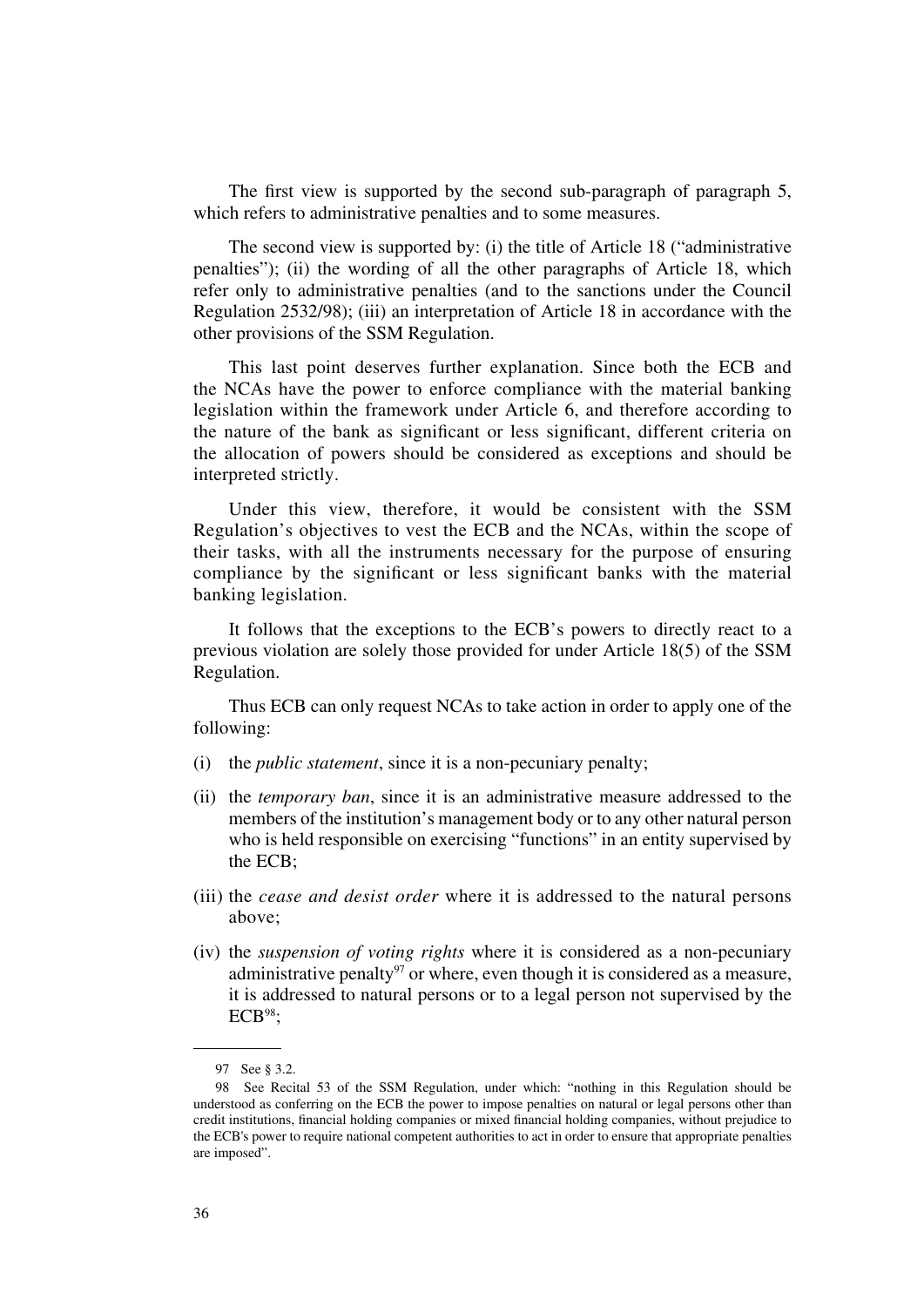The first view is supported by the second sub-paragraph of paragraph 5, which refers to administrative penalties and to some measures.

The second view is supported by: (i) the title of Article 18 ("administrative penalties"); (ii) the wording of all the other paragraphs of Article 18, which refer only to administrative penalties (and to the sanctions under the Council Regulation 2532/98); (iii) an interpretation of Article 18 in accordance with the other provisions of the SSM Regulation.

This last point deserves further explanation. Since both the ECB and the NCAs have the power to enforce compliance with the material banking legislation within the framework under Article 6, and therefore according to the nature of the bank as significant or less significant, different criteria on the allocation of powers should be considered as exceptions and should be interpreted strictly.

Under this view, therefore, it would be consistent with the SSM Regulation's objectives to vest the ECB and the NCAs, within the scope of their tasks, with all the instruments necessary for the purpose of ensuring compliance by the significant or less significant banks with the material banking legislation.

It follows that the exceptions to the ECB's powers to directly react to a previous violation are solely those provided for under Article 18(5) of the SSM Regulation.

Thus ECB can only request NCAs to take action in order to apply one of the following:

(i) the *public statement*, since it is a non-pecuniary penalty;

(ii) the *temporary ban*, since it is an administrative measure addressed to the members of the institution's management body or to any other natural person who is held responsible on exercising "functions" in an entity supervised by the ECB;

(iii) the *cease and desist order* where it is addressed to the natural persons above;

(iv) the *suspension of voting rights* where it is considered as a non-pecuniary administrative penalty[97] or where, even though it is considered as a measure, it is addressed to natural persons or to a legal person not supervised by the ECB[98];

---

97 See § 3.2.

98 See Recital 53 of the SSM Regulation, under which: "nothing in this Regulation should be understood as conferring on the ECB the power to impose penalties on natural or legal persons other than credit institutions, financial holding companies or mixed financial holding companies, without prejudice to the ECB's power to require national competent authorities to act in order to ensure that appropriate penalties are imposed".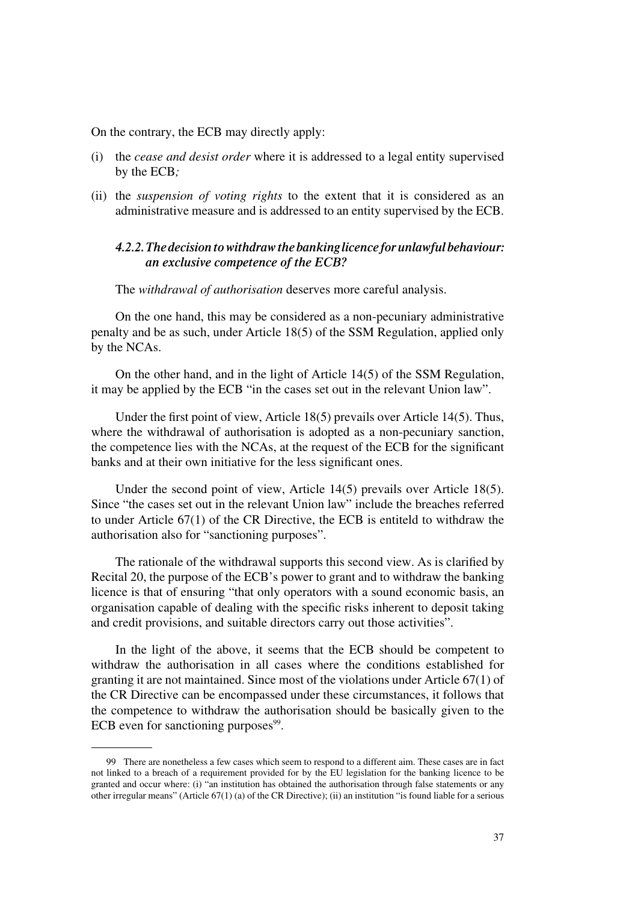On the contrary, the ECB may directly apply:

(i) the *cease and desist order* where it is addressed to a legal entity supervised by the ECB*;*

(ii) the *suspension of voting rights* to the extent that it is considered as an administrative measure and is addressed to an entity supervised by the ECB.

#### *4.2.2. The decision to withdraw the banking licence for unlawful behaviour: an exclusive competence of the ECB?*

The *withdrawal of authorisation* deserves more careful analysis.

On the one hand, this may be considered as a non-pecuniary administrative penalty and be as such, under Article 18(5) of the SSM Regulation, applied only by the NCAs.

On the other hand, and in the light of Article 14(5) of the SSM Regulation, it may be applied by the ECB "in the cases set out in the relevant Union law".

Under the first point of view, Article 18(5) prevails over Article 14(5). Thus, where the withdrawal of authorisation is adopted as a non-pecuniary sanction, the competence lies with the NCAs, at the request of the ECB for the significant banks and at their own initiative for the less significant ones.

Under the second point of view, Article 14(5) prevails over Article 18(5). Since "the cases set out in the relevant Union law" include the breaches referred to under Article 67(1) of the CR Directive, the ECB is entiteld to withdraw the authorisation also for "sanctioning purposes".

The rationale of the withdrawal supports this second view. As is clarified by Recital 20, the purpose of the ECB's power to grant and to withdraw the banking licence is that of ensuring "that only operators with a sound economic basis, an organisation capable of dealing with the specific risks inherent to deposit taking and credit provisions, and suitable directors carry out those activities".

In the light of the above, it seems that the ECB should be competent to withdraw the authorisation in all cases where the conditions established for granting it are not maintained. Since most of the violations under Article 67(1) of the CR Directive can be encompassed under these circumstances, it follows that the competence to withdraw the authorisation should be basically given to the ECB even for sanctioning purposes[99].

---

99 There are nonetheless a few cases which seem to respond to a different aim. These cases are in fact not linked to a breach of a requirement provided for by the EU legislation for the banking licence to be granted and occur where: (i) "an institution has obtained the authorisation through false statements or any other irregular means" (Article 67(1) (a) of the CR Directive); (ii) an institution "is found liable for a serious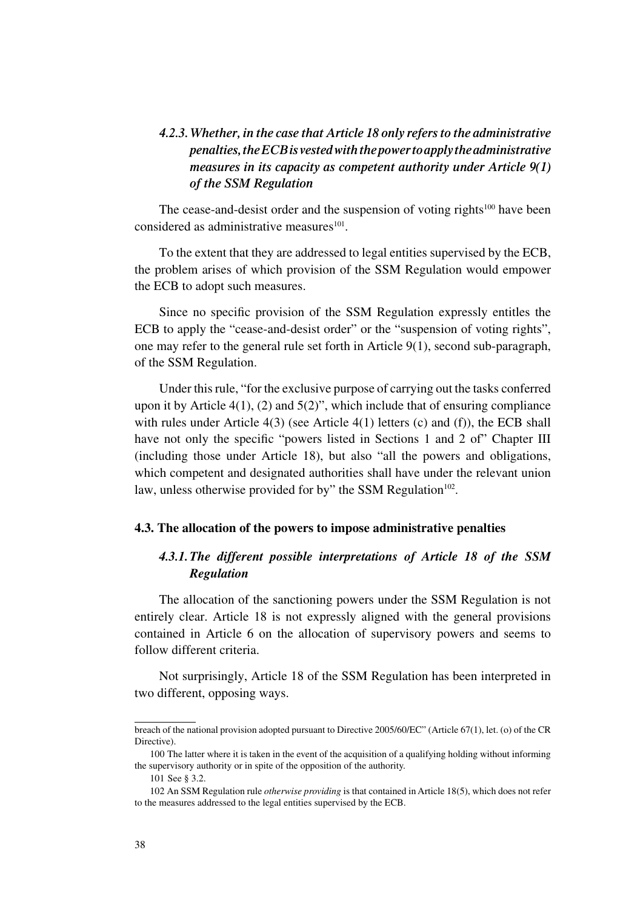### *4.2.3. Whether, in the case that Article 18 only refers to the administrative penalties, the ECB is vested with the power to apply the administrative measures in its capacity as competent authority under Article 9(1) of the SSM Regulation*

The cease-and-desist order and the suspension of voting rights[100] have been considered as administrative measures[101].

To the extent that they are addressed to legal entities supervised by the ECB, the problem arises of which provision of the SSM Regulation would empower the ECB to adopt such measures.

Since no specific provision of the SSM Regulation expressly entitles the ECB to apply the "cease-and-desist order" or the "suspension of voting rights", one may refer to the general rule set forth in Article 9(1), second sub-paragraph, of the SSM Regulation.

Under this rule, "for the exclusive purpose of carrying out the tasks conferred upon it by Article 4(1), (2) and 5(2)", which include that of ensuring compliance with rules under Article 4(3) (see Article 4(1) letters (c) and (f)), the ECB shall have not only the specific "powers listed in Sections 1 and 2 of" Chapter III (including those under Article 18), but also "all the powers and obligations, which competent and designated authorities shall have under the relevant union law, unless otherwise provided for by" the SSM Regulation[102].

## 4.3. The allocation of the powers to impose administrative penalties

### *4.3.1. The different possible interpretations of Article 18 of the SSM Regulation*

The allocation of the sanctioning powers under the SSM Regulation is not entirely clear. Article 18 is not expressly aligned with the general provisions contained in Article 6 on the allocation of supervisory powers and seems to follow different criteria.

Not surprisingly, Article 18 of the SSM Regulation has been interpreted in two different, opposing ways.

---

breach of the national provision adopted pursuant to Directive 2005/60/EC" (Article 67(1), let. (o) of the CR Directive).

100 The latter where it is taken in the event of the acquisition of a qualifying holding without informing the supervisory authority or in spite of the opposition of the authority.

101 See § 3.2.

102 An SSM Regulation rule *otherwise providing* is that contained in Article 18(5), which does not refer to the measures addressed to the legal entities supervised by the ECB.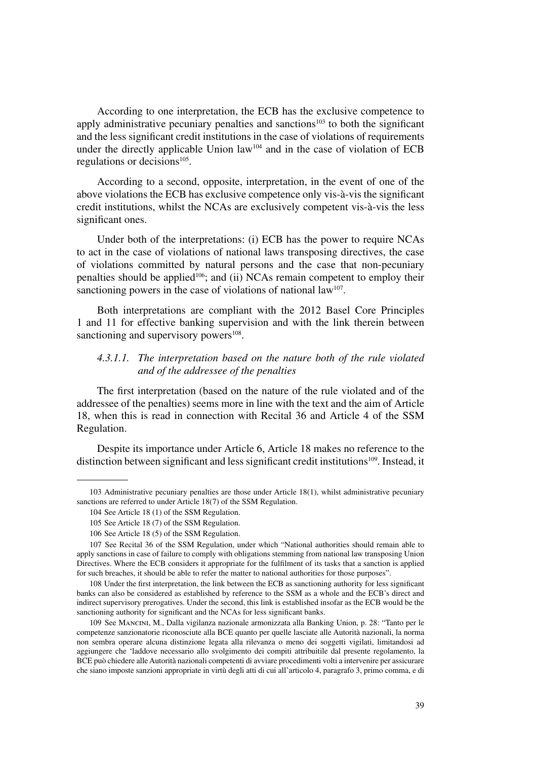According to one interpretation, the ECB has the exclusive competence to apply administrative pecuniary penalties and sanctions[103] to both the significant and the less significant credit institutions in the case of violations of requirements under the directly applicable Union law[104] and in the case of violation of ECB regulations or decisions[105].

According to a second, opposite, interpretation, in the event of one of the above violations the ECB has exclusive competence only vis-à-vis the significant credit institutions, whilst the NCAs are exclusively competent vis-à-vis the less significant ones.

Under both of the interpretations: (i) ECB has the power to require NCAs to act in the case of violations of national laws transposing directives, the case of violations committed by natural persons and the case that non-pecuniary penalties should be applied[106]; and (ii) NCAs remain competent to employ their sanctioning powers in the case of violations of national law[107].

Both interpretations are compliant with the 2012 Basel Core Principles 1 and 11 for effective banking supervision and with the link therein between sanctioning and supervisory powers[108].

#### *4.3.1.1. The interpretation based on the nature both of the rule violated and of the addressee of the penalties*

The first interpretation (based on the nature of the rule violated and of the addressee of the penalties) seems more in line with the text and the aim of Article 18, when this is read in connection with Recital 36 and Article 4 of the SSM Regulation.

Despite its importance under Article 6, Article 18 makes no reference to the distinction between significant and less significant credit institutions[109]. Instead, it

---

103 Administrative pecuniary penalties are those under Article 18(1), whilst administrative pecuniary sanctions are referred to under Article 18(7) of the SSM Regulation.

104 See Article 18 (1) of the SSM Regulation.

105 See Article 18 (7) of the SSM Regulation.

106 See Article 18 (5) of the SSM Regulation.

107 See Recital 36 of the SSM Regulation, under which "National authorities should remain able to apply sanctions in case of failure to comply with obligations stemming from national law transposing Union Directives. Where the ECB considers it appropriate for the fulfilment of its tasks that a sanction is applied for such breaches, it should be able to refer the matter to national authorities for those purposes".

108 Under the first interpretation, the link between the ECB as sanctioning authority for less significant banks can also be considered as established by reference to the SSM as a whole and the ECB's direct and indirect supervisory prerogatives. Under the second, this link is established insofar as the ECB would be the sanctioning authority for significant and the NCAs for less significant banks.

109 See Mancini, M., Dalla vigilanza nazionale armonizzata alla Banking Union, p. 28: "Tanto per le competenze sanzionatorie riconosciute alla BCE quanto per quelle lasciate alle Autorità nazionali, la norma non sembra operare alcuna distinzione legata alla rilevanza o meno dei soggetti vigilati, limitandosi ad aggiungere che 'laddove necessario allo svolgimento dei compiti attribuitile dal presente regolamento, la BCE può chiedere alle Autorità nazionali competenti di avviare procedimenti volti a intervenire per assicurare che siano imposte sanzioni appropriate in virtù degli atti di cui all'articolo 4, paragrafo 3, primo comma, e di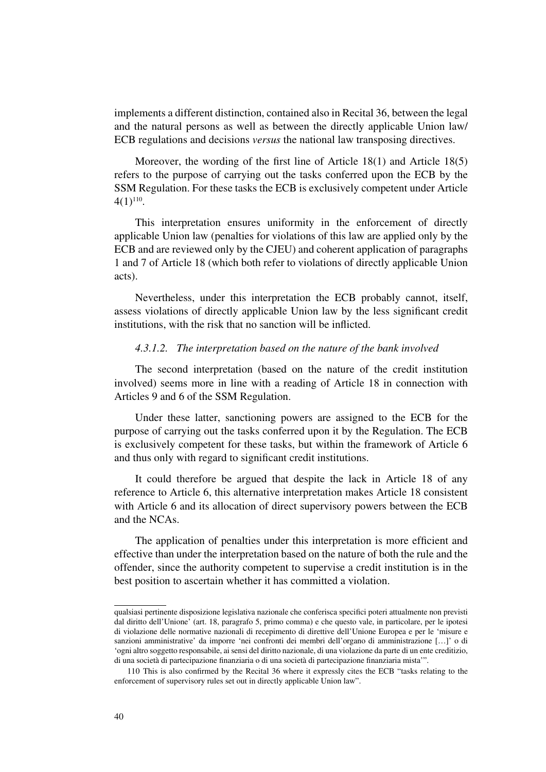implements a different distinction, contained also in Recital 36, between the legal and the natural persons as well as between the directly applicable Union law/ ECB regulations and decisions *versus* the national law transposing directives.

Moreover, the wording of the first line of Article 18(1) and Article 18(5) refers to the purpose of carrying out the tasks conferred upon the ECB by the SSM Regulation. For these tasks the ECB is exclusively competent under Article 4(1)[110].

This interpretation ensures uniformity in the enforcement of directly applicable Union law (penalties for violations of this law are applied only by the ECB and are reviewed only by the CJEU) and coherent application of paragraphs 1 and 7 of Article 18 (which both refer to violations of directly applicable Union acts).

Nevertheless, under this interpretation the ECB probably cannot, itself, assess violations of directly applicable Union law by the less significant credit institutions, with the risk that no sanction will be inflicted.

#### *4.3.1.2. The interpretation based on the nature of the bank involved*

The second interpretation (based on the nature of the credit institution involved) seems more in line with a reading of Article 18 in connection with Articles 9 and 6 of the SSM Regulation.

Under these latter, sanctioning powers are assigned to the ECB for the purpose of carrying out the tasks conferred upon it by the Regulation. The ECB is exclusively competent for these tasks, but within the framework of Article 6 and thus only with regard to significant credit institutions.

It could therefore be argued that despite the lack in Article 18 of any reference to Article 6, this alternative interpretation makes Article 18 consistent with Article 6 and its allocation of direct supervisory powers between the ECB and the NCAs.

The application of penalties under this interpretation is more efficient and effective than under the interpretation based on the nature of both the rule and the offender, since the authority competent to supervise a credit institution is in the best position to ascertain whether it has committed a violation.

---

qualsiasi pertinente disposizione legislativa nazionale che conferisca specifici poteri attualmente non previsti dal diritto dell'Unione' (art. 18, paragrafo 5, primo comma) e che questo vale, in particolare, per le ipotesi di violazione delle normative nazionali di recepimento di direttive dell'Unione Europea e per le 'misure e sanzioni amministrative' da imporre 'nei confronti dei membri dell'organo di amministrazione […]' o di 'ogni altro soggetto responsabile, ai sensi del diritto nazionale, di una violazione da parte di un ente creditizio, di una società di partecipazione finanziaria o di una società di partecipazione finanziaria mista'".

110 This is also confirmed by the Recital 36 where it expressly cites the ECB "tasks relating to the enforcement of supervisory rules set out in directly applicable Union law".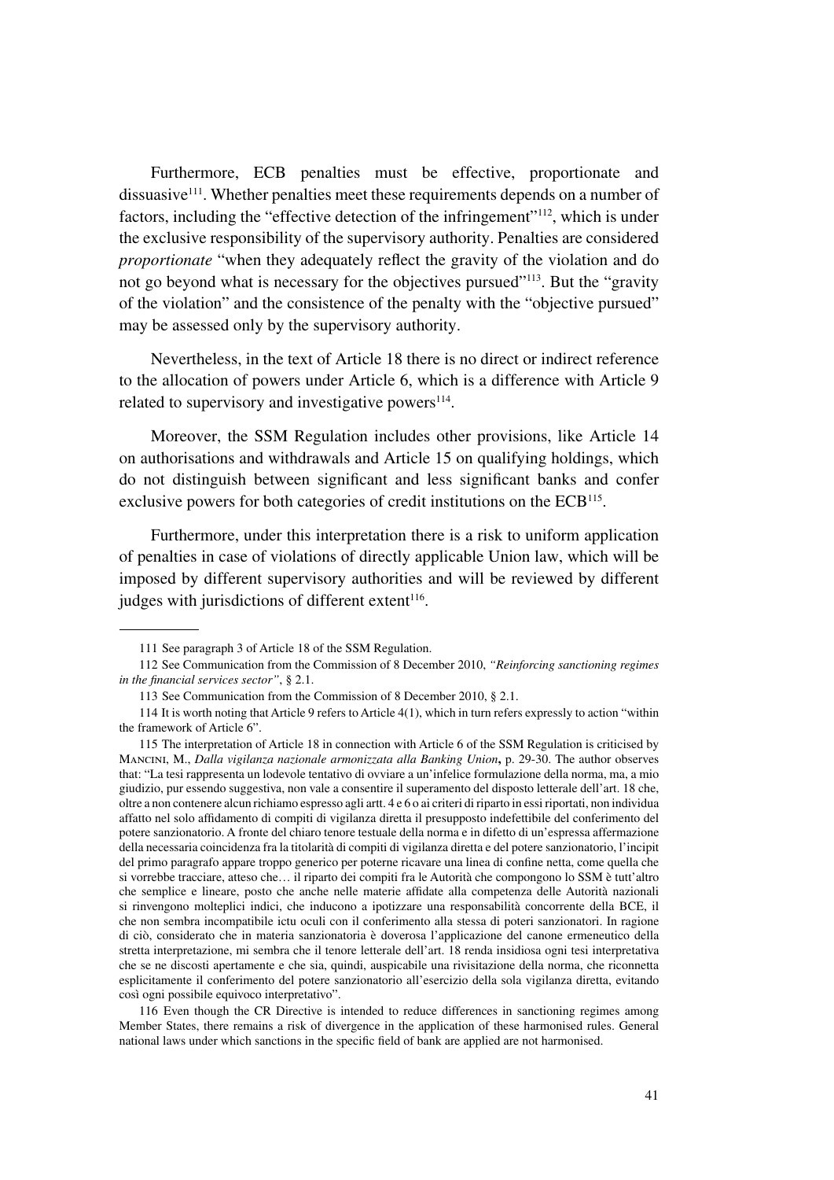Furthermore, ECB penalties must be effective, proportionate and dissuasive[111]. Whether penalties meet these requirements depends on a number of factors, including the "effective detection of the infringement"[112], which is under the exclusive responsibility of the supervisory authority. Penalties are considered *proportionate* "when they adequately reflect the gravity of the violation and do not go beyond what is necessary for the objectives pursued"[113]. But the "gravity of the violation" and the consistence of the penalty with the "objective pursued" may be assessed only by the supervisory authority.

Nevertheless, in the text of Article 18 there is no direct or indirect reference to the allocation of powers under Article 6, which is a difference with Article 9 related to supervisory and investigative powers[114].

Moreover, the SSM Regulation includes other provisions, like Article 14 on authorisations and withdrawals and Article 15 on qualifying holdings, which do not distinguish between significant and less significant banks and confer exclusive powers for both categories of credit institutions on the ECB[115].

Furthermore, under this interpretation there is a risk to uniform application of penalties in case of violations of directly applicable Union law, which will be imposed by different supervisory authorities and will be reviewed by different judges with jurisdictions of different extent[116].

---

111 See paragraph 3 of Article 18 of the SSM Regulation.

112 See Communication from the Commission of 8 December 2010, *"Reinforcing sanctioning regimes in the financial services sector"*, § 2.1.

113 See Communication from the Commission of 8 December 2010, § 2.1.

114 It is worth noting that Article 9 refers to Article 4(1), which in turn refers expressly to action "within the framework of Article 6".

115 The interpretation of Article 18 in connection with Article 6 of the SSM Regulation is criticised by Mancini, M., *Dalla vigilanza nazionale armonizzata alla Banking Union*, p. 29-30. The author observes that: "La tesi rappresenta un lodevole tentativo di ovviare a un'infelice formulazione della norma, ma, a mio giudizio, pur essendo suggestiva, non vale a consentire il superamento del disposto letterale dell'art. 18 che, oltre a non contenere alcun richiamo espresso agli artt. 4 e 6 o ai criteri di riparto in essi riportati, non individua affatto nel solo affidamento di compiti di vigilanza diretta il presupposto indefettibile del conferimento del potere sanzionatorio. A fronte del chiaro tenore testuale della norma e in difetto di un'espressa affermazione della necessaria coincidenza fra la titolarità di compiti di vigilanza diretta e del potere sanzionatorio, l'incipit del primo paragrafo appare troppo generico per poterne ricavare una linea di confine netta, come quella che si vorrebbe tracciare, atteso che… il riparto dei compiti fra le Autorità che compongono lo SSM è tutt'altro che semplice e lineare, posto che anche nelle materie affidate alla competenza delle Autorità nazionali si rinvengono molteplici indici, che inducono a ipotizzare una responsabilità concorrente della BCE, il che non sembra incompatibile ictu oculi con il conferimento alla stessa di poteri sanzionatori. In ragione di ciò, considerato che in materia sanzionatoria è doverosa l'applicazione del canone ermeneutico della stretta interpretazione, mi sembra che il tenore letterale dell'art. 18 renda insidiosa ogni tesi interpretativa che se ne discosti apertamente e che sia, quindi, auspicabile una rivisitazione della norma, che riconnetta esplicitamente il conferimento del potere sanzionatorio all'esercizio della sola vigilanza diretta, evitando così ogni possibile equivoco interpretativo".

116 Even though the CR Directive is intended to reduce differences in sanctioning regimes among Member States, there remains a risk of divergence in the application of these harmonised rules. General national laws under which sanctions in the specific field of bank are applied are not harmonised.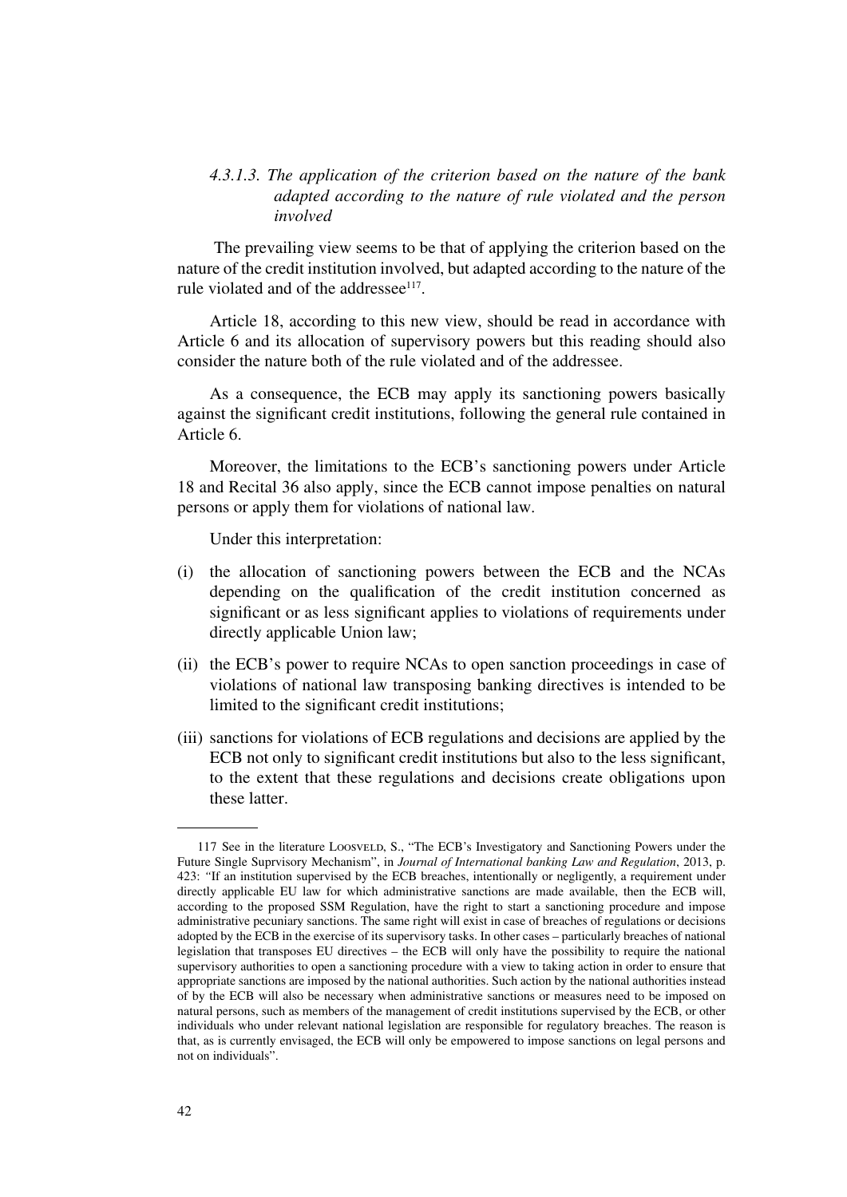#### *4.3.1.3. The application of the criterion based on the nature of the bank adapted according to the nature of rule violated and the person involved*

The prevailing view seems to be that of applying the criterion based on the nature of the credit institution involved, but adapted according to the nature of the rule violated and of the addressee[117].

Article 18, according to this new view, should be read in accordance with Article 6 and its allocation of supervisory powers but this reading should also consider the nature both of the rule violated and of the addressee.

As a consequence, the ECB may apply its sanctioning powers basically against the significant credit institutions, following the general rule contained in Article 6.

Moreover, the limitations to the ECB's sanctioning powers under Article 18 and Recital 36 also apply, since the ECB cannot impose penalties on natural persons or apply them for violations of national law.

Under this interpretation:

(i) the allocation of sanctioning powers between the ECB and the NCAs depending on the qualification of the credit institution concerned as significant or as less significant applies to violations of requirements under directly applicable Union law;

(ii) the ECB's power to require NCAs to open sanction proceedings in case of violations of national law transposing banking directives is intended to be limited to the significant credit institutions;

(iii) sanctions for violations of ECB regulations and decisions are applied by the ECB not only to significant credit institutions but also to the less significant, to the extent that these regulations and decisions create obligations upon these latter.

---

117 See in the literature Loosveld, S., "The ECB's Investigatory and Sanctioning Powers under the Future Single Suprvisory Mechanism", in *Journal of International banking Law and Regulation*, 2013, p. 423: "If an institution supervised by the ECB breaches, intentionally or negligently, a requirement under directly applicable EU law for which administrative sanctions are made available, then the ECB will, according to the proposed SSM Regulation, have the right to start a sanctioning procedure and impose administrative pecuniary sanctions. The same right will exist in case of breaches of regulations or decisions adopted by the ECB in the exercise of its supervisory tasks. In other cases – particularly breaches of national legislation that transposes EU directives – the ECB will only have the possibility to require the national supervisory authorities to open a sanctioning procedure with a view to taking action in order to ensure that appropriate sanctions are imposed by the national authorities. Such action by the national authorities instead of by the ECB will also be necessary when administrative sanctions or measures need to be imposed on natural persons, such as members of the management of credit institutions supervised by the ECB, or other individuals who under relevant national legislation are responsible for regulatory breaches. The reason is that, as is currently envisaged, the ECB will only be empowered to impose sanctions on legal persons and not on individuals".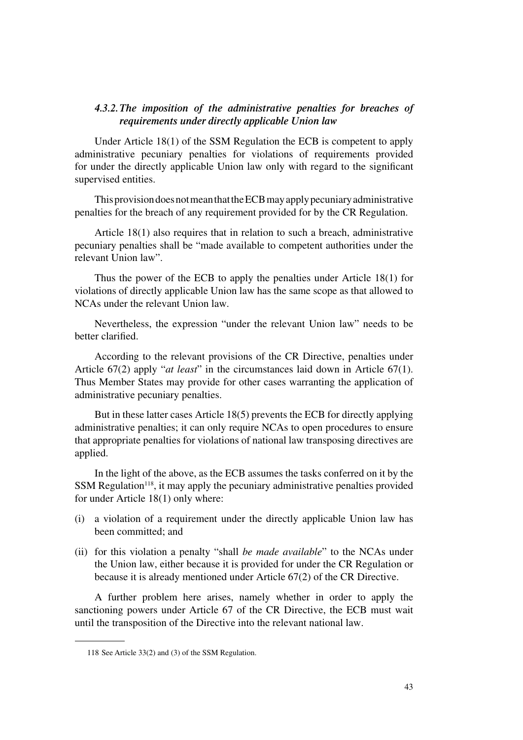### *4.3.2. The imposition of the administrative penalties for breaches of requirements under directly applicable Union law*

Under Article 18(1) of the SSM Regulation the ECB is competent to apply administrative pecuniary penalties for violations of requirements provided for under the directly applicable Union law only with regard to the significant supervised entities.

This provision does not mean that the ECB may apply pecuniary administrative penalties for the breach of any requirement provided for by the CR Regulation.

Article 18(1) also requires that in relation to such a breach, administrative pecuniary penalties shall be "made available to competent authorities under the relevant Union law".

Thus the power of the ECB to apply the penalties under Article 18(1) for violations of directly applicable Union law has the same scope as that allowed to NCAs under the relevant Union law.

Nevertheless, the expression "under the relevant Union law" needs to be better clarified.

According to the relevant provisions of the CR Directive, penalties under Article 67(2) apply "*at least*" in the circumstances laid down in Article 67(1). Thus Member States may provide for other cases warranting the application of administrative pecuniary penalties.

But in these latter cases Article 18(5) prevents the ECB for directly applying administrative penalties; it can only require NCAs to open procedures to ensure that appropriate penalties for violations of national law transposing directives are applied.

In the light of the above, as the ECB assumes the tasks conferred on it by the SSM Regulation[118], it may apply the pecuniary administrative penalties provided for under Article 18(1) only where:

(i) a violation of a requirement under the directly applicable Union law has been committed; and

(ii) for this violation a penalty "shall *be made available*" to the NCAs under the Union law, either because it is provided for under the CR Regulation or because it is already mentioned under Article 67(2) of the CR Directive.

A further problem here arises, namely whether in order to apply the sanctioning powers under Article 67 of the CR Directive, the ECB must wait until the transposition of the Directive into the relevant national law.

---

118 See Article 33(2) and (3) of the SSM Regulation.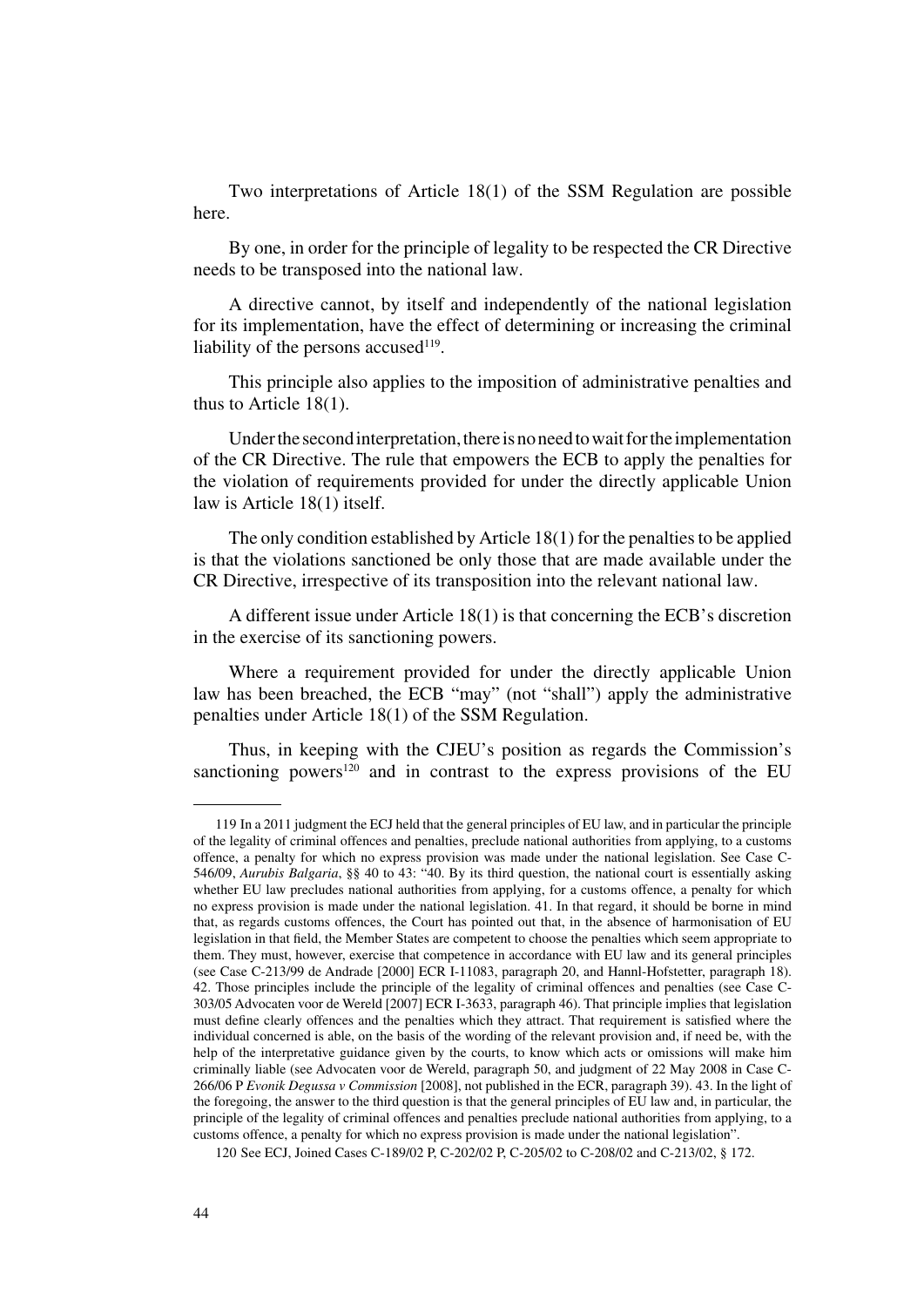Two interpretations of Article 18(1) of the SSM Regulation are possible here.

By one, in order for the principle of legality to be respected the CR Directive needs to be transposed into the national law.

A directive cannot, by itself and independently of the national legislation for its implementation, have the effect of determining or increasing the criminal liability of the persons accused[119].

This principle also applies to the imposition of administrative penalties and thus to Article 18(1).

Under the second interpretation, there is no need to wait for the implementation of the CR Directive. The rule that empowers the ECB to apply the penalties for the violation of requirements provided for under the directly applicable Union law is Article 18(1) itself.

The only condition established by Article 18(1) for the penalties to be applied is that the violations sanctioned be only those that are made available under the CR Directive, irrespective of its transposition into the relevant national law.

A different issue under Article 18(1) is that concerning the ECB's discretion in the exercise of its sanctioning powers.

Where a requirement provided for under the directly applicable Union law has been breached, the ECB "may" (not "shall") apply the administrative penalties under Article 18(1) of the SSM Regulation.

Thus, in keeping with the CJEU's position as regards the Commission's sanctioning powers[120] and in contrast to the express provisions of the EU

---

119 In a 2011 judgment the ECJ held that the general principles of EU law, and in particular the principle of the legality of criminal offences and penalties, preclude national authorities from applying, to a customs offence, a penalty for which no express provision was made under the national legislation. See Case C-546/09, *Aurubis Balgaria*, §§ 40 to 43: "40. By its third question, the national court is essentially asking whether EU law precludes national authorities from applying, for a customs offence, a penalty for which no express provision is made under the national legislation. 41. In that regard, it should be borne in mind that, as regards customs offences, the Court has pointed out that, in the absence of harmonisation of EU legislation in that field, the Member States are competent to choose the penalties which seem appropriate to them. They must, however, exercise that competence in accordance with EU law and its general principles (see Case C-213/99 de Andrade [2000] ECR I-11083, paragraph 20, and Hannl-Hofstetter, paragraph 18). 42. Those principles include the principle of the legality of criminal offences and penalties (see Case C-303/05 Advocaten voor de Wereld [2007] ECR I-3633, paragraph 46). That principle implies that legislation must define clearly offences and the penalties which they attract. That requirement is satisfied where the individual concerned is able, on the basis of the wording of the relevant provision and, if need be, with the help of the interpretative guidance given by the courts, to know which acts or omissions will make him criminally liable (see Advocaten voor de Wereld, paragraph 50, and judgment of 22 May 2008 in Case C-266/06 P *Evonik Degussa v Commission* [2008], not published in the ECR, paragraph 39). 43. In the light of the foregoing, the answer to the third question is that the general principles of EU law and, in particular, the principle of the legality of criminal offences and penalties preclude national authorities from applying, to a customs offence, a penalty for which no express provision is made under the national legislation".

120 See ECJ, Joined Cases C-189/02 P, C-202/02 P, C-205/02 to C-208/02 and C-213/02, § 172.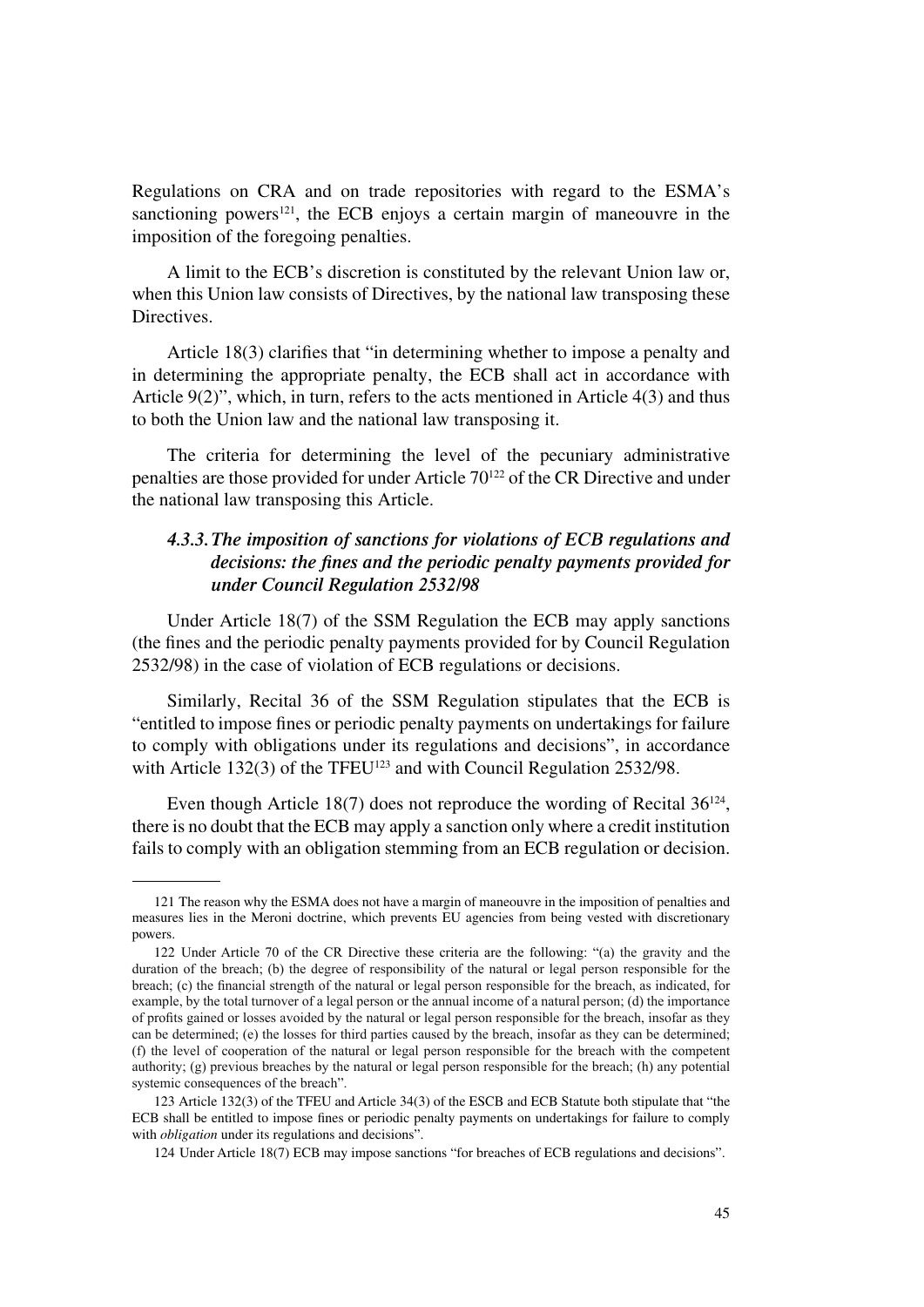Regulations on CRA and on trade repositories with regard to the ESMA's sanctioning powers[121], the ECB enjoys a certain margin of maneouvre in the imposition of the foregoing penalties.

A limit to the ECB's discretion is constituted by the relevant Union law or, when this Union law consists of Directives, by the national law transposing these Directives.

Article 18(3) clarifies that "in determining whether to impose a penalty and in determining the appropriate penalty, the ECB shall act in accordance with Article 9(2)", which, in turn, refers to the acts mentioned in Article 4(3) and thus to both the Union law and the national law transposing it.

The criteria for determining the level of the pecuniary administrative penalties are those provided for under Article 70[122] of the CR Directive and under the national law transposing this Article.

### *4.3.3. The imposition of sanctions for violations of ECB regulations and decisions: the fines and the periodic penalty payments provided for under Council Regulation 2532/98*

Under Article 18(7) of the SSM Regulation the ECB may apply sanctions (the fines and the periodic penalty payments provided for by Council Regulation 2532/98) in the case of violation of ECB regulations or decisions.

Similarly, Recital 36 of the SSM Regulation stipulates that the ECB is "entitled to impose fines or periodic penalty payments on undertakings for failure to comply with obligations under its regulations and decisions", in accordance with Article 132(3) of the TFEU[123] and with Council Regulation 2532/98.

Even though Article 18(7) does not reproduce the wording of Recital 36[124], there is no doubt that the ECB may apply a sanction only where a credit institution fails to comply with an obligation stemming from an ECB regulation or decision.

---

121 The reason why the ESMA does not have a margin of maneouvre in the imposition of penalties and measures lies in the Meroni doctrine, which prevents EU agencies from being vested with discretionary powers.

122 Under Article 70 of the CR Directive these criteria are the following: "(a) the gravity and the duration of the breach; (b) the degree of responsibility of the natural or legal person responsible for the breach; (c) the financial strength of the natural or legal person responsible for the breach, as indicated, for example, by the total turnover of a legal person or the annual income of a natural person; (d) the importance of profits gained or losses avoided by the natural or legal person responsible for the breach, insofar as they can be determined; (e) the losses for third parties caused by the breach, insofar as they can be determined; (f) the level of cooperation of the natural or legal person responsible for the breach with the competent authority; (g) previous breaches by the natural or legal person responsible for the breach; (h) any potential systemic consequences of the breach".

123 Article 132(3) of the TFEU and Article 34(3) of the ESCB and ECB Statute both stipulate that "the ECB shall be entitled to impose fines or periodic penalty payments on undertakings for failure to comply with *obligation* under its regulations and decisions".

124 Under Article 18(7) ECB may impose sanctions "for breaches of ECB regulations and decisions".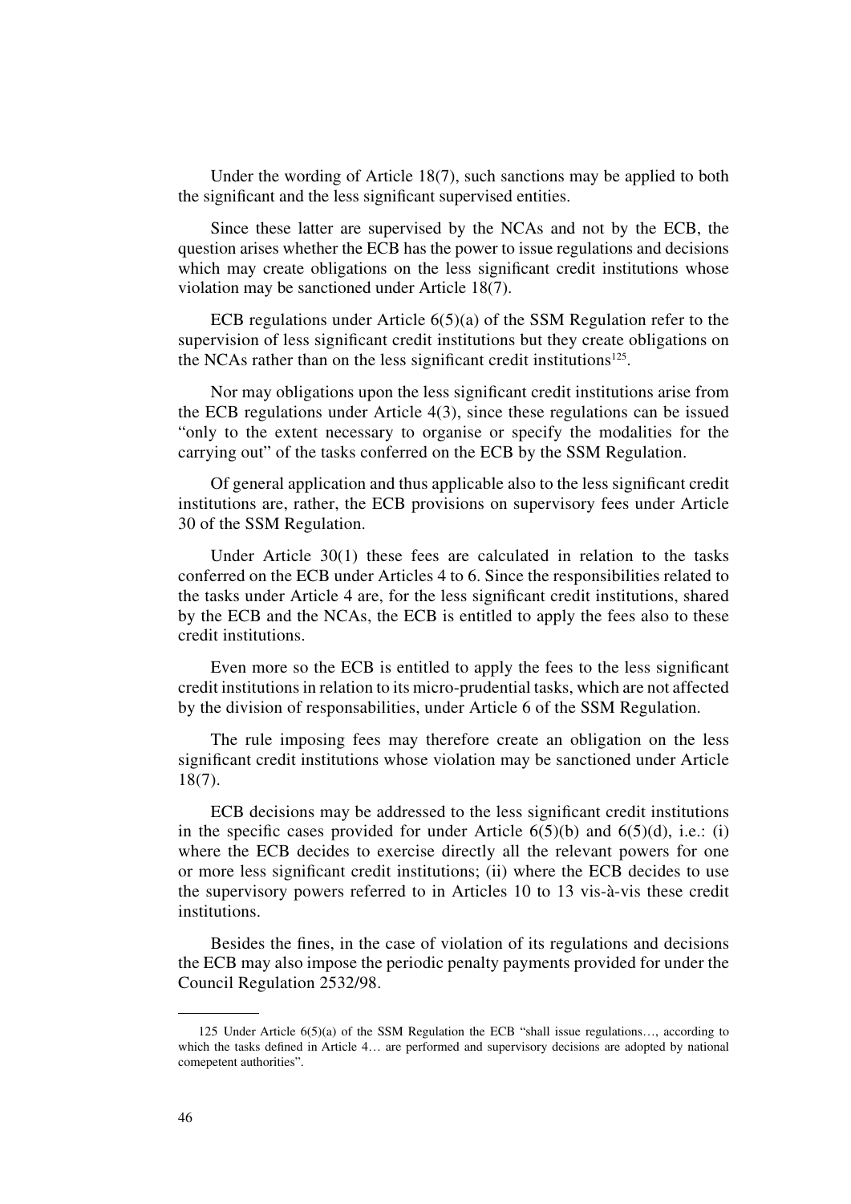Under the wording of Article 18(7), such sanctions may be applied to both the significant and the less significant supervised entities.

Since these latter are supervised by the NCAs and not by the ECB, the question arises whether the ECB has the power to issue regulations and decisions which may create obligations on the less significant credit institutions whose violation may be sanctioned under Article 18(7).

ECB regulations under Article 6(5)(a) of the SSM Regulation refer to the supervision of less significant credit institutions but they create obligations on the NCAs rather than on the less significant credit institutions[125].

Nor may obligations upon the less significant credit institutions arise from the ECB regulations under Article 4(3), since these regulations can be issued "only to the extent necessary to organise or specify the modalities for the carrying out" of the tasks conferred on the ECB by the SSM Regulation.

Of general application and thus applicable also to the less significant credit institutions are, rather, the ECB provisions on supervisory fees under Article 30 of the SSM Regulation.

Under Article 30(1) these fees are calculated in relation to the tasks conferred on the ECB under Articles 4 to 6. Since the responsibilities related to the tasks under Article 4 are, for the less significant credit institutions, shared by the ECB and the NCAs, the ECB is entitled to apply the fees also to these credit institutions.

Even more so the ECB is entitled to apply the fees to the less significant credit institutions in relation to its micro-prudential tasks, which are not affected by the division of responsabilities, under Article 6 of the SSM Regulation.

The rule imposing fees may therefore create an obligation on the less significant credit institutions whose violation may be sanctioned under Article 18(7).

ECB decisions may be addressed to the less significant credit institutions in the specific cases provided for under Article 6(5)(b) and 6(5)(d), i.e.: (i) where the ECB decides to exercise directly all the relevant powers for one or more less significant credit institutions; (ii) where the ECB decides to use the supervisory powers referred to in Articles 10 to 13 vis-à-vis these credit institutions.

Besides the fines, in the case of violation of its regulations and decisions the ECB may also impose the periodic penalty payments provided for under the Council Regulation 2532/98.

---

125 Under Article 6(5)(a) of the SSM Regulation the ECB "shall issue regulations…, according to which the tasks defined in Article 4… are performed and supervisory decisions are adopted by national comepetent authorities".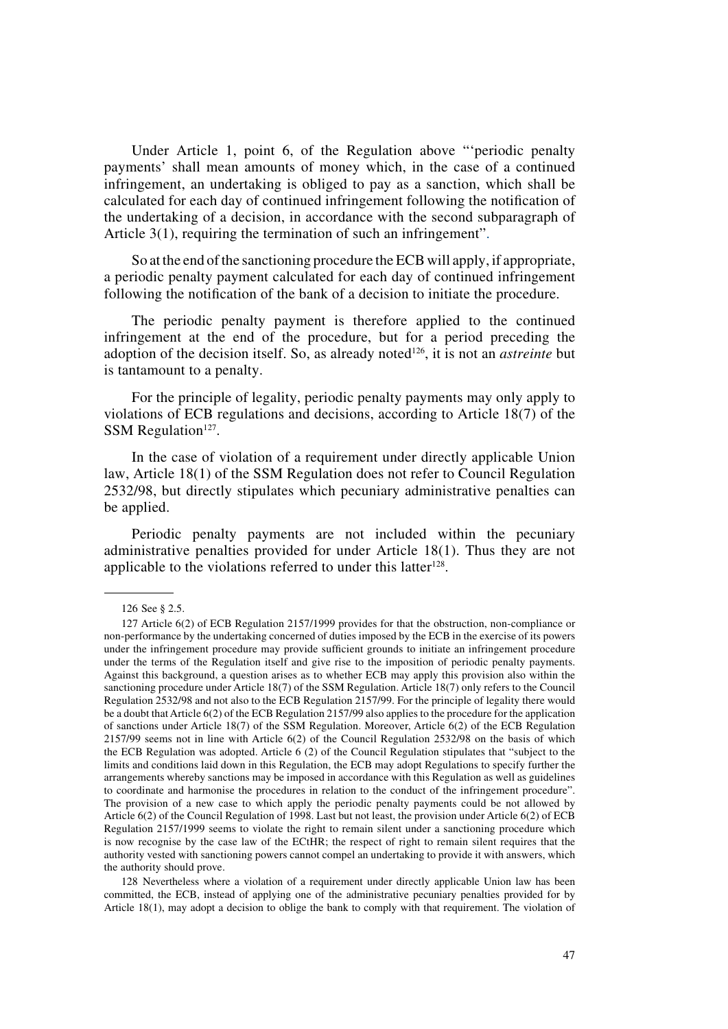Under Article 1, point 6, of the Regulation above "'periodic penalty payments' shall mean amounts of money which, in the case of a continued infringement, an undertaking is obliged to pay as a sanction, which shall be calculated for each day of continued infringement following the notification of the undertaking of a decision, in accordance with the second subparagraph of Article 3(1), requiring the termination of such an infringement".

So at the end of the sanctioning procedure the ECB will apply, if appropriate, a periodic penalty payment calculated for each day of continued infringement following the notification of the bank of a decision to initiate the procedure.

The periodic penalty payment is therefore applied to the continued infringement at the end of the procedure, but for a period preceding the adoption of the decision itself. So, as already noted[126], it is not an *astreinte* but is tantamount to a penalty.

For the principle of legality, periodic penalty payments may only apply to violations of ECB regulations and decisions, according to Article 18(7) of the SSM Regulation[127].

In the case of violation of a requirement under directly applicable Union law, Article 18(1) of the SSM Regulation does not refer to Council Regulation 2532/98, but directly stipulates which pecuniary administrative penalties can be applied.

Periodic penalty payments are not included within the pecuniary administrative penalties provided for under Article 18(1). Thus they are not applicable to the violations referred to under this latter[128].

---

126 See § 2.5.

127 Article 6(2) of ECB Regulation 2157/1999 provides for that the obstruction, non-compliance or non-performance by the undertaking concerned of duties imposed by the ECB in the exercise of its powers under the infringement procedure may provide sufficient grounds to initiate an infringement procedure under the terms of the Regulation itself and give rise to the imposition of periodic penalty payments. Against this background, a question arises as to whether ECB may apply this provision also within the sanctioning procedure under Article 18(7) of the SSM Regulation. Article 18(7) only refers to the Council Regulation 2532/98 and not also to the ECB Regulation 2157/99. For the principle of legality there would be a doubt that Article 6(2) of the ECB Regulation 2157/99 also applies to the procedure for the application of sanctions under Article 18(7) of the SSM Regulation. Moreover, Article 6(2) of the ECB Regulation 2157/99 seems not in line with Article 6(2) of the Council Regulation 2532/98 on the basis of which the ECB Regulation was adopted. Article 6 (2) of the Council Regulation stipulates that "subject to the limits and conditions laid down in this Regulation, the ECB may adopt Regulations to specify further the arrangements whereby sanctions may be imposed in accordance with this Regulation as well as guidelines to coordinate and harmonise the procedures in relation to the conduct of the infringement procedure". The provision of a new case to which apply the periodic penalty payments could be not allowed by Article 6(2) of the Council Regulation of 1998. Last but not least, the provision under Article 6(2) of ECB Regulation 2157/1999 seems to violate the right to remain silent under a sanctioning procedure which is now recognise by the case law of the ECtHR; the respect of right to remain silent requires that the authority vested with sanctioning powers cannot compel an undertaking to provide it with answers, which the authority should prove.

128 Nevertheless where a violation of a requirement under directly applicable Union law has been committed, the ECB, instead of applying one of the administrative pecuniary penalties provided for by Article 18(1), may adopt a decision to oblige the bank to comply with that requirement. The violation of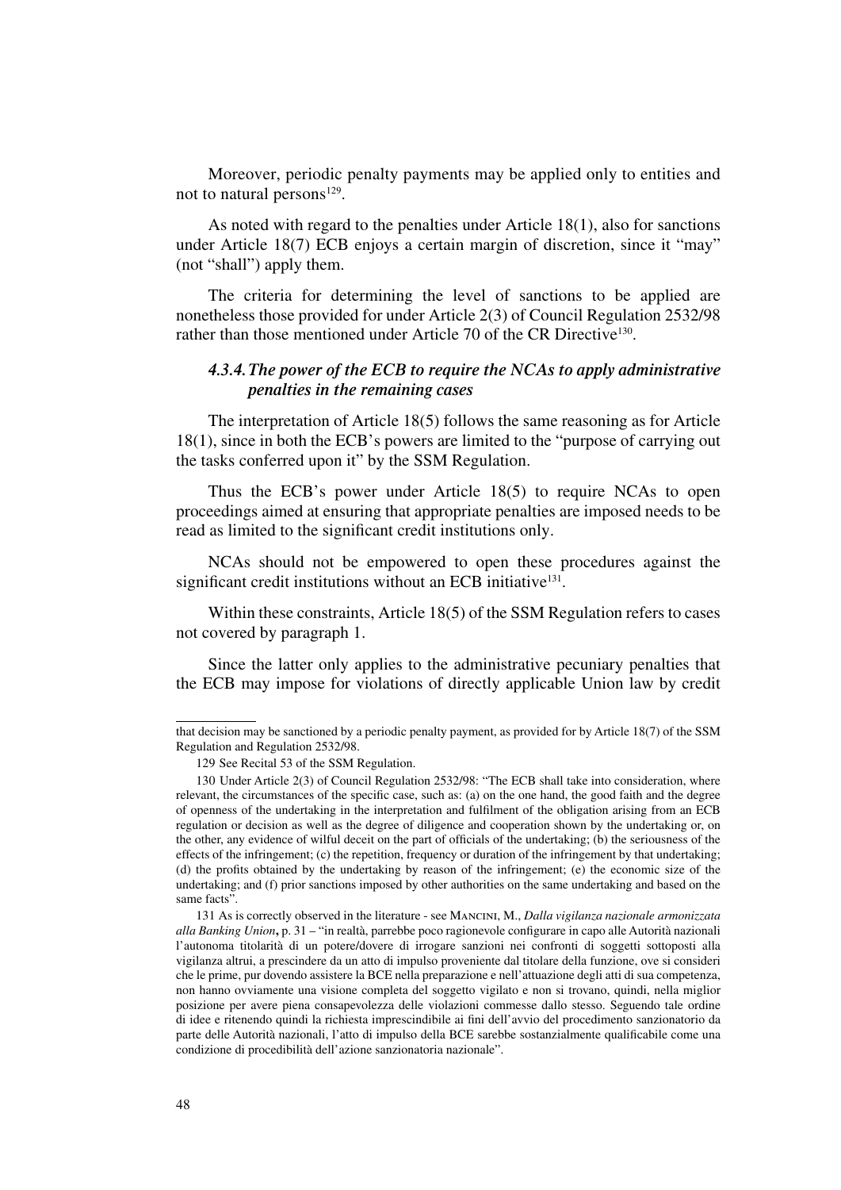Moreover, periodic penalty payments may be applied only to entities and not to natural persons[129].

As noted with regard to the penalties under Article 18(1), also for sanctions under Article 18(7) ECB enjoys a certain margin of discretion, since it "may" (not "shall") apply them.

The criteria for determining the level of sanctions to be applied are nonetheless those provided for under Article 2(3) of Council Regulation 2532/98 rather than those mentioned under Article 70 of the CR Directive[130].

### *4.3.4. The power of the ECB to require the NCAs to apply administrative penalties in the remaining cases*

The interpretation of Article 18(5) follows the same reasoning as for Article 18(1), since in both the ECB's powers are limited to the "purpose of carrying out the tasks conferred upon it" by the SSM Regulation.

Thus the ECB's power under Article 18(5) to require NCAs to open proceedings aimed at ensuring that appropriate penalties are imposed needs to be read as limited to the significant credit institutions only.

NCAs should not be empowered to open these procedures against the significant credit institutions without an ECB initiative[131].

Within these constraints, Article 18(5) of the SSM Regulation refers to cases not covered by paragraph 1.

Since the latter only applies to the administrative pecuniary penalties that the ECB may impose for violations of directly applicable Union law by credit

---

that decision may be sanctioned by a periodic penalty payment, as provided for by Article 18(7) of the SSM Regulation and Regulation 2532/98.

129 See Recital 53 of the SSM Regulation.

130 Under Article 2(3) of Council Regulation 2532/98: "The ECB shall take into consideration, where relevant, the circumstances of the specific case, such as: (a) on the one hand, the good faith and the degree of openness of the undertaking in the interpretation and fulfilment of the obligation arising from an ECB regulation or decision as well as the degree of diligence and cooperation shown by the undertaking or, on the other, any evidence of wilful deceit on the part of officials of the undertaking; (b) the seriousness of the effects of the infringement; (c) the repetition, frequency or duration of the infringement by that undertaking; (d) the profits obtained by the undertaking by reason of the infringement; (e) the economic size of the undertaking; and (f) prior sanctions imposed by other authorities on the same undertaking and based on the same facts".

131 As is correctly observed in the literature - see Mancini, M., *Dalla vigilanza nazionale armonizzata alla Banking Union*, p. 31 – "in realtà, parrebbe poco ragionevole configurare in capo alle Autorità nazionali l'autonoma titolarità di un potere/dovere di irrogare sanzioni nei confronti di soggetti sottoposti alla vigilanza altrui, a prescindere da un atto di impulso proveniente dal titolare della funzione, ove si consideri che le prime, pur dovendo assistere la BCE nella preparazione e nell'attuazione degli atti di sua competenza, non hanno ovviamente una visione completa del soggetto vigilato e non si trovano, quindi, nella miglior posizione per avere piena consapevolezza delle violazioni commesse dallo stesso. Seguendo tale ordine di idee e ritenendo quindi la richiesta imprescindibile ai fini dell'avvio del procedimento sanzionatorio da parte delle Autorità nazionali, l'atto di impulso della BCE sarebbe sostanzialmente qualificabile come una condizione di procedibilità dell'azione sanzionatoria nazionale".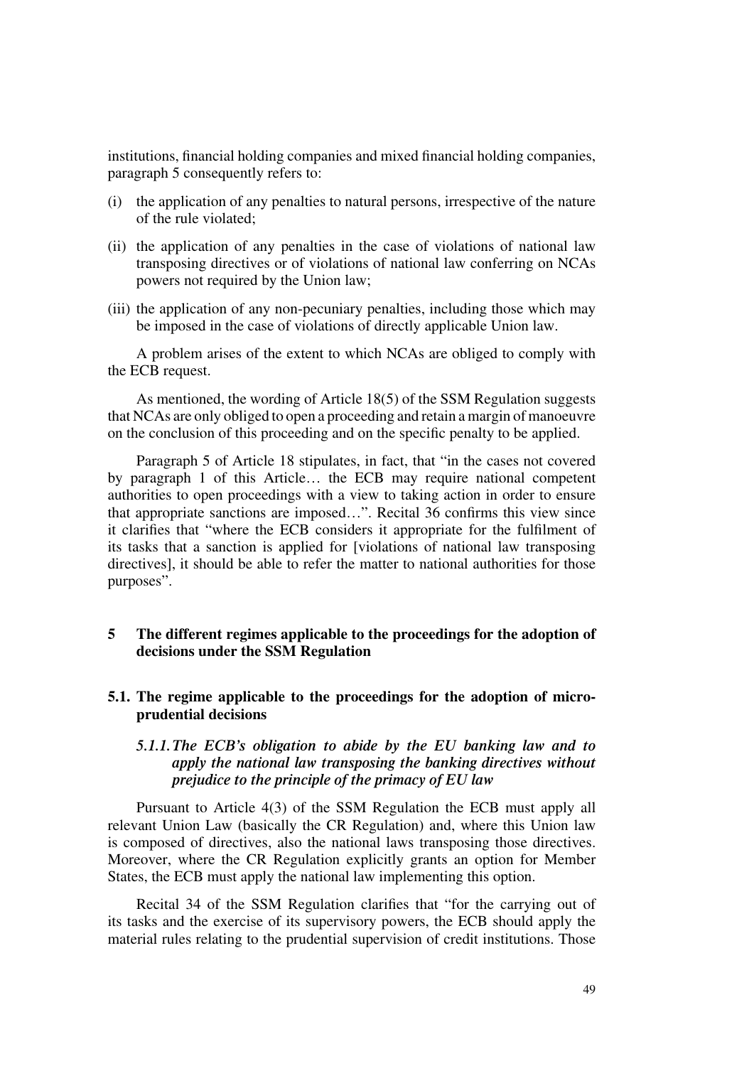institutions, financial holding companies and mixed financial holding companies, paragraph 5 consequently refers to:

(i) the application of any penalties to natural persons, irrespective of the nature of the rule violated;

(ii) the application of any penalties in the case of violations of national law transposing directives or of violations of national law conferring on NCAs powers not required by the Union law;

(iii) the application of any non-pecuniary penalties, including those which may be imposed in the case of violations of directly applicable Union law.

A problem arises of the extent to which NCAs are obliged to comply with the ECB request.

As mentioned, the wording of Article 18(5) of the SSM Regulation suggests that NCAs are only obliged to open a proceeding and retain a margin of manoeuvre on the conclusion of this proceeding and on the specific penalty to be applied.

Paragraph 5 of Article 18 stipulates, in fact, that "in the cases not covered by paragraph 1 of this Article… the ECB may require national competent authorities to open proceedings with a view to taking action in order to ensure that appropriate sanctions are imposed…". Recital 36 confirms this view since it clarifies that "where the ECB considers it appropriate for the fulfilment of its tasks that a sanction is applied for [violations of national law transposing directives], it should be able to refer the matter to national authorities for those purposes".

## 5 The different regimes applicable to the proceedings for the adoption of decisions under the SSM Regulation

### 5.1. The regime applicable to the proceedings for the adoption of micro-prudential decisions

#### *5.1.1. The ECB's obligation to abide by the EU banking law and to apply the national law transposing the banking directives without prejudice to the principle of the primacy of EU law*

Pursuant to Article 4(3) of the SSM Regulation the ECB must apply all relevant Union Law (basically the CR Regulation) and, where this Union law is composed of directives, also the national laws transposing those directives. Moreover, where the CR Regulation explicitly grants an option for Member States, the ECB must apply the national law implementing this option.

Recital 34 of the SSM Regulation clarifies that "for the carrying out of its tasks and the exercise of its supervisory powers, the ECB should apply the material rules relating to the prudential supervision of credit institutions. Those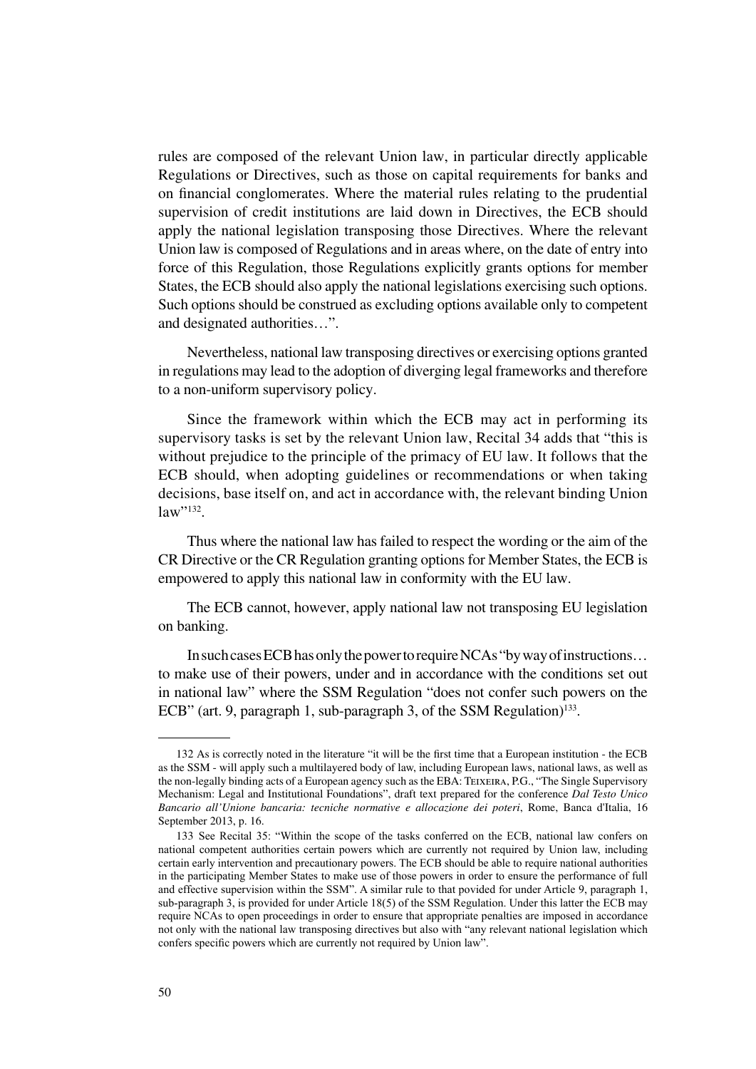rules are composed of the relevant Union law, in particular directly applicable Regulations or Directives, such as those on capital requirements for banks and on financial conglomerates. Where the material rules relating to the prudential supervision of credit institutions are laid down in Directives, the ECB should apply the national legislation transposing those Directives. Where the relevant Union law is composed of Regulations and in areas where, on the date of entry into force of this Regulation, those Regulations explicitly grants options for member States, the ECB should also apply the national legislations exercising such options. Such options should be construed as excluding options available only to competent and designated authorities…".

Nevertheless, national law transposing directives or exercising options granted in regulations may lead to the adoption of diverging legal frameworks and therefore to a non-uniform supervisory policy.

Since the framework within which the ECB may act in performing its supervisory tasks is set by the relevant Union law, Recital 34 adds that "this is without prejudice to the principle of the primacy of EU law. It follows that the ECB should, when adopting guidelines or recommendations or when taking decisions, base itself on, and act in accordance with, the relevant binding Union law"[132].

Thus where the national law has failed to respect the wording or the aim of the CR Directive or the CR Regulation granting options for Member States, the ECB is empowered to apply this national law in conformity with the EU law.

The ECB cannot, however, apply national law not transposing EU legislation on banking.

In such cases ECB has only the power to require NCAs "by way of instructions… to make use of their powers, under and in accordance with the conditions set out in national law" where the SSM Regulation "does not confer such powers on the ECB" (art. 9, paragraph 1, sub-paragraph 3, of the SSM Regulation)[133].

---

132 As is correctly noted in the literature "it will be the first time that a European institution - the ECB as the SSM - will apply such a multilayered body of law, including European laws, national laws, as well as the non-legally binding acts of a European agency such as the EBA: Teixeira, P.G., "The Single Supervisory Mechanism: Legal and Institutional Foundations", draft text prepared for the conference *Dal Testo Unico Bancario all'Unione bancaria: tecniche normative e allocazione dei poteri*, Rome, Banca d'Italia, 16 September 2013, p. 16.

133 See Recital 35: "Within the scope of the tasks conferred on the ECB, national law confers on national competent authorities certain powers which are currently not required by Union law, including certain early intervention and precautionary powers. The ECB should be able to require national authorities in the participating Member States to make use of those powers in order to ensure the performance of full and effective supervision within the SSM". A similar rule to that povided for under Article 9, paragraph 1, sub-paragraph 3, is provided for under Article 18(5) of the SSM Regulation. Under this latter the ECB may require NCAs to open proceedings in order to ensure that appropriate penalties are imposed in accordance not only with the national law transposing directives but also with "any relevant national legislation which confers specific powers which are currently not required by Union law".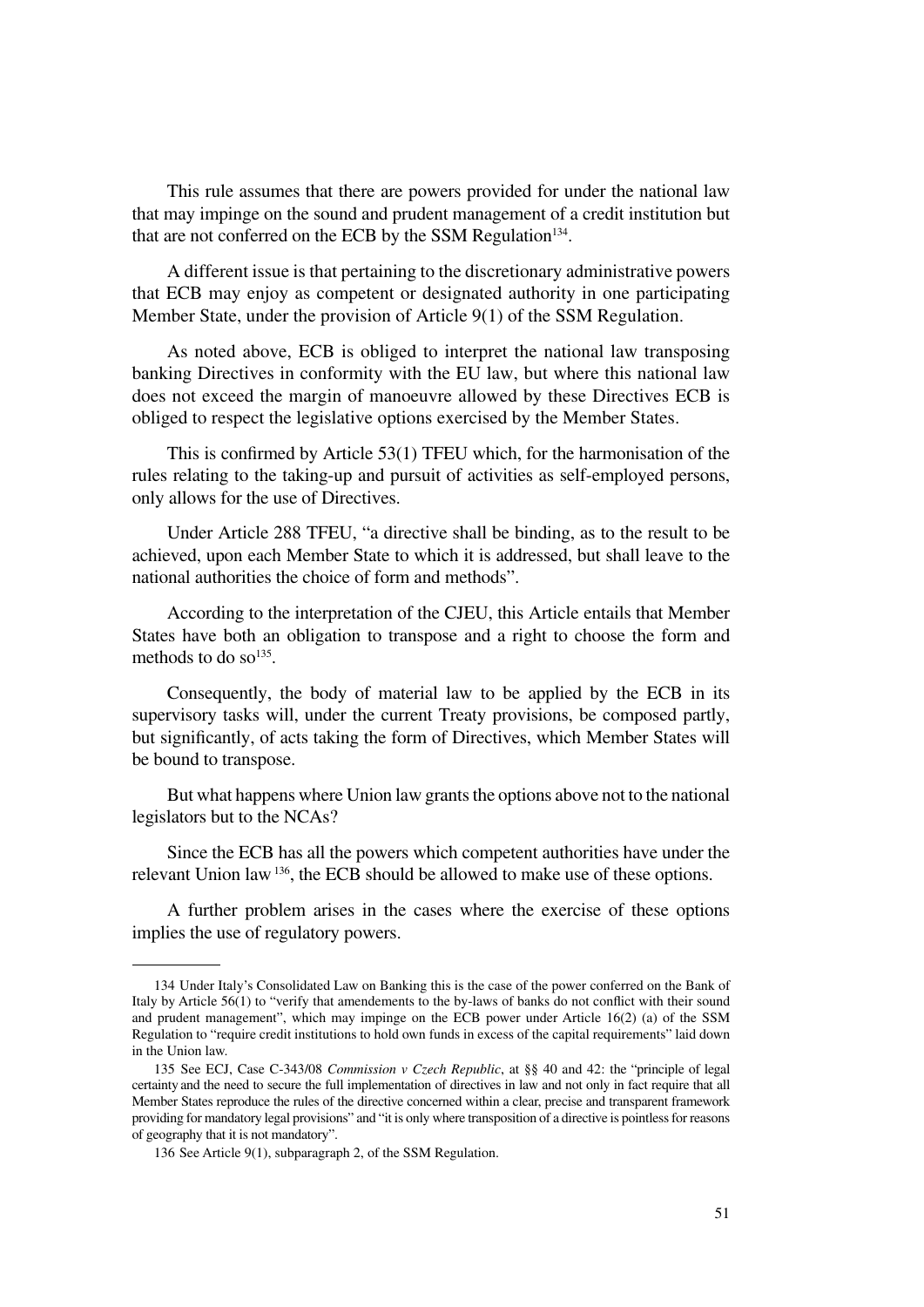This rule assumes that there are powers provided for under the national law that may impinge on the sound and prudent management of a credit institution but that are not conferred on the ECB by the SSM Regulation[134].

A different issue is that pertaining to the discretionary administrative powers that ECB may enjoy as competent or designated authority in one participating Member State, under the provision of Article 9(1) of the SSM Regulation.

As noted above, ECB is obliged to interpret the national law transposing banking Directives in conformity with the EU law, but where this national law does not exceed the margin of manoeuvre allowed by these Directives ECB is obliged to respect the legislative options exercised by the Member States.

This is confirmed by Article 53(1) TFEU which, for the harmonisation of the rules relating to the taking-up and pursuit of activities as self-employed persons, only allows for the use of Directives.

Under Article 288 TFEU, "a directive shall be binding, as to the result to be achieved, upon each Member State to which it is addressed, but shall leave to the national authorities the choice of form and methods".

According to the interpretation of the CJEU, this Article entails that Member States have both an obligation to transpose and a right to choose the form and methods to do so[135].

Consequently, the body of material law to be applied by the ECB in its supervisory tasks will, under the current Treaty provisions, be composed partly, but significantly, of acts taking the form of Directives, which Member States will be bound to transpose.

But what happens where Union law grants the options above not to the national legislators but to the NCAs?

Since the ECB has all the powers which competent authorities have under the relevant Union law [136], the ECB should be allowed to make use of these options.

A further problem arises in the cases where the exercise of these options implies the use of regulatory powers.

---

134 Under Italy's Consolidated Law on Banking this is the case of the power conferred on the Bank of Italy by Article 56(1) to "verify that amendements to the by-laws of banks do not conflict with their sound and prudent management", which may impinge on the ECB power under Article 16(2) (a) of the SSM Regulation to "require credit institutions to hold own funds in excess of the capital requirements" laid down in the Union law.

135 See ECJ, Case C-343/08 *Commission v Czech Republic*, at §§ 40 and 42: the "principle of legal certainty and the need to secure the full implementation of directives in law and not only in fact require that all Member States reproduce the rules of the directive concerned within a clear, precise and transparent framework providing for mandatory legal provisions" and "it is only where transposition of a directive is pointless for reasons of geography that it is not mandatory".

136 See Article 9(1), subparagraph 2, of the SSM Regulation.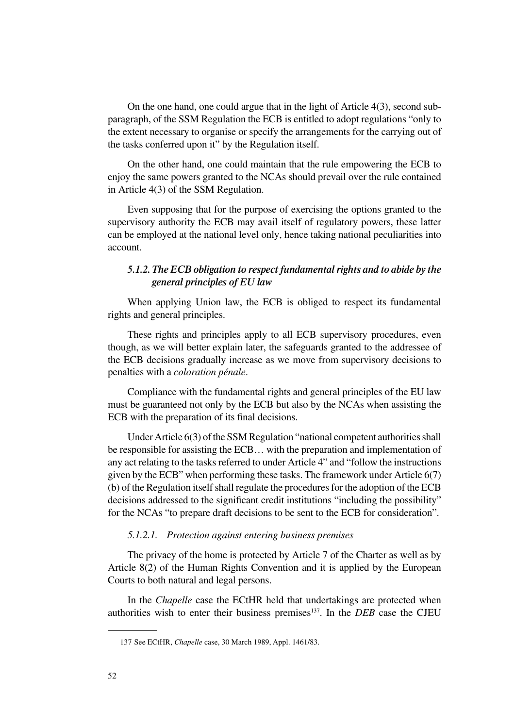On the one hand, one could argue that in the light of Article 4(3), second sub-paragraph, of the SSM Regulation the ECB is entitled to adopt regulations "only to the extent necessary to organise or specify the arrangements for the carrying out of the tasks conferred upon it" by the Regulation itself.

On the other hand, one could maintain that the rule empowering the ECB to enjoy the same powers granted to the NCAs should prevail over the rule contained in Article 4(3) of the SSM Regulation.

Even supposing that for the purpose of exercising the options granted to the supervisory authority the ECB may avail itself of regulatory powers, these latter can be employed at the national level only, hence taking national peculiarities into account.

#### *5.1.2. The ECB obligation to respect fundamental rights and to abide by the general principles of EU law*

When applying Union law, the ECB is obliged to respect its fundamental rights and general principles.

These rights and principles apply to all ECB supervisory procedures, even though, as we will better explain later, the safeguards granted to the addressee of the ECB decisions gradually increase as we move from supervisory decisions to penalties with a *coloration pénale*.

Compliance with the fundamental rights and general principles of the EU law must be guaranteed not only by the ECB but also by the NCAs when assisting the ECB with the preparation of its final decisions.

Under Article 6(3) of the SSM Regulation "national competent authorities shall be responsible for assisting the ECB… with the preparation and implementation of any act relating to the tasks referred to under Article 4" and "follow the instructions given by the ECB" when performing these tasks. The framework under Article 6(7)(b) of the Regulation itself shall regulate the procedures for the adoption of the ECB decisions addressed to the significant credit institutions "including the possibility" for the NCAs "to prepare draft decisions to be sent to the ECB for consideration".

##### *5.1.2.1. Protection against entering business premises*

The privacy of the home is protected by Article 7 of the Charter as well as by Article 8(2) of the Human Rights Convention and it is applied by the European Courts to both natural and legal persons.

In the *Chapelle* case the ECtHR held that undertakings are protected when authorities wish to enter their business premises[137]. In the *DEB* case the CJEU

---

137 See ECtHR, *Chapelle* case, 30 March 1989, Appl. 1461/83.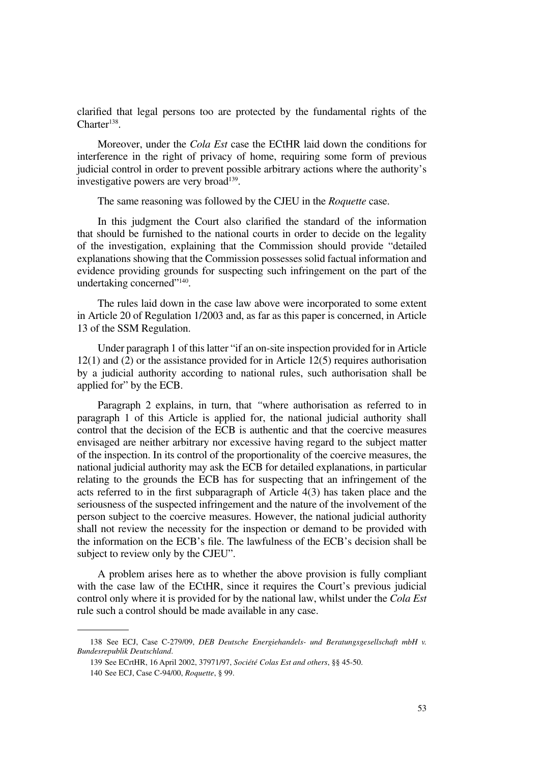clarified that legal persons too are protected by the fundamental rights of the Charter[138].

Moreover, under the *Cola Est* case the ECtHR laid down the conditions for interference in the right of privacy of home, requiring some form of previous judicial control in order to prevent possible arbitrary actions where the authority's investigative powers are very broad[139].

The same reasoning was followed by the CJEU in the *Roquette* case.

In this judgment the Court also clarified the standard of the information that should be furnished to the national courts in order to decide on the legality of the investigation, explaining that the Commission should provide "detailed explanations showing that the Commission possesses solid factual information and evidence providing grounds for suspecting such infringement on the part of the undertaking concerned"[140].

The rules laid down in the case law above were incorporated to some extent in Article 20 of Regulation 1/2003 and, as far as this paper is concerned, in Article 13 of the SSM Regulation.

Under paragraph 1 of this latter "if an on-site inspection provided for in Article 12(1) and (2) or the assistance provided for in Article 12(5) requires authorisation by a judicial authority according to national rules, such authorisation shall be applied for" by the ECB.

Paragraph 2 explains, in turn, that *"*where authorisation as referred to in paragraph 1 of this Article is applied for, the national judicial authority shall control that the decision of the ECB is authentic and that the coercive measures envisaged are neither arbitrary nor excessive having regard to the subject matter of the inspection. In its control of the proportionality of the coercive measures, the national judicial authority may ask the ECB for detailed explanations, in particular relating to the grounds the ECB has for suspecting that an infringement of the acts referred to in the first subparagraph of Article 4(3) has taken place and the seriousness of the suspected infringement and the nature of the involvement of the person subject to the coercive measures. However, the national judicial authority shall not review the necessity for the inspection or demand to be provided with the information on the ECB's file. The lawfulness of the ECB's decision shall be subject to review only by the CJEU".

A problem arises here as to whether the above provision is fully compliant with the case law of the ECtHR, since it requires the Court's previous judicial control only where it is provided for by the national law, whilst under the *Cola Est* rule such a control should be made available in any case.

---

138 See ECJ, Case C-279/09, *DEB Deutsche Energiehandels- und Beratungsgesellschaft mbH v. Bundesrepublik Deutschland*.

139 See ECrtHR, 16 April 2002, 37971/97, *Société Colas Est and others*, §§ 45-50.

140 See ECJ, Case C-94/00, *Roquette*, § 99.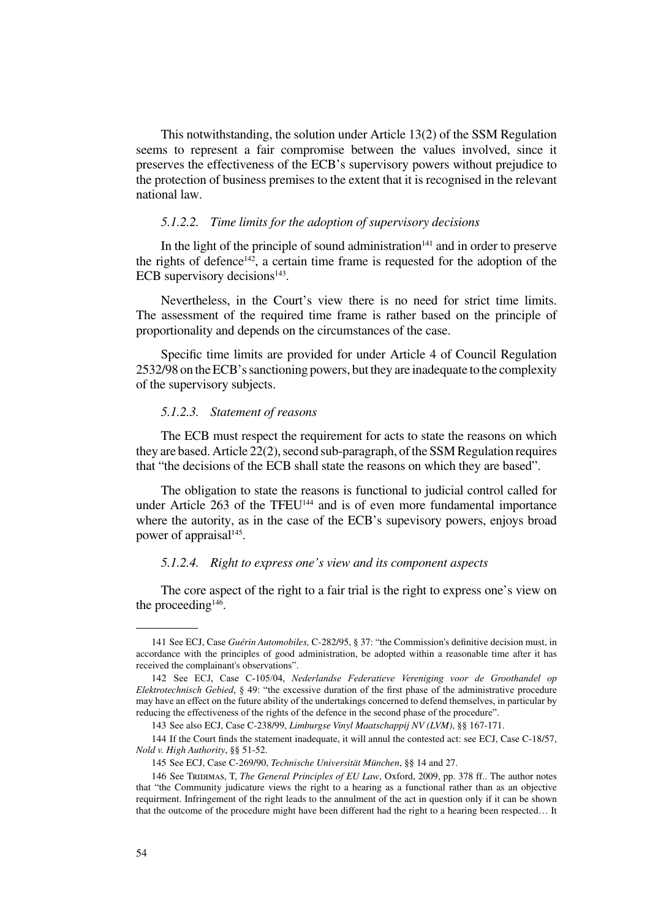This notwithstanding, the solution under Article 13(2) of the SSM Regulation seems to represent a fair compromise between the values involved, since it preserves the effectiveness of the ECB's supervisory powers without prejudice to the protection of business premises to the extent that it is recognised in the relevant national law.

#### *5.1.2.2. Time limits for the adoption of supervisory decisions*

In the light of the principle of sound administration[141] and in order to preserve the rights of defence[142], a certain time frame is requested for the adoption of the ECB supervisory decisions[143].

Nevertheless, in the Court's view there is no need for strict time limits. The assessment of the required time frame is rather based on the principle of proportionality and depends on the circumstances of the case.

Specific time limits are provided for under Article 4 of Council Regulation 2532/98 on the ECB's sanctioning powers, but they are inadequate to the complexity of the supervisory subjects.

#### *5.1.2.3. Statement of reasons*

The ECB must respect the requirement for acts to state the reasons on which they are based. Article 22(2), second sub-paragraph, of the SSM Regulation requires that "the decisions of the ECB shall state the reasons on which they are based".

The obligation to state the reasons is functional to judicial control called for under Article 263 of the TFEU[144] and is of even more fundamental importance where the autority, as in the case of the ECB's supevisory powers, enjoys broad power of appraisal[145].

#### *5.1.2.4. Right to express one's view and its component aspects*

The core aspect of the right to a fair trial is the right to express one's view on the proceeding[146].

---

141 See ECJ, Case *Guérin Automobiles,* C-282/95, § 37: "the Commission's definitive decision must, in accordance with the principles of good administration, be adopted within a reasonable time after it has received the complainant's observations".

142 See ECJ, Case C-105/04, *Nederlandse Federatieve Vereniging voor de Groothandel op Elektrotechnisch Gebied*, § 49: "the excessive duration of the first phase of the administrative procedure may have an effect on the future ability of the undertakings concerned to defend themselves, in particular by reducing the effectiveness of the rights of the defence in the second phase of the procedure".

143 See also ECJ, Case C-238/99, *Limburgse Vinyl Maatschappij NV (LVM)*, §§ 167-171.

144 If the Court finds the statement inadequate, it will annul the contested act: see ECJ, Case C-18/57, *Nold v. High Authority*, §§ 51-52.

145 See ECJ, Case C-269/90, *Technische Universität München*, §§ 14 and 27.

146 See Tridimas, T, *The General Principles of EU Law*, Oxford, 2009, pp. 378 ff.. The author notes that "the Community judicature views the right to a hearing as a functional rather than as an objective requirment. Infringement of the right leads to the annulment of the act in question only if it can be shown that the outcome of the procedure might have been different had the right to a hearing been respected… It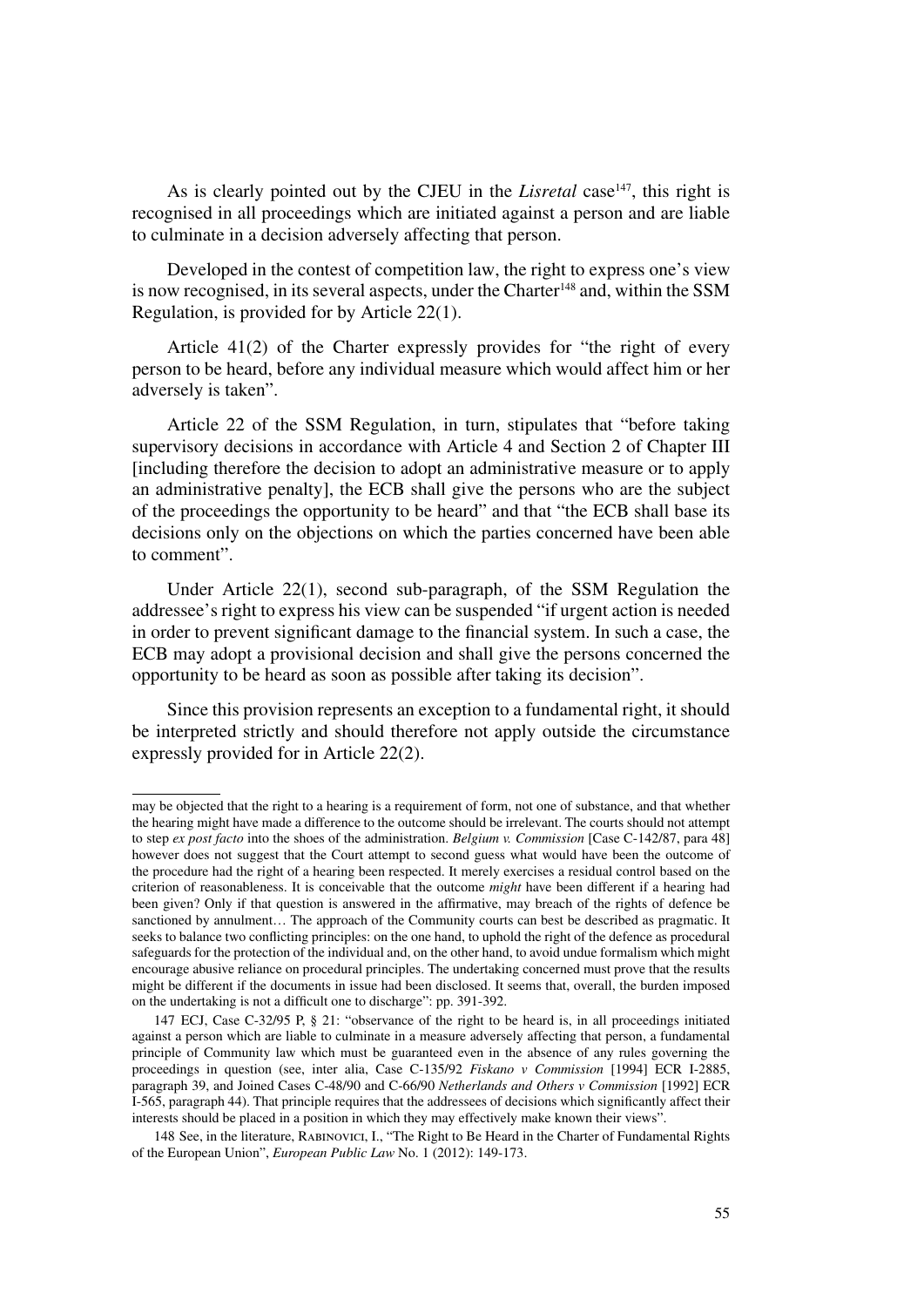As is clearly pointed out by the CJEU in the *Lisretal* case[147], this right is recognised in all proceedings which are initiated against a person and are liable to culminate in a decision adversely affecting that person.

Developed in the contest of competition law, the right to express one's view is now recognised, in its several aspects, under the Charter[148] and, within the SSM Regulation, is provided for by Article 22(1).

Article 41(2) of the Charter expressly provides for "the right of every person to be heard, before any individual measure which would affect him or her adversely is taken".

Article 22 of the SSM Regulation, in turn, stipulates that "before taking supervisory decisions in accordance with Article 4 and Section 2 of Chapter III [including therefore the decision to adopt an administrative measure or to apply an administrative penalty], the ECB shall give the persons who are the subject of the proceedings the opportunity to be heard" and that "the ECB shall base its decisions only on the objections on which the parties concerned have been able to comment".

Under Article 22(1), second sub-paragraph, of the SSM Regulation the addressee's right to express his view can be suspended "if urgent action is needed in order to prevent significant damage to the financial system. In such a case, the ECB may adopt a provisional decision and shall give the persons concerned the opportunity to be heard as soon as possible after taking its decision".

Since this provision represents an exception to a fundamental right, it should be interpreted strictly and should therefore not apply outside the circumstance expressly provided for in Article 22(2).

---

may be objected that the right to a hearing is a requirement of form, not one of substance, and that whether the hearing might have made a difference to the outcome should be irrelevant. The courts should not attempt to step *ex post facto* into the shoes of the administration. *Belgium v. Commission* [Case C-142/87, para 48] however does not suggest that the Court attempt to second guess what would have been the outcome of the procedure had the right of a hearing been respected. It merely exercises a residual control based on the criterion of reasonableness. It is conceivable that the outcome *might* have been different if a hearing had been given? Only if that question is answered in the affirmative, may breach of the rights of defence be sanctioned by annulment… The approach of the Community courts can best be described as pragmatic. It seeks to balance two conflicting principles: on the one hand, to uphold the right of the defence as procedural safeguards for the protection of the individual and, on the other hand, to avoid undue formalism which might encourage abusive reliance on procedural principles. The undertaking concerned must prove that the results might be different if the documents in issue had been disclosed. It seems that, overall, the burden imposed on the undertaking is not a difficult one to discharge": pp. 391-392.

147 ECJ, Case C-32/95 P, § 21: "observance of the right to be heard is, in all proceedings initiated against a person which are liable to culminate in a measure adversely affecting that person, a fundamental principle of Community law which must be guaranteed even in the absence of any rules governing the proceedings in question (see, inter alia, Case C-135/92 *Fiskano v Commission* [1994] ECR I-2885, paragraph 39, and Joined Cases C-48/90 and C-66/90 *Netherlands and Others v Commission* [1992] ECR I-565, paragraph 44). That principle requires that the addressees of decisions which significantly affect their interests should be placed in a position in which they may effectively make known their views".

148 See, in the literature, Rabinovici, I., "The Right to Be Heard in the Charter of Fundamental Rights of the European Union", *European Public Law* No. 1 (2012): 149-173.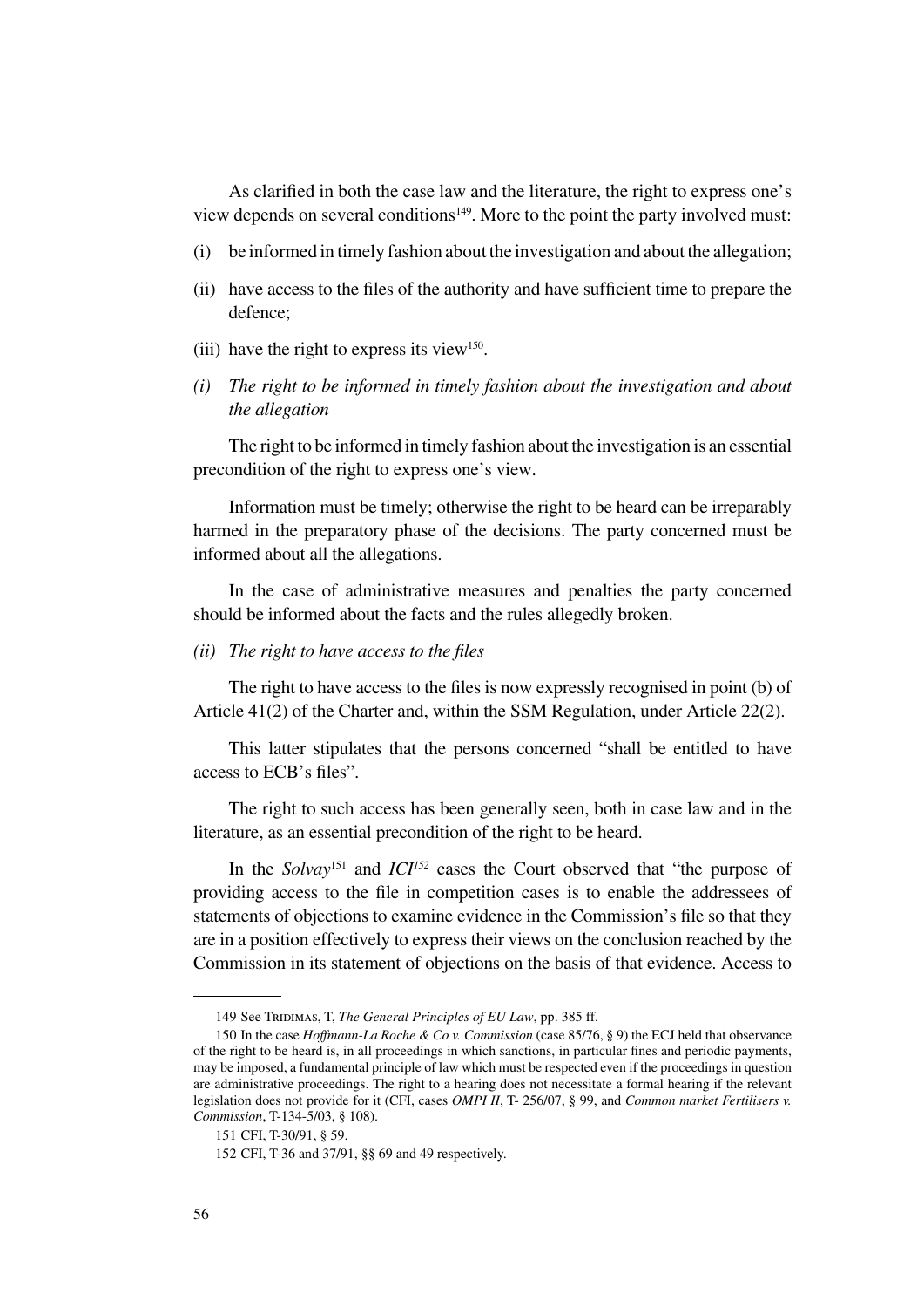As clarified in both the case law and the literature, the right to express one's view depends on several conditions[149]. More to the point the party involved must:

(i) be informed in timely fashion about the investigation and about the allegation;

(ii) have access to the files of the authority and have sufficient time to prepare the defence;

(iii) have the right to express its view[150].

*(i) The right to be informed in timely fashion about the investigation and about the allegation*

The right to be informed in timely fashion about the investigation is an essential precondition of the right to express one's view.

Information must be timely; otherwise the right to be heard can be irreparably harmed in the preparatory phase of the decisions. The party concerned must be informed about all the allegations.

In the case of administrative measures and penalties the party concerned should be informed about the facts and the rules allegedly broken.

*(ii) The right to have access to the files*

The right to have access to the files is now expressly recognised in point (b) of Article 41(2) of the Charter and, within the SSM Regulation, under Article 22(2).

This latter stipulates that the persons concerned "shall be entitled to have access to ECB's files".

The right to such access has been generally seen, both in case law and in the literature, as an essential precondition of the right to be heard.

In the *Solvay*[151] and *ICI*[152] cases the Court observed that "the purpose of providing access to the file in competition cases is to enable the addressees of statements of objections to examine evidence in the Commission's file so that they are in a position effectively to express their views on the conclusion reached by the Commission in its statement of objections on the basis of that evidence. Access to

---

149 See Tridimas, T, *The General Principles of EU Law*, pp. 385 ff.

150 In the case *Hoffmann-La Roche & Co v. Commission* (case 85/76, § 9) the ECJ held that observance of the right to be heard is, in all proceedings in which sanctions, in particular fines and periodic payments, may be imposed, a fundamental principle of law which must be respected even if the proceedings in question are administrative proceedings. The right to a hearing does not necessitate a formal hearing if the relevant legislation does not provide for it (CFI, cases *OMPI II*, T- 256/07, § 99, and *Common market Fertilisers v. Commission*, T-134-5/03, § 108).

151 CFI, T-30/91, § 59.

152 CFI, T-36 and 37/91, §§ 69 and 49 respectively.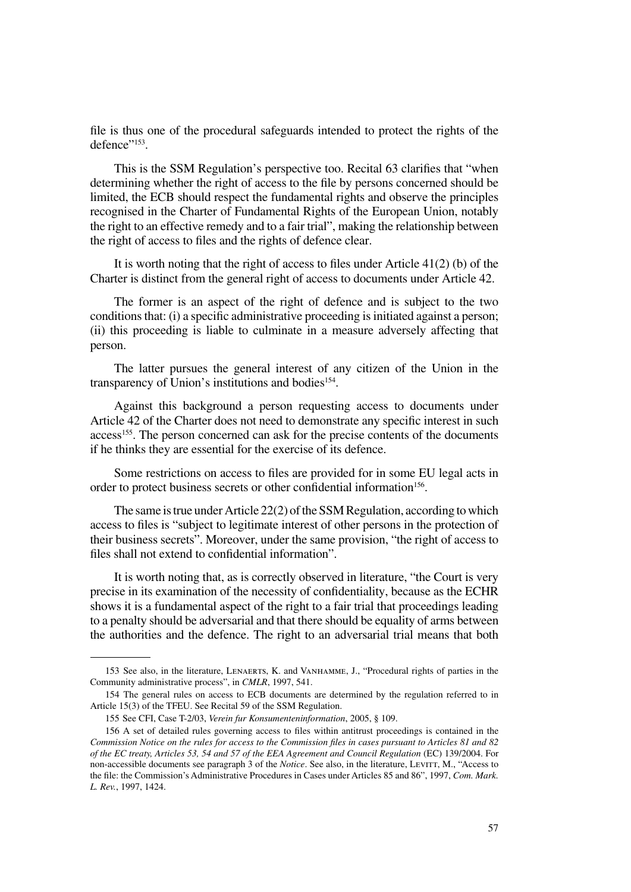file is thus one of the procedural safeguards intended to protect the rights of the defence"[153].

This is the SSM Regulation's perspective too. Recital 63 clarifies that "when determining whether the right of access to the file by persons concerned should be limited, the ECB should respect the fundamental rights and observe the principles recognised in the Charter of Fundamental Rights of the European Union, notably the right to an effective remedy and to a fair trial", making the relationship between the right of access to files and the rights of defence clear.

It is worth noting that the right of access to files under Article 41(2) (b) of the Charter is distinct from the general right of access to documents under Article 42.

The former is an aspect of the right of defence and is subject to the two conditions that: (i) a specific administrative proceeding is initiated against a person; (ii) this proceeding is liable to culminate in a measure adversely affecting that person.

The latter pursues the general interest of any citizen of the Union in the transparency of Union's institutions and bodies[154].

Against this background a person requesting access to documents under Article 42 of the Charter does not need to demonstrate any specific interest in such access[155]. The person concerned can ask for the precise contents of the documents if he thinks they are essential for the exercise of its defence.

Some restrictions on access to files are provided for in some EU legal acts in order to protect business secrets or other confidential information[156].

The same is true under Article 22(2) of the SSM Regulation, according to which access to files is "subject to legitimate interest of other persons in the protection of their business secrets". Moreover, under the same provision, "the right of access to files shall not extend to confidential information".

It is worth noting that, as is correctly observed in literature, "the Court is very precise in its examination of the necessity of confidentiality, because as the ECHR shows it is a fundamental aspect of the right to a fair trial that proceedings leading to a penalty should be adversarial and that there should be equality of arms between the authorities and the defence. The right to an adversarial trial means that both

---

153 See also, in the literature, Lenaerts, K. and Vanhamme, J., "Procedural rights of parties in the Community administrative process", in *CMLR*, 1997, 541.

154 The general rules on access to ECB documents are determined by the regulation referred to in Article 15(3) of the TFEU. See Recital 59 of the SSM Regulation.

155 See CFI, Case T-2/03, *Verein fur Konsumenteninformation*, 2005, § 109.

156 A set of detailed rules governing access to files within antitrust proceedings is contained in the *Commission Notice on the rules for access to the Commission files in cases pursuant to Articles 81 and 82 of the EC treaty, Articles 53, 54 and 57 of the EEA Agreement and Council Regulation* (EC) 139/2004. For non-accessible documents see paragraph 3 of the *Notice*. See also, in the literature, Levitt, M., "Access to the file: the Commission's Administrative Procedures in Cases under Articles 85 and 86", 1997, *Com. Mark. L. Rev.*, 1997, 1424.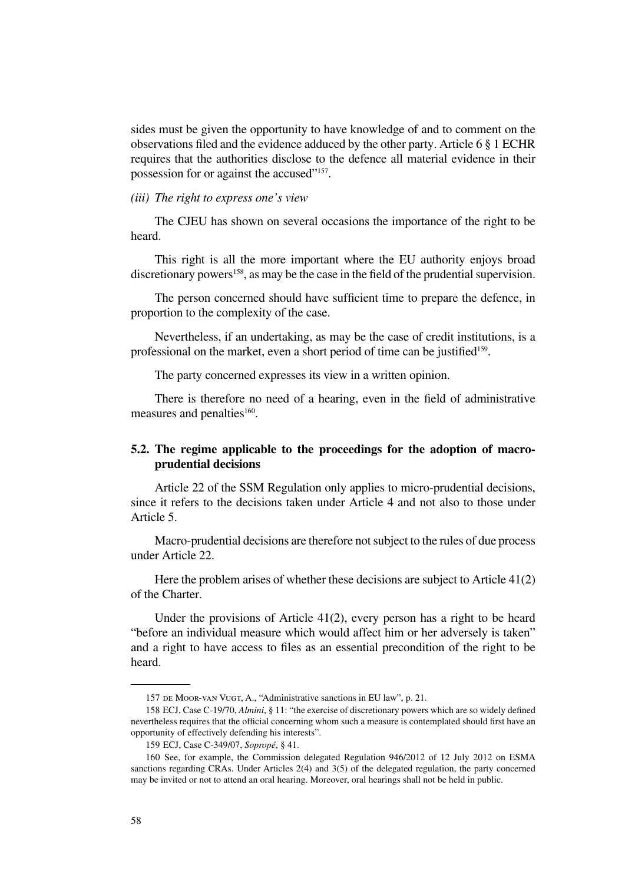sides must be given the opportunity to have knowledge of and to comment on the observations filed and the evidence adduced by the other party. Article 6 § 1 ECHR requires that the authorities disclose to the defence all material evidence in their possession for or against the accused"[157].

*(iii) The right to express one's view*

The CJEU has shown on several occasions the importance of the right to be heard.

This right is all the more important where the EU authority enjoys broad discretionary powers[158], as may be the case in the field of the prudential supervision.

The person concerned should have sufficient time to prepare the defence, in proportion to the complexity of the case.

Nevertheless, if an undertaking, as may be the case of credit institutions, is a professional on the market, even a short period of time can be justified[159].

The party concerned expresses its view in a written opinion.

There is therefore no need of a hearing, even in the field of administrative measures and penalties[160].

### 5.2. The regime applicable to the proceedings for the adoption of macro-prudential decisions

Article 22 of the SSM Regulation only applies to micro-prudential decisions, since it refers to the decisions taken under Article 4 and not also to those under Article 5.

Macro-prudential decisions are therefore not subject to the rules of due process under Article 22.

Here the problem arises of whether these decisions are subject to Article 41(2) of the Charter.

Under the provisions of Article 41(2), every person has a right to be heard "before an individual measure which would affect him or her adversely is taken" and a right to have access to files as an essential precondition of the right to be heard.

---

157 de Moor-van Vugt, A., "Administrative sanctions in EU law", p. 21.

158 ECJ, Case C-19/70, *Almini*, § 11: "the exercise of discretionary powers which are so widely defined nevertheless requires that the official concerning whom such a measure is contemplated should first have an opportunity of effectively defending his interests".

159 ECJ, Case C-349/07, *Sopropé*, § 41.

160 See, for example, the Commission delegated Regulation 946/2012 of 12 July 2012 on ESMA sanctions regarding CRAs. Under Articles 2(4) and 3(5) of the delegated regulation, the party concerned may be invited or not to attend an oral hearing. Moreover, oral hearings shall not be held in public.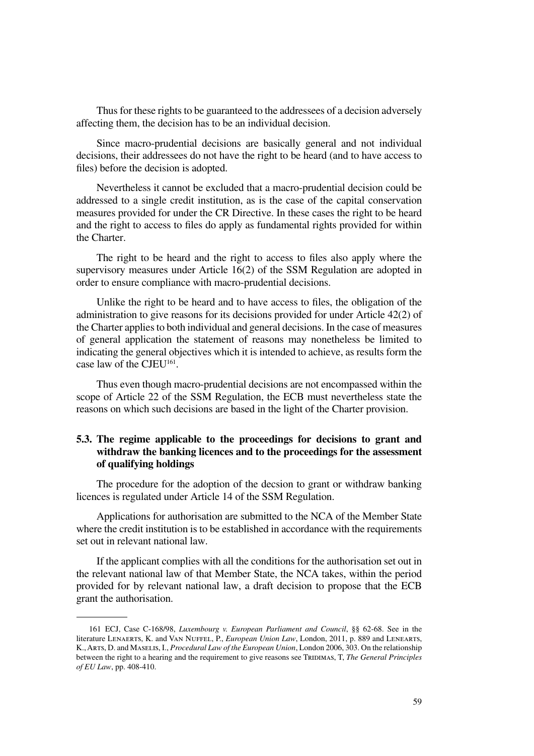Thus for these rights to be guaranteed to the addressees of a decision adversely affecting them, the decision has to be an individual decision.

Since macro-prudential decisions are basically general and not individual decisions, their addressees do not have the right to be heard (and to have access to files) before the decision is adopted.

Nevertheless it cannot be excluded that a macro-prudential decision could be addressed to a single credit institution, as is the case of the capital conservation measures provided for under the CR Directive. In these cases the right to be heard and the right to access to files do apply as fundamental rights provided for within the Charter.

The right to be heard and the right to access to files also apply where the supervisory measures under Article 16(2) of the SSM Regulation are adopted in order to ensure compliance with macro-prudential decisions.

Unlike the right to be heard and to have access to files, the obligation of the administration to give reasons for its decisions provided for under Article 42(2) of the Charter applies to both individual and general decisions. In the case of measures of general application the statement of reasons may nonetheless be limited to indicating the general objectives which it is intended to achieve, as results form the case law of the CJEU[161].

Thus even though macro-prudential decisions are not encompassed within the scope of Article 22 of the SSM Regulation, the ECB must nevertheless state the reasons on which such decisions are based in the light of the Charter provision.

### 5.3. The regime applicable to the proceedings for decisions to grant and withdraw the banking licences and to the proceedings for the assessment of qualifying holdings

The procedure for the adoption of the decsion to grant or withdraw banking licences is regulated under Article 14 of the SSM Regulation.

Applications for authorisation are submitted to the NCA of the Member State where the credit institution is to be established in accordance with the requirements set out in relevant national law.

If the applicant complies with all the conditions for the authorisation set out in the relevant national law of that Member State, the NCA takes, within the period provided for by relevant national law, a draft decision to propose that the ECB grant the authorisation.

---

161 ECJ, Case C-168/98, *Luxembourg v. European Parliament and Council*, §§ 62-68. See in the literature Lenaerts, K. and Van Nuffel, P., *European Union Law*, London, 2011, p. 889 and Lenaerts, K., Arts, D. and Maselis, I., *Procedural Law of the European Union*, London 2006, 303. On the relationship between the right to a hearing and the requirement to give reasons see Tridimas, T, *The General Principles of EU Law*, pp. 408-410.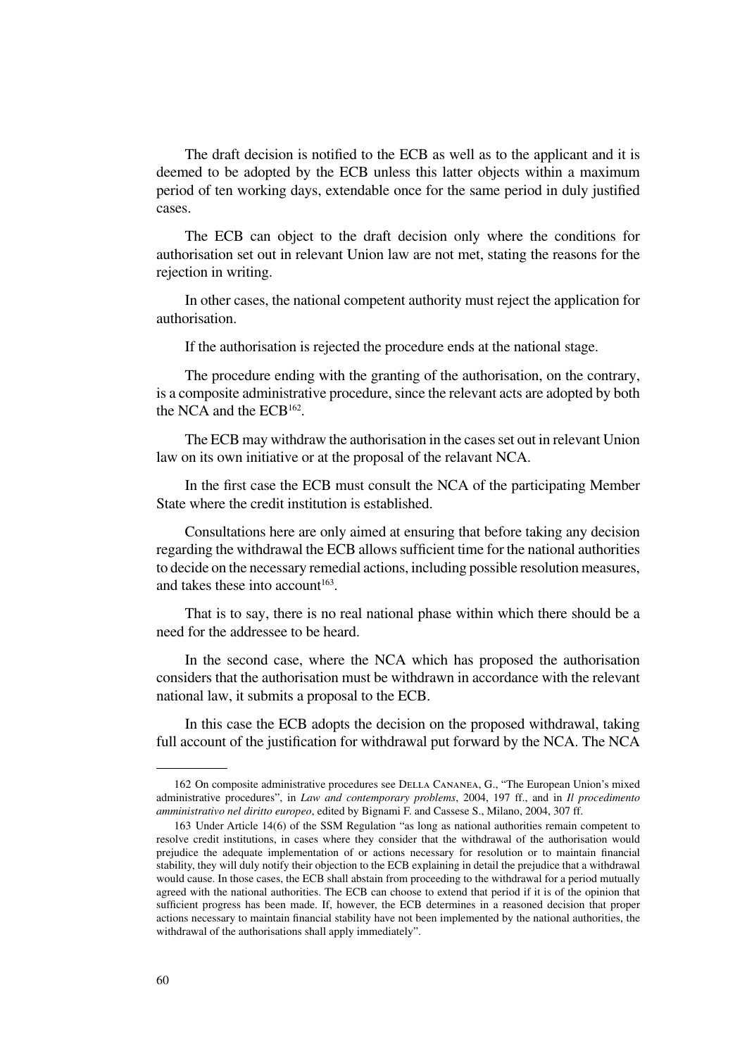The draft decision is notified to the ECB as well as to the applicant and it is deemed to be adopted by the ECB unless this latter objects within a maximum period of ten working days, extendable once for the same period in duly justified cases.

The ECB can object to the draft decision only where the conditions for authorisation set out in relevant Union law are not met, stating the reasons for the rejection in writing.

In other cases, the national competent authority must reject the application for authorisation.

If the authorisation is rejected the procedure ends at the national stage.

The procedure ending with the granting of the authorisation, on the contrary, is a composite administrative procedure, since the relevant acts are adopted by both the NCA and the ECB[162].

The ECB may withdraw the authorisation in the cases set out in relevant Union law on its own initiative or at the proposal of the relavant NCA.

In the first case the ECB must consult the NCA of the participating Member State where the credit institution is established.

Consultations here are only aimed at ensuring that before taking any decision regarding the withdrawal the ECB allows sufficient time for the national authorities to decide on the necessary remedial actions, including possible resolution measures, and takes these into account[163].

That is to say, there is no real national phase within which there should be a need for the addressee to be heard.

In the second case, where the NCA which has proposed the authorisation considers that the authorisation must be withdrawn in accordance with the relevant national law, it submits a proposal to the ECB.

In this case the ECB adopts the decision on the proposed withdrawal, taking full account of the justification for withdrawal put forward by the NCA. The NCA

---

162 On composite administrative procedures see Della Cananea, G., "The European Union's mixed administrative procedures", in *Law and contemporary problems*, 2004, 197 ff., and in *Il procedimento amministrativo nel diritto europeo*, edited by Bignami F. and Cassese S., Milano, 2004, 307 ff.

163 Under Article 14(6) of the SSM Regulation "as long as national authorities remain competent to resolve credit institutions, in cases where they consider that the withdrawal of the authorisation would prejudice the adequate implementation of or actions necessary for resolution or to maintain financial stability, they will duly notify their objection to the ECB explaining in detail the prejudice that a withdrawal would cause. In those cases, the ECB shall abstain from proceeding to the withdrawal for a period mutually agreed with the national authorities. The ECB can choose to extend that period if it is of the opinion that sufficient progress has been made. If, however, the ECB determines in a reasoned decision that proper actions necessary to maintain financial stability have not been implemented by the national authorities, the withdrawal of the authorisations shall apply immediately".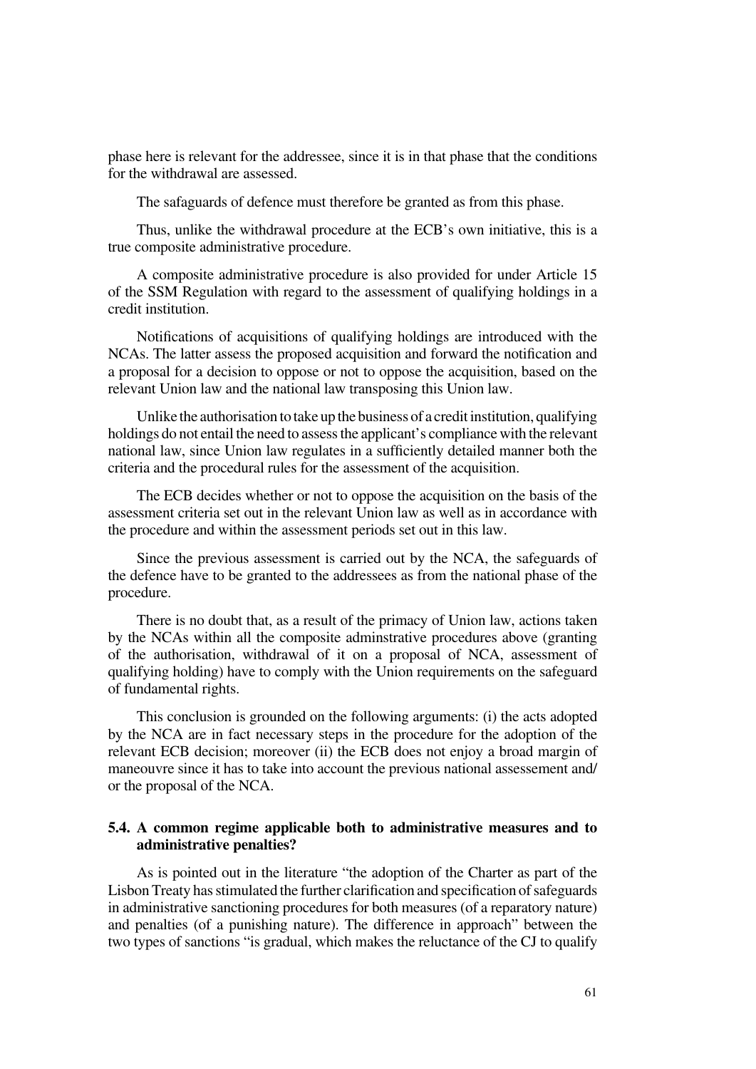phase here is relevant for the addressee, since it is in that phase that the conditions for the withdrawal are assessed.

The safaguards of defence must therefore be granted as from this phase.

Thus, unlike the withdrawal procedure at the ECB's own initiative, this is a true composite administrative procedure.

A composite administrative procedure is also provided for under Article 15 of the SSM Regulation with regard to the assessment of qualifying holdings in a credit institution.

Notifications of acquisitions of qualifying holdings are introduced with the NCAs. The latter assess the proposed acquisition and forward the notification and a proposal for a decision to oppose or not to oppose the acquisition, based on the relevant Union law and the national law transposing this Union law.

Unlike the authorisation to take up the business of a credit institution, qualifying holdings do not entail the need to assess the applicant's compliance with the relevant national law, since Union law regulates in a sufficiently detailed manner both the criteria and the procedural rules for the assessment of the acquisition.

The ECB decides whether or not to oppose the acquisition on the basis of the assessment criteria set out in the relevant Union law as well as in accordance with the procedure and within the assessment periods set out in this law.

Since the previous assessment is carried out by the NCA, the safeguards of the defence have to be granted to the addressees as from the national phase of the procedure.

There is no doubt that, as a result of the primacy of Union law, actions taken by the NCAs within all the composite adminstrative procedures above (granting of the authorisation, withdrawal of it on a proposal of NCA, assessment of qualifying holding) have to comply with the Union requirements on the safeguard of fundamental rights.

This conclusion is grounded on the following arguments: (i) the acts adopted by the NCA are in fact necessary steps in the procedure for the adoption of the relevant ECB decision; moreover (ii) the ECB does not enjoy a broad margin of maneouvre since it has to take into account the previous national assessement and/or the proposal of the NCA.

### 5.4. A common regime applicable both to administrative measures and to administrative penalties?

As is pointed out in the literature "the adoption of the Charter as part of the Lisbon Treaty has stimulated the further clarification and specification of safeguards in administrative sanctioning procedures for both measures (of a reparatory nature) and penalties (of a punishing nature). The difference in approach" between the two types of sanctions "is gradual, which makes the reluctance of the CJ to qualify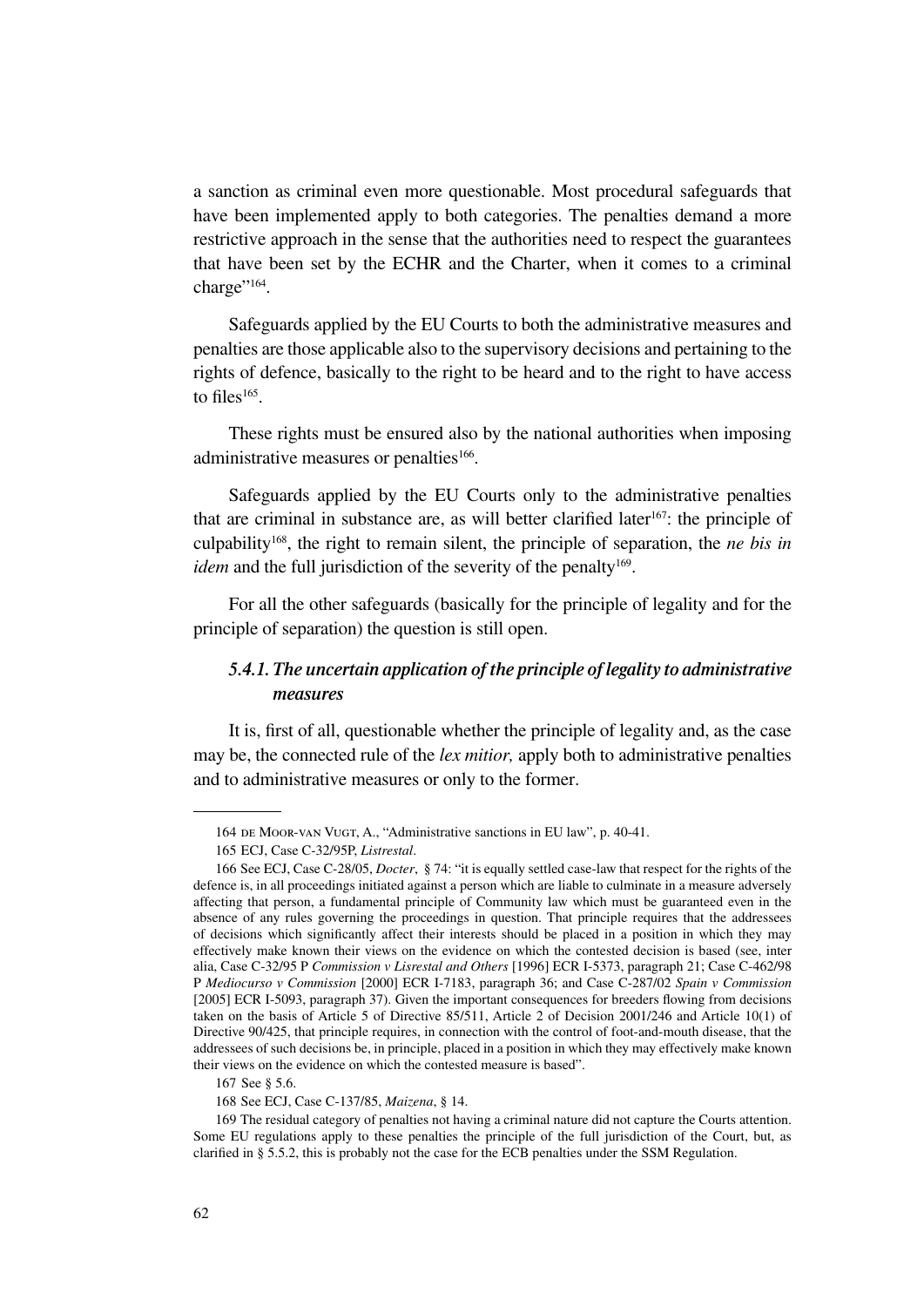a sanction as criminal even more questionable. Most procedural safeguards that have been implemented apply to both categories. The penalties demand a more restrictive approach in the sense that the authorities need to respect the guarantees that have been set by the ECHR and the Charter, when it comes to a criminal charge"[164].

Safeguards applied by the EU Courts to both the administrative measures and penalties are those applicable also to the supervisory decisions and pertaining to the rights of defence, basically to the right to be heard and to the right to have access to files[165].

These rights must be ensured also by the national authorities when imposing administrative measures or penalties[166].

Safeguards applied by the EU Courts only to the administrative penalties that are criminal in substance are, as will better clarified later[167]: the principle of culpability[168], the right to remain silent, the principle of separation, the *ne bis in idem* and the full jurisdiction of the severity of the penalty[169].

For all the other safeguards (basically for the principle of legality and for the principle of separation) the question is still open.

### *5.4.1. The uncertain application of the principle of legality to administrative measures*

It is, first of all, questionable whether the principle of legality and, as the case may be, the connected rule of the *lex mitior,* apply both to administrative penalties and to administrative measures or only to the former.

---

164 de Moor-van Vugt, A., "Administrative sanctions in EU law", p. 40-41.

165 ECJ, Case C-32/95P, *Listrestal*.

166 See ECJ, Case C-28/05, *Docter*, § 74: "it is equally settled case-law that respect for the rights of the defence is, in all proceedings initiated against a person which are liable to culminate in a measure adversely affecting that person, a fundamental principle of Community law which must be guaranteed even in the absence of any rules governing the proceedings in question. That principle requires that the addressees of decisions which significantly affect their interests should be placed in a position in which they may effectively make known their views on the evidence on which the contested decision is based (see, inter alia, Case C-32/95 P *Commission v Lisrestal and Others* [1996] ECR I-5373, paragraph 21; Case C-462/98 P *Mediocurso v Commission* [2000] ECR I-7183, paragraph 36; and Case C-287/02 *Spain v Commission* [2005] ECR I-5093, paragraph 37). Given the important consequences for breeders flowing from decisions taken on the basis of Article 5 of Directive 85/511, Article 2 of Decision 2001/246 and Article 10(1) of Directive 90/425, that principle requires, in connection with the control of foot-and-mouth disease, that the addressees of such decisions be, in principle, placed in a position in which they may effectively make known their views on the evidence on which the contested measure is based".

167 See § 5.6.

168 See ECJ, Case C-137/85, *Maizena*, § 14.

169 The residual category of penalties not having a criminal nature did not capture the Courts attention. Some EU regulations apply to these penalties the principle of the full jurisdiction of the Court, but, as clarified in § 5.5.2, this is probably not the case for the ECB penalties under the SSM Regulation.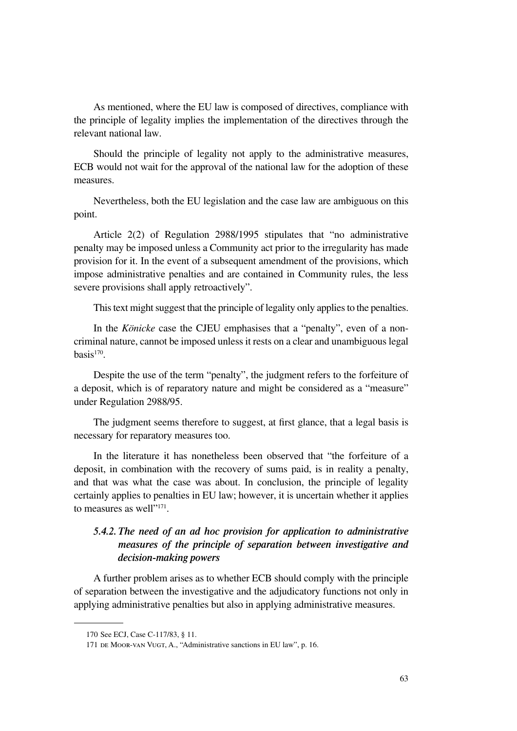As mentioned, where the EU law is composed of directives, compliance with the principle of legality implies the implementation of the directives through the relevant national law.

Should the principle of legality not apply to the administrative measures, ECB would not wait for the approval of the national law for the adoption of these measures.

Nevertheless, both the EU legislation and the case law are ambiguous on this point.

Article 2(2) of Regulation 2988/1995 stipulates that "no administrative penalty may be imposed unless a Community act prior to the irregularity has made provision for it. In the event of a subsequent amendment of the provisions, which impose administrative penalties and are contained in Community rules, the less severe provisions shall apply retroactively".

This text might suggest that the principle of legality only applies to the penalties.

In the *Könicke* case the CJEU emphasises that a "penalty", even of a non-criminal nature, cannot be imposed unless it rests on a clear and unambiguous legal basis[170].

Despite the use of the term "penalty", the judgment refers to the forfeiture of a deposit, which is of reparatory nature and might be considered as a "measure" under Regulation 2988/95.

The judgment seems therefore to suggest, at first glance, that a legal basis is necessary for reparatory measures too.

In the literature it has nonetheless been observed that "the forfeiture of a deposit, in combination with the recovery of sums paid, is in reality a penalty, and that was what the case was about. In conclusion, the principle of legality certainly applies to penalties in EU law; however, it is uncertain whether it applies to measures as well"[171].

### *5.4.2. The need of an ad hoc provision for application to administrative measures of the principle of separation between investigative and decision-making powers*

A further problem arises as to whether ECB should comply with the principle of separation between the investigative and the adjudicatory functions not only in applying administrative penalties but also in applying administrative measures.

---

170 See ECJ, Case C-117/83, § 11.

171 de Moor-van Vugt, A., "Administrative sanctions in EU law", p. 16.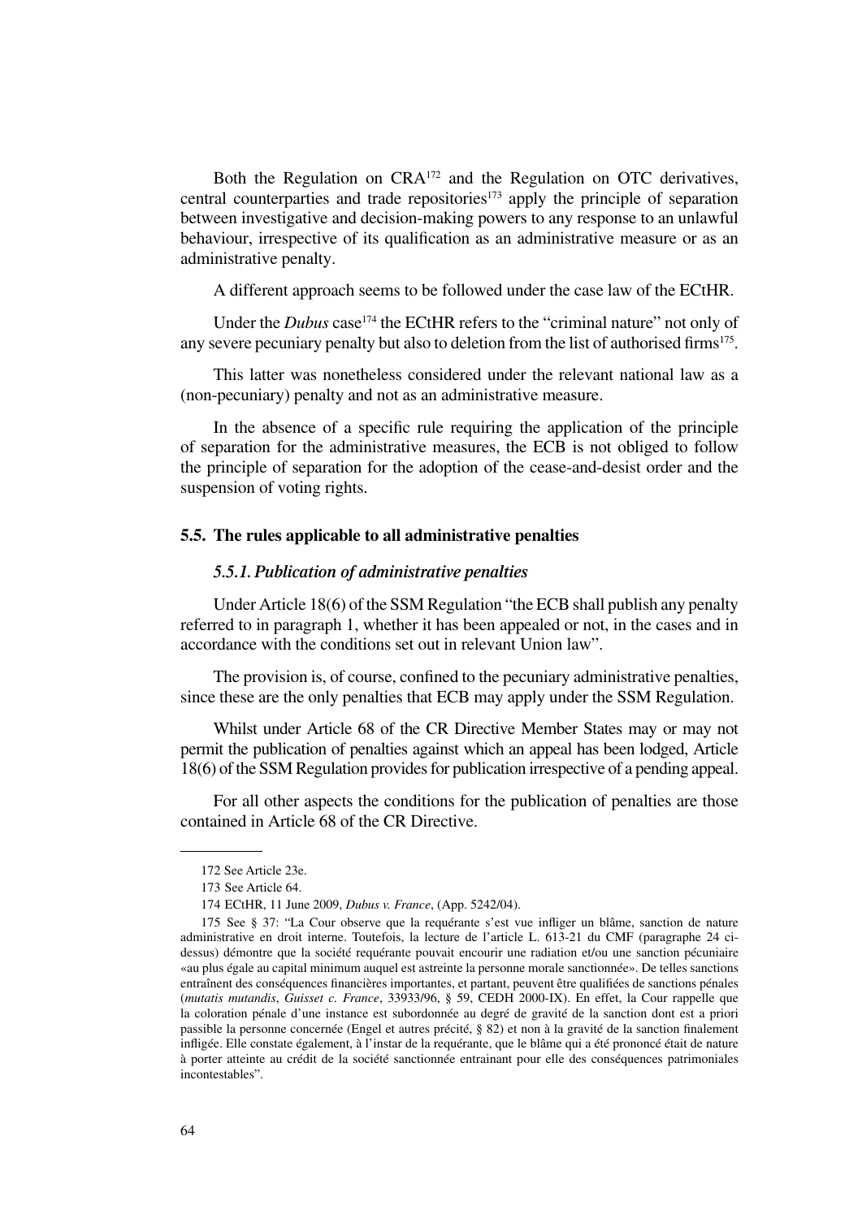Both the Regulation on CRA[172] and the Regulation on OTC derivatives, central counterparties and trade repositories[173] apply the principle of separation between investigative and decision-making powers to any response to an unlawful behaviour, irrespective of its qualification as an administrative measure or as an administrative penalty.

A different approach seems to be followed under the case law of the ECtHR.

Under the *Dubus* case[174] the ECtHR refers to the "criminal nature" not only of any severe pecuniary penalty but also to deletion from the list of authorised firms[175].

This latter was nonetheless considered under the relevant national law as a (non-pecuniary) penalty and not as an administrative measure.

In the absence of a specific rule requiring the application of the principle of separation for the administrative measures, the ECB is not obliged to follow the principle of separation for the adoption of the cease-and-desist order and the suspension of voting rights.

### 5.5. The rules applicable to all administrative penalties

#### *5.5.1. Publication of administrative penalties*

Under Article 18(6) of the SSM Regulation "the ECB shall publish any penalty referred to in paragraph 1, whether it has been appealed or not, in the cases and in accordance with the conditions set out in relevant Union law".

The provision is, of course, confined to the pecuniary administrative penalties, since these are the only penalties that ECB may apply under the SSM Regulation.

Whilst under Article 68 of the CR Directive Member States may or may not permit the publication of penalties against which an appeal has been lodged, Article 18(6) of the SSM Regulation provides for publication irrespective of a pending appeal.

For all other aspects the conditions for the publication of penalties are those contained in Article 68 of the CR Directive.

---

172 See Article 23e.

173 See Article 64.

174 ECtHR, 11 June 2009, *Dubus v. France*, (App. 5242/04).

175 See § 37: "La Cour observe que la requérante s'est vue infliger un blâme, sanction de nature administrative en droit interne. Toutefois, la lecture de l'article L. 613-21 du CMF (paragraphe 24 ci-dessus) démontre que la société requérante pouvait encourir une radiation et/ou une sanction pécuniaire «au plus égale au capital minimum auquel est astreinte la personne morale sanctionnée». De telles sanctions entraînent des conséquences financières importantes, et partant, peuvent être qualifiées de sanctions pénales (*mutatis mutandis*, *Guisset c. France*, 33933/96, § 59, CEDH 2000-IX). En effet, la Cour rappelle que la coloration pénale d'une instance est subordonnée au degré de gravité de la sanction dont est a priori passible la personne concernée (Engel et autres précité, § 82) et non à la gravité de la sanction finalement infligée. Elle constate également, à l'instar de la requérante, que le blâme qui a été prononcé était de nature à porter atteinte au crédit de la société sanctionnée entrainant pour elle des conséquences patrimoniales incontestables".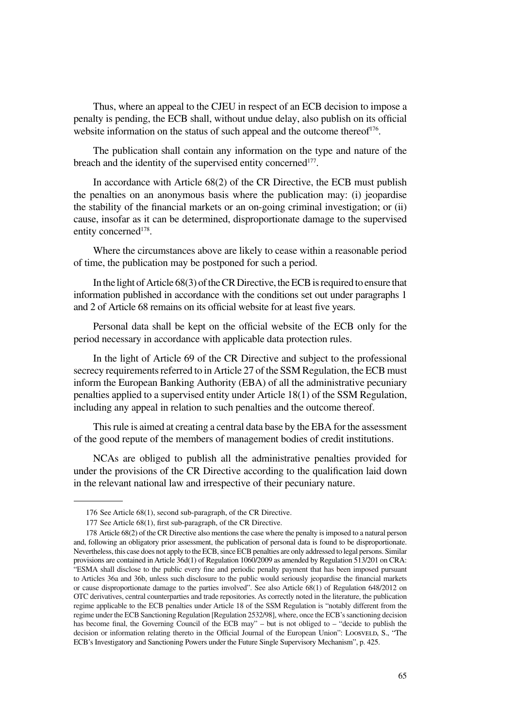Thus, where an appeal to the CJEU in respect of an ECB decision to impose a penalty is pending, the ECB shall, without undue delay, also publish on its official website information on the status of such appeal and the outcome thereof[176].

The publication shall contain any information on the type and nature of the breach and the identity of the supervised entity concerned[177].

In accordance with Article 68(2) of the CR Directive, the ECB must publish the penalties on an anonymous basis where the publication may: (i) jeopardise the stability of the financial markets or an on-going criminal investigation; or (ii) cause, insofar as it can be determined, disproportionate damage to the supervised entity concerned[178].

Where the circumstances above are likely to cease within a reasonable period of time, the publication may be postponed for such a period.

In the light of Article 68(3) of the CR Directive, the ECB is required to ensure that information published in accordance with the conditions set out under paragraphs 1 and 2 of Article 68 remains on its official website for at least five years.

Personal data shall be kept on the official website of the ECB only for the period necessary in accordance with applicable data protection rules.

In the light of Article 69 of the CR Directive and subject to the professional secrecy requirements referred to in Article 27 of the SSM Regulation, the ECB must inform the European Banking Authority (EBA) of all the administrative pecuniary penalties applied to a supervised entity under Article 18(1) of the SSM Regulation, including any appeal in relation to such penalties and the outcome thereof.

This rule is aimed at creating a central data base by the EBA for the assessment of the good repute of the members of management bodies of credit institutions.

NCAs are obliged to publish all the administrative penalties provided for under the provisions of the CR Directive according to the qualification laid down in the relevant national law and irrespective of their pecuniary nature.

---

176 See Article 68(1), second sub-paragraph, of the CR Directive.

177 See Article 68(1), first sub-paragraph, of the CR Directive.

178 Article 68(2) of the CR Directive also mentions the case where the penalty is imposed to a natural person and, following an obligatory prior assessment, the publication of personal data is found to be disproportionate. Nevertheless, this case does not apply to the ECB, since ECB penalties are only addressed to legal persons. Similar provisions are contained in Article 36d(1) of Regulation 1060/2009 as amended by Regulation 513/201 on CRA: "ESMA shall disclose to the public every fine and periodic penalty payment that has been imposed pursuant to Articles 36a and 36b, unless such disclosure to the public would seriously jeopardise the financial markets or cause disproportionate damage to the parties involved". See also Article 68(1) of Regulation 648/2012 on OTC derivatives, central counterparties and trade repositories. As correctly noted in the literature, the publication regime applicable to the ECB penalties under Article 18 of the SSM Regulation is "notably different from the regime under the ECB Sanctioning Regulation [Regulation 2532/98], where, once the ECB's sanctioning decision has become final, the Governing Council of the ECB may" – but is not obliged to – "decide to publish the decision or information relating thereto in the Official Journal of the European Union": Loosveld, S., "The ECB's Investigatory and Sanctioning Powers under the Future Single Supervisory Mechanism", p. 425.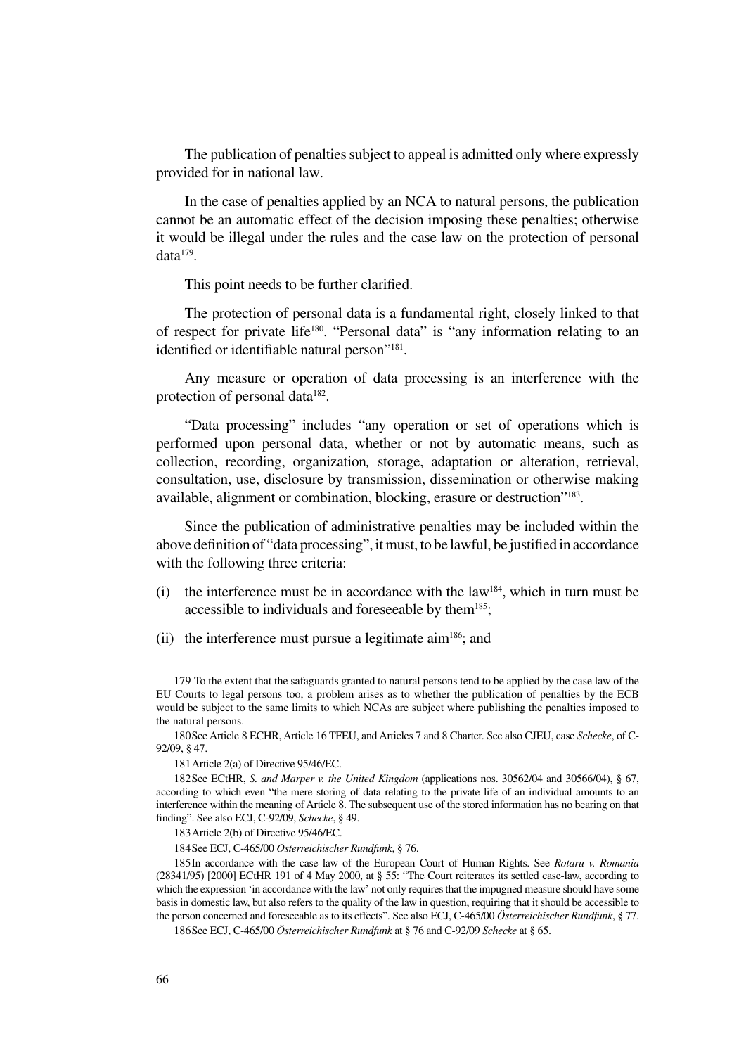The publication of penalties subject to appeal is admitted only where expressly provided for in national law.

In the case of penalties applied by an NCA to natural persons, the publication cannot be an automatic effect of the decision imposing these penalties; otherwise it would be illegal under the rules and the case law on the protection of personal data[179].

This point needs to be further clarified.

The protection of personal data is a fundamental right, closely linked to that of respect for private life[180]. "Personal data" is "any information relating to an identified or identifiable natural person"[181].

Any measure or operation of data processing is an interference with the protection of personal data[182].

"Data processing" includes "any operation or set of operations which is performed upon personal data, whether or not by automatic means, such as collection, recording, organization*,* storage, adaptation or alteration, retrieval, consultation, use, disclosure by transmission, dissemination or otherwise making available, alignment or combination, blocking, erasure or destruction"[183].

Since the publication of administrative penalties may be included within the above definition of "data processing", it must, to be lawful, be justified in accordance with the following three criteria:

(i) the interference must be in accordance with the law[184], which in turn must be accessible to individuals and foreseeable by them[185];

(ii) the interference must pursue a legitimate aim[186]; and

---

179 To the extent that the safaguards granted to natural persons tend to be applied by the case law of the EU Courts to legal persons too, a problem arises as to whether the publication of penalties by the ECB would be subject to the same limits to which NCAs are subject where publishing the penalties imposed to the natural persons.

180 See Article 8 ECHR, Article 16 TFEU, and Articles 7 and 8 Charter. See also CJEU, case *Schecke*, of C-92/09, § 47.

181 Article 2(a) of Directive 95/46/EC.

182 See ECtHR, *S. and Marper v. the United Kingdom* (applications nos. 30562/04 and 30566/04), § 67, according to which even "the mere storing of data relating to the private life of an individual amounts to an interference within the meaning of Article 8. The subsequent use of the stored information has no bearing on that finding". See also ECJ, C-92/09, *Schecke*, § 49.

183 Article 2(b) of Directive 95/46/EC.

184 See ECJ, C-465/00 *Österreichischer Rundfunk*, § 76.

185 In accordance with the case law of the European Court of Human Rights. See *Rotaru v. Romania* (28341/95) [2000] ECtHR 191 of 4 May 2000, at § 55: "The Court reiterates its settled case-law, according to which the expression 'in accordance with the law' not only requires that the impugned measure should have some basis in domestic law, but also refers to the quality of the law in question, requiring that it should be accessible to the person concerned and foreseeable as to its effects". See also ECJ, C-465/00 *Österreichischer Rundfunk*, § 77.

186 See ECJ, C-465/00 *Österreichischer Rundfunk* at § 76 and C-92/09 *Schecke* at § 65.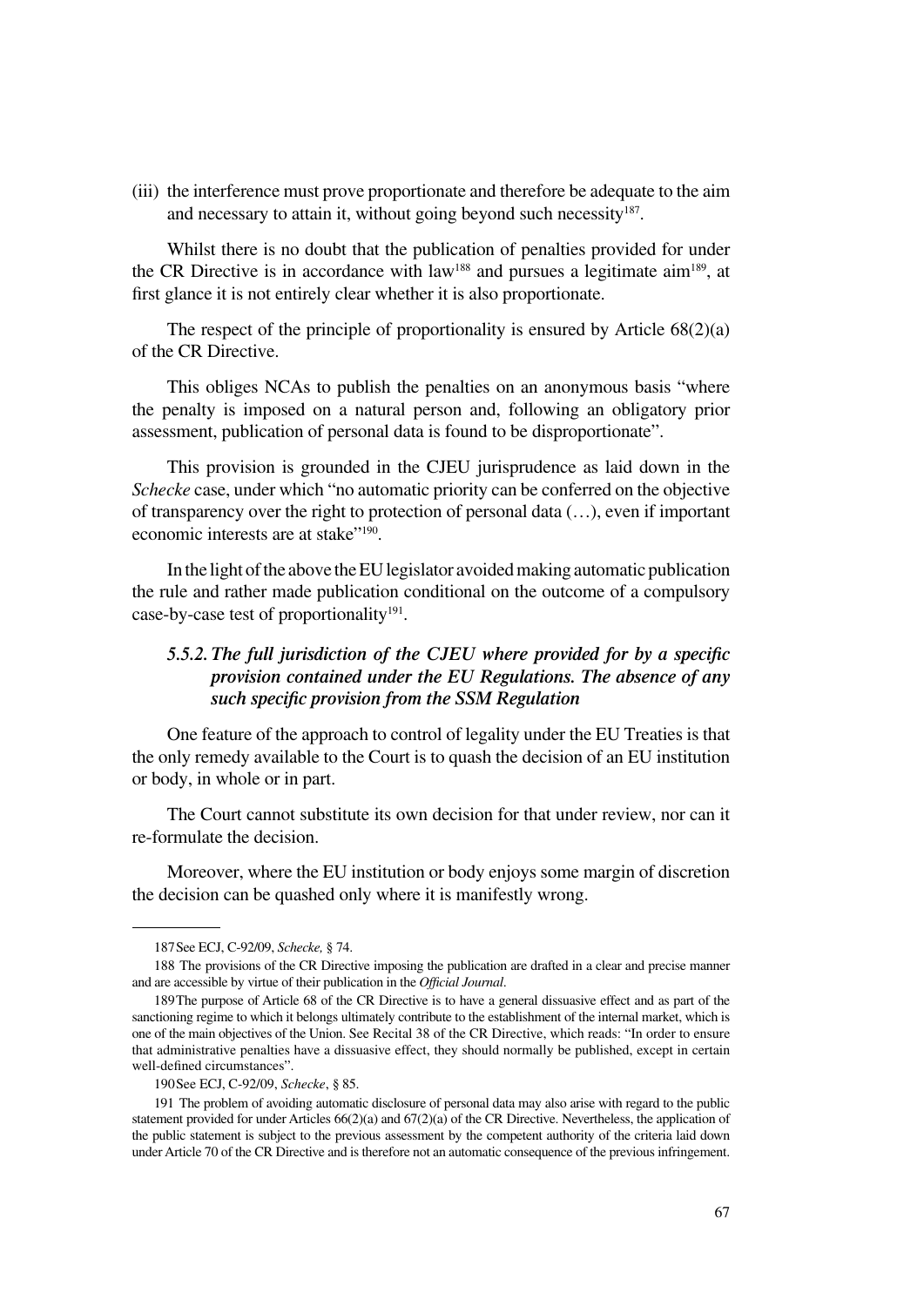(iii) the interference must prove proportionate and therefore be adequate to the aim and necessary to attain it, without going beyond such necessity[187].

Whilst there is no doubt that the publication of penalties provided for under the CR Directive is in accordance with law[188] and pursues a legitimate aim[189], at first glance it is not entirely clear whether it is also proportionate.

The respect of the principle of proportionality is ensured by Article 68(2)(a) of the CR Directive.

This obliges NCAs to publish the penalties on an anonymous basis "where the penalty is imposed on a natural person and, following an obligatory prior assessment, publication of personal data is found to be disproportionate".

This provision is grounded in the CJEU jurisprudence as laid down in the *Schecke* case, under which "no automatic priority can be conferred on the objective of transparency over the right to protection of personal data (…), even if important economic interests are at stake"[190].

In the light of the above the EU legislator avoided making automatic publication the rule and rather made publication conditional on the outcome of a compulsory case-by-case test of proportionality[191].

### *5.5.2. The full jurisdiction of the CJEU where provided for by a specific provision contained under the EU Regulations. The absence of any such specific provision from the SSM Regulation*

One feature of the approach to control of legality under the EU Treaties is that the only remedy available to the Court is to quash the decision of an EU institution or body, in whole or in part.

The Court cannot substitute its own decision for that under review, nor can it re-formulate the decision.

Moreover, where the EU institution or body enjoys some margin of discretion the decision can be quashed only where it is manifestly wrong.

---

187 See ECJ, C-92/09, *Schecke,* § 74.

188 The provisions of the CR Directive imposing the publication are drafted in a clear and precise manner and are accessible by virtue of their publication in the *Official Journal*.

189 The purpose of Article 68 of the CR Directive is to have a general dissuasive effect and as part of the sanctioning regime to which it belongs ultimately contribute to the establishment of the internal market, which is one of the main objectives of the Union. See Recital 38 of the CR Directive, which reads: "In order to ensure that administrative penalties have a dissuasive effect, they should normally be published, except in certain well-defined circumstances".

190 See ECJ, C-92/09, *Schecke*, § 85.

191 The problem of avoiding automatic disclosure of personal data may also arise with regard to the public statement provided for under Articles 66(2)(a) and 67(2)(a) of the CR Directive. Nevertheless, the application of the public statement is subject to the previous assessment by the competent authority of the criteria laid down under Article 70 of the CR Directive and is therefore not an automatic consequence of the previous infringement.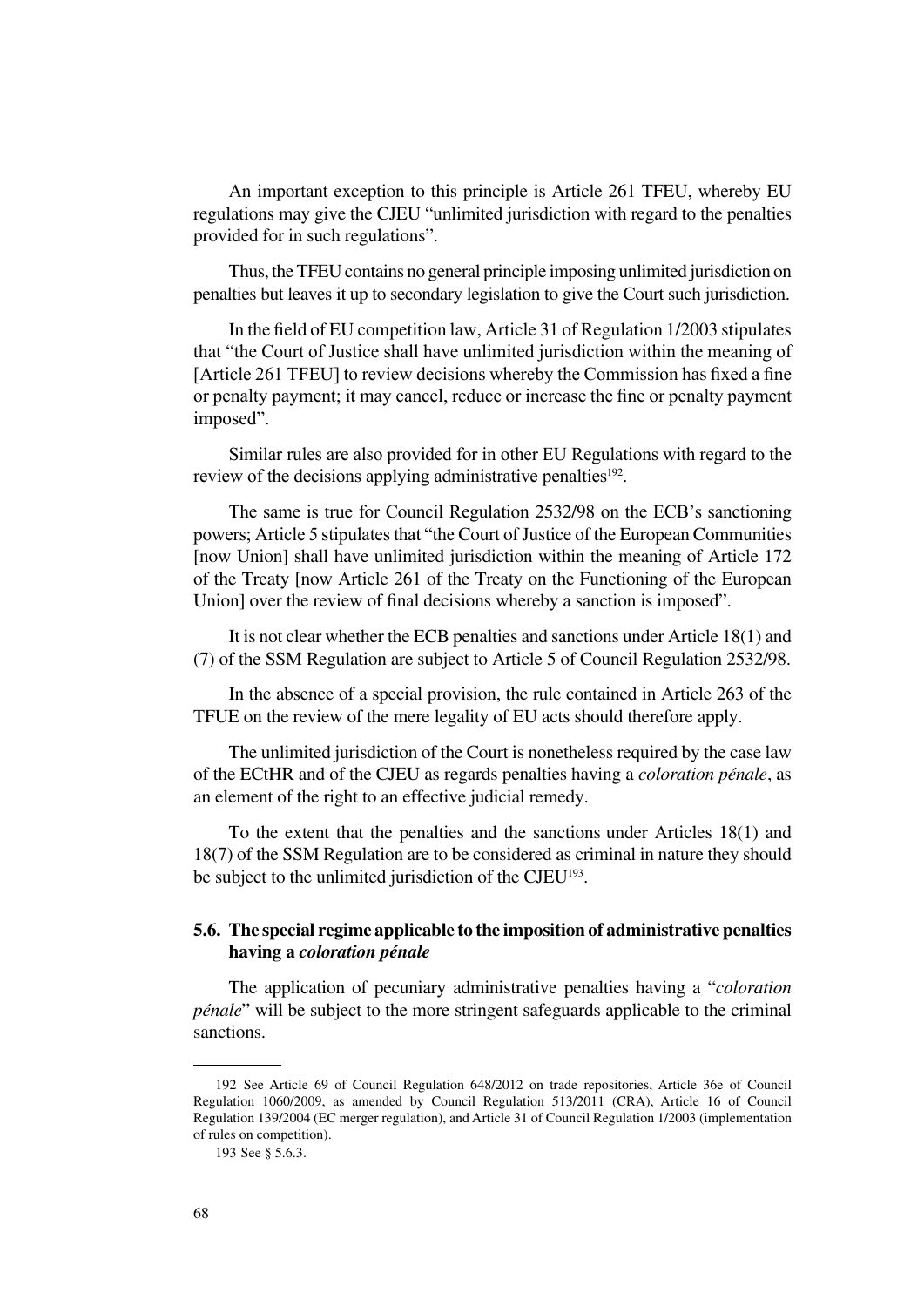An important exception to this principle is Article 261 TFEU, whereby EU regulations may give the CJEU "unlimited jurisdiction with regard to the penalties provided for in such regulations".

Thus, the TFEU contains no general principle imposing unlimited jurisdiction on penalties but leaves it up to secondary legislation to give the Court such jurisdiction.

In the field of EU competition law, Article 31 of Regulation 1/2003 stipulates that "the Court of Justice shall have unlimited jurisdiction within the meaning of [Article 261 TFEU] to review decisions whereby the Commission has fixed a fine or penalty payment; it may cancel, reduce or increase the fine or penalty payment imposed".

Similar rules are also provided for in other EU Regulations with regard to the review of the decisions applying administrative penalties[192].

The same is true for Council Regulation 2532/98 on the ECB's sanctioning powers; Article 5 stipulates that "the Court of Justice of the European Communities [now Union] shall have unlimited jurisdiction within the meaning of Article 172 of the Treaty [now Article 261 of the Treaty on the Functioning of the European Union] over the review of final decisions whereby a sanction is imposed".

It is not clear whether the ECB penalties and sanctions under Article 18(1) and (7) of the SSM Regulation are subject to Article 5 of Council Regulation 2532/98.

In the absence of a special provision, the rule contained in Article 263 of the TFUE on the review of the mere legality of EU acts should therefore apply.

The unlimited jurisdiction of the Court is nonetheless required by the case law of the ECtHR and of the CJEU as regards penalties having a *coloration pénale*, as an element of the right to an effective judicial remedy.

To the extent that the penalties and the sanctions under Articles 18(1) and 18(7) of the SSM Regulation are to be considered as criminal in nature they should be subject to the unlimited jurisdiction of the CJEU[193].

### 5.6. The special regime applicable to the imposition of administrative penalties having a *coloration pénale*

The application of pecuniary administrative penalties having a "*coloration pénale*" will be subject to the more stringent safeguards applicable to the criminal sanctions.

---

192 See Article 69 of Council Regulation 648/2012 on trade repositories, Article 36e of Council Regulation 1060/2009, as amended by Council Regulation 513/2011 (CRA), Article 16 of Council Regulation 139/2004 (EC merger regulation), and Article 31 of Council Regulation 1/2003 (implementation of rules on competition).

193 See § 5.6.3.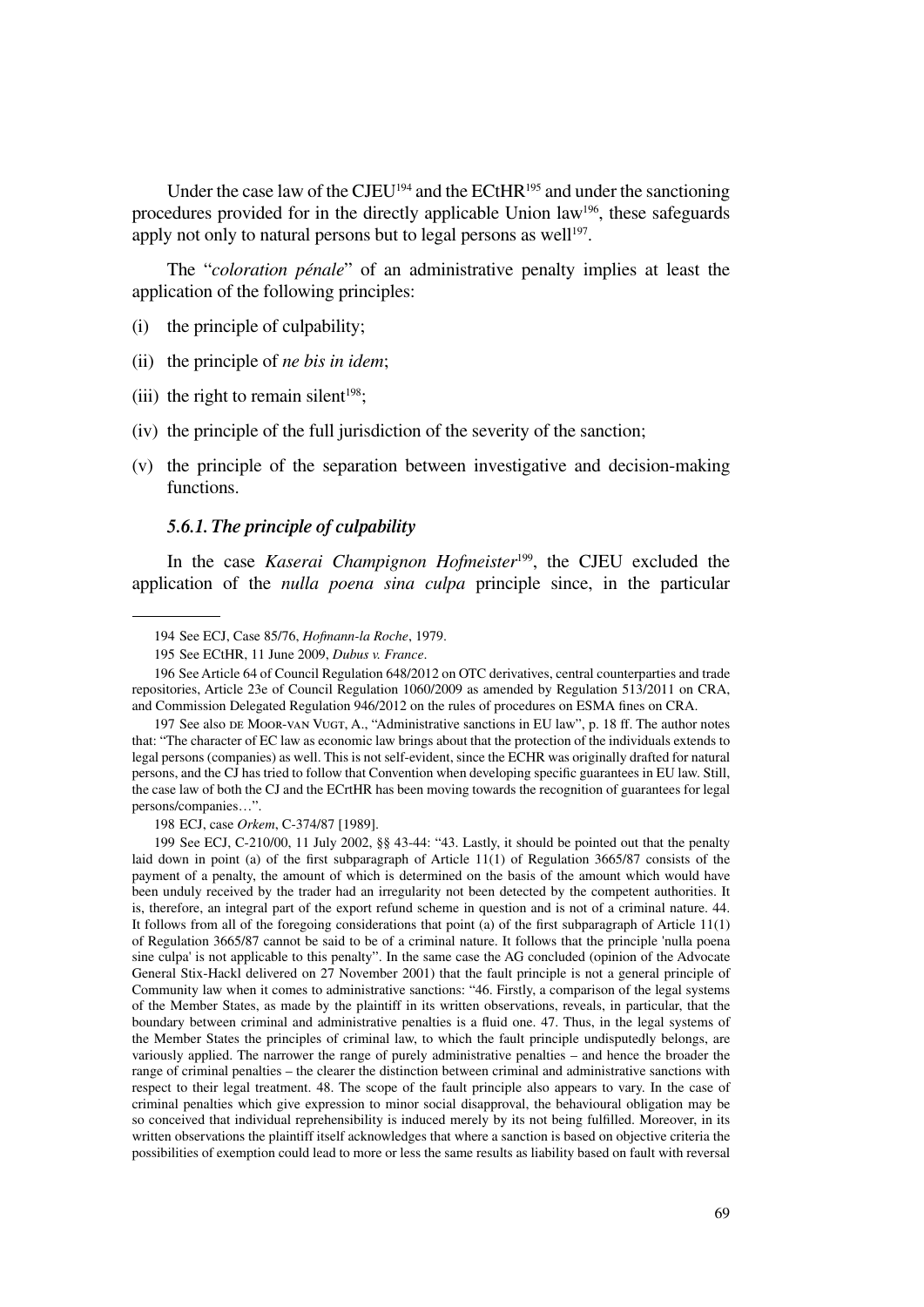Under the case law of the CJEU[194] and the ECtHR[195] and under the sanctioning procedures provided for in the directly applicable Union law[196], these safeguards apply not only to natural persons but to legal persons as well[197].

The "*coloration pénale*" of an administrative penalty implies at least the application of the following principles:

(i) the principle of culpability;

(ii) the principle of *ne bis in idem*;

(iii) the right to remain silent[198];

(iv) the principle of the full jurisdiction of the severity of the sanction;

(v) the principle of the separation between investigative and decision-making functions.

### *5.6.1. The principle of culpability*

In the case *Kaserai Champignon Hofmeister*[199], the CJEU excluded the application of the *nulla poena sina culpa* principle since, in the particular

---

194 See ECJ, Case 85/76, *Hofmann-la Roche*, 1979.

195 See ECtHR, 11 June 2009, *Dubus v. France*.

196 See Article 64 of Council Regulation 648/2012 on OTC derivatives, central counterparties and trade repositories, Article 23e of Council Regulation 1060/2009 as amended by Regulation 513/2011 on CRA, and Commission Delegated Regulation 946/2012 on the rules of procedures on ESMA fines on CRA.

197 See also de Moor-van Vugt, A., "Administrative sanctions in EU law", p. 18 ff. The author notes that: "The character of EC law as economic law brings about that the protection of the individuals extends to legal persons (companies) as well. This is not self-evident, since the ECHR was originally drafted for natural persons, and the CJ has tried to follow that Convention when developing specific guarantees in EU law. Still, the case law of both the CJ and the ECrtHR has been moving towards the recognition of guarantees for legal persons/companies…".

198 ECJ, case *Orkem*, C-374/87 [1989].

199 See ECJ, C-210/00, 11 July 2002, §§ 43-44: "43. Lastly, it should be pointed out that the penalty laid down in point (a) of the first subparagraph of Article 11(1) of Regulation 3665/87 consists of the payment of a penalty, the amount of which is determined on the basis of the amount which would have been unduly received by the trader had an irregularity not been detected by the competent authorities. It is, therefore, an integral part of the export refund scheme in question and is not of a criminal nature. 44. It follows from all of the foregoing considerations that point (a) of the first subparagraph of Article 11(1) of Regulation 3665/87 cannot be said to be of a criminal nature. It follows that the principle 'nulla poena sine culpa' is not applicable to this penalty". In the same case the AG concluded (opinion of the Advocate General Stix-Hackl delivered on 27 November 2001) that the fault principle is not a general principle of Community law when it comes to administrative sanctions: "46. Firstly, a comparison of the legal systems of the Member States, as made by the plaintiff in its written observations, reveals, in particular, that the boundary between criminal and administrative penalties is a fluid one. 47. Thus, in the legal systems of the Member States the principles of criminal law, to which the fault principle undisputedly belongs, are variously applied. The narrower the range of purely administrative penalties – and hence the broader the range of criminal penalties – the clearer the distinction between criminal and administrative sanctions with respect to their legal treatment. 48. The scope of the fault principle also appears to vary. In the case of criminal penalties which give expression to minor social disapproval, the behavioural obligation may be so conceived that individual reprehensibility is induced merely by its not being fulfilled. Moreover, in its written observations the plaintiff itself acknowledges that where a sanction is based on objective criteria the possibilities of exemption could lead to more or less the same results as liability based on fault with reversal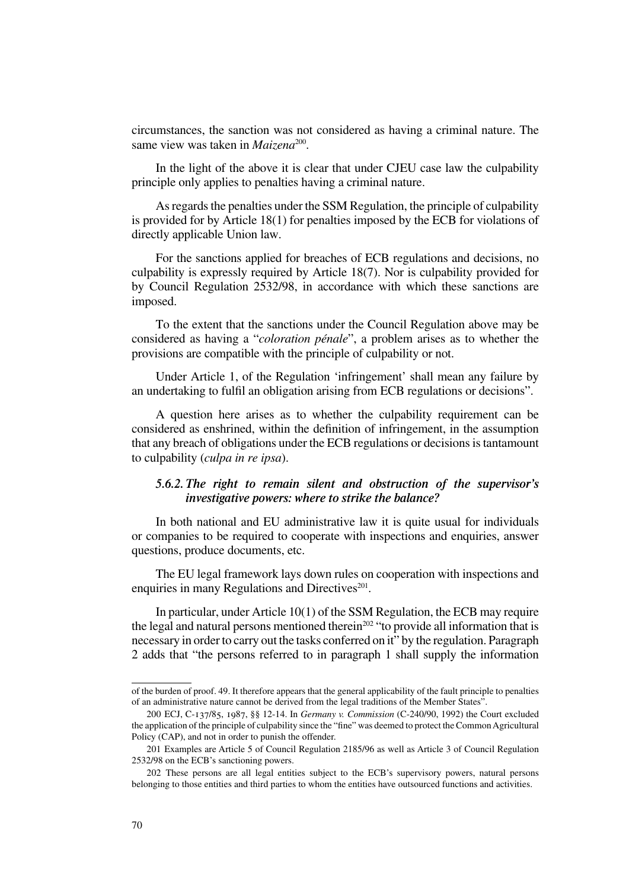circumstances, the sanction was not considered as having a criminal nature. The same view was taken in *Maizena*[200].

In the light of the above it is clear that under CJEU case law the culpability principle only applies to penalties having a criminal nature.

As regards the penalties under the SSM Regulation, the principle of culpability is provided for by Article 18(1) for penalties imposed by the ECB for violations of directly applicable Union law.

For the sanctions applied for breaches of ECB regulations and decisions, no culpability is expressly required by Article 18(7). Nor is culpability provided for by Council Regulation 2532/98, in accordance with which these sanctions are imposed.

To the extent that the sanctions under the Council Regulation above may be considered as having a "*coloration pénale*", a problem arises as to whether the provisions are compatible with the principle of culpability or not.

Under Article 1, of the Regulation 'infringement' shall mean any failure by an undertaking to fulfil an obligation arising from ECB regulations or decisions".

A question here arises as to whether the culpability requirement can be considered as enshrined, within the definition of infringement, in the assumption that any breach of obligations under the ECB regulations or decisions is tantamount to culpability (*culpa in re ipsa*).

### *5.6.2. The right to remain silent and obstruction of the supervisor's investigative powers: where to strike the balance?*

In both national and EU administrative law it is quite usual for individuals or companies to be required to cooperate with inspections and enquiries, answer questions, produce documents, etc.

The EU legal framework lays down rules on cooperation with inspections and enquiries in many Regulations and Directives[201].

In particular, under Article 10(1) of the SSM Regulation, the ECB may require the legal and natural persons mentioned therein[202] "to provide all information that is necessary in order to carry out the tasks conferred on it" by the regulation. Paragraph 2 adds that "the persons referred to in paragraph 1 shall supply the information

---

of the burden of proof. 49. It therefore appears that the general applicability of the fault principle to penalties of an administrative nature cannot be derived from the legal traditions of the Member States".

200 ECJ, C-137/85, 1987, §§ 12-14. In *Germany v. Commission* (C-240/90, 1992) the Court excluded the application of the principle of culpability since the "fine" was deemed to protect the Common Agricultural Policy (CAP), and not in order to punish the offender.

201 Examples are Article 5 of Council Regulation 2185/96 as well as Article 3 of Council Regulation 2532/98 on the ECB's sanctioning powers.

202 These persons are all legal entities subject to the ECB's supervisory powers, natural persons belonging to those entities and third parties to whom the entities have outsourced functions and activities.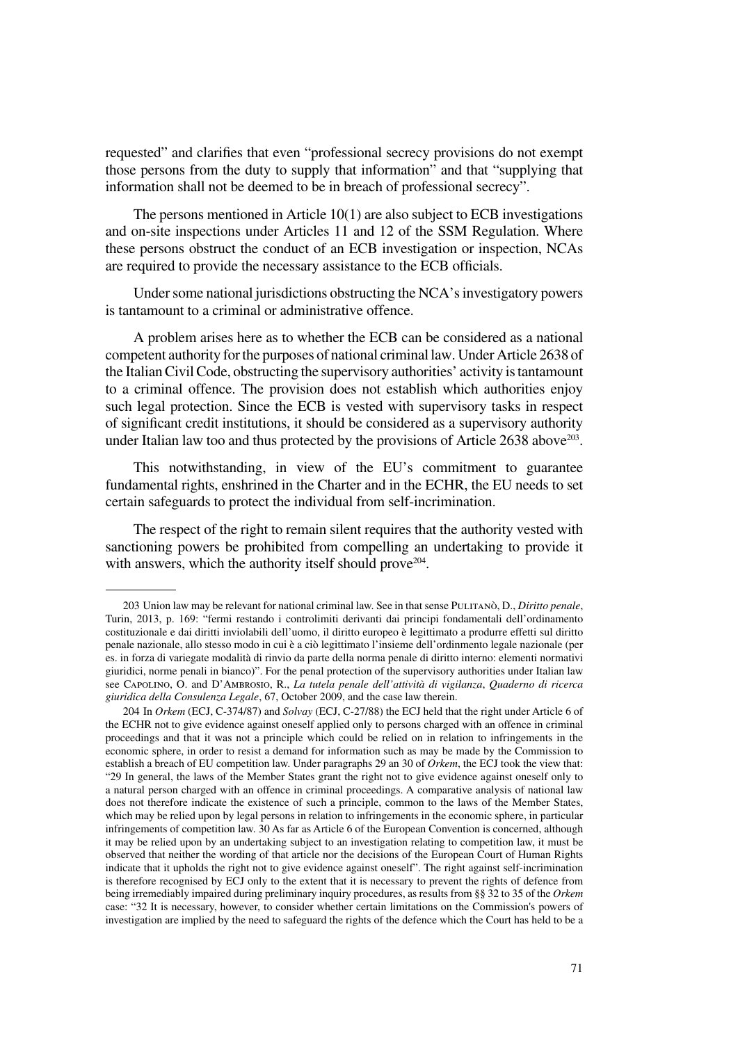requested" and clarifies that even "professional secrecy provisions do not exempt those persons from the duty to supply that information" and that "supplying that information shall not be deemed to be in breach of professional secrecy".

The persons mentioned in Article 10(1) are also subject to ECB investigations and on-site inspections under Articles 11 and 12 of the SSM Regulation. Where these persons obstruct the conduct of an ECB investigation or inspection, NCAs are required to provide the necessary assistance to the ECB officials.

Under some national jurisdictions obstructing the NCA's investigatory powers is tantamount to a criminal or administrative offence.

A problem arises here as to whether the ECB can be considered as a national competent authority for the purposes of national criminal law. Under Article 2638 of the Italian Civil Code, obstructing the supervisory authorities' activity is tantamount to a criminal offence. The provision does not establish which authorities enjoy such legal protection. Since the ECB is vested with supervisory tasks in respect of significant credit institutions, it should be considered as a supervisory authority under Italian law too and thus protected by the provisions of Article 2638 above[203].

This notwithstanding, in view of the EU's commitment to guarantee fundamental rights, enshrined in the Charter and in the ECHR, the EU needs to set certain safeguards to protect the individual from self-incrimination.

The respect of the right to remain silent requires that the authority vested with sanctioning powers be prohibited from compelling an undertaking to provide it with answers, which the authority itself should prove[204].

---

203 Union law may be relevant for national criminal law. See in that sense Pulitanò, D., *Diritto penale*, Turin, 2013, p. 169: "fermi restando i controlimiti derivanti dai principi fondamentali dell'ordinamento costituzionale e dai diritti inviolabili dell'uomo, il diritto europeo è legittimato a produrre effetti sul diritto penale nazionale, allo stesso modo in cui è a ciò legittimato l'insieme dell'ordinmento legale nazionale (per es. in forza di variegate modalità di rinvio da parte della norma penale di diritto interno: elementi normativi giuridici, norme penali in bianco)". For the penal protection of the supervisory authorities under Italian law see Capolino, O. and D'Ambrosio, R., *La tutela penale dell'attività di vigilanza*, *Quaderno di ricerca giuridica della Consulenza Legale*, 67, October 2009, and the case law therein.

204 In *Orkem* (ECJ, C-374/87) and *Solvay* (ECJ, C-27/88) the ECJ held that the right under Article 6 of the ECHR not to give evidence against oneself applied only to persons charged with an offence in criminal proceedings and that it was not a principle which could be relied on in relation to infringements in the economic sphere, in order to resist a demand for information such as may be made by the Commission to establish a breach of EU competition law. Under paragraphs 29 an 30 of *Orkem*, the ECJ took the view that: "29 In general, the laws of the Member States grant the right not to give evidence against oneself only to a natural person charged with an offence in criminal proceedings. A comparative analysis of national law does not therefore indicate the existence of such a principle, common to the laws of the Member States, which may be relied upon by legal persons in relation to infringements in the economic sphere, in particular infringements of competition law. 30 As far as Article 6 of the European Convention is concerned, although it may be relied upon by an undertaking subject to an investigation relating to competition law, it must be observed that neither the wording of that article nor the decisions of the European Court of Human Rights indicate that it upholds the right not to give evidence against oneself". The right against self-incrimination is therefore recognised by ECJ only to the extent that it is necessary to prevent the rights of defence from being irremediably impaired during preliminary inquiry procedures, as results from §§ 32 to 35 of the *Orkem* case: "32 It is necessary, however, to consider whether certain limitations on the Commission's powers of investigation are implied by the need to safeguard the rights of the defence which the Court has held to be a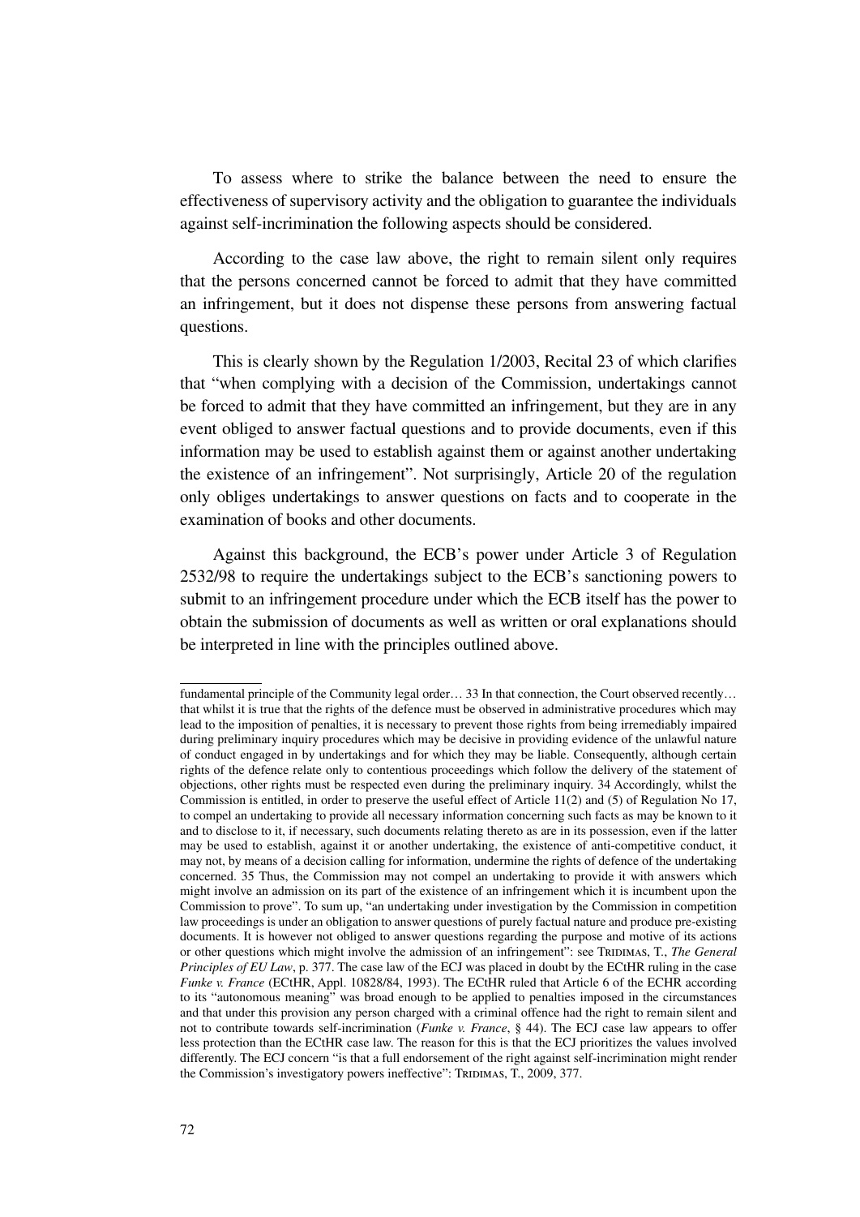To assess where to strike the balance between the need to ensure the effectiveness of supervisory activity and the obligation to guarantee the individuals against self-incrimination the following aspects should be considered.

According to the case law above, the right to remain silent only requires that the persons concerned cannot be forced to admit that they have committed an infringement, but it does not dispense these persons from answering factual questions.

This is clearly shown by the Regulation 1/2003, Recital 23 of which clarifies that "when complying with a decision of the Commission, undertakings cannot be forced to admit that they have committed an infringement, but they are in any event obliged to answer factual questions and to provide documents, even if this information may be used to establish against them or against another undertaking the existence of an infringement". Not surprisingly, Article 20 of the regulation only obliges undertakings to answer questions on facts and to cooperate in the examination of books and other documents.

Against this background, the ECB's power under Article 3 of Regulation 2532/98 to require the undertakings subject to the ECB's sanctioning powers to submit to an infringement procedure under which the ECB itself has the power to obtain the submission of documents as well as written or oral explanations should be interpreted in line with the principles outlined above.

---

fundamental principle of the Community legal order… 33 In that connection, the Court observed recently… that whilst it is true that the rights of the defence must be observed in administrative procedures which may lead to the imposition of penalties, it is necessary to prevent those rights from being irremediably impaired during preliminary inquiry procedures which may be decisive in providing evidence of the unlawful nature of conduct engaged in by undertakings and for which they may be liable. Consequently, although certain rights of the defence relate only to contentious proceedings which follow the delivery of the statement of objections, other rights must be respected even during the preliminary inquiry. 34 Accordingly, whilst the Commission is entitled, in order to preserve the useful effect of Article 11(2) and (5) of Regulation No 17, to compel an undertaking to provide all necessary information concerning such facts as may be known to it and to disclose to it, if necessary, such documents relating thereto as are in its possession, even if the latter may be used to establish, against it or another undertaking, the existence of anti-competitive conduct, it may not, by means of a decision calling for information, undermine the rights of defence of the undertaking concerned. 35 Thus, the Commission may not compel an undertaking to provide it with answers which might involve an admission on its part of the existence of an infringement which it is incumbent upon the Commission to prove". To sum up, "an undertaking under investigation by the Commission in competition law proceedings is under an obligation to answer questions of purely factual nature and produce pre-existing documents. It is however not obliged to answer questions regarding the purpose and motive of its actions or other questions which might involve the admission of an infringement": see Tridimas, T., *The General Principles of EU Law*, p. 377. The case law of the ECJ was placed in doubt by the ECtHR ruling in the case *Funke v. France* (ECtHR, Appl. 10828/84, 1993). The ECtHR ruled that Article 6 of the ECHR according to its "autonomous meaning" was broad enough to be applied to penalties imposed in the circumstances and that under this provision any person charged with a criminal offence had the right to remain silent and not to contribute towards self-incrimination (*Funke v. France*, § 44). The ECJ case law appears to offer less protection than the ECtHR case law. The reason for this is that the ECJ prioritizes the values involved differently. The ECJ concern "is that a full endorsement of the right against self-incrimination might render the Commission's investigatory powers ineffective": Tridimas, T., 2009, 377.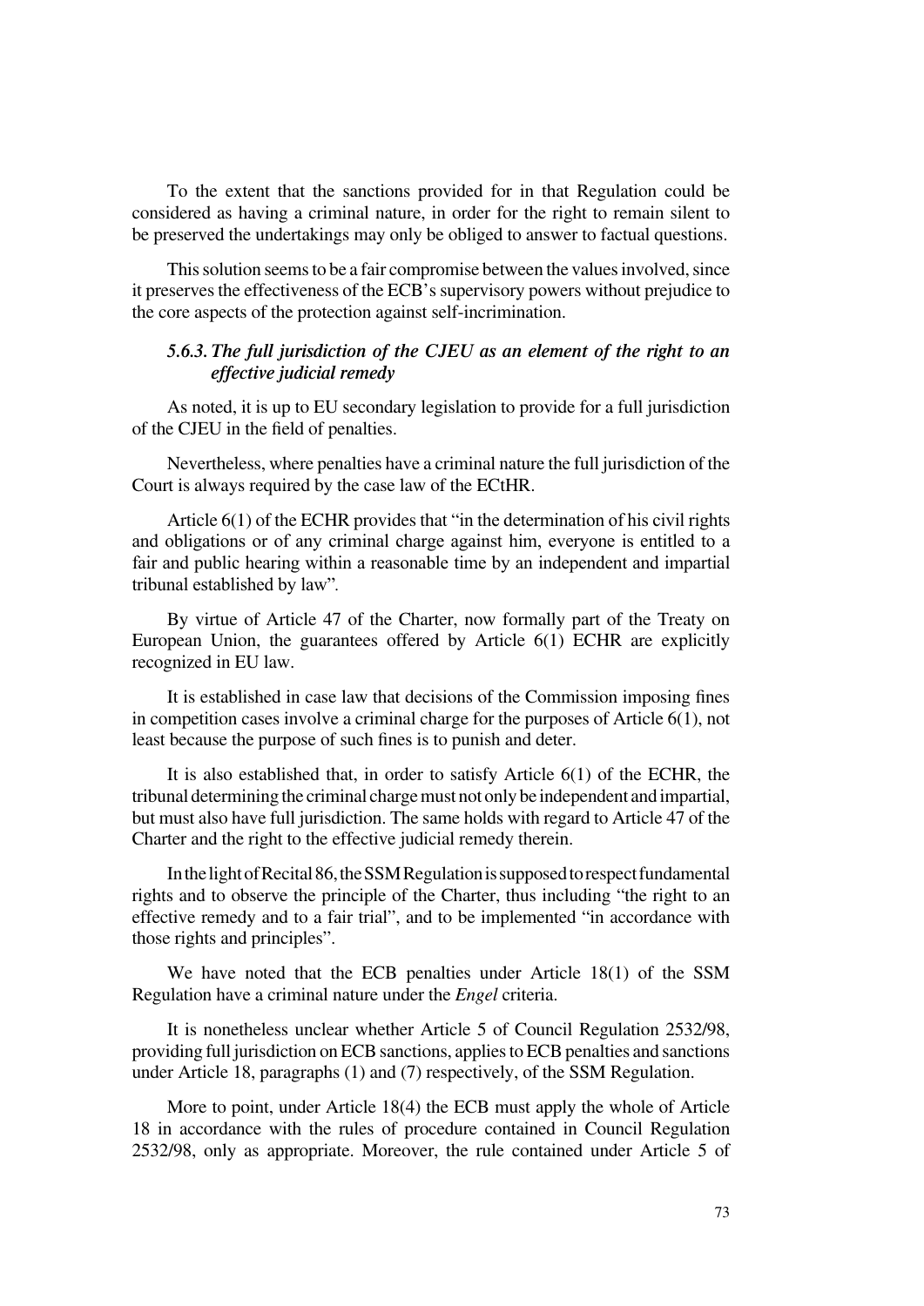To the extent that the sanctions provided for in that Regulation could be considered as having a criminal nature, in order for the right to remain silent to be preserved the undertakings may only be obliged to answer to factual questions.

This solution seems to be a fair compromise between the values involved, since it preserves the effectiveness of the ECB's supervisory powers without prejudice to the core aspects of the protection against self-incrimination.

### *5.6.3. The full jurisdiction of the CJEU as an element of the right to an effective judicial remedy*

As noted, it is up to EU secondary legislation to provide for a full jurisdiction of the CJEU in the field of penalties.

Nevertheless, where penalties have a criminal nature the full jurisdiction of the Court is always required by the case law of the ECtHR.

Article 6(1) of the ECHR provides that "in the determination of his civil rights and obligations or of any criminal charge against him, everyone is entitled to a fair and public hearing within a reasonable time by an independent and impartial tribunal established by law".

By virtue of Article 47 of the Charter, now formally part of the Treaty on European Union, the guarantees offered by Article 6(1) ECHR are explicitly recognized in EU law.

It is established in case law that decisions of the Commission imposing fines in competition cases involve a criminal charge for the purposes of Article 6(1), not least because the purpose of such fines is to punish and deter.

It is also established that, in order to satisfy Article 6(1) of the ECHR, the tribunal determining the criminal charge must not only be independent and impartial, but must also have full jurisdiction. The same holds with regard to Article 47 of the Charter and the right to the effective judicial remedy therein.

In the light of Recital 86, the SSM Regulation is supposed to respect fundamental rights and to observe the principle of the Charter, thus including "the right to an effective remedy and to a fair trial", and to be implemented "in accordance with those rights and principles".

We have noted that the ECB penalties under Article 18(1) of the SSM Regulation have a criminal nature under the *Engel* criteria.

It is nonetheless unclear whether Article 5 of Council Regulation 2532/98, providing full jurisdiction on ECB sanctions, applies to ECB penalties and sanctions under Article 18, paragraphs (1) and (7) respectively, of the SSM Regulation.

More to point, under Article 18(4) the ECB must apply the whole of Article 18 in accordance with the rules of procedure contained in Council Regulation 2532/98, only as appropriate. Moreover, the rule contained under Article 5 of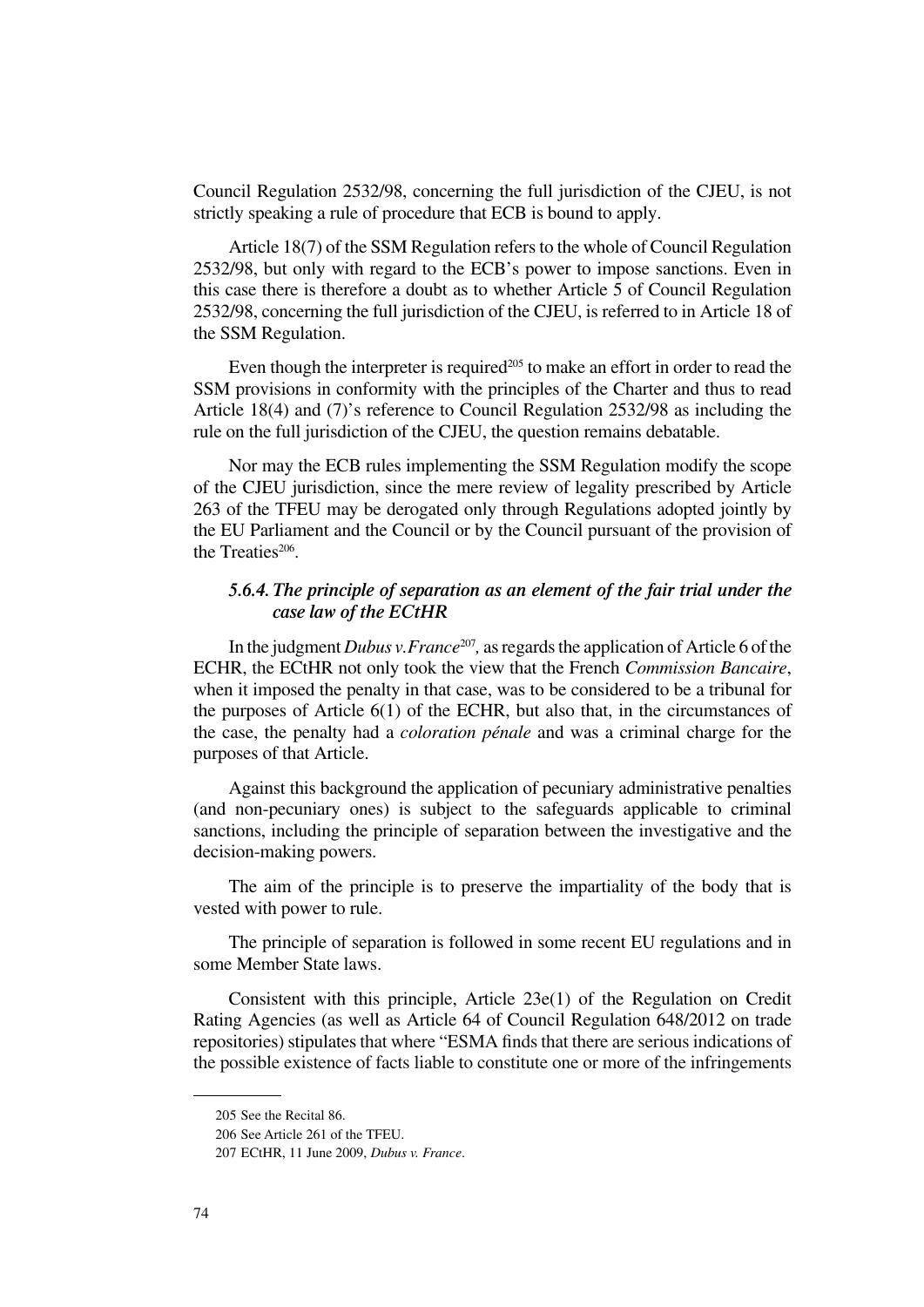Council Regulation 2532/98, concerning the full jurisdiction of the CJEU, is not strictly speaking a rule of procedure that ECB is bound to apply.

Article 18(7) of the SSM Regulation refers to the whole of Council Regulation 2532/98, but only with regard to the ECB's power to impose sanctions. Even in this case there is therefore a doubt as to whether Article 5 of Council Regulation 2532/98, concerning the full jurisdiction of the CJEU, is referred to in Article 18 of the SSM Regulation.

Even though the interpreter is required[205] to make an effort in order to read the SSM provisions in conformity with the principles of the Charter and thus to read Article 18(4) and (7)'s reference to Council Regulation 2532/98 as including the rule on the full jurisdiction of the CJEU, the question remains debatable.

Nor may the ECB rules implementing the SSM Regulation modify the scope of the CJEU jurisdiction, since the mere review of legality prescribed by Article 263 of the TFEU may be derogated only through Regulations adopted jointly by the EU Parliament and the Council or by the Council pursuant of the provision of the Treaties[206].

### *5.6.4. The principle of separation as an element of the fair trial under the case law of the ECtHR*

In the judgment *Dubus v. France*[207], as regards the application of Article 6 of the ECHR, the ECtHR not only took the view that the French *Commission Bancaire*, when it imposed the penalty in that case, was to be considered to be a tribunal for the purposes of Article 6(1) of the ECHR, but also that, in the circumstances of the case, the penalty had a *coloration pénale* and was a criminal charge for the purposes of that Article.

Against this background the application of pecuniary administrative penalties (and non-pecuniary ones) is subject to the safeguards applicable to criminal sanctions, including the principle of separation between the investigative and the decision-making powers.

The aim of the principle is to preserve the impartiality of the body that is vested with power to rule.

The principle of separation is followed in some recent EU regulations and in some Member State laws.

Consistent with this principle, Article 23e(1) of the Regulation on Credit Rating Agencies (as well as Article 64 of Council Regulation 648/2012 on trade repositories) stipulates that where "ESMA finds that there are serious indications of the possible existence of facts liable to constitute one or more of the infringements

---

205 See the Recital 86.

206 See Article 261 of the TFEU.

207 ECtHR, 11 June 2009, *Dubus v. France*.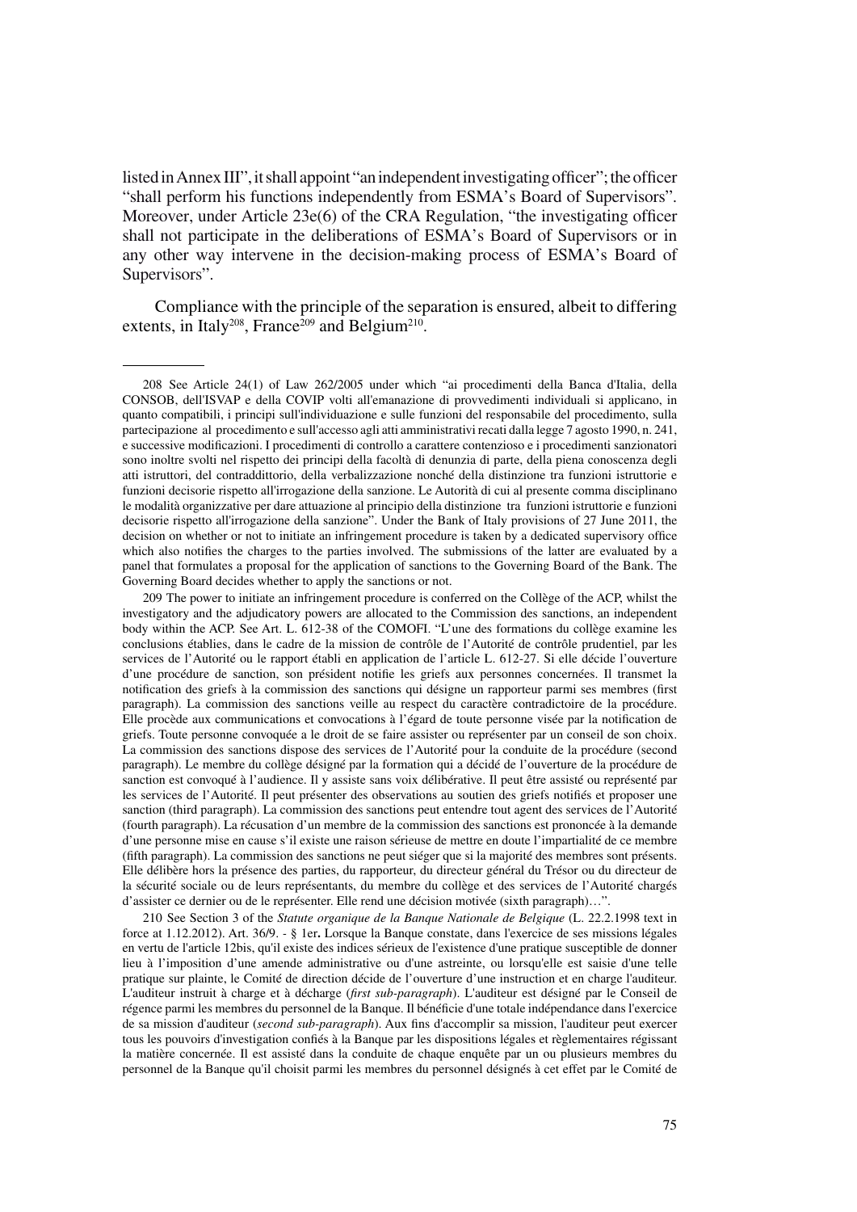listed in Annex III", it shall appoint "an independent investigating officer"; the officer "shall perform his functions independently from ESMA's Board of Supervisors". Moreover, under Article 23e(6) of the CRA Regulation, "the investigating officer shall not participate in the deliberations of ESMA's Board of Supervisors or in any other way intervene in the decision-making process of ESMA's Board of Supervisors".

Compliance with the principle of the separation is ensured, albeit to differing extents, in Italy[208], France[209] and Belgium[210].

---

208 See Article 24(1) of Law 262/2005 under which "ai procedimenti della Banca d'Italia, della CONSOB, dell'ISVAP e della COVIP volti all'emanazione di provvedimenti individuali si applicano, in quanto compatibili, i principi sull'individuazione e sulle funzioni del responsabile del procedimento, sulla partecipazione al procedimento e sull'accesso agli atti amministrativi recati dalla legge 7 agosto 1990, n. 241, e successive modificazioni. I procedimenti di controllo a carattere contenzioso e i procedimenti sanzionatori sono inoltre svolti nel rispetto dei principi della facoltà di denunzia di parte, della piena conoscenza degli atti istruttori, del contraddittorio, della verbalizzazione nonché della distinzione tra funzioni istruttorie e funzioni decisorie rispetto all'irrogazione della sanzione. Le Autorità di cui al presente comma disciplinano le modalità organizzative per dare attuazione al principio della distinzione tra funzioni istruttorie e funzioni decisorie rispetto all'irrogazione della sanzione". Under the Bank of Italy provisions of 27 June 2011, the decision on whether or not to initiate an infringement procedure is taken by a dedicated supervisory office which also notifies the charges to the parties involved. The submissions of the latter are evaluated by a panel that formulates a proposal for the application of sanctions to the Governing Board of the Bank. The Governing Board decides whether to apply the sanctions or not.

209 The power to initiate an infringement procedure is conferred on the Collège of the ACP, whilst the investigatory and the adjudicatory powers are allocated to the Commission des sanctions, an independent body within the ACP. See Art. L. 612-38 of the COMOFI. "L'une des formations du collège examine les conclusions établies, dans le cadre de la mission de contrôle de l'Autorité de contrôle prudentiel, par les services de l'Autorité ou le rapport établi en application de l'article L. 612-27. Si elle décide l'ouverture d'une procédure de sanction, son président notifie les griefs aux personnes concernées. Il transmet la notification des griefs à la commission des sanctions qui désigne un rapporteur parmi ses membres (first paragraph). La commission des sanctions veille au respect du caractère contradictoire de la procédure. Elle procède aux communications et convocations à l'égard de toute personne visée par la notification de griefs. Toute personne convoquée a le droit de se faire assister ou représenter par un conseil de son choix. La commission des sanctions dispose des services de l'Autorité pour la conduite de la procédure (second paragraph). Le membre du collège désigné par la formation qui a décidé de l'ouverture de la procédure de sanction est convoqué à l'audience. Il y assiste sans voix délibérative. Il peut être assisté ou représenté par les services de l'Autorité. Il peut présenter des observations au soutien des griefs notifiés et proposer une sanction (third paragraph). La commission des sanctions peut entendre tout agent des services de l'Autorité (fourth paragraph). La récusation d'un membre de la commission des sanctions est prononcée à la demande d'une personne mise en cause s'il existe une raison sérieuse de mettre en doute l'impartialité de ce membre (fifth paragraph). La commission des sanctions ne peut siéger que si la majorité des membres sont présents. Elle délibère hors la présence des parties, du rapporteur, du directeur général du Trésor ou du directeur de la sécurité sociale ou de leurs représentants, du membre du collège et des services de l'Autorité chargés d'assister ce dernier ou de le représenter. Elle rend une décision motivée (sixth paragraph)…".

210 See Section 3 of the *Statute organique de la Banque Nationale de Belgique* (L. 22.2.1998 text in force at 1.12.2012). Art. 36/9. - § 1er**.** Lorsque la Banque constate, dans l'exercice de ses missions légales en vertu de l'article 12bis, qu'il existe des indices sérieux de l'existence d'une pratique susceptible de donner lieu à l'imposition d'une amende administrative ou d'une astreinte, ou lorsqu'elle est saisie d'une telle pratique sur plainte, le Comité de direction décide de l'ouverture d'une instruction et en charge l'auditeur. L'auditeur instruit à charge et à décharge (*first sub-paragraph*). L'auditeur est désigné par le Conseil de régence parmi les membres du personnel de la Banque. Il bénéficie d'une totale indépendance dans l'exercice de sa mission d'auditeur (*second sub-paragraph*). Aux fins d'accomplir sa mission, l'auditeur peut exercer tous les pouvoirs d'investigation confiés à la Banque par les dispositions légales et règlementaires régissant la matière concernée. Il est assisté dans la conduite de chaque enquête par un ou plusieurs membres du personnel de la Banque qu'il choisit parmi les membres du personnel désignés à cet effet par le Comité de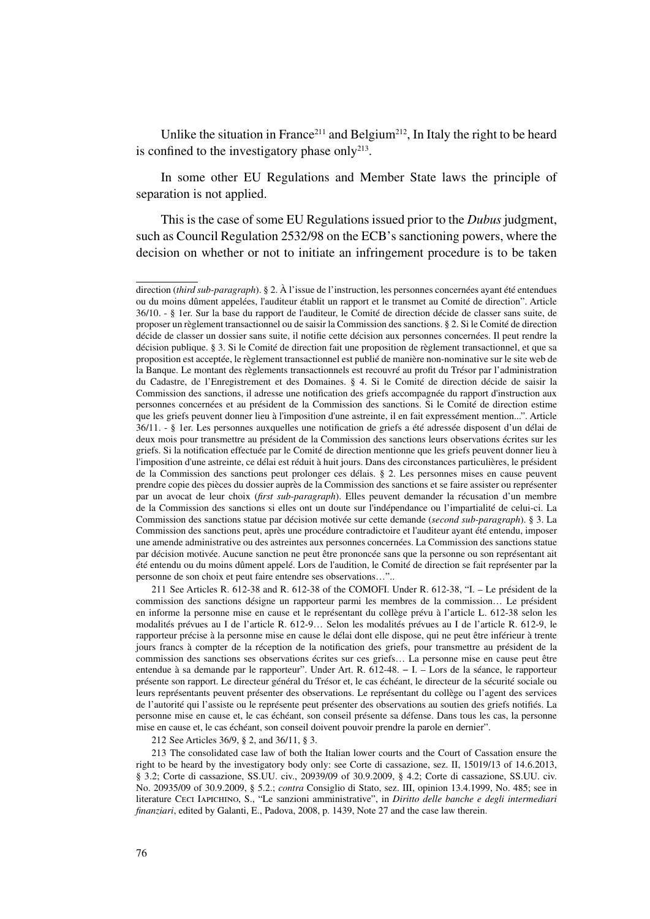Unlike the situation in France[211] and Belgium[212], In Italy the right to be heard is confined to the investigatory phase only[213].

In some other EU Regulations and Member State laws the principle of separation is not applied.

This is the case of some EU Regulations issued prior to the *Dubus* judgment, such as Council Regulation 2532/98 on the ECB's sanctioning powers, where the decision on whether or not to initiate an infringement procedure is to be taken

---

direction (*third sub-paragraph*). § 2. À l'issue de l'instruction, les personnes concernées ayant été entendues ou du moins dûment appelées, l'auditeur établit un rapport et le transmet au Comité de direction". Article 36/10. - § 1er. Sur la base du rapport de l'auditeur, le Comité de direction décide de classer sans suite, de proposer un règlement transactionnel ou de saisir la Commission des sanctions. § 2. Si le Comité de direction décide de classer un dossier sans suite, il notifie cette décision aux personnes concernées. Il peut rendre la décision publique. § 3. Si le Comité de direction fait une proposition de règlement transactionnel, et que sa proposition est acceptée, le règlement transactionnel est publié de manière non-nominative sur le site web de la Banque. Le montant des règlements transactionnels est recouvré au profit du Trésor par l'administration du Cadastre, de l'Enregistrement et des Domaines. § 4. Si le Comité de direction décide de saisir la Commission des sanctions, il adresse une notification des griefs accompagnée du rapport d'instruction aux personnes concernées et au président de la Commission des sanctions. Si le Comité de direction estime que les griefs peuvent donner lieu à l'imposition d'une astreinte, il en fait expressément mention...". Article 36/11. - § 1er. Les personnes auxquelles une notification de griefs a été adressée disposent d'un délai de deux mois pour transmettre au président de la Commission des sanctions leurs observations écrites sur les griefs. Si la notification effectuée par le Comité de direction mentionne que les griefs peuvent donner lieu à l'imposition d'une astreinte, ce délai est réduit à huit jours. Dans des circonstances particulières, le président de la Commission des sanctions peut prolonger ces délais. § 2. Les personnes mises en cause peuvent prendre copie des pièces du dossier auprès de la Commission des sanctions et se faire assister ou représenter par un avocat de leur choix (*first sub-paragraph*). Elles peuvent demander la récusation d'un membre de la Commission des sanctions si elles ont un doute sur l'indépendance ou l'impartialité de celui-ci. La Commission des sanctions statue par décision motivée sur cette demande (*second sub-paragraph*). § 3. La Commission des sanctions peut, après une procédure contradictoire et l'auditeur ayant été entendu, imposer une amende administrative ou des astreintes aux personnes concernées. La Commission des sanctions statue par décision motivée. Aucune sanction ne peut être prononcée sans que la personne ou son représentant ait été entendu ou du moins dûment appelé. Lors de l'audition, le Comité de direction se fait représenter par la personne de son choix et peut faire entendre ses observations…"..

211 See Articles R. 612-38 and R. 612-38 of the COMOFI. Under R. 612-38, "I. – Le président de la commission des sanctions désigne un rapporteur parmi les membres de la commission… Le président en informe la personne mise en cause et le représentant du collège prévu à l'article L. 612-38 selon les modalités prévues au I de l'article R. 612-9… Selon les modalités prévues au I de l'article R. 612-9, le rapporteur précise à la personne mise en cause le délai dont elle dispose, qui ne peut être inférieur à trente jours francs à compter de la réception de la notification des griefs, pour transmettre au président de la commission des sanctions ses observations écrites sur ces griefs… La personne mise en cause peut être entendue à sa demande par le rapporteur". Under Art. R. 612-48. – I. – Lors de la séance, le rapporteur présente son rapport. Le directeur général du Trésor et, le cas échéant, le directeur de la sécurité sociale ou leurs représentants peuvent présenter des observations. Le représentant du collège ou l'agent des services de l'autorité qui l'assiste ou le représente peut présenter des observations au soutien des griefs notifiés. La personne mise en cause et, le cas échéant, son conseil présente sa défense. Dans tous les cas, la personne mise en cause et, le cas échéant, son conseil doivent pouvoir prendre la parole en dernier".

212 See Articles 36/9, § 2, and 36/11, § 3.

213 The consolidated case law of both the Italian lower courts and the Court of Cassation ensure the right to be heard by the investigatory body only: see Corte di cassazione, sez. II, 15019/13 of 14.6.2013, § 3.2; Corte di cassazione, SS.UU. civ., 20939/09 of 30.9.2009, § 4.2; Corte di cassazione, SS.UU. civ. No. 20935/09 of 30.9.2009, § 5.2.; *contra* Consiglio di Stato, sez. III, opinion 13.4.1999, No. 485; see in literature Ceci Iapichino, S., "Le sanzioni amministrative", in *Diritto delle banche e degli intermediari finanziari*, edited by Galanti, E., Padova, 2008, p. 1439, Note 27 and the case law therein.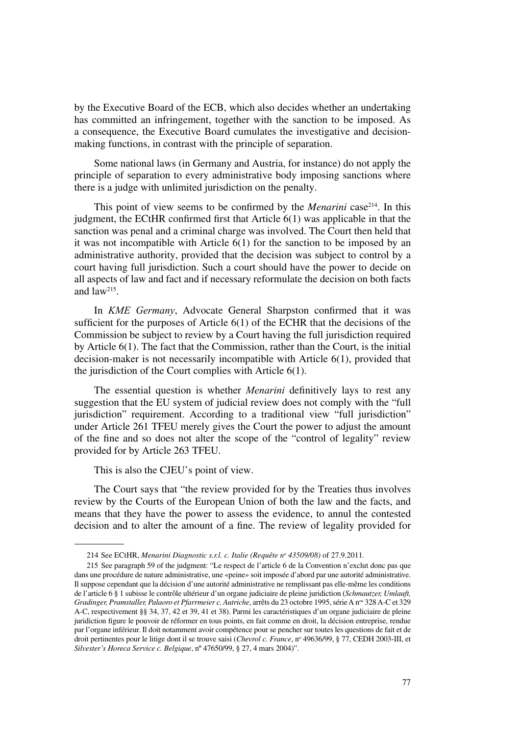by the Executive Board of the ECB, which also decides whether an undertaking has committed an infringement, together with the sanction to be imposed. As a consequence, the Executive Board cumulates the investigative and decision-making functions, in contrast with the principle of separation.

Some national laws (in Germany and Austria, for instance) do not apply the principle of separation to every administrative body imposing sanctions where there is a judge with unlimited jurisdiction on the penalty.

This point of view seems to be confirmed by the *Menarini* case[214]. In this judgment, the ECtHR confirmed first that Article 6(1) was applicable in that the sanction was penal and a criminal charge was involved. The Court then held that it was not incompatible with Article 6(1) for the sanction to be imposed by an administrative authority, provided that the decision was subject to control by a court having full jurisdiction. Such a court should have the power to decide on all aspects of law and fact and if necessary reformulate the decision on both facts and law[215].

In *KME Germany*, Advocate General Sharpston confirmed that it was sufficient for the purposes of Article 6(1) of the ECHR that the decisions of the Commission be subject to review by a Court having the full jurisdiction required by Article 6(1). The fact that the Commission, rather than the Court, is the initial decision-maker is not necessarily incompatible with Article 6(1), provided that the jurisdiction of the Court complies with Article 6(1).

The essential question is whether *Menarini* definitively lays to rest any suggestion that the EU system of judicial review does not comply with the "full jurisdiction" requirement. According to a traditional view "full jurisdiction" under Article 261 TFEU merely gives the Court the power to adjust the amount of the fine and so does not alter the scope of the "control of legality" review provided for by Article 263 TFEU.

This is also the CJEU's point of view.

The Court says that "the review provided for by the Treaties thus involves review by the Courts of the European Union of both the law and the facts, and means that they have the power to assess the evidence, to annul the contested decision and to alter the amount of a fine. The review of legality provided for

---

214 See ECtHR, *Menarini Diagnostic s.r.l. c. Italie (Requête n° 43509/08)* of 27.9.2011.

215 See paragraph 59 of the judgment: "Le respect de l'article 6 de la Convention n'exclut donc pas que dans une procédure de nature administrative, une «peine» soit imposée d'abord par une autorité administrative. Il suppose cependant que la décision d'une autorité administrative ne remplissant pas elle-même les conditions de l'article 6 § 1 subisse le contrôle ultérieur d'un organe judiciaire de pleine juridiction (*Schmautzer, Umlauft, Gradinger, Pramstaller, Palaoro et Pfarrmeier c. Autriche*, arrêts du 23 octobre 1995, série A n$^{os}$ 328 A-C et 329 A-C, respectivement §§ 34, 37, 42 et 39, 41 et 38). Parmi les caractéristiques d'un organe judiciaire de pleine juridiction figure le pouvoir de réformer en tous points, en fait comme en droit, la décision entreprise, rendue par l'organe inférieur. Il doit notamment avoir compétence pour se pencher sur toutes les questions de fait et de droit pertinentes pour le litige dont il se trouve saisi (*Chevrol c. France*, n° 49636/99, § 77, CEDH 2003-III, et *Silvester's Horeca Service c. Belgique*, nº 47650/99, § 27, 4 mars 2004)".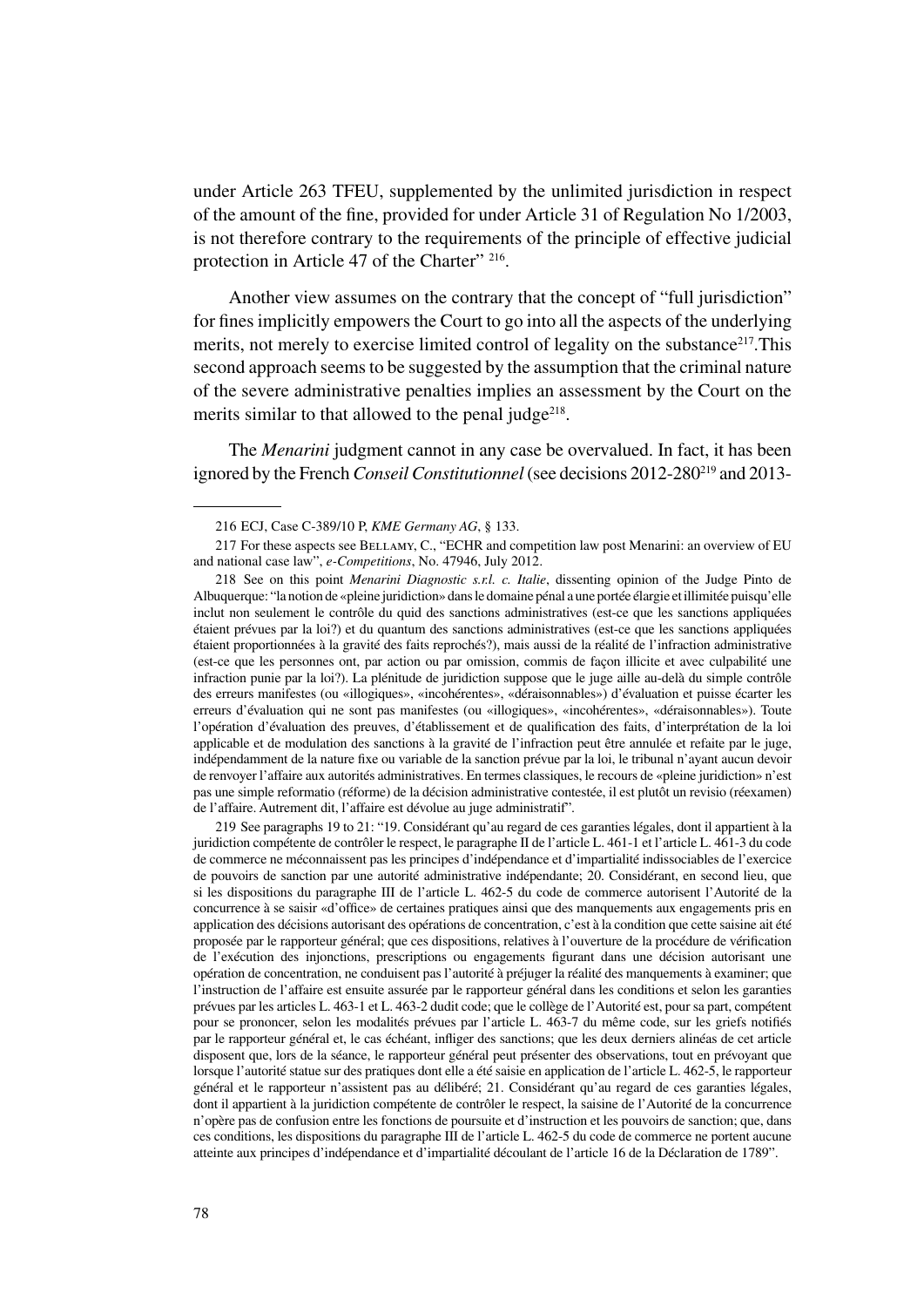under Article 263 TFEU, supplemented by the unlimited jurisdiction in respect of the amount of the fine, provided for under Article 31 of Regulation No 1/2003, is not therefore contrary to the requirements of the principle of effective judicial protection in Article 47 of the Charter" [216].

Another view assumes on the contrary that the concept of "full jurisdiction" for fines implicitly empowers the Court to go into all the aspects of the underlying merits, not merely to exercise limited control of legality on the substance[217].This second approach seems to be suggested by the assumption that the criminal nature of the severe administrative penalties implies an assessment by the Court on the merits similar to that allowed to the penal judge[218].

The *Menarini* judgment cannot in any case be overvalued. In fact, it has been ignored by the French *Conseil Constitutionnel* (see decisions 2012-280[219] and 2013-

---

216 ECJ, Case C-389/10 P, *KME Germany AG*, § 133.

217 For these aspects see Bellamy, C., "ECHR and competition law post Menarini: an overview of EU and national case law", *e-Competitions*, No. 47946, July 2012.

218 See on this point *Menarini Diagnostic s.r.l. c. Italie*, dissenting opinion of the Judge Pinto de Albuquerque: "la notion de «pleine juridiction» dans le domaine pénal a une portée élargie et illimitée puisqu'elle inclut non seulement le contrôle du quid des sanctions administratives (est-ce que les sanctions appliquées étaient prévues par la loi?) et du quantum des sanctions administratives (est-ce que les sanctions appliquées étaient proportionnées à la gravité des faits reprochés?), mais aussi de la réalité de l'infraction administrative (est-ce que les personnes ont, par action ou par omission, commis de façon illicite et avec culpabilité une infraction punie par la loi?). La plénitude de juridiction suppose que le juge aille au-delà du simple contrôle des erreurs manifestes (ou «illogiques», «incohérentes», «déraisonnables») d'évaluation et puisse écarter les erreurs d'évaluation qui ne sont pas manifestes (ou «illogiques», «incohérentes», «déraisonnables»). Toute l'opération d'évaluation des preuves, d'établissement et de qualification des faits, d'interprétation de la loi applicable et de modulation des sanctions à la gravité de l'infraction peut être annulée et refaite par le juge, indépendamment de la nature fixe ou variable de la sanction prévue par la loi, le tribunal n'ayant aucun devoir de renvoyer l'affaire aux autorités administratives. En termes classiques, le recours de «pleine juridiction» n'est pas une simple reformatio (réforme) de la décision administrative contestée, il est plutôt un revisio (réexamen) de l'affaire. Autrement dit, l'affaire est dévolue au juge administratif".

219 See paragraphs 19 to 21: "19. Considérant qu'au regard de ces garanties légales, dont il appartient à la juridiction compétente de contrôler le respect, le paragraphe II de l'article L. 461-1 et l'article L. 461-3 du code de commerce ne méconnaissent pas les principes d'indépendance et d'impartialité indissociables de l'exercice de pouvoirs de sanction par une autorité administrative indépendante; 20. Considérant, en second lieu, que si les dispositions du paragraphe III de l'article L. 462-5 du code de commerce autorisent l'Autorité de la concurrence à se saisir «d'office» de certaines pratiques ainsi que des manquements aux engagements pris en application des décisions autorisant des opérations de concentration, c'est à la condition que cette saisine ait été proposée par le rapporteur général; que ces dispositions, relatives à l'ouverture de la procédure de vérification de l'exécution des injonctions, prescriptions ou engagements figurant dans une décision autorisant une opération de concentration, ne conduisent pas l'autorité à préjuger la réalité des manquements à examiner; que l'instruction de l'affaire est ensuite assurée par le rapporteur général dans les conditions et selon les garanties prévues par les articles L. 463-1 et L. 463-2 dudit code; que le collège de l'Autorité est, pour sa part, compétent pour se prononcer, selon les modalités prévues par l'article L. 463-7 du même code, sur les griefs notifiés par le rapporteur général et, le cas échéant, infliger des sanctions; que les deux derniers alinéas de cet article disposent que, lors de la séance, le rapporteur général peut présenter des observations, tout en prévoyant que lorsque l'autorité statue sur des pratiques dont elle a été saisie en application de l'article L. 462-5, le rapporteur général et le rapporteur n'assistent pas au délibéré; 21. Considérant qu'au regard de ces garanties légales, dont il appartient à la juridiction compétente de contrôler le respect, la saisine de l'Autorité de la concurrence n'opère pas de confusion entre les fonctions de poursuite et d'instruction et les pouvoirs de sanction; que, dans ces conditions, les dispositions du paragraphe III de l'article L. 462-5 du code de commerce ne portent aucune atteinte aux principes d'indépendance et d'impartialité découlant de l'article 16 de la Déclaration de 1789".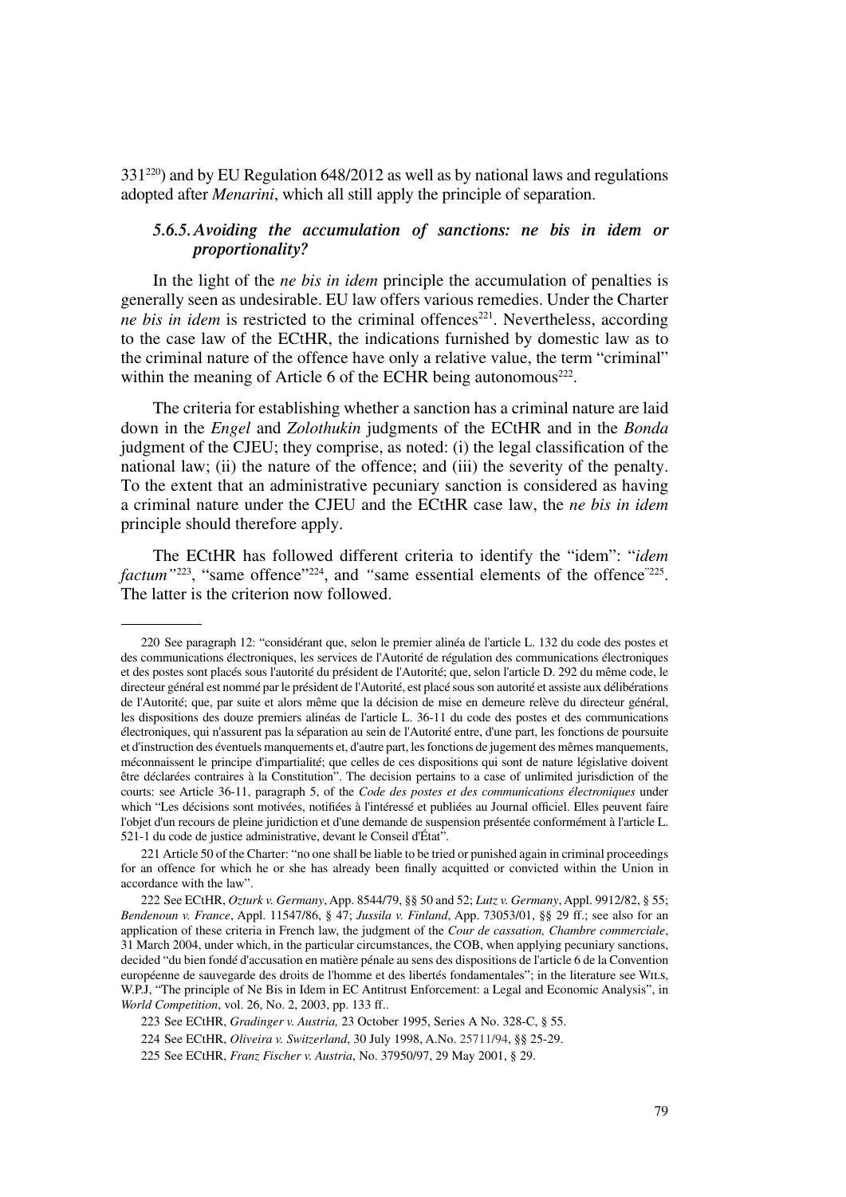331[220]) and by EU Regulation 648/2012 as well as by national laws and regulations adopted after *Menarini*, which all still apply the principle of separation.

### *5.6.5. Avoiding the accumulation of sanctions: ne bis in idem or proportionality?*

In the light of the *ne bis in idem* principle the accumulation of penalties is generally seen as undesirable. EU law offers various remedies. Under the Charter *ne bis in idem* is restricted to the criminal offences[221]. Nevertheless, according to the case law of the ECtHR, the indications furnished by domestic law as to the criminal nature of the offence have only a relative value, the term "criminal" within the meaning of Article 6 of the ECHR being autonomous[222].

The criteria for establishing whether a sanction has a criminal nature are laid down in the *Engel* and *Zolothukin* judgments of the ECtHR and in the *Bonda* judgment of the CJEU; they comprise, as noted: (i) the legal classification of the national law; (ii) the nature of the offence; and (iii) the severity of the penalty. To the extent that an administrative pecuniary sanction is considered as having a criminal nature under the CJEU and the ECtHR case law, the *ne bis in idem* principle should therefore apply.

The ECtHR has followed different criteria to identify the "idem": "*idem factum"*[223], "same offence"[224], and "same essential elements of the offence"[225]. The latter is the criterion now followed.

---

220 See paragraph 12: "considérant que, selon le premier alinéa de l'article L. 132 du code des postes et des communications électroniques, les services de l'Autorité de régulation des communications électroniques et des postes sont placés sous l'autorité du président de l'Autorité; que, selon l'article D. 292 du même code, le directeur général est nommé par le président de l'Autorité, est placé sous son autorité et assiste aux délibérations de l'Autorité; que, par suite et alors même que la décision de mise en demeure relève du directeur général, les dispositions des douze premiers alinéas de l'article L. 36-11 du code des postes et des communications électroniques, qui n'assurent pas la séparation au sein de l'Autorité entre, d'une part, les fonctions de poursuite et d'instruction des éventuels manquements et, d'autre part, les fonctions de jugement des mêmes manquements, méconnaissent le principe d'impartialité; que celles de ces dispositions qui sont de nature législative doivent être déclarées contraires à la Constitution". The decision pertains to a case of unlimited jurisdiction of the courts: see Article 36-11, paragraph 5, of the *Code des postes et des communications électroniques* under which "Les décisions sont motivées, notifiées à l'intéressé et publiées au Journal officiel. Elles peuvent faire l'objet d'un recours de pleine juridiction et d'une demande de suspension présentée conformément à l'article L. 521-1 du code de justice administrative, devant le Conseil d'État".

221 Article 50 of the Charter: "no one shall be liable to be tried or punished again in criminal proceedings for an offence for which he or she has already been finally acquitted or convicted within the Union in accordance with the law".

222 See ECtHR, *Ozturk v. Germany*, App. 8544/79, §§ 50 and 52; *Lutz v. Germany*, Appl. 9912/82, § 55; *Bendenoun v. France*, Appl. 11547/86, § 47; *Jussila v. Finland*, App. 73053/01, §§ 29 ff.; see also for an application of these criteria in French law, the judgment of the *Cour de cassation, Chambre commerciale*, 31 March 2004, under which, in the particular circumstances, the COB, when applying pecuniary sanctions, decided "du bien fondé d'accusation en matière pénale au sens des dispositions de l'article 6 de la Convention européenne de sauvegarde des droits de l'homme et des libertés fondamentales"; in the literature see Wils, W.P.J, "The principle of Ne Bis in Idem in EC Antitrust Enforcement: a Legal and Economic Analysis", in *World Competition*, vol. 26, No. 2, 2003, pp. 133 ff..

223 See ECtHR, *Gradinger v. Austria,* 23 October 1995, Series A No. 328-C, § 55.

224 See ECtHR, *Oliveira v. Switzerland*, 30 July 1998, A.No. 25711/94, §§ 25-29.

225 See ECtHR, *Franz Fischer v. Austria*, No. 37950/97, 29 May 2001, § 29.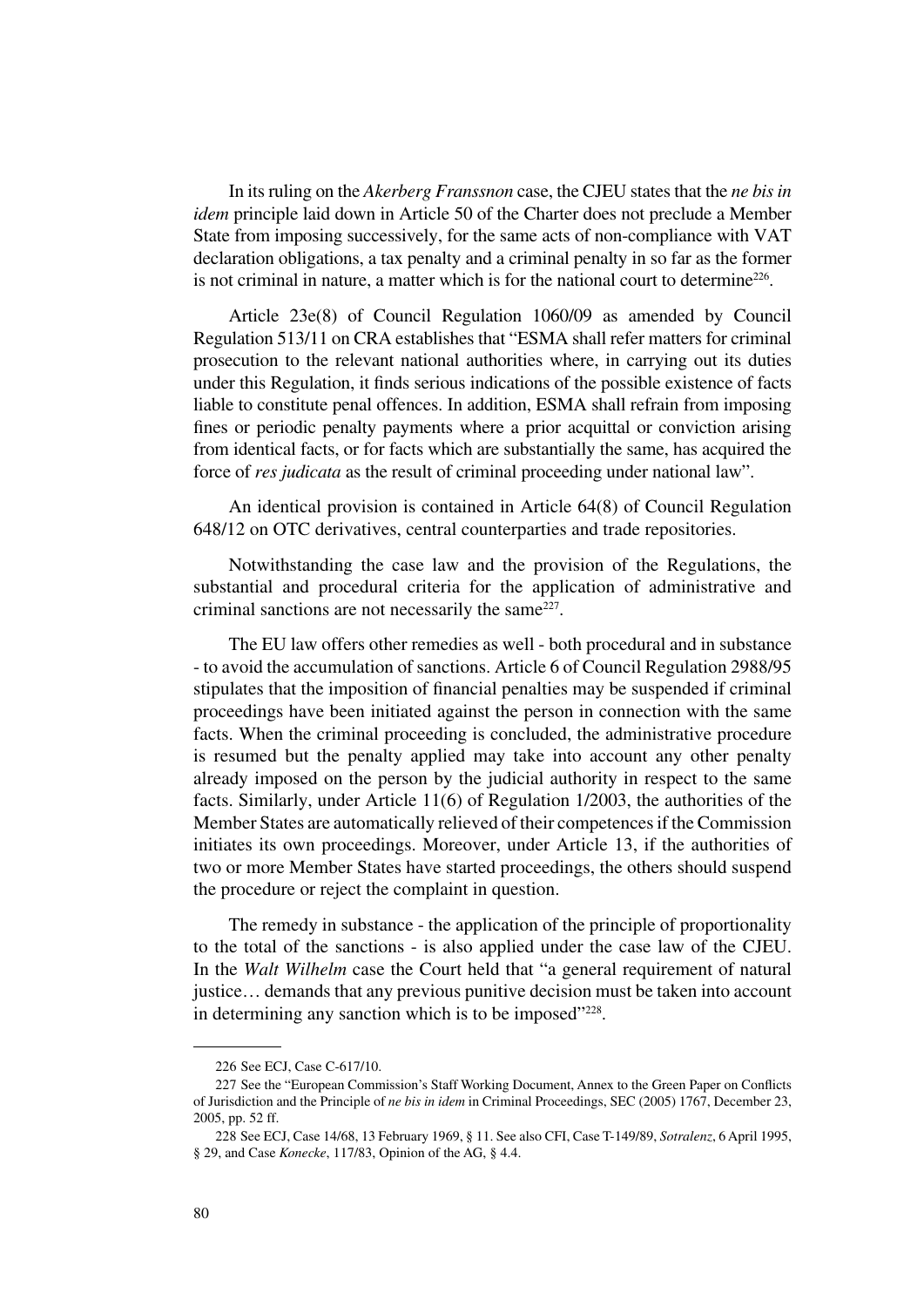In its ruling on the *Akerberg Franssnon* case, the CJEU states that the *ne bis in idem* principle laid down in Article 50 of the Charter does not preclude a Member State from imposing successively, for the same acts of non-compliance with VAT declaration obligations, a tax penalty and a criminal penalty in so far as the former is not criminal in nature, a matter which is for the national court to determine[226].

Article 23e(8) of Council Regulation 1060/09 as amended by Council Regulation 513/11 on CRA establishes that "ESMA shall refer matters for criminal prosecution to the relevant national authorities where, in carrying out its duties under this Regulation, it finds serious indications of the possible existence of facts liable to constitute penal offences. In addition, ESMA shall refrain from imposing fines or periodic penalty payments where a prior acquittal or conviction arising from identical facts, or for facts which are substantially the same, has acquired the force of *res judicata* as the result of criminal proceeding under national law".

An identical provision is contained in Article 64(8) of Council Regulation 648/12 on OTC derivatives, central counterparties and trade repositories.

Notwithstanding the case law and the provision of the Regulations, the substantial and procedural criteria for the application of administrative and criminal sanctions are not necessarily the same[227].

The EU law offers other remedies as well - both procedural and in substance - to avoid the accumulation of sanctions. Article 6 of Council Regulation 2988/95 stipulates that the imposition of financial penalties may be suspended if criminal proceedings have been initiated against the person in connection with the same facts. When the criminal proceeding is concluded, the administrative procedure is resumed but the penalty applied may take into account any other penalty already imposed on the person by the judicial authority in respect to the same facts. Similarly, under Article 11(6) of Regulation 1/2003, the authorities of the Member States are automatically relieved of their competences if the Commission initiates its own proceedings. Moreover, under Article 13, if the authorities of two or more Member States have started proceedings, the others should suspend the procedure or reject the complaint in question.

The remedy in substance - the application of the principle of proportionality to the total of the sanctions - is also applied under the case law of the CJEU. In the *Walt Wilhelm* case the Court held that "a general requirement of natural justice… demands that any previous punitive decision must be taken into account in determining any sanction which is to be imposed"[228].

---

226 See ECJ, Case C-617/10.

227 See the "European Commission's Staff Working Document, Annex to the Green Paper on Conflicts of Jurisdiction and the Principle of *ne bis in idem* in Criminal Proceedings, SEC (2005) 1767, December 23, 2005, pp. 52 ff.

228 See ECJ, Case 14/68, 13 February 1969, § 11. See also CFI, Case T-149/89, *Sotralenz*, 6 April 1995, § 29, and Case *Konecke*, 117/83, Opinion of the AG, § 4.4.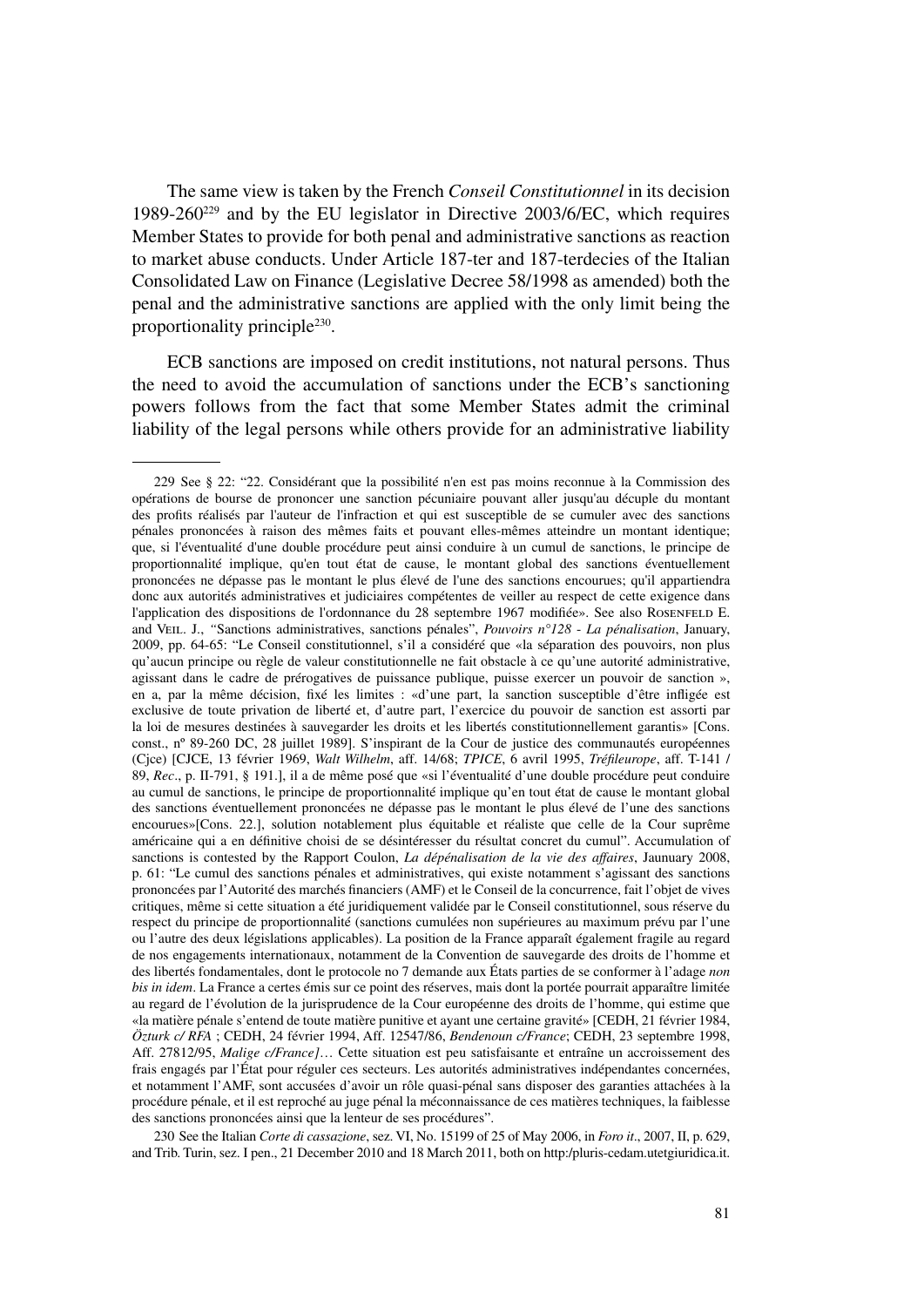The same view is taken by the French *Conseil Constitutionnel* in its decision 1989-260[229] and by the EU legislator in Directive 2003/6/EC, which requires Member States to provide for both penal and administrative sanctions as reaction to market abuse conducts. Under Article 187-ter and 187-terdecies of the Italian Consolidated Law on Finance (Legislative Decree 58/1998 as amended) both the penal and the administrative sanctions are applied with the only limit being the proportionality principle[230].

ECB sanctions are imposed on credit institutions, not natural persons. Thus the need to avoid the accumulation of sanctions under the ECB's sanctioning powers follows from the fact that some Member States admit the criminal liability of the legal persons while others provide for an administrative liability

---

229 See § 22: "22. Considérant que la possibilité n'en est pas moins reconnue à la Commission des opérations de bourse de prononcer une sanction pécuniaire pouvant aller jusqu'au décuple du montant des profits réalisés par l'auteur de l'infraction et qui est susceptible de se cumuler avec des sanctions pénales prononcées à raison des mêmes faits et pouvant elles-mêmes atteindre un montant identique; que, si l'éventualité d'une double procédure peut ainsi conduire à un cumul de sanctions, le principe de proportionnalité implique, qu'en tout état de cause, le montant global des sanctions éventuellement prononcées ne dépasse pas le montant le plus élevé de l'une des sanctions encourues; qu'il appartiendra donc aux autorités administratives et judiciaires compétentes de veiller au respect de cette exigence dans l'application des dispositions de l'ordonnance du 28 septembre 1967 modifiée». See also Rosenfeld E. and Veil. J., "Sanctions administratives, sanctions pénales", *Pouvoirs n°128 - La pénalisation*, January, 2009, pp. 64-65: "Le Conseil constitutionnel, s'il a considéré que «la séparation des pouvoirs, non plus qu'aucun principe ou règle de valeur constitutionnelle ne fait obstacle à ce qu'une autorité administrative, agissant dans le cadre de prérogatives de puissance publique, puisse exercer un pouvoir de sanction », en a, par la même décision, fixé les limites : «d'une part, la sanction susceptible d'être infligée est exclusive de toute privation de liberté et, d'autre part, l'exercice du pouvoir de sanction est assorti par la loi de mesures destinées à sauvegarder les droits et les libertés constitutionnellement garantis» [Cons. const., nº 89-260 DC, 28 juillet 1989]. S'inspirant de la Cour de justice des communautés européennes (Cjce) [CJCE, 13 février 1969, *Walt Wilhelm*, aff. 14/68; *TPICE*, 6 avril 1995, *Tréfileurope*, aff. T-141 / 89, *Rec*., p. II-791, § 191.], il a de même posé que «si l'éventualité d'une double procédure peut conduire au cumul de sanctions, le principe de proportionnalité implique qu'en tout état de cause le montant global des sanctions éventuellement prononcées ne dépasse pas le montant le plus élevé de l'une des sanctions encourues»[Cons. 22.], solution notablement plus équitable et réaliste que celle de la Cour suprême américaine qui a en définitive choisi de se désintéresser du résultat concret du cumul". Accumulation of sanctions is contested by the Rapport Coulon, *La dépénalisation de la vie des affaires*, Jaunuary 2008, p. 61: "Le cumul des sanctions pénales et administratives, qui existe notamment s'agissant des sanctions prononcées par l'Autorité des marchés financiers (AMF) et le Conseil de la concurrence, fait l'objet de vives critiques, même si cette situation a été juridiquement validée par le Conseil constitutionnel, sous réserve du respect du principe de proportionnalité (sanctions cumulées non supérieures au maximum prévu par l'une ou l'autre des deux législations applicables). La position de la France apparaît également fragile au regard de nos engagements internationaux, notamment de la Convention de sauvegarde des droits de l'homme et des libertés fondamentales, dont le protocole no 7 demande aux États parties de se conformer à l'adage *non bis in idem*. La France a certes émis sur ce point des réserves, mais dont la portée pourrait apparaître limitée au regard de l'évolution de la jurisprudence de la Cour européenne des droits de l'homme, qui estime que «la matière pénale s'entend de toute matière punitive et ayant une certaine gravité» [CEDH, 21 février 1984, *Özturk c/ RFA* ; CEDH, 24 février 1994, Aff. 12547/86, *Bendenoun c/France*; CEDH, 23 septembre 1998, Aff. 27812/95, *Malige c/France]*… Cette situation est peu satisfaisante et entraîne un accroissement des frais engagés par l'État pour réguler ces secteurs. Les autorités administratives indépendantes concernées, et notamment l'AMF, sont accusées d'avoir un rôle quasi-pénal sans disposer des garanties attachées à la procédure pénale, et il est reproché au juge pénal la méconnaissance de ces matières techniques, la faiblesse des sanctions prononcées ainsi que la lenteur de ses procédures".

230 See the Italian *Corte di cassazione*, sez. VI, No. 15199 of 25 of May 2006, in *Foro it*., 2007, II, p. 629, and Trib. Turin, sez. I pen., 21 December 2010 and 18 March 2011, both on http:/pluris-cedam.utetgiuridica.it.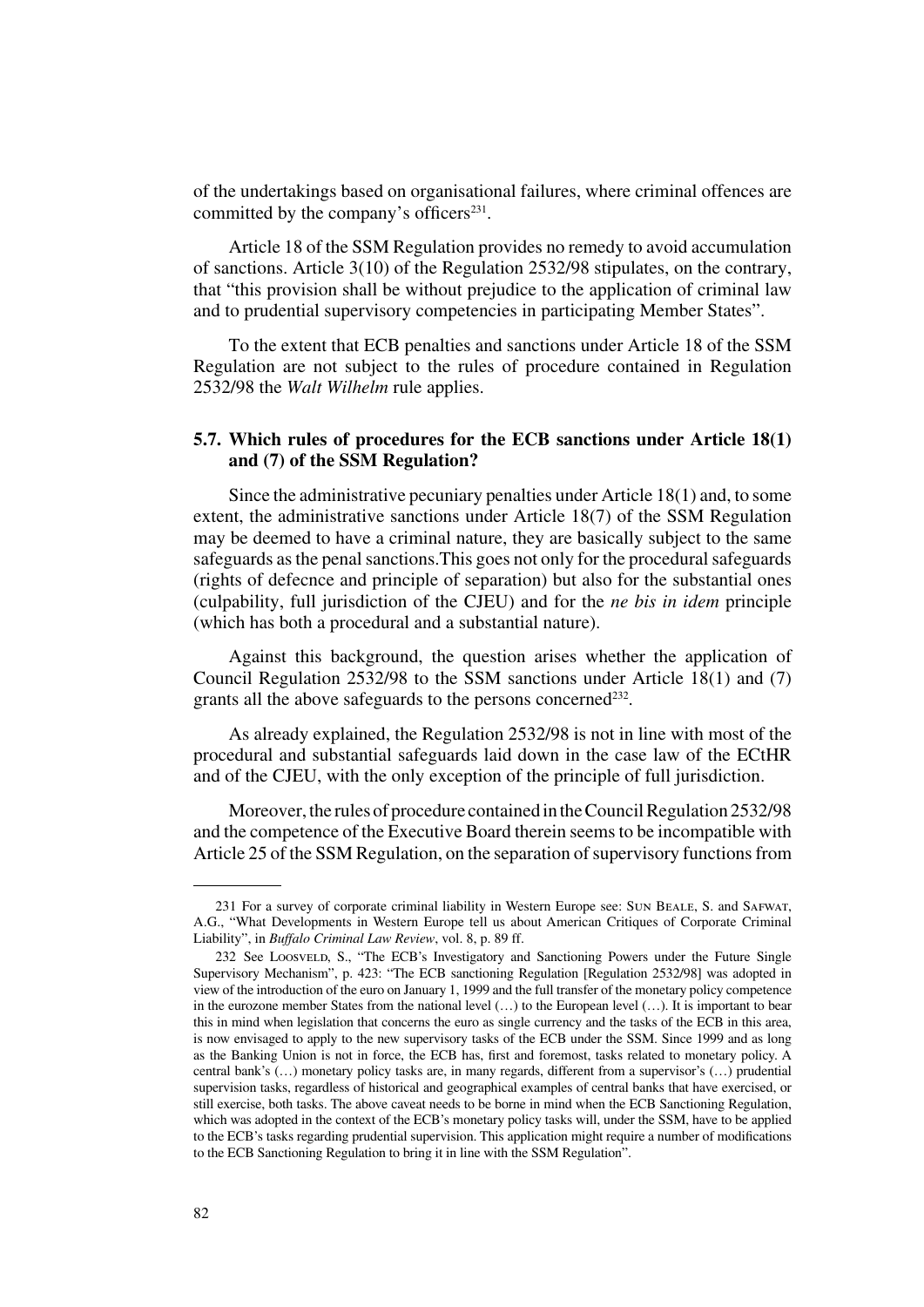of the undertakings based on organisational failures, where criminal offences are committed by the company's officers[231].

Article 18 of the SSM Regulation provides no remedy to avoid accumulation of sanctions. Article 3(10) of the Regulation 2532/98 stipulates, on the contrary, that "this provision shall be without prejudice to the application of criminal law and to prudential supervisory competencies in participating Member States".

To the extent that ECB penalties and sanctions under Article 18 of the SSM Regulation are not subject to the rules of procedure contained in Regulation 2532/98 the *Walt Wilhelm* rule applies.

### 5.7. Which rules of procedures for the ECB sanctions under Article 18(1) and (7) of the SSM Regulation?

Since the administrative pecuniary penalties under Article 18(1) and, to some extent, the administrative sanctions under Article 18(7) of the SSM Regulation may be deemed to have a criminal nature, they are basically subject to the same safeguards as the penal sanctions.This goes not only for the procedural safeguards (rights of defecnce and principle of separation) but also for the substantial ones (culpability, full jurisdiction of the CJEU) and for the *ne bis in idem* principle (which has both a procedural and a substantial nature).

Against this background, the question arises whether the application of Council Regulation 2532/98 to the SSM sanctions under Article 18(1) and (7) grants all the above safeguards to the persons concerned[232].

As already explained, the Regulation 2532/98 is not in line with most of the procedural and substantial safeguards laid down in the case law of the ECtHR and of the CJEU, with the only exception of the principle of full jurisdiction.

Moreover, the rules of procedure contained in the Council Regulation 2532/98 and the competence of the Executive Board therein seems to be incompatible with Article 25 of the SSM Regulation, on the separation of supervisory functions from

---

231 For a survey of corporate criminal liability in Western Europe see: Sun Beale, S. and Safwat, A.G., "What Developments in Western Europe tell us about American Critiques of Corporate Criminal Liability", in *Buffalo Criminal Law Review*, vol. 8, p. 89 ff.

232 See Loosveld, S., "The ECB's Investigatory and Sanctioning Powers under the Future Single Supervisory Mechanism", p. 423: "The ECB sanctioning Regulation [Regulation 2532/98] was adopted in view of the introduction of the euro on January 1, 1999 and the full transfer of the monetary policy competence in the eurozone member States from the national level (…) to the European level (…). It is important to bear this in mind when legislation that concerns the euro as single currency and the tasks of the ECB in this area, is now envisaged to apply to the new supervisory tasks of the ECB under the SSM. Since 1999 and as long as the Banking Union is not in force, the ECB has, first and foremost, tasks related to monetary policy. A central bank's (…) monetary policy tasks are, in many regards, different from a supervisor's (…) prudential supervision tasks, regardless of historical and geographical examples of central banks that have exercised, or still exercise, both tasks. The above caveat needs to be borne in mind when the ECB Sanctioning Regulation, which was adopted in the context of the ECB's monetary policy tasks will, under the SSM, have to be applied to the ECB's tasks regarding prudential supervision. This application might require a number of modifications to the ECB Sanctioning Regulation to bring it in line with the SSM Regulation".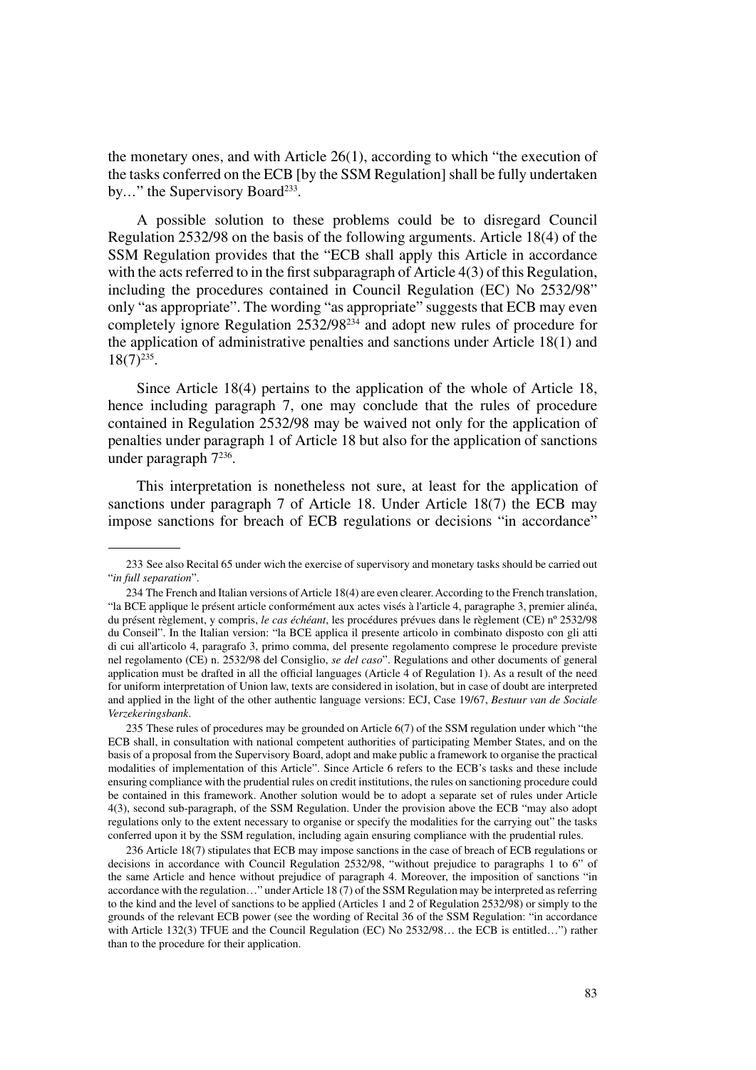the monetary ones, and with Article 26(1), according to which "the execution of the tasks conferred on the ECB [by the SSM Regulation] shall be fully undertaken by…" the Supervisory Board[233].

A possible solution to these problems could be to disregard Council Regulation 2532/98 on the basis of the following arguments. Article 18(4) of the SSM Regulation provides that the "ECB shall apply this Article in accordance with the acts referred to in the first subparagraph of Article 4(3) of this Regulation, including the procedures contained in Council Regulation (EC) No 2532/98" only "as appropriate". The wording "as appropriate" suggests that ECB may even completely ignore Regulation 2532/98[234] and adopt new rules of procedure for the application of administrative penalties and sanctions under Article 18(1) and 18(7)[235].

Since Article 18(4) pertains to the application of the whole of Article 18, hence including paragraph 7, one may conclude that the rules of procedure contained in Regulation 2532/98 may be waived not only for the application of penalties under paragraph 1 of Article 18 but also for the application of sanctions under paragraph 7[236].

This interpretation is nonetheless not sure, at least for the application of sanctions under paragraph 7 of Article 18. Under Article 18(7) the ECB may impose sanctions for breach of ECB regulations or decisions "in accordance"

---

233 See also Recital 65 under wich the exercise of supervisory and monetary tasks should be carried out "*in full separation*".

234 The French and Italian versions of Article 18(4) are even clearer. According to the French translation, "la BCE applique le présent article conformément aux actes visés à l'article 4, paragraphe 3, premier alinéa, du présent règlement, y compris, *le cas échéant*, les procédures prévues dans le règlement (CE) nº 2532/98 du Conseil". In the Italian version: "la BCE applica il presente articolo in combinato disposto con gli atti di cui all'articolo 4, paragrafo 3, primo comma, del presente regolamento comprese le procedure previste nel regolamento (CE) n. 2532/98 del Consiglio, *se del caso*". Regulations and other documents of general application must be drafted in all the official languages (Article 4 of Regulation 1). As a result of the need for uniform interpretation of Union law, texts are considered in isolation, but in case of doubt are interpreted and applied in the light of the other authentic language versions: ECJ, Case 19/67, *Bestuur van de Sociale Verzekeringsbank*.

235 These rules of procedures may be grounded on Article 6(7) of the SSM regulation under which "the ECB shall, in consultation with national competent authorities of participating Member States, and on the basis of a proposal from the Supervisory Board, adopt and make public a framework to organise the practical modalities of implementation of this Article". Since Article 6 refers to the ECB's tasks and these include ensuring compliance with the prudential rules on credit institutions, the rules on sanctioning procedure could be contained in this framework. Another solution would be to adopt a separate set of rules under Article 4(3), second sub-paragraph, of the SSM Regulation. Under the provision above the ECB "may also adopt regulations only to the extent necessary to organise or specify the modalities for the carrying out" the tasks conferred upon it by the SSM regulation, including again ensuring compliance with the prudential rules.

236 Article 18(7) stipulates that ECB may impose sanctions in the case of breach of ECB regulations or decisions in accordance with Council Regulation 2532/98, "without prejudice to paragraphs 1 to 6" of the same Article and hence without prejudice of paragraph 4. Moreover, the imposition of sanctions "in accordance with the regulation…" under Article 18 (7) of the SSM Regulation may be interpreted as referring to the kind and the level of sanctions to be applied (Articles 1 and 2 of Regulation 2532/98) or simply to the grounds of the relevant ECB power (see the wording of Recital 36 of the SSM Regulation: "in accordance with Article 132(3) TFUE and the Council Regulation (EC) No 2532/98… the ECB is entitled…") rather than to the procedure for their application.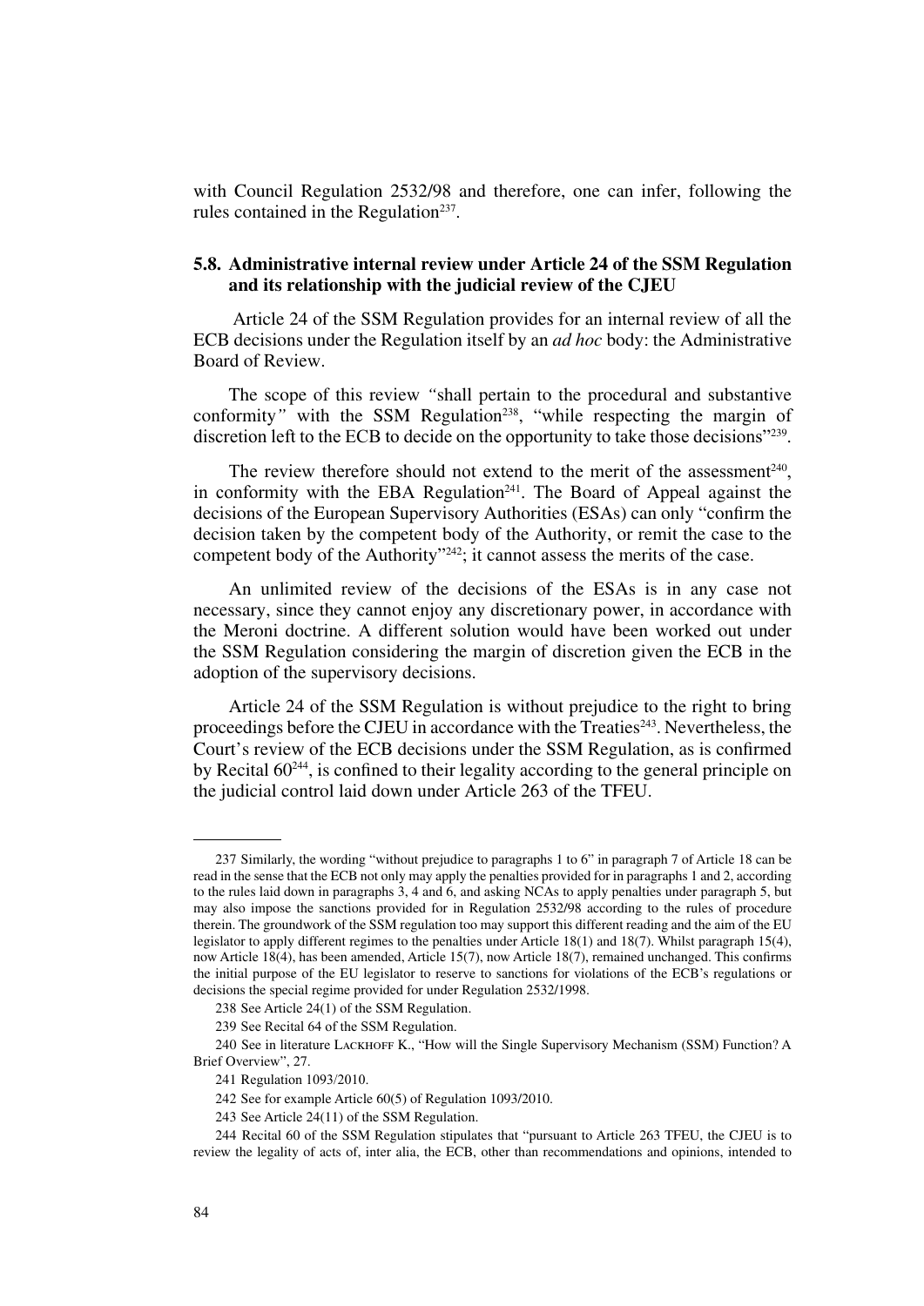with Council Regulation 2532/98 and therefore, one can infer, following the rules contained in the Regulation[237].

### 5.8. Administrative internal review under Article 24 of the SSM Regulation and its relationship with the judicial review of the CJEU

Article 24 of the SSM Regulation provides for an internal review of all the ECB decisions under the Regulation itself by an *ad hoc* body: the Administrative Board of Review.

The scope of this review *"*shall pertain to the procedural and substantive conformity*"* with the SSM Regulation[238], "while respecting the margin of discretion left to the ECB to decide on the opportunity to take those decisions"[239].

The review therefore should not extend to the merit of the assessment[240], in conformity with the EBA Regulation[241]. The Board of Appeal against the decisions of the European Supervisory Authorities (ESAs) can only "confirm the decision taken by the competent body of the Authority, or remit the case to the competent body of the Authority"[242]; it cannot assess the merits of the case.

An unlimited review of the decisions of the ESAs is in any case not necessary, since they cannot enjoy any discretionary power, in accordance with the Meroni doctrine. A different solution would have been worked out under the SSM Regulation considering the margin of discretion given the ECB in the adoption of the supervisory decisions.

Article 24 of the SSM Regulation is without prejudice to the right to bring proceedings before the CJEU in accordance with the Treaties[243]. Nevertheless, the Court's review of the ECB decisions under the SSM Regulation, as is confirmed by Recital 60[244], is confined to their legality according to the general principle on the judicial control laid down under Article 263 of the TFEU.

---

237 Similarly, the wording "without prejudice to paragraphs 1 to 6" in paragraph 7 of Article 18 can be read in the sense that the ECB not only may apply the penalties provided for in paragraphs 1 and 2, according to the rules laid down in paragraphs 3, 4 and 6, and asking NCAs to apply penalties under paragraph 5, but may also impose the sanctions provided for in Regulation 2532/98 according to the rules of procedure therein. The groundwork of the SSM regulation too may support this different reading and the aim of the EU legislator to apply different regimes to the penalties under Article 18(1) and 18(7). Whilst paragraph 15(4), now Article 18(4), has been amended, Article 15(7), now Article 18(7), remained unchanged. This confirms the initial purpose of the EU legislator to reserve to sanctions for violations of the ECB's regulations or decisions the special regime provided for under Regulation 2532/1998.

238 See Article 24(1) of the SSM Regulation.

239 See Recital 64 of the SSM Regulation.

240 See in literature Lackhoff K., "How will the Single Supervisory Mechanism (SSM) Function? A Brief Overview", 27.

241 Regulation 1093/2010.

242 See for example Article 60(5) of Regulation 1093/2010.

243 See Article 24(11) of the SSM Regulation.

244 Recital 60 of the SSM Regulation stipulates that "pursuant to Article 263 TFEU, the CJEU is to review the legality of acts of, inter alia, the ECB, other than recommendations and opinions, intended to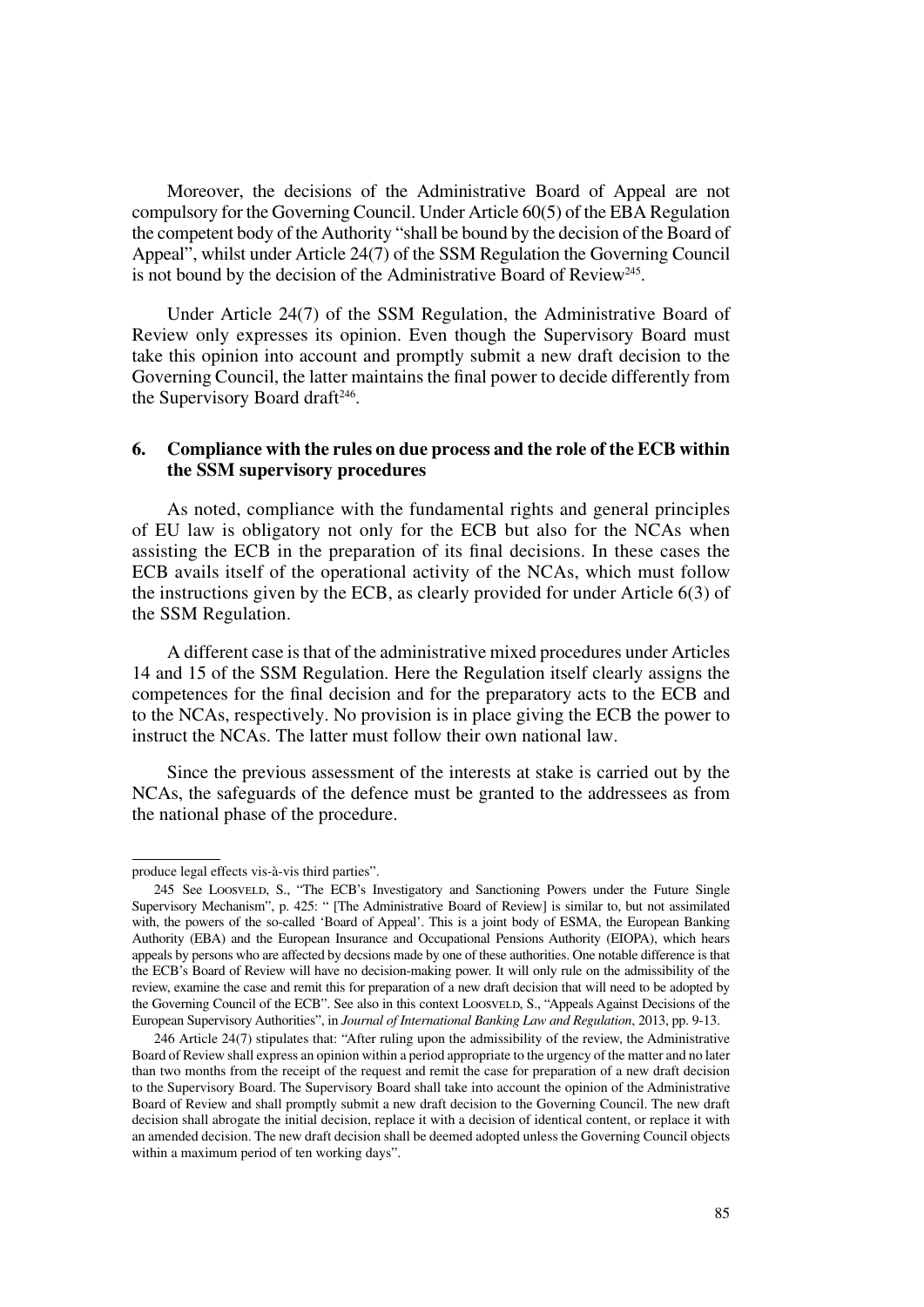Moreover, the decisions of the Administrative Board of Appeal are not compulsory for the Governing Council. Under Article 60(5) of the EBA Regulation the competent body of the Authority "shall be bound by the decision of the Board of Appeal", whilst under Article 24(7) of the SSM Regulation the Governing Council is not bound by the decision of the Administrative Board of Review[245].

Under Article 24(7) of the SSM Regulation, the Administrative Board of Review only expresses its opinion. Even though the Supervisory Board must take this opinion into account and promptly submit a new draft decision to the Governing Council, the latter maintains the final power to decide differently from the Supervisory Board draft[246].

## 6. Compliance with the rules on due process and the role of the ECB within the SSM supervisory procedures

As noted, compliance with the fundamental rights and general principles of EU law is obligatory not only for the ECB but also for the NCAs when assisting the ECB in the preparation of its final decisions. In these cases the ECB avails itself of the operational activity of the NCAs, which must follow the instructions given by the ECB, as clearly provided for under Article 6(3) of the SSM Regulation.

A different case is that of the administrative mixed procedures under Articles 14 and 15 of the SSM Regulation. Here the Regulation itself clearly assigns the competences for the final decision and for the preparatory acts to the ECB and to the NCAs, respectively. No provision is in place giving the ECB the power to instruct the NCAs. The latter must follow their own national law.

Since the previous assessment of the interests at stake is carried out by the NCAs, the safeguards of the defence must be granted to the addressees as from the national phase of the procedure.

---

produce legal effects vis-à-vis third parties".

245 See Loosveld, S., "The ECB's Investigatory and Sanctioning Powers under the Future Single Supervisory Mechanism", p. 425: " [The Administrative Board of Review] is similar to, but not assimilated with, the powers of the so-called 'Board of Appeal'. This is a joint body of ESMA, the European Banking Authority (EBA) and the European Insurance and Occupational Pensions Authority (EIOPA), which hears appeals by persons who are affected by decsions made by one of these authorities. One notable difference is that the ECB's Board of Review will have no decision-making power. It will only rule on the admissibility of the review, examine the case and remit this for preparation of a new draft decision that will need to be adopted by the Governing Council of the ECB". See also in this context Loosveld, S., "Appeals Against Decisions of the European Supervisory Authorities", in *Journal of International Banking Law and Regulation*, 2013, pp. 9-13.

246 Article 24(7) stipulates that: "After ruling upon the admissibility of the review, the Administrative Board of Review shall express an opinion within a period appropriate to the urgency of the matter and no later than two months from the receipt of the request and remit the case for preparation of a new draft decision to the Supervisory Board. The Supervisory Board shall take into account the opinion of the Administrative Board of Review and shall promptly submit a new draft decision to the Governing Council. The new draft decision shall abrogate the initial decision, replace it with a decision of identical content, or replace it with an amended decision. The new draft decision shall be deemed adopted unless the Governing Council objects within a maximum period of ten working days".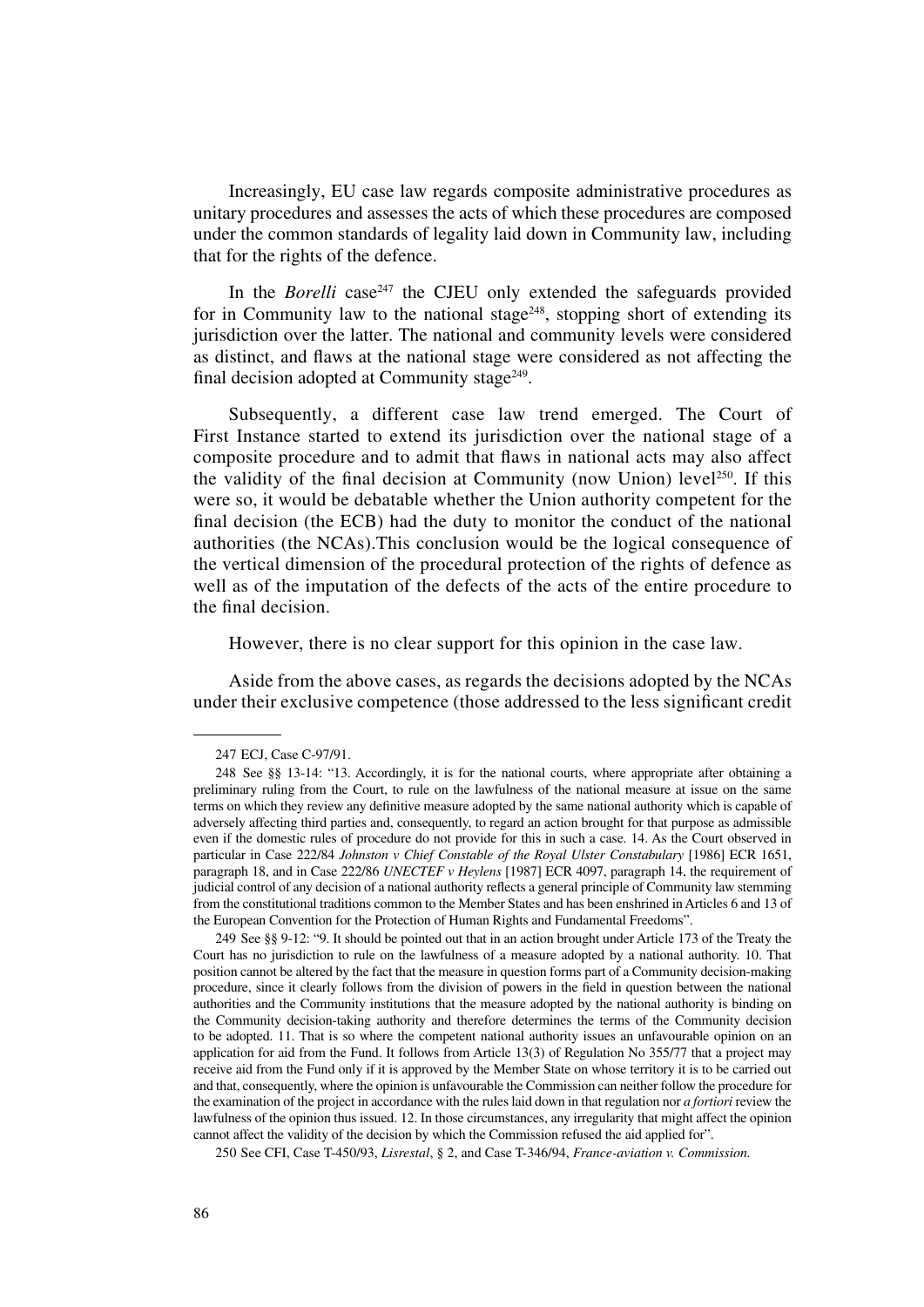Increasingly, EU case law regards composite administrative procedures as unitary procedures and assesses the acts of which these procedures are composed under the common standards of legality laid down in Community law, including that for the rights of the defence.

In the *Borelli* case[247] the CJEU only extended the safeguards provided for in Community law to the national stage[248], stopping short of extending its jurisdiction over the latter. The national and community levels were considered as distinct, and flaws at the national stage were considered as not affecting the final decision adopted at Community stage[249].

Subsequently, a different case law trend emerged. The Court of First Instance started to extend its jurisdiction over the national stage of a composite procedure and to admit that flaws in national acts may also affect the validity of the final decision at Community (now Union) level[250]. If this were so, it would be debatable whether the Union authority competent for the final decision (the ECB) had the duty to monitor the conduct of the national authorities (the NCAs).This conclusion would be the logical consequence of the vertical dimension of the procedural protection of the rights of defence as well as of the imputation of the defects of the acts of the entire procedure to the final decision.

However, there is no clear support for this opinion in the case law.

Aside from the above cases, as regards the decisions adopted by the NCAs under their exclusive competence (those addressed to the less significant credit

---

247 ECJ, Case C-97/91.

248 See §§ 13-14: "13. Accordingly, it is for the national courts, where appropriate after obtaining a preliminary ruling from the Court, to rule on the lawfulness of the national measure at issue on the same terms on which they review any definitive measure adopted by the same national authority which is capable of adversely affecting third parties and, consequently, to regard an action brought for that purpose as admissible even if the domestic rules of procedure do not provide for this in such a case. 14. As the Court observed in particular in Case 222/84 *Johnston v Chief Constable of the Royal Ulster Constabulary* [1986] ECR 1651, paragraph 18, and in Case 222/86 *UNECTEF v Heylens* [1987] ECR 4097, paragraph 14, the requirement of judicial control of any decision of a national authority reflects a general principle of Community law stemming from the constitutional traditions common to the Member States and has been enshrined in Articles 6 and 13 of the European Convention for the Protection of Human Rights and Fundamental Freedoms".

249 See §§ 9-12: "9. It should be pointed out that in an action brought under Article 173 of the Treaty the Court has no jurisdiction to rule on the lawfulness of a measure adopted by a national authority. 10. That position cannot be altered by the fact that the measure in question forms part of a Community decision-making procedure, since it clearly follows from the division of powers in the field in question between the national authorities and the Community institutions that the measure adopted by the national authority is binding on the Community decision-taking authority and therefore determines the terms of the Community decision to be adopted. 11. That is so where the competent national authority issues an unfavourable opinion on an application for aid from the Fund. It follows from Article 13(3) of Regulation No 355/77 that a project may receive aid from the Fund only if it is approved by the Member State on whose territory it is to be carried out and that, consequently, where the opinion is unfavourable the Commission can neither follow the procedure for the examination of the project in accordance with the rules laid down in that regulation nor *a fortiori* review the lawfulness of the opinion thus issued. 12. In those circumstances, any irregularity that might affect the opinion cannot affect the validity of the decision by which the Commission refused the aid applied for".

250 See CFI, Case T-450/93, *Lisrestal*, § 2, and Case T-346/94, *France-aviation v. Commission.*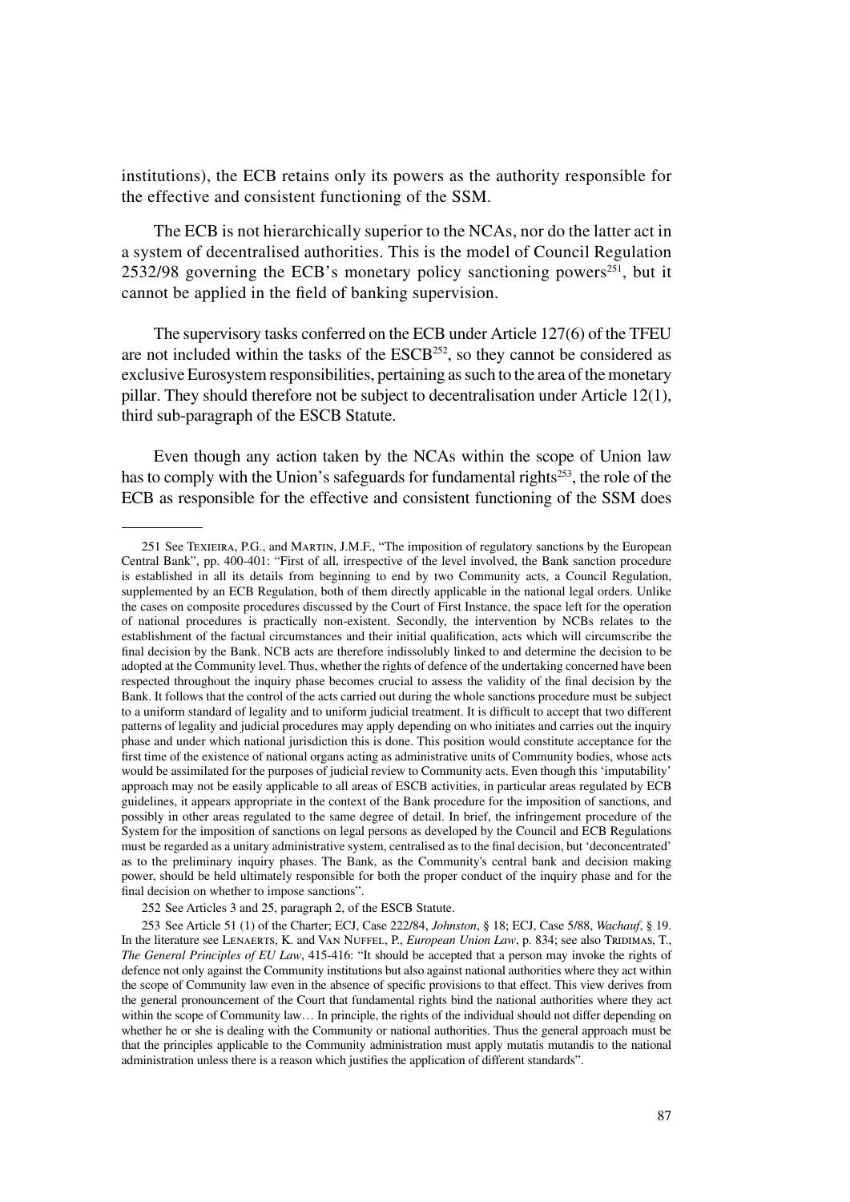institutions), the ECB retains only its powers as the authority responsible for the effective and consistent functioning of the SSM.

The ECB is not hierarchically superior to the NCAs, nor do the latter act in a system of decentralised authorities. This is the model of Council Regulation 2532/98 governing the ECB's monetary policy sanctioning powers[251], but it cannot be applied in the field of banking supervision.

The supervisory tasks conferred on the ECB under Article 127(6) of the TFEU are not included within the tasks of the ESCB[252], so they cannot be considered as exclusive Eurosystem responsibilities, pertaining as such to the area of the monetary pillar. They should therefore not be subject to decentralisation under Article 12(1), third sub-paragraph of the ESCB Statute.

Even though any action taken by the NCAs within the scope of Union law has to comply with the Union's safeguards for fundamental rights[253], the role of the ECB as responsible for the effective and consistent functioning of the SSM does

---

251 See Texieira, P.G., and Martin, J.M.F., "The imposition of regulatory sanctions by the European Central Bank", pp. 400-401: "First of all, irrespective of the level involved, the Bank sanction procedure is established in all its details from beginning to end by two Community acts, a Council Regulation, supplemented by an ECB Regulation, both of them directly applicable in the national legal orders. Unlike the cases on composite procedures discussed by the Court of First Instance, the space left for the operation of national procedures is practically non-existent. Secondly, the intervention by NCBs relates to the establishment of the factual circumstances and their initial qualification, acts which will circumscribe the final decision by the Bank. NCB acts are therefore indissolubly linked to and determine the decision to be adopted at the Community level. Thus, whether the rights of defence of the undertaking concerned have been respected throughout the inquiry phase becomes crucial to assess the validity of the final decision by the Bank. It follows that the control of the acts carried out during the whole sanctions procedure must be subject to a uniform standard of legality and to uniform judicial treatment. It is difficult to accept that two different patterns of legality and judicial procedures may apply depending on who initiates and carries out the inquiry phase and under which national jurisdiction this is done. This position would constitute acceptance for the first time of the existence of national organs acting as administrative units of Community bodies, whose acts would be assimilated for the purposes of judicial review to Community acts. Even though this 'imputability' approach may not be easily applicable to all areas of ESCB activities, in particular areas regulated by ECB guidelines, it appears appropriate in the context of the Bank procedure for the imposition of sanctions, and possibly in other areas regulated to the same degree of detail. In brief, the infringement procedure of the System for the imposition of sanctions on legal persons as developed by the Council and ECB Regulations must be regarded as a unitary administrative system, centralised as to the final decision, but 'deconcentrated' as to the preliminary inquiry phases. The Bank, as the Community's central bank and decision making power, should be held ultimately responsible for both the proper conduct of the inquiry phase and for the final decision on whether to impose sanctions".

252 See Articles 3 and 25, paragraph 2, of the ESCB Statute.

253 See Article 51 (1) of the Charter; ECJ, Case 222/84, *Johnston*, § 18; ECJ, Case 5/88, *Wachauf*, § 19. In the literature see Lenaerts, K. and Van Nuffel, P., *European Union Law*, p. 834; see also Tridimas, T., *The General Principles of EU Law*, 415-416: "It should be accepted that a person may invoke the rights of defence not only against the Community institutions but also against national authorities where they act within the scope of Community law even in the absence of specific provisions to that effect. This view derives from the general pronouncement of the Court that fundamental rights bind the national authorities where they act within the scope of Community law… In principle, the rights of the individual should not differ depending on whether he or she is dealing with the Community or national authorities. Thus the general approach must be that the principles applicable to the Community administration must apply mutatis mutandis to the national administration unless there is a reason which justifies the application of different standards".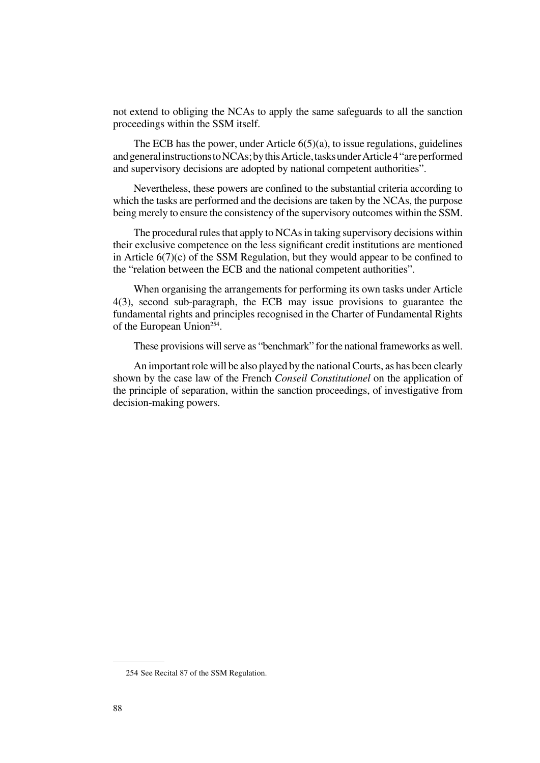not extend to obliging the NCAs to apply the same safeguards to all the sanction proceedings within the SSM itself.

The ECB has the power, under Article 6(5)(a), to issue regulations, guidelines and general instructions to NCAs; by this Article, tasks under Article 4 "are performed and supervisory decisions are adopted by national competent authorities".

Nevertheless, these powers are confined to the substantial criteria according to which the tasks are performed and the decisions are taken by the NCAs, the purpose being merely to ensure the consistency of the supervisory outcomes within the SSM.

The procedural rules that apply to NCAs in taking supervisory decisions within their exclusive competence on the less significant credit institutions are mentioned in Article 6(7)(c) of the SSM Regulation, but they would appear to be confined to the "relation between the ECB and the national competent authorities".

When organising the arrangements for performing its own tasks under Article 4(3), second sub-paragraph, the ECB may issue provisions to guarantee the fundamental rights and principles recognised in the Charter of Fundamental Rights of the European Union[254].

These provisions will serve as "benchmark" for the national frameworks as well.

An important role will be also played by the national Courts, as has been clearly shown by the case law of the French *Conseil Constitutionel* on the application of the principle of separation, within the sanction proceedings, of investigative from decision-making powers.

254 See Recital 87 of the SSM Regulation.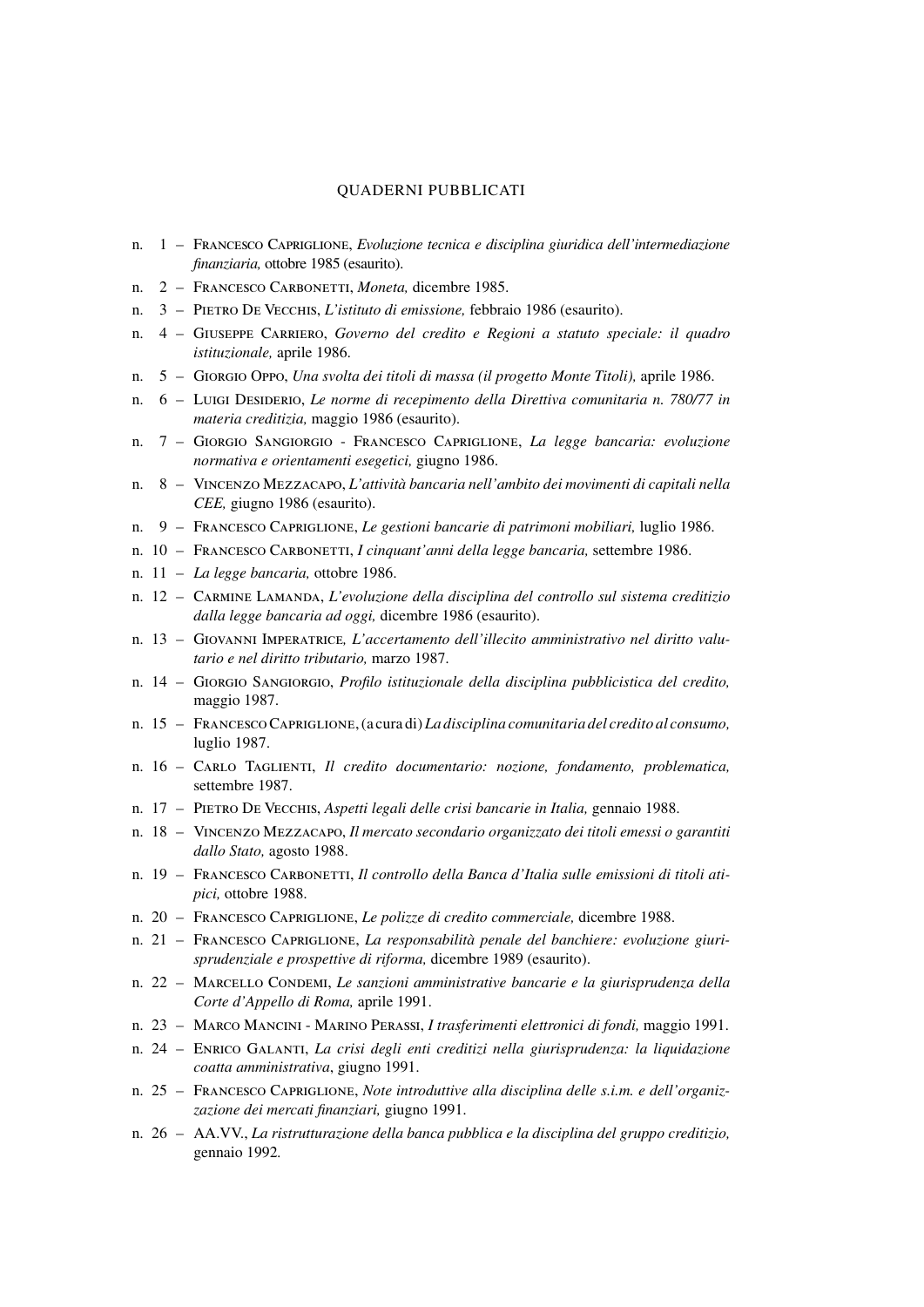# QUADERNI PUBBLICATI

n. 1 – Francesco Capriglione, *Evoluzione tecnica e disciplina giuridica dell'intermediazione finanziaria,* ottobre 1985 (esaurito).

n. 2 – Francesco Carbonetti, *Moneta,* dicembre 1985.

n. 3 – Pietro De Vecchis, *L'istituto di emissione,* febbraio 1986 (esaurito).

n. 4 – Giuseppe Carriero, *Governo del credito e Regioni a statuto speciale: il quadro istituzionale,* aprile 1986.

n. 5 – Giorgio Oppo, *Una svolta dei titoli di massa (il progetto Monte Titoli),* aprile 1986.

n. 6 – Luigi Desiderio, *Le norme di recepimento della Direttiva comunitaria n. 780/77 in materia creditizia,* maggio 1986 (esaurito).

n. 7 – Giorgio Sangiorgio - Francesco Capriglione, *La legge bancaria: evoluzione normativa e orientamenti esegetici,* giugno 1986.

n. 8 – Vincenzo Mezzacapo, *L'attività bancaria nell'ambito dei movimenti di capitali nella CEE,* giugno 1986 (esaurito).

n. 9 – Francesco Capriglione, *Le gestioni bancarie di patrimoni mobiliari,* luglio 1986.

n. 10 – Francesco Carbonetti, *I cinquant'anni della legge bancaria,* settembre 1986.

n. 11 – *La legge bancaria,* ottobre 1986.

n. 12 – Carmine Lamanda, *L'evoluzione della disciplina del controllo sul sistema creditizio dalla legge bancaria ad oggi,* dicembre 1986 (esaurito).

n. 13 – Giovanni Imperatrice, *L'accertamento dell'illecito amministrativo nel diritto valutario e nel diritto tributario,* marzo 1987.

n. 14 – Giorgio Sangiorgio, *Profilo istituzionale della disciplina pubblicistica del credito,* maggio 1987.

n. 15 – Francesco Capriglione, (a cura di) *La disciplina comunitaria del credito al consumo,* luglio 1987.

n. 16 – Carlo Taglienti, *Il credito documentario: nozione, fondamento, problematica,* settembre 1987.

n. 17 – Pietro De Vecchis, *Aspetti legali delle crisi bancarie in Italia,* gennaio 1988.

n. 18 – Vincenzo Mezzacapo, *Il mercato secondario organizzato dei titoli emessi o garantiti dallo Stato,* agosto 1988.

n. 19 – Francesco Carbonetti, *Il controllo della Banca d'Italia sulle emissioni di titoli atipici,* ottobre 1988.

n. 20 – Francesco Capriglione, *Le polizze di credito commerciale,* dicembre 1988.

n. 21 – Francesco Capriglione, *La responsabilità penale del banchiere: evoluzione giurisprudenziale e prospettive di riforma,* dicembre 1989 (esaurito).

n. 22 – Marcello Condemi, *Le sanzioni amministrative bancarie e la giurisprudenza della Corte d'Appello di Roma,* aprile 1991.

n. 23 – Marco Mancini - Marino Perassi, *I trasferimenti elettronici di fondi,* maggio 1991.

n. 24 – Enrico Galanti, *La crisi degli enti creditizi nella giurisprudenza: la liquidazione coatta amministrativa*, giugno 1991.

n. 25 – Francesco Capriglione, *Note introduttive alla disciplina delle s.i.m. e dell'organizzazione dei mercati finanziari,* giugno 1991.

n. 26 – AA.VV., *La ristrutturazione della banca pubblica e la disciplina del gruppo creditizio,* gennaio 1992.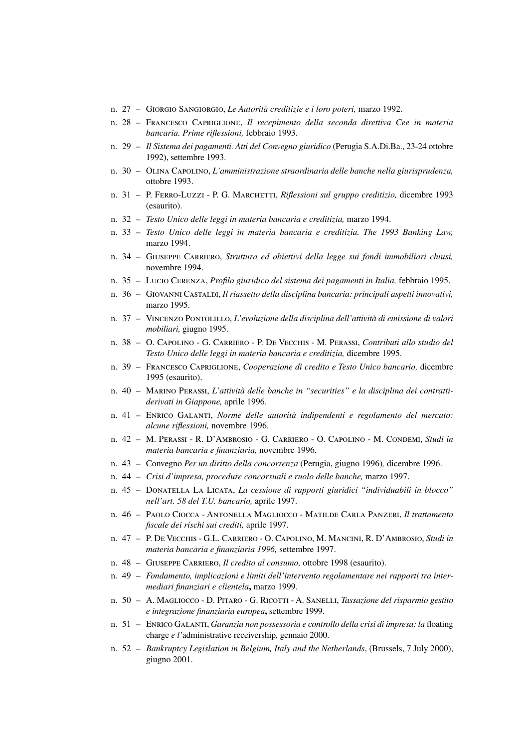n. 27 – Giorgio Sangiorgio, *Le Autorità creditizie e i loro poteri,* marzo 1992.

n. 28 – Francesco Capriglione, *Il recepimento della seconda direttiva Cee in materia bancaria. Prime riflessioni,* febbraio 1993.

n. 29 – *Il Sistema dei pagamenti. Atti del Convegno giuridico* (Perugia S.A.Di.Ba., 23-24 ottobre 1992), settembre 1993.

n. 30 – Olina Capolino, *L'amministrazione straordinaria delle banche nella giurisprudenza,* ottobre 1993.

n. 31 – P. Ferro-Luzzi - P. G. Marchetti, *Riflessioni sul gruppo creditizio,* dicembre 1993 (esaurito).

n. 32 – *Testo Unico delle leggi in materia bancaria e creditizia,* marzo 1994.

n. 33 – *Testo Unico delle leggi in materia bancaria e creditizia. The 1993 Banking Law,* marzo 1994.

n. 34 – Giuseppe Carriero, *Struttura ed obiettivi della legge sui fondi immobiliari chiusi,* novembre 1994.

n. 35 – Lucio Cerenza, *Profilo giuridico del sistema dei pagamenti in Italia,* febbraio 1995.

n. 36 – Giovanni Castaldi, *Il riassetto della disciplina bancaria: principali aspetti innovativi,* marzo 1995.

n. 37 – Vincenzo Pontolillo, *L'evoluzione della disciplina dell'attività di emissione di valori mobiliari,* giugno 1995.

n. 38 – O. Capolino - G. Carriero - P. De Vecchis - M. Perassi, *Contributi allo studio del Testo Unico delle leggi in materia bancaria e creditizia,* dicembre 1995.

n. 39 – Francesco Capriglione, *Cooperazione di credito e Testo Unico bancario,* dicembre 1995 (esaurito).

n. 40 – Marino Perassi, *L'attività delle banche in "securities" e la disciplina dei contratti-derivati in Giappone,* aprile 1996.

n. 41 – Enrico Galanti, *Norme delle autorità indipendenti e regolamento del mercato: alcune riflessioni,* novembre 1996.

n. 42 – M. Perassi - R. D'Ambrosio - G. Carriero - O. Capolino - M. Condemi, *Studi in materia bancaria e finanziaria,* novembre 1996.

n. 43 – Convegno *Per un diritto della concorrenza* (Perugia, giugno 1996)*,* dicembre 1996.

n. 44 – *Crisi d'impresa, procedure concorsuali e ruolo delle banche,* marzo 1997.

n. 45 – Donatella La Licata, *La cessione di rapporti giuridici "individuabili in blocco" nell'art. 58 del T.U. bancario,* aprile 1997.

n. 46 – Paolo Ciocca - Antonella Magliocco - Matilde Carla Panzeri, *Il trattamento fiscale dei rischi sui crediti,* aprile 1997.

n. 47 – P. De Vecchis - G.L. Carriero - O. Capolino, M. Mancini, R. D'Ambrosio, *Studi in materia bancaria e finanziaria 1996,* settembre 1997.

n. 48 – Giuseppe Carriero, *Il credito al consumo,* ottobre 1998 (esaurito).

n. 49 – *Fondamento, implicazioni e limiti dell'intervento regolamentare nei rapporti tra intermediari finanziari e clientela***,** marzo 1999.

n. 50 – A. Magliocco - D. Pitaro - G. Ricotti - A. Sanelli, *Tassazione del risparmio gestito e integrazione finanziaria europea***,** settembre 1999.

n. 51 – Enrico Galanti, *Garanzia non possessoria e controllo della crisi di impresa: la* floating charge *e l'*administrative receivership*,* gennaio 2000.

n. 52 – *Bankruptcy Legislation in Belgium, Italy and the Netherlands*, (Brussels, 7 July 2000), giugno 2001.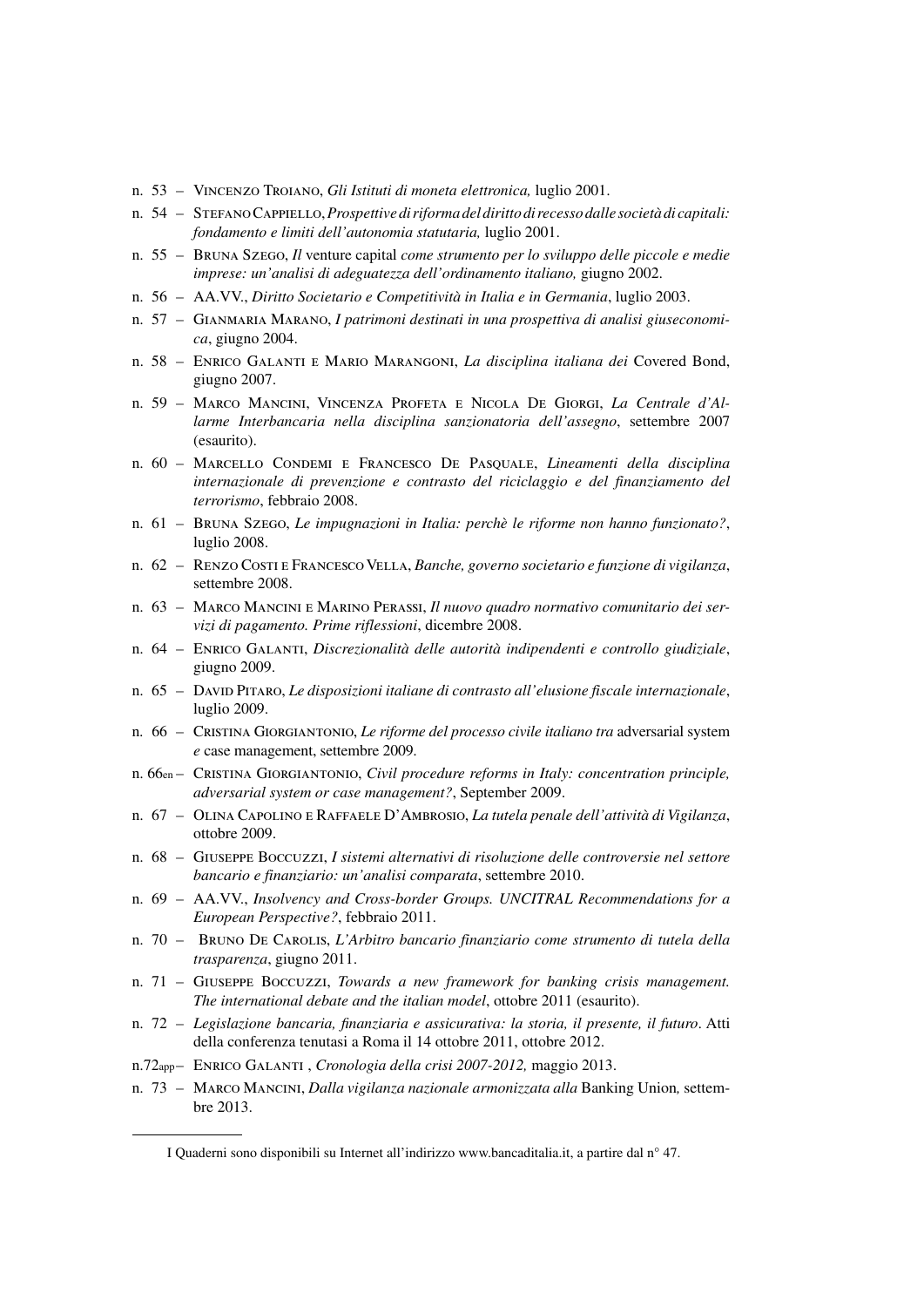n. 53 – VINCENZO TROIANO, *Gli Istituti di moneta elettronica,* luglio 2001.

n. 54 – STEFANO CAPPIELLO, *Prospettive di riforma del diritto di recesso dalle società di capitali: fondamento e limiti dell'autonomia statutaria,* luglio 2001.

n. 55 – BRUNA SZEGO, *Il* venture capital *come strumento per lo sviluppo delle piccole e medie imprese: un'analisi di adeguatezza dell'ordinamento italiano,* giugno 2002.

n. 56 – AA.VV., *Diritto Societario e Competitività in Italia e in Germania*, luglio 2003.

n. 57 – GIANMARIA MARANO, *I patrimoni destinati in una prospettiva di analisi giuseconomica*, giugno 2004.

n. 58 – ENRICO GALANTI E MARIO MARANGONI, *La disciplina italiana dei* Covered Bond, giugno 2007.

n. 59 – MARCO MANCINI, VINCENZA PROFETA E NICOLA DE GIORGI, *La Centrale d'Allarme Interbancaria nella disciplina sanzionatoria dell'assegno*, settembre 2007 (esaurito).

n. 60 – MARCELLO CONDEMI E FRANCESCO DE PASQUALE, *Lineamenti della disciplina internazionale di prevenzione e contrasto del riciclaggio e del finanziamento del terrorismo*, febbraio 2008.

n. 61 – BRUNA SZEGO, *Le impugnazioni in Italia: perchè le riforme non hanno funzionato?*, luglio 2008.

n. 62 – RENZO COSTI E FRANCESCO VELLA, *Banche, governo societario e funzione di vigilanza*, settembre 2008.

n. 63 – MARCO MANCINI E MARINO PERASSI, *Il nuovo quadro normativo comunitario dei servizi di pagamento. Prime riflessioni*, dicembre 2008.

n. 64 – ENRICO GALANTI, *Discrezionalità delle autorità indipendenti e controllo giudiziale*, giugno 2009.

n. 65 – DAVID PITARO, *Le disposizioni italiane di contrasto all'elusione fiscale internazionale*, luglio 2009.

n. 66 – CRISTINA GIORGIANTONIO, *Le riforme del processo civile italiano tra* adversarial system *e* case management, settembre 2009.

n. 66en – CRISTINA GIORGIANTONIO, *Civil procedure reforms in Italy: concentration principle, adversarial system or case management?*, September 2009.

n. 67 – OLINA CAPOLINO E RAFFAELE D'AMBROSIO, *La tutela penale dell'attività di Vigilanza*, ottobre 2009.

n. 68 – GIUSEPPE BOCCUZZI, *I sistemi alternativi di risoluzione delle controversie nel settore bancario e finanziario: un'analisi comparata*, settembre 2010.

n. 69 – AA.VV., *Insolvency and Cross-border Groups. UNCITRAL Recommendations for a European Perspective?*, febbraio 2011.

n. 70 – BRUNO DE CAROLIS, *L'Arbitro bancario finanziario come strumento di tutela della trasparenza*, giugno 2011.

n. 71 – GIUSEPPE BOCCUZZI, *Towards a new framework for banking crisis management. The international debate and the italian model*, ottobre 2011 (esaurito).

n. 72 – *Legislazione bancaria, finanziaria e assicurativa: la storia, il presente, il futuro*. Atti della conferenza tenutasi a Roma il 14 ottobre 2011, ottobre 2012.

n.72app – ENRICO GALANTI , *Cronologia della crisi 2007-2012,* maggio 2013.

n. 73 – MARCO MANCINI, *Dalla vigilanza nazionale armonizzata alla* Banking Union*,* settembre 2013.

---

I Quaderni sono disponibili su Internet all'indirizzo www.bancaditalia.it, a partire dal n° 47.